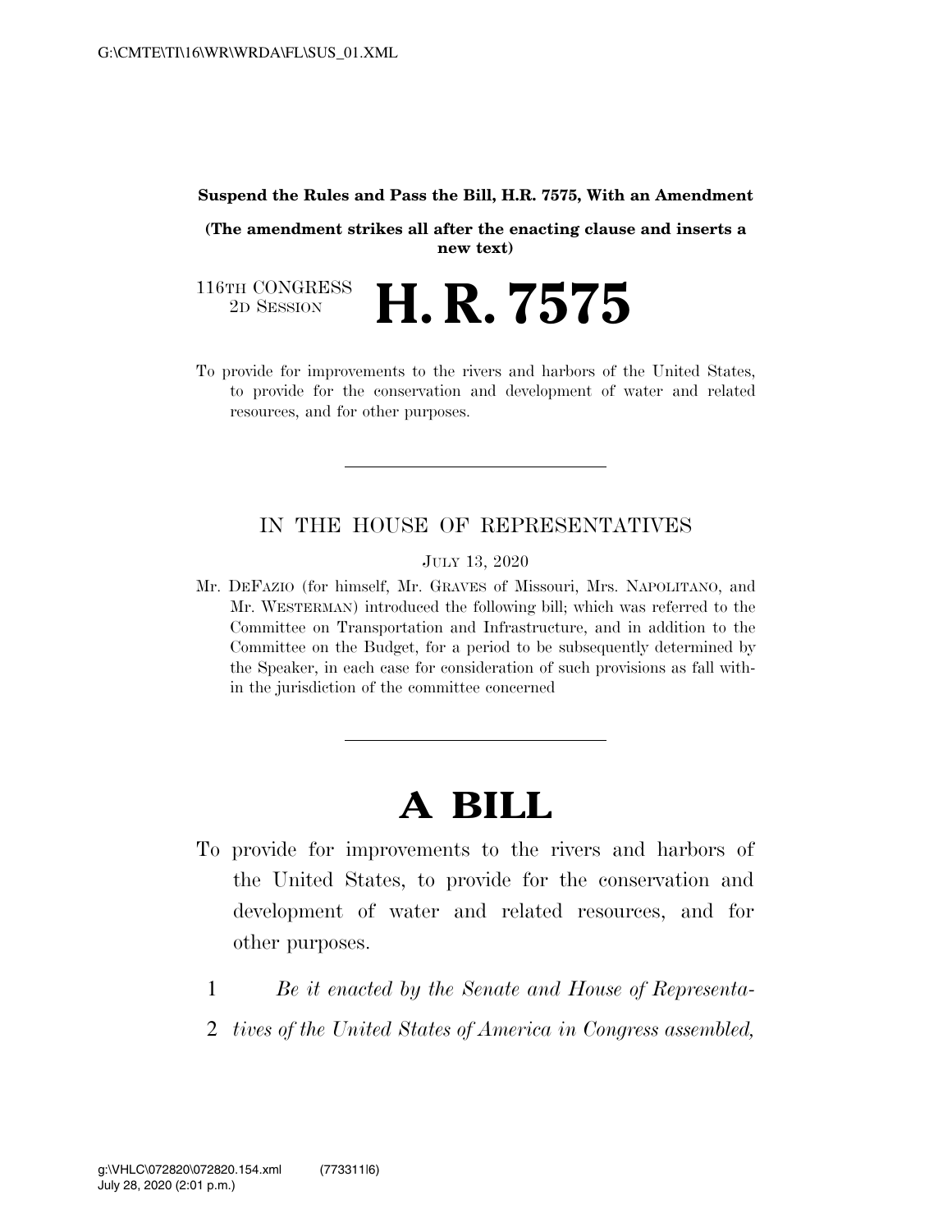**Suspend the Rules and Pass the Bill, H.R. 7575, With an Amendment**

**(The amendment strikes all after the enacting clause and inserts a new text)**

116TH CONGRESS
2D SESSION

# H. R. 7575

To provide for improvements to the rivers and harbors of the United States, to provide for the conservation and development of water and related resources, and for other purposes.

---

IN THE HOUSE OF REPRESENTATIVES

JULY 13, 2020

Mr. DEFAZIO (for himself, Mr. GRAVES of Missouri, Mrs. NAPOLITANO, and Mr. WESTERMAN) introduced the following bill; which was referred to the Committee on Transportation and Infrastructure, and in addition to the Committee on the Budget, for a period to be subsequently determined by the Speaker, in each case for consideration of such provisions as fall within the jurisdiction of the committee concerned

---

# A BILL

To provide for improvements to the rivers and harbors of the United States, to provide for the conservation and development of water and related resources, and for other purposes.

1 *Be it enacted by the Senate and House of Representa-*
2 *tives of the United States of America in Congress assembled,*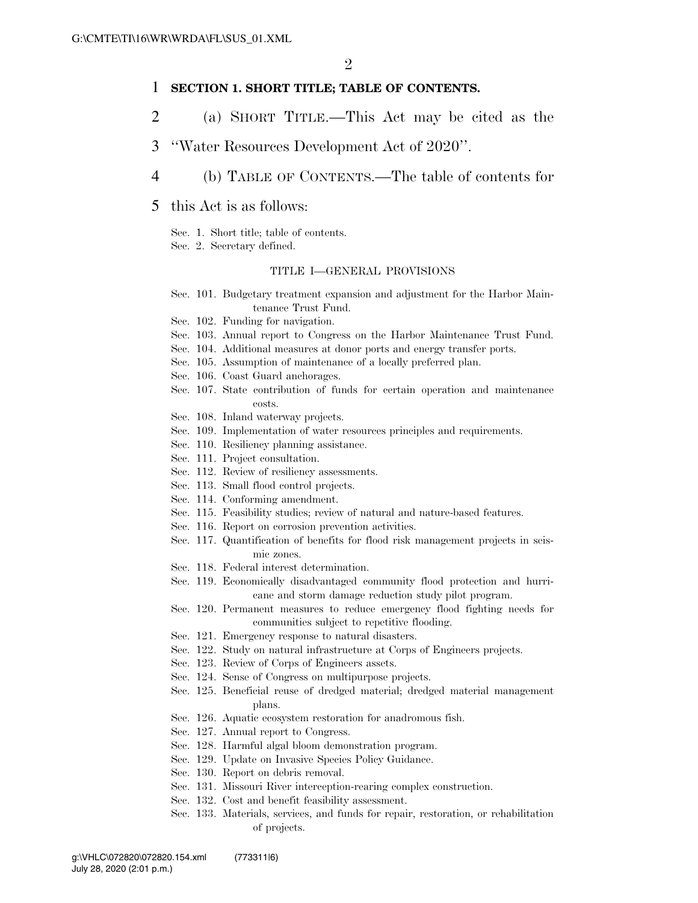**SECTION 1. SHORT TITLE; TABLE OF CONTENTS.**

(a) SHORT TITLE.—This Act may be cited as the "Water Resources Development Act of 2020".

(b) TABLE OF CONTENTS.—The table of contents for this Act is as follows:

Sec. 1. Short title; table of contents.
Sec. 2. Secretary defined.

TITLE I—GENERAL PROVISIONS

Sec. 101. Budgetary treatment expansion and adjustment for the Harbor Maintenance Trust Fund.
Sec. 102. Funding for navigation.
Sec. 103. Annual report to Congress on the Harbor Maintenance Trust Fund.
Sec. 104. Additional measures at donor ports and energy transfer ports.
Sec. 105. Assumption of maintenance of a locally preferred plan.
Sec. 106. Coast Guard anchorages.
Sec. 107. State contribution of funds for certain operation and maintenance costs.
Sec. 108. Inland waterway projects.
Sec. 109. Implementation of water resources principles and requirements.
Sec. 110. Resiliency planning assistance.
Sec. 111. Project consultation.
Sec. 112. Review of resiliency assessments.
Sec. 113. Small flood control projects.
Sec. 114. Conforming amendment.
Sec. 115. Feasibility studies; review of natural and nature-based features.
Sec. 116. Report on corrosion prevention activities.
Sec. 117. Quantification of benefits for flood risk management projects in seismic zones.
Sec. 118. Federal interest determination.
Sec. 119. Economically disadvantaged community flood protection and hurricane and storm damage reduction study pilot program.
Sec. 120. Permanent measures to reduce emergency flood fighting needs for communities subject to repetitive flooding.
Sec. 121. Emergency response to natural disasters.
Sec. 122. Study on natural infrastructure at Corps of Engineers projects.
Sec. 123. Review of Corps of Engineers assets.
Sec. 124. Sense of Congress on multipurpose projects.
Sec. 125. Beneficial reuse of dredged material; dredged material management plans.
Sec. 126. Aquatic ecosystem restoration for anadromous fish.
Sec. 127. Annual report to Congress.
Sec. 128. Harmful algal bloom demonstration program.
Sec. 129. Update on Invasive Species Policy Guidance.
Sec. 130. Report on debris removal.
Sec. 131. Missouri River interception-rearing complex construction.
Sec. 132. Cost and benefit feasibility assessment.
Sec. 133. Materials, services, and funds for repair, restoration, or rehabilitation of projects.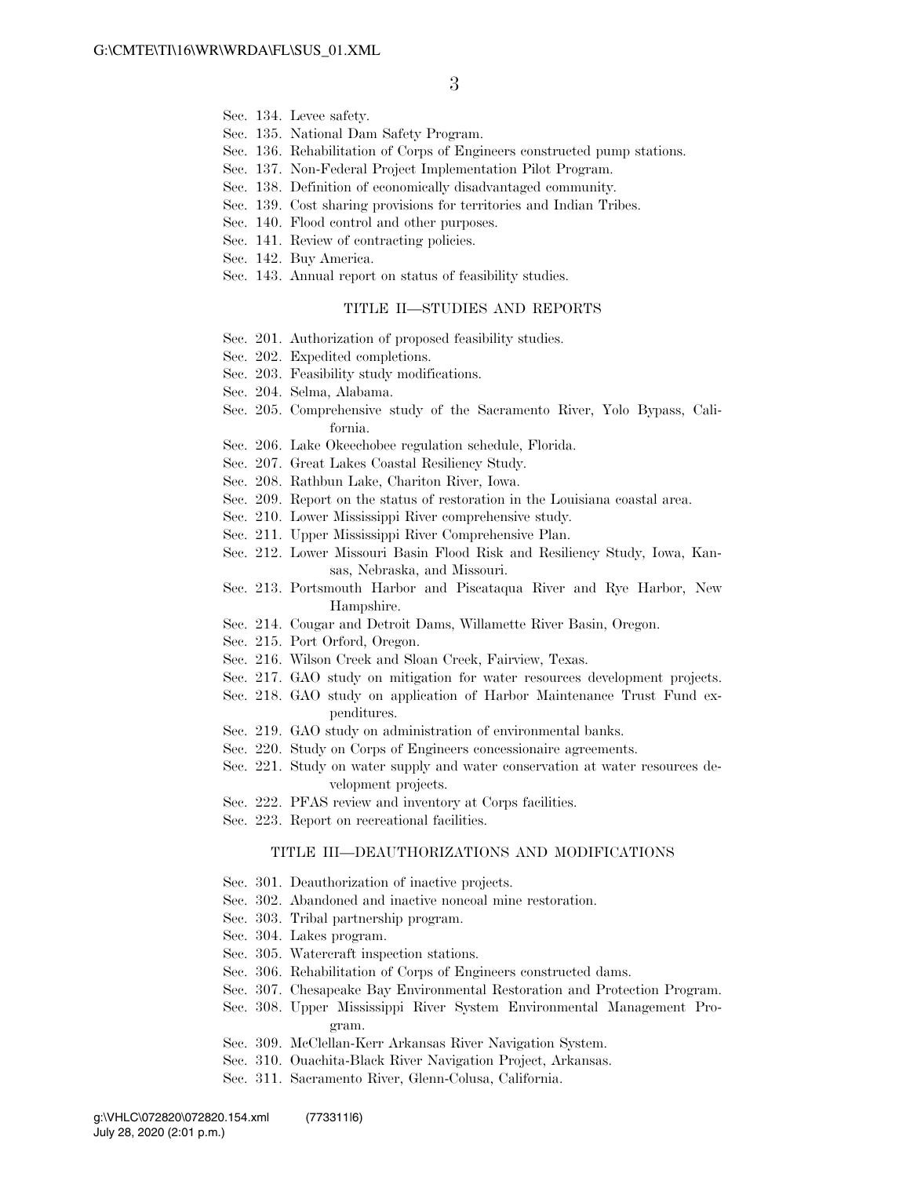Sec. 134. Levee safety.
Sec. 135. National Dam Safety Program.
Sec. 136. Rehabilitation of Corps of Engineers constructed pump stations.
Sec. 137. Non-Federal Project Implementation Pilot Program.
Sec. 138. Definition of economically disadvantaged community.
Sec. 139. Cost sharing provisions for territories and Indian Tribes.
Sec. 140. Flood control and other purposes.
Sec. 141. Review of contracting policies.
Sec. 142. Buy America.
Sec. 143. Annual report on status of feasibility studies.

TITLE II—STUDIES AND REPORTS

Sec. 201. Authorization of proposed feasibility studies.
Sec. 202. Expedited completions.
Sec. 203. Feasibility study modifications.
Sec. 204. Selma, Alabama.
Sec. 205. Comprehensive study of the Sacramento River, Yolo Bypass, California.
Sec. 206. Lake Okeechobee regulation schedule, Florida.
Sec. 207. Great Lakes Coastal Resiliency Study.
Sec. 208. Rathbun Lake, Chariton River, Iowa.
Sec. 209. Report on the status of restoration in the Louisiana coastal area.
Sec. 210. Lower Mississippi River comprehensive study.
Sec. 211. Upper Mississippi River Comprehensive Plan.
Sec. 212. Lower Missouri Basin Flood Risk and Resiliency Study, Iowa, Kansas, Nebraska, and Missouri.
Sec. 213. Portsmouth Harbor and Piscataqua River and Rye Harbor, New Hampshire.
Sec. 214. Cougar and Detroit Dams, Willamette River Basin, Oregon.
Sec. 215. Port Orford, Oregon.
Sec. 216. Wilson Creek and Sloan Creek, Fairview, Texas.
Sec. 217. GAO study on mitigation for water resources development projects.
Sec. 218. GAO study on application of Harbor Maintenance Trust Fund expenditures.
Sec. 219. GAO study on administration of environmental banks.
Sec. 220. Study on Corps of Engineers concessionaire agreements.
Sec. 221. Study on water supply and water conservation at water resources development projects.
Sec. 222. PFAS review and inventory at Corps facilities.
Sec. 223. Report on recreational facilities.

TITLE III—DEAUTHORIZATIONS AND MODIFICATIONS

Sec. 301. Deauthorization of inactive projects.
Sec. 302. Abandoned and inactive noncoal mine restoration.
Sec. 303. Tribal partnership program.
Sec. 304. Lakes program.
Sec. 305. Watercraft inspection stations.
Sec. 306. Rehabilitation of Corps of Engineers constructed dams.
Sec. 307. Chesapeake Bay Environmental Restoration and Protection Program.
Sec. 308. Upper Mississippi River System Environmental Management Program.
Sec. 309. McClellan-Kerr Arkansas River Navigation System.
Sec. 310. Ouachita-Black River Navigation Project, Arkansas.
Sec. 311. Sacramento River, Glenn-Colusa, California.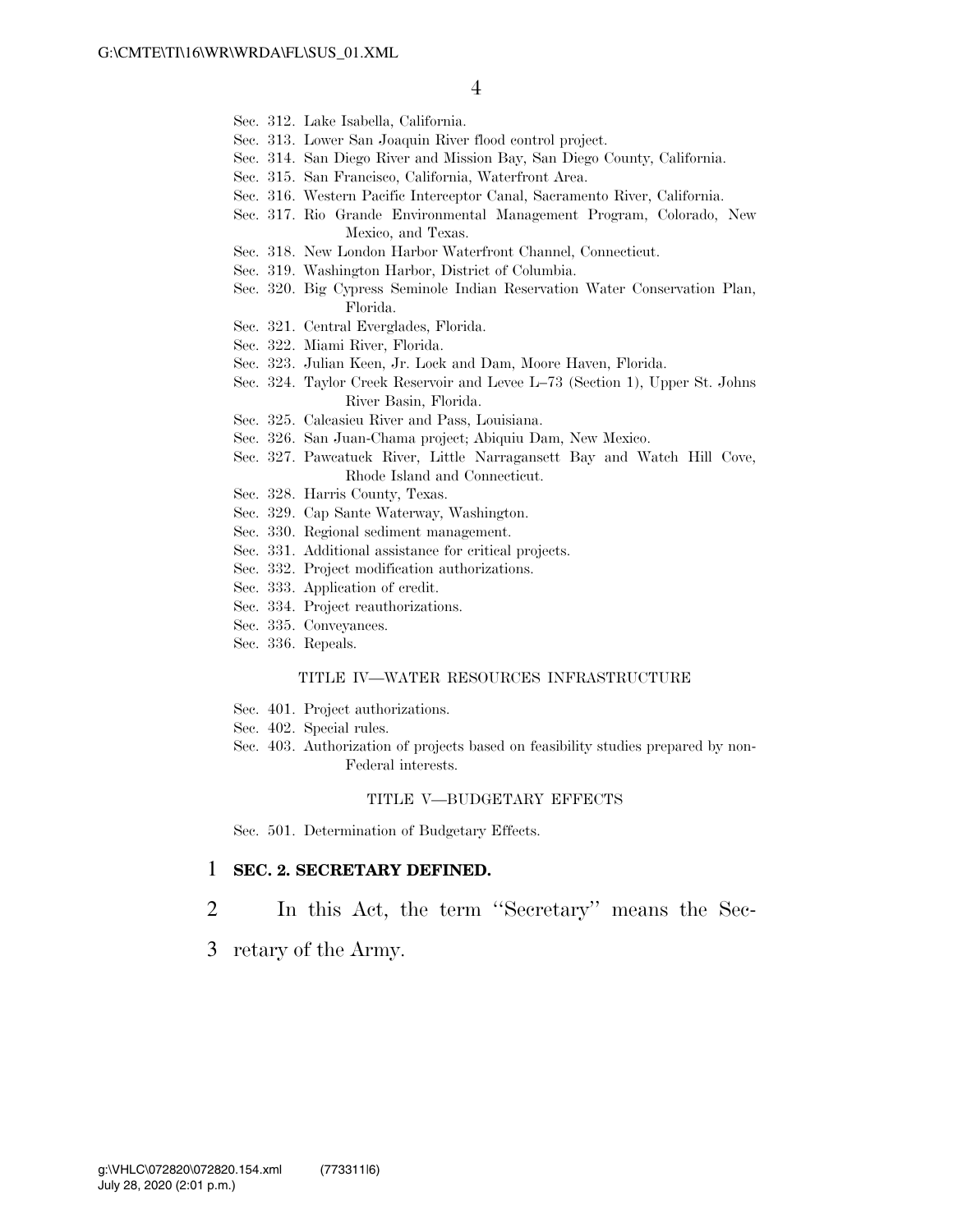Sec. 312. Lake Isabella, California.
Sec. 313. Lower San Joaquin River flood control project.
Sec. 314. San Diego River and Mission Bay, San Diego County, California.
Sec. 315. San Francisco, California, Waterfront Area.
Sec. 316. Western Pacific Interceptor Canal, Sacramento River, California.
Sec. 317. Rio Grande Environmental Management Program, Colorado, New Mexico, and Texas.
Sec. 318. New London Harbor Waterfront Channel, Connecticut.
Sec. 319. Washington Harbor, District of Columbia.
Sec. 320. Big Cypress Seminole Indian Reservation Water Conservation Plan, Florida.
Sec. 321. Central Everglades, Florida.
Sec. 322. Miami River, Florida.
Sec. 323. Julian Keen, Jr. Lock and Dam, Moore Haven, Florida.
Sec. 324. Taylor Creek Reservoir and Levee L–73 (Section 1), Upper St. Johns River Basin, Florida.
Sec. 325. Calcasieu River and Pass, Louisiana.
Sec. 326. San Juan-Chama project; Abiquiu Dam, New Mexico.
Sec. 327. Pawcatuck River, Little Narragansett Bay and Watch Hill Cove, Rhode Island and Connecticut.
Sec. 328. Harris County, Texas.
Sec. 329. Cap Sante Waterway, Washington.
Sec. 330. Regional sediment management.
Sec. 331. Additional assistance for critical projects.
Sec. 332. Project modification authorizations.
Sec. 333. Application of credit.
Sec. 334. Project reauthorizations.
Sec. 335. Conveyances.
Sec. 336. Repeals.

TITLE IV—WATER RESOURCES INFRASTRUCTURE

Sec. 401. Project authorizations.
Sec. 402. Special rules.
Sec. 403. Authorization of projects based on feasibility studies prepared by non-Federal interests.

TITLE V—BUDGETARY EFFECTS

Sec. 501. Determination of Budgetary Effects.

**SEC. 2. SECRETARY DEFINED.**

In this Act, the term ''Secretary'' means the Secretary of the Army.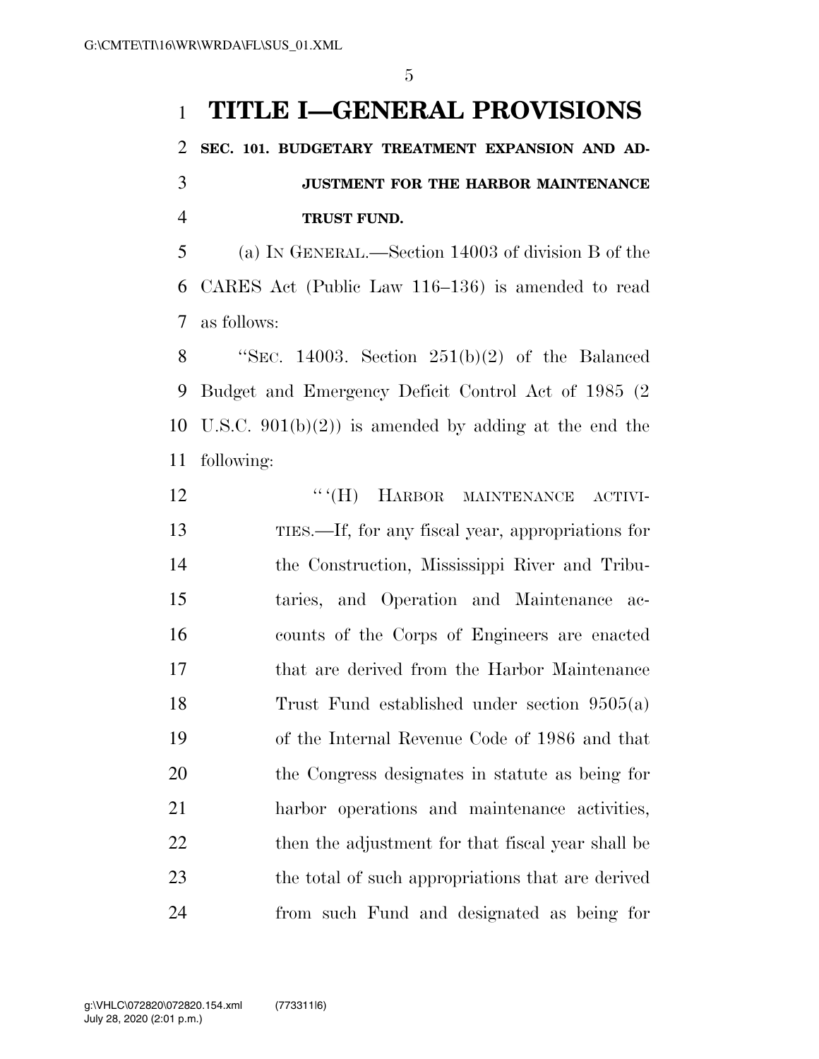# TITLE I—GENERAL PROVISIONS

## SEC. 101. BUDGETARY TREATMENT EXPANSION AND ADJUSTMENT FOR THE HARBOR MAINTENANCE TRUST FUND.

(a) IN GENERAL.—Section 14003 of division B of the CARES Act (Public Law 116–136) is amended to read as follows:

"SEC. 14003. Section 251(b)(2) of the Balanced Budget and Emergency Deficit Control Act of 1985 (2 U.S.C. 901(b)(2)) is amended by adding at the end the following:

"'(H) HARBOR MAINTENANCE ACTIVITIES.—If, for any fiscal year, appropriations for the Construction, Mississippi River and Tributaries, and Operation and Maintenance accounts of the Corps of Engineers are enacted that are derived from the Harbor Maintenance Trust Fund established under section 9505(a) of the Internal Revenue Code of 1986 and that the Congress designates in statute as being for harbor operations and maintenance activities, then the adjustment for that fiscal year shall be the total of such appropriations that are derived from such Fund and designated as being for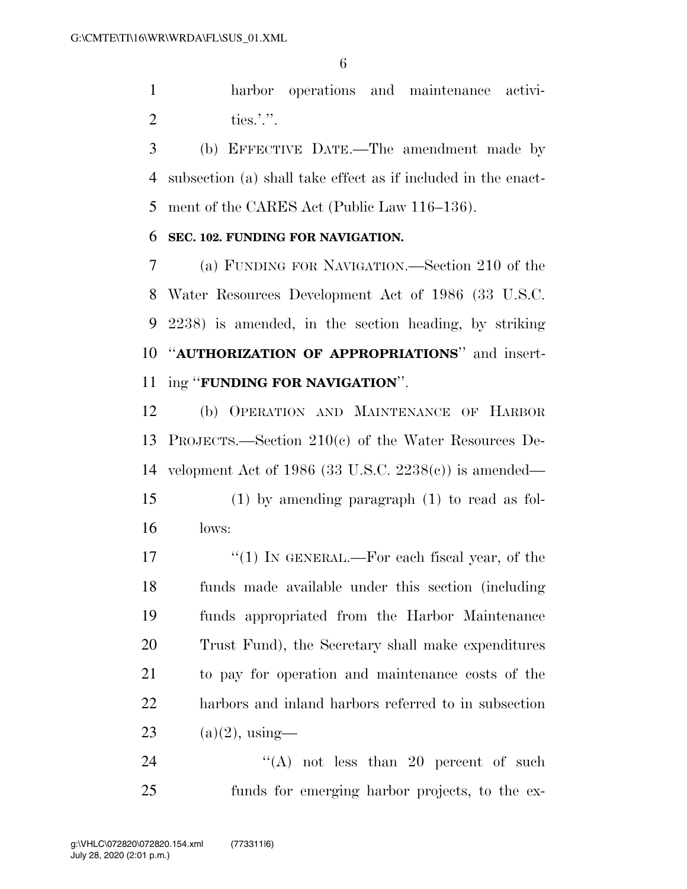harbor operations and maintenance activities.'.".

(b) EFFECTIVE DATE.—The amendment made by subsection (a) shall take effect as if included in the enactment of the CARES Act (Public Law 116–136).

**SEC. 102. FUNDING FOR NAVIGATION.**

(a) FUNDING FOR NAVIGATION.—Section 210 of the Water Resources Development Act of 1986 (33 U.S.C. 2238) is amended, in the section heading, by striking "**AUTHORIZATION OF APPROPRIATIONS**" and inserting "**FUNDING FOR NAVIGATION**".

(b) OPERATION AND MAINTENANCE OF HARBOR PROJECTS.—Section 210(c) of the Water Resources Development Act of 1986 (33 U.S.C. 2238(c)) is amended—

(1) by amending paragraph (1) to read as follows:

"(1) IN GENERAL.—For each fiscal year, of the funds made available under this section (including funds appropriated from the Harbor Maintenance Trust Fund), the Secretary shall make expenditures to pay for operation and maintenance costs of the harbors and inland harbors referred to in subsection (a)(2), using—

"(A) not less than 20 percent of such funds for emerging harbor projects, to the ex-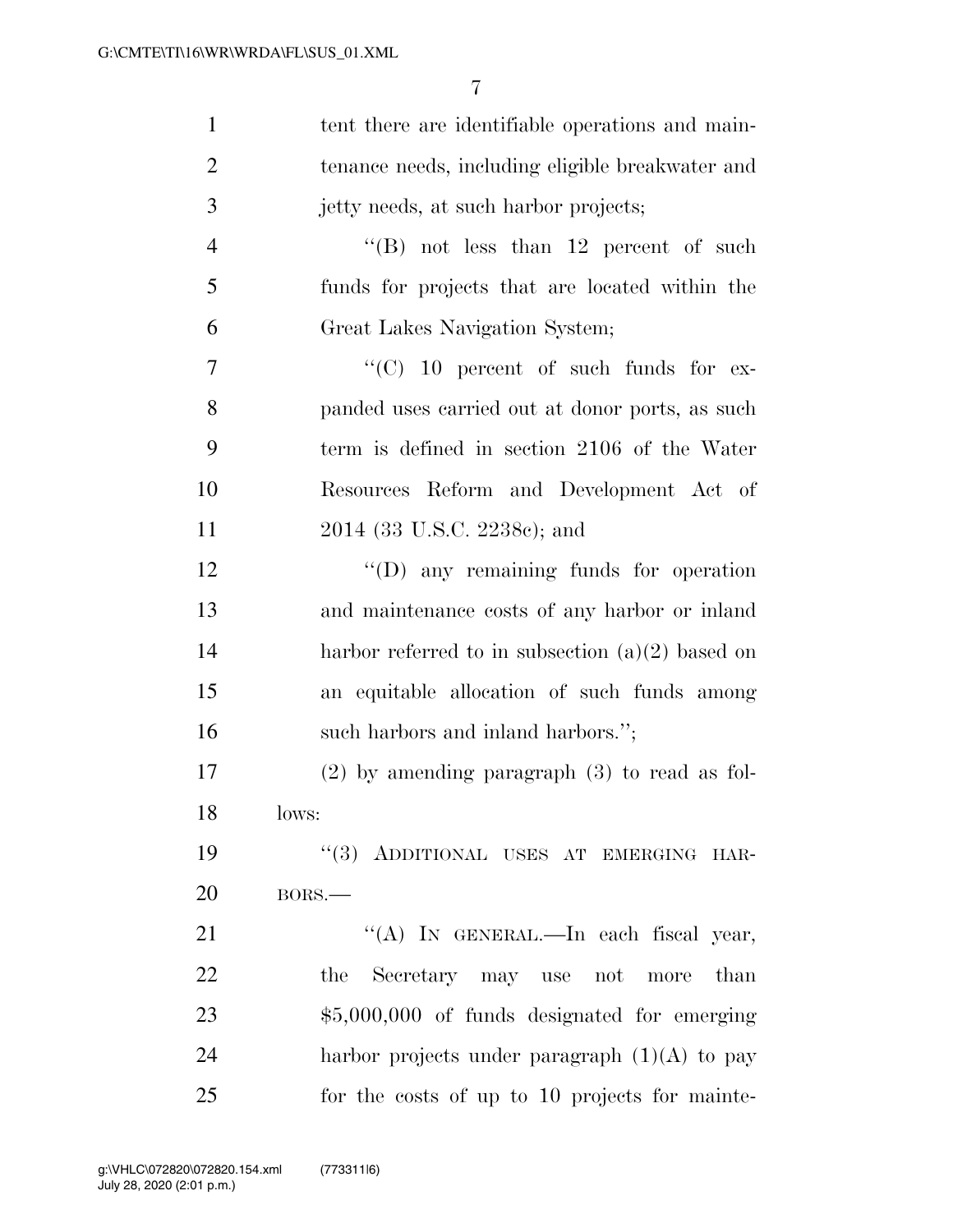tent there are identifiable operations and maintenance needs, including eligible breakwater and jetty needs, at such harbor projects;

"(B) not less than 12 percent of such funds for projects that are located within the Great Lakes Navigation System;

"(C) 10 percent of such funds for expanded uses carried out at donor ports, as such term is defined in section 2106 of the Water Resources Reform and Development Act of 2014 (33 U.S.C. 2238c); and

"(D) any remaining funds for operation and maintenance costs of any harbor or inland harbor referred to in subsection (a)(2) based on an equitable allocation of such funds among such harbors and inland harbors.";

(2) by amending paragraph (3) to read as follows:

"(3) ADDITIONAL USES AT EMERGING HARBORS.—

"(A) IN GENERAL.—In each fiscal year, the Secretary may use not more than $5,000,000 of funds designated for emerging harbor projects under paragraph (1)(A) to pay for the costs of up to 10 projects for mainte-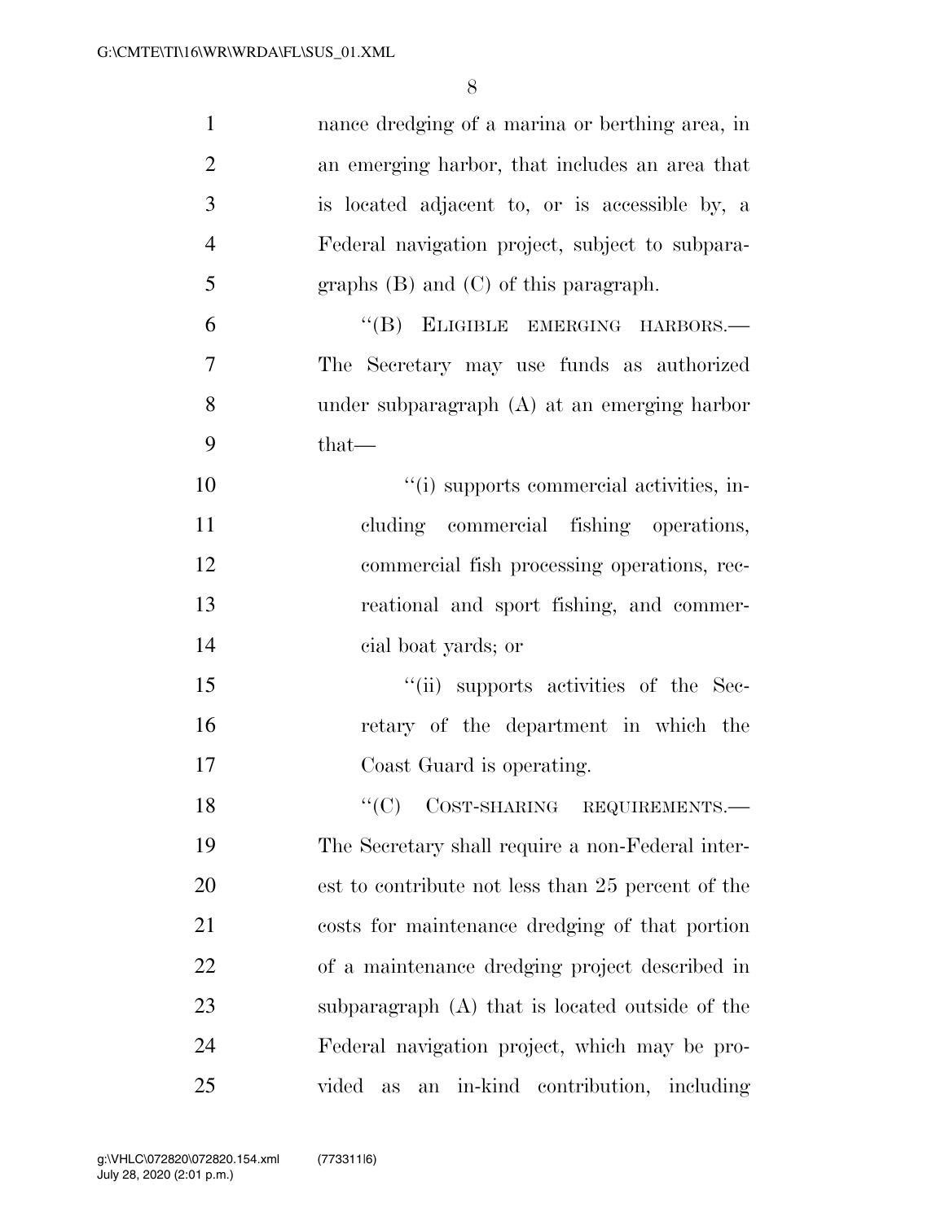nance dredging of a marina or berthing area, in an emerging harbor, that includes an area that is located adjacent to, or is accessible by, a Federal navigation project, subject to subparagraphs (B) and (C) of this paragraph.

"(B) ELIGIBLE EMERGING HARBORS.—The Secretary may use funds as authorized under subparagraph (A) at an emerging harbor that—

"(i) supports commercial activities, including commercial fishing operations, commercial fish processing operations, recreational and sport fishing, and commercial boat yards; or

"(ii) supports activities of the Secretary of the department in which the Coast Guard is operating.

"(C) COST-SHARING REQUIREMENTS.—The Secretary shall require a non-Federal interest to contribute not less than 25 percent of the costs for maintenance dredging of that portion of a maintenance dredging project described in subparagraph (A) that is located outside of the Federal navigation project, which may be provided as an in-kind contribution, including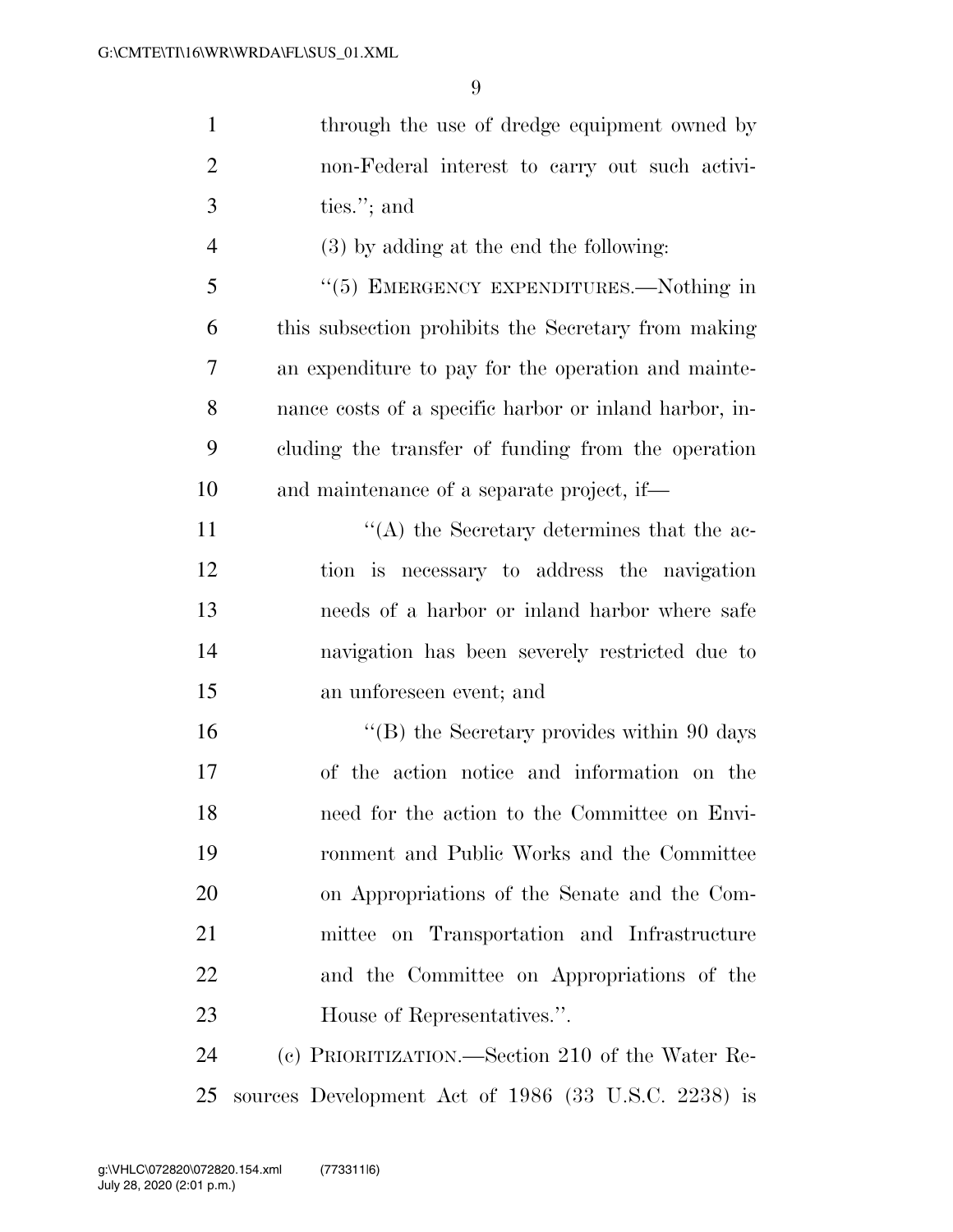through the use of dredge equipment owned by non-Federal interest to carry out such activities."; and

(3) by adding at the end the following:

"(5) EMERGENCY EXPENDITURES.—Nothing in this subsection prohibits the Secretary from making an expenditure to pay for the operation and maintenance costs of a specific harbor or inland harbor, including the transfer of funding from the operation and maintenance of a separate project, if—

"(A) the Secretary determines that the action is necessary to address the navigation needs of a harbor or inland harbor where safe navigation has been severely restricted due to an unforeseen event; and

"(B) the Secretary provides within 90 days of the action notice and information on the need for the action to the Committee on Environment and Public Works and the Committee on Appropriations of the Senate and the Committee on Transportation and Infrastructure and the Committee on Appropriations of the House of Representatives.".

(c) PRIORITIZATION.—Section 210 of the Water Resources Development Act of 1986 (33 U.S.C. 2238) is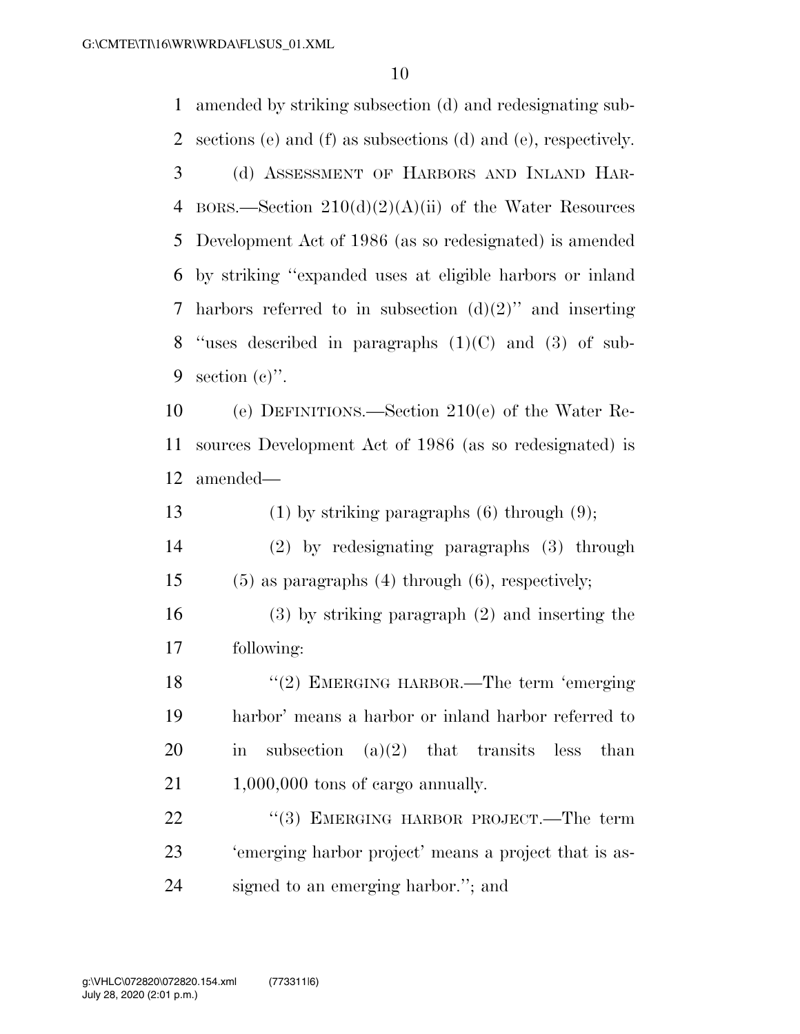amended by striking subsection (d) and redesignating subsections (e) and (f) as subsections (d) and (e), respectively.

(d) ASSESSMENT OF HARBORS AND INLAND HARBORS.—Section 210(d)(2)(A)(ii) of the Water Resources Development Act of 1986 (as so redesignated) is amended by striking "expanded uses at eligible harbors or inland harbors referred to in subsection (d)(2)" and inserting "uses described in paragraphs (1)(C) and (3) of subsection (c)".

(e) DEFINITIONS.—Section 210(e) of the Water Resources Development Act of 1986 (as so redesignated) is amended—

(1) by striking paragraphs (6) through (9);

(2) by redesignating paragraphs (3) through (5) as paragraphs (4) through (6), respectively;

(3) by striking paragraph (2) and inserting the following:

"(2) EMERGING HARBOR.—The term 'emerging harbor' means a harbor or inland harbor referred to in subsection (a)(2) that transits less than 1,000,000 tons of cargo annually.

"(3) EMERGING HARBOR PROJECT.—The term 'emerging harbor project' means a project that is assigned to an emerging harbor."; and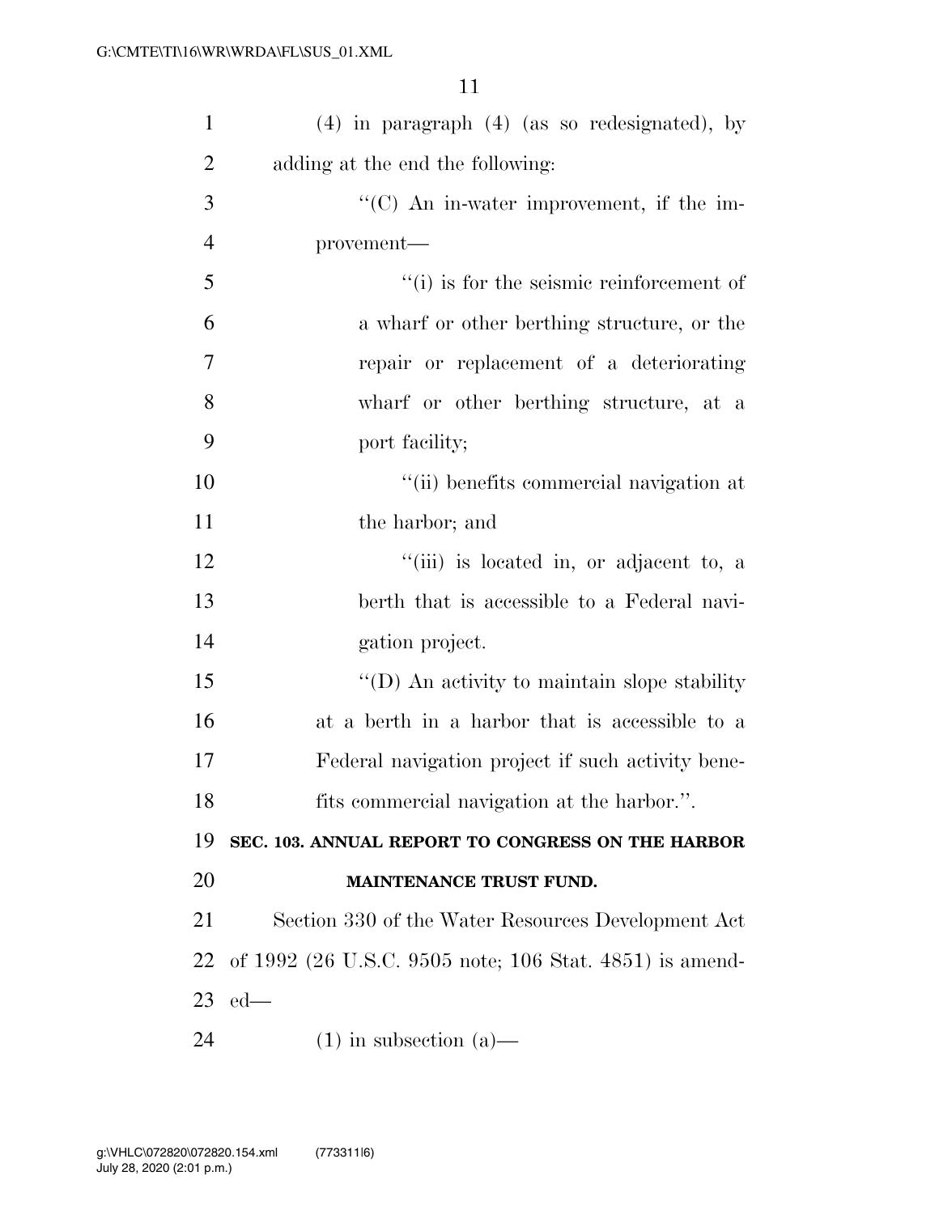(4) in paragraph (4) (as so redesignated), by adding at the end the following:

"(C) An in-water improvement, if the improvement—

"(i) is for the seismic reinforcement of a wharf or other berthing structure, or the repair or replacement of a deteriorating wharf or other berthing structure, at a port facility;

"(ii) benefits commercial navigation at the harbor; and

"(iii) is located in, or adjacent to, a berth that is accessible to a Federal navigation project.

"(D) An activity to maintain slope stability at a berth in a harbor that is accessible to a Federal navigation project if such activity benefits commercial navigation at the harbor.".

## SEC. 103. ANNUAL REPORT TO CONGRESS ON THE HARBOR MAINTENANCE TRUST FUND.

Section 330 of the Water Resources Development Act of 1992 (26 U.S.C. 9505 note; 106 Stat. 4851) is amended—

(1) in subsection (a)—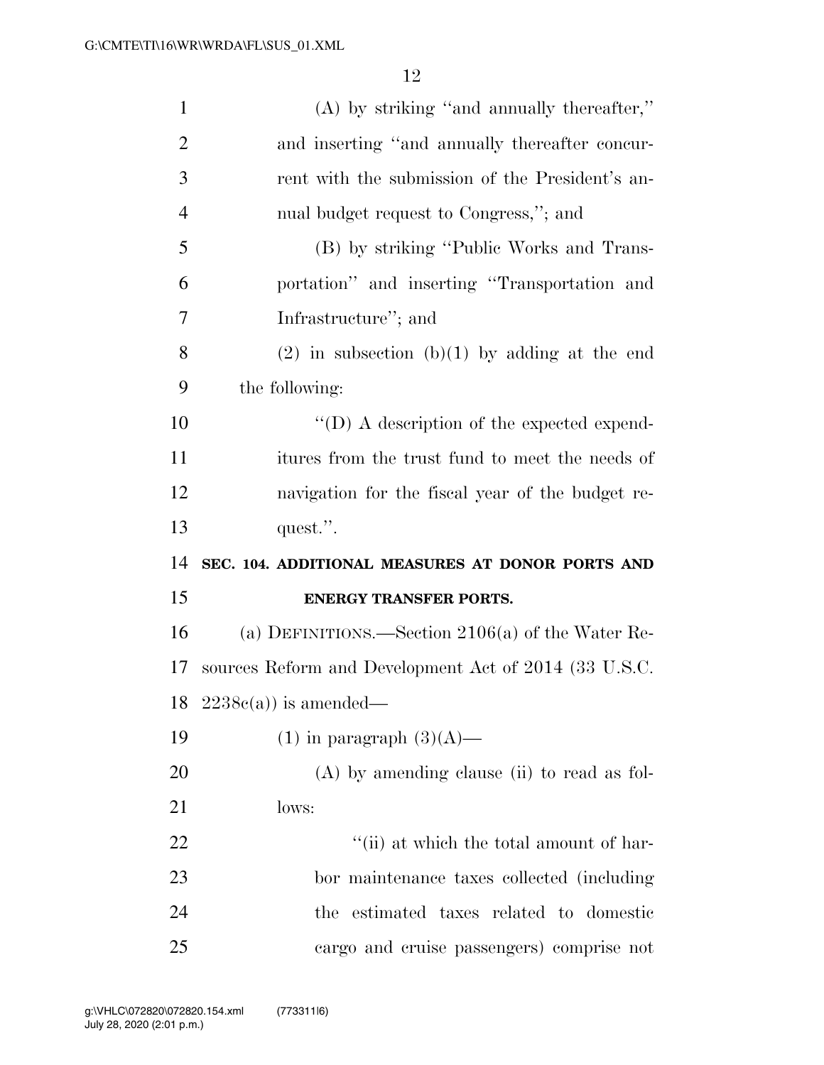(A) by striking "and annually thereafter," and inserting "and annually thereafter concurrent with the submission of the President's annual budget request to Congress,"; and

(B) by striking "Public Works and Transportation" and inserting "Transportation and Infrastructure"; and

(2) in subsection (b)(1) by adding at the end the following:

"(D) A description of the expected expenditures from the trust fund to meet the needs of navigation for the fiscal year of the budget request.".

**SEC. 104. ADDITIONAL MEASURES AT DONOR PORTS AND ENERGY TRANSFER PORTS.**

(a) DEFINITIONS.—Section 2106(a) of the Water Resources Reform and Development Act of 2014 (33 U.S.C. 2238c(a)) is amended—

(1) in paragraph (3)(A)—

(A) by amending clause (ii) to read as follows:

"(ii) at which the total amount of harbor maintenance taxes collected (including the estimated taxes related to domestic cargo and cruise passengers) comprise not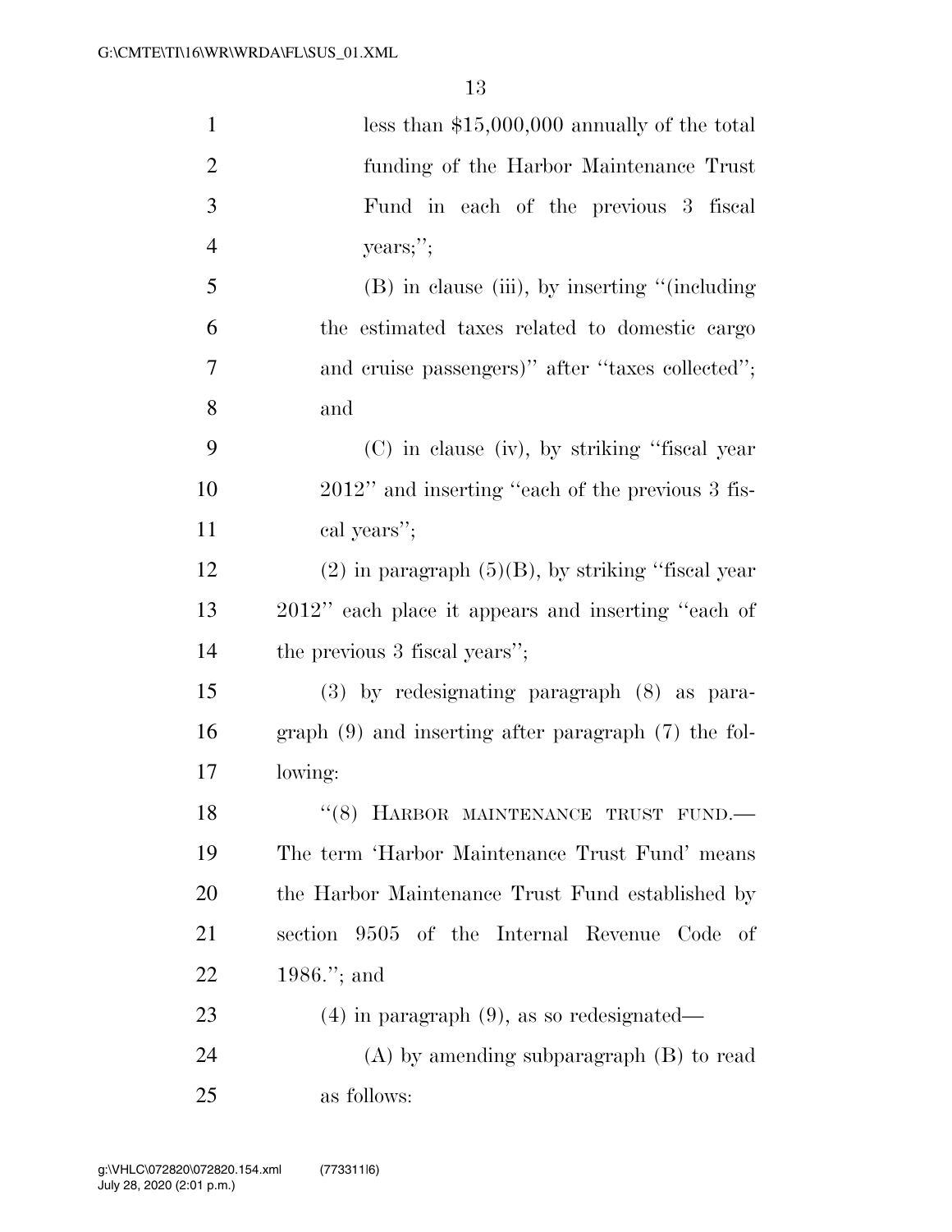less than $15,000,000 annually of the total funding of the Harbor Maintenance Trust Fund in each of the previous 3 fiscal years;'';

(B) in clause (iii), by inserting ''(including the estimated taxes related to domestic cargo and cruise passengers)'' after ''taxes collected''; and

(C) in clause (iv), by striking ''fiscal year 2012'' and inserting ''each of the previous 3 fiscal years'';

(2) in paragraph (5)(B), by striking ''fiscal year 2012'' each place it appears and inserting ''each of the previous 3 fiscal years'';

(3) by redesignating paragraph (8) as paragraph (9) and inserting after paragraph (7) the following:

''(8) HARBOR MAINTENANCE TRUST FUND.—The term 'Harbor Maintenance Trust Fund' means the Harbor Maintenance Trust Fund established by section 9505 of the Internal Revenue Code of 1986.''; and

(4) in paragraph (9), as so redesignated—

(A) by amending subparagraph (B) to read as follows: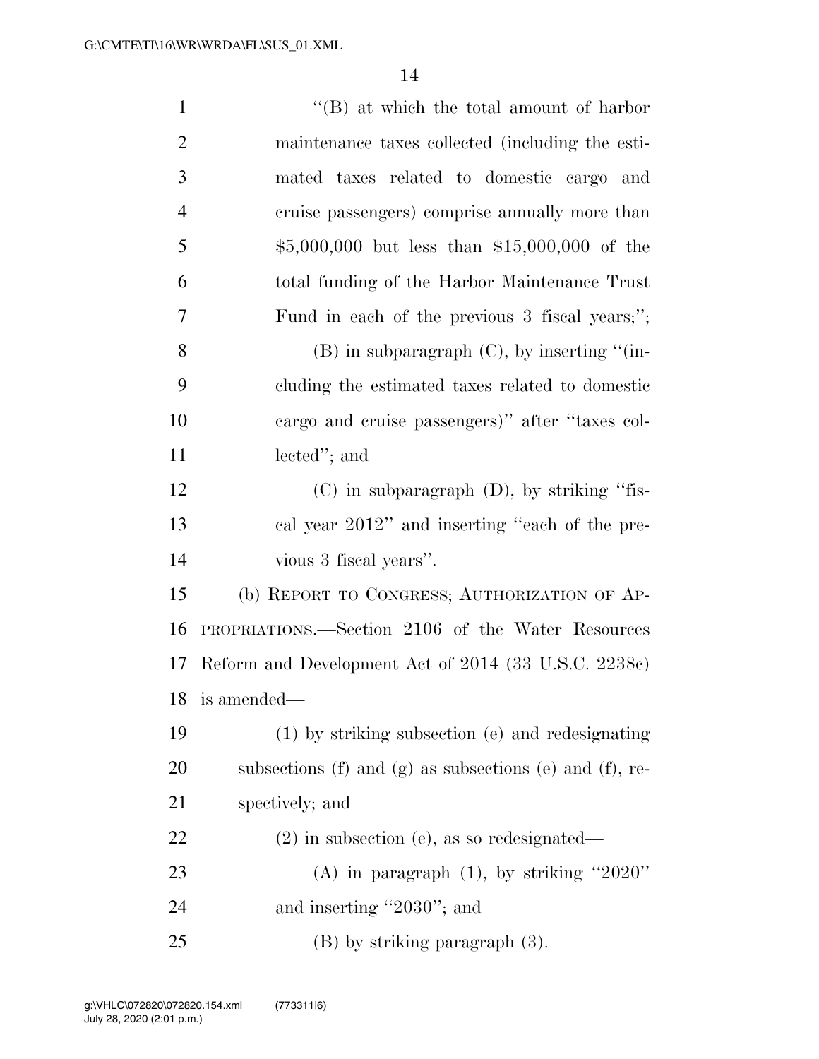"(B) at which the total amount of harbor maintenance taxes collected (including the estimated taxes related to domestic cargo and cruise passengers) comprise annually more than $5,000,000 but less than $15,000,000 of the total funding of the Harbor Maintenance Trust Fund in each of the previous 3 fiscal years;";

(B) in subparagraph (C), by inserting "(including the estimated taxes related to domestic cargo and cruise passengers)" after "taxes collected"; and

(C) in subparagraph (D), by striking "fiscal year 2012" and inserting "each of the previous 3 fiscal years".

(b) REPORT TO CONGRESS; AUTHORIZATION OF APPROPRIATIONS.—Section 2106 of the Water Resources Reform and Development Act of 2014 (33 U.S.C. 2238c) is amended—

(1) by striking subsection (e) and redesignating subsections (f) and (g) as subsections (e) and (f), respectively; and

(2) in subsection (e), as so redesignated—

(A) in paragraph (1), by striking "2020" and inserting "2030"; and

(B) by striking paragraph (3).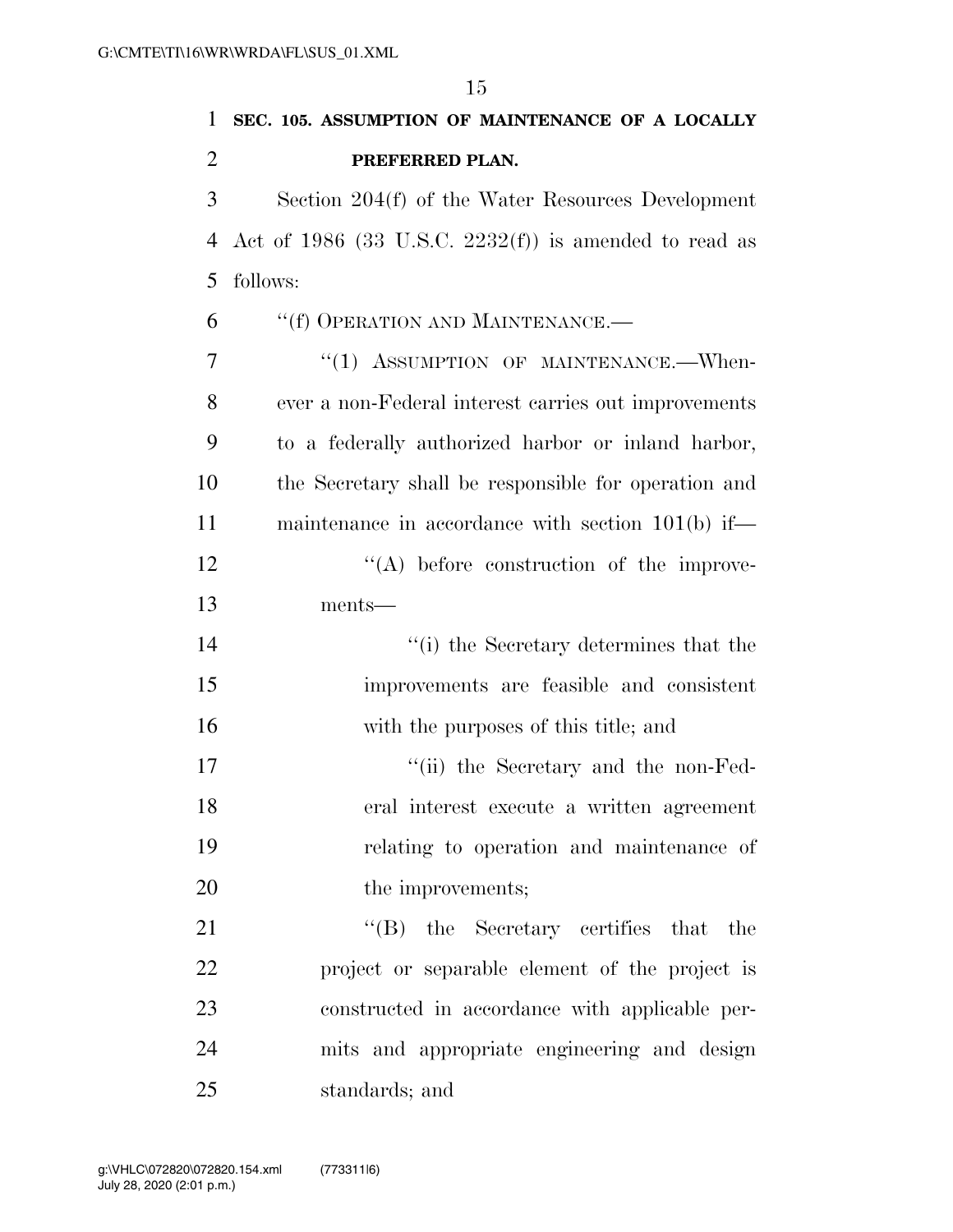**SEC. 105. ASSUMPTION OF MAINTENANCE OF A LOCALLY PREFERRED PLAN.**

Section 204(f) of the Water Resources Development Act of 1986 (33 U.S.C. 2232(f)) is amended to read as follows:

"(f) OPERATION AND MAINTENANCE.—

"(1) ASSUMPTION OF MAINTENANCE.—Whenever a non-Federal interest carries out improvements to a federally authorized harbor or inland harbor, the Secretary shall be responsible for operation and maintenance in accordance with section 101(b) if—

"(A) before construction of the improvements—

"(i) the Secretary determines that the improvements are feasible and consistent with the purposes of this title; and

"(ii) the Secretary and the non-Federal interest execute a written agreement relating to operation and maintenance of the improvements;

"(B) the Secretary certifies that the project or separable element of the project is constructed in accordance with applicable permits and appropriate engineering and design standards; and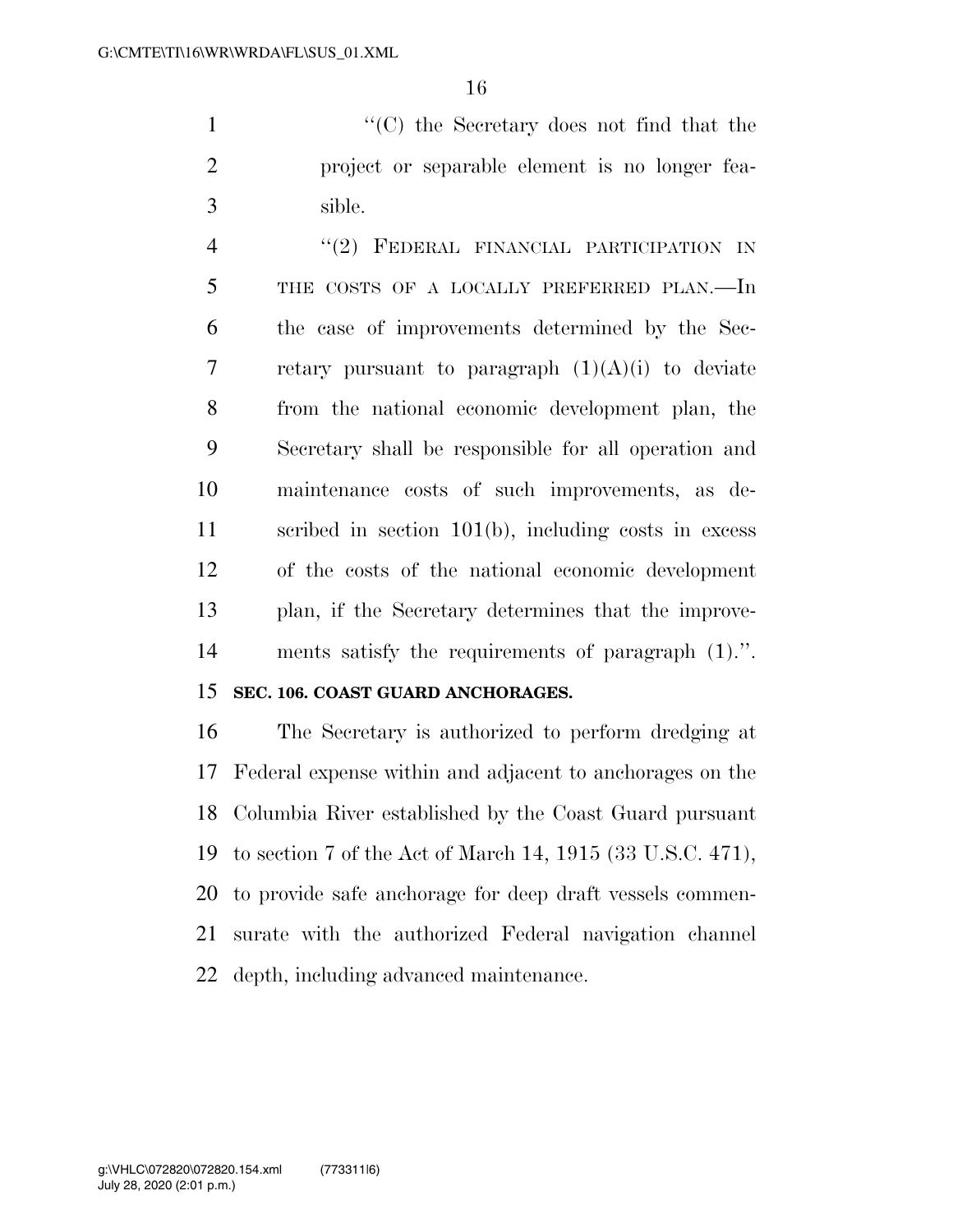"(C) the Secretary does not find that the project or separable element is no longer feasible.

"(2) FEDERAL FINANCIAL PARTICIPATION IN THE COSTS OF A LOCALLY PREFERRED PLAN.—In the case of improvements determined by the Secretary pursuant to paragraph (1)(A)(i) to deviate from the national economic development plan, the Secretary shall be responsible for all operation and maintenance costs of such improvements, as described in section 101(b), including costs in excess of the costs of the national economic development plan, if the Secretary determines that the improvements satisfy the requirements of paragraph (1).".

**SEC. 106. COAST GUARD ANCHORAGES.**

The Secretary is authorized to perform dredging at Federal expense within and adjacent to anchorages on the Columbia River established by the Coast Guard pursuant to section 7 of the Act of March 14, 1915 (33 U.S.C. 471), to provide safe anchorage for deep draft vessels commensurate with the authorized Federal navigation channel depth, including advanced maintenance.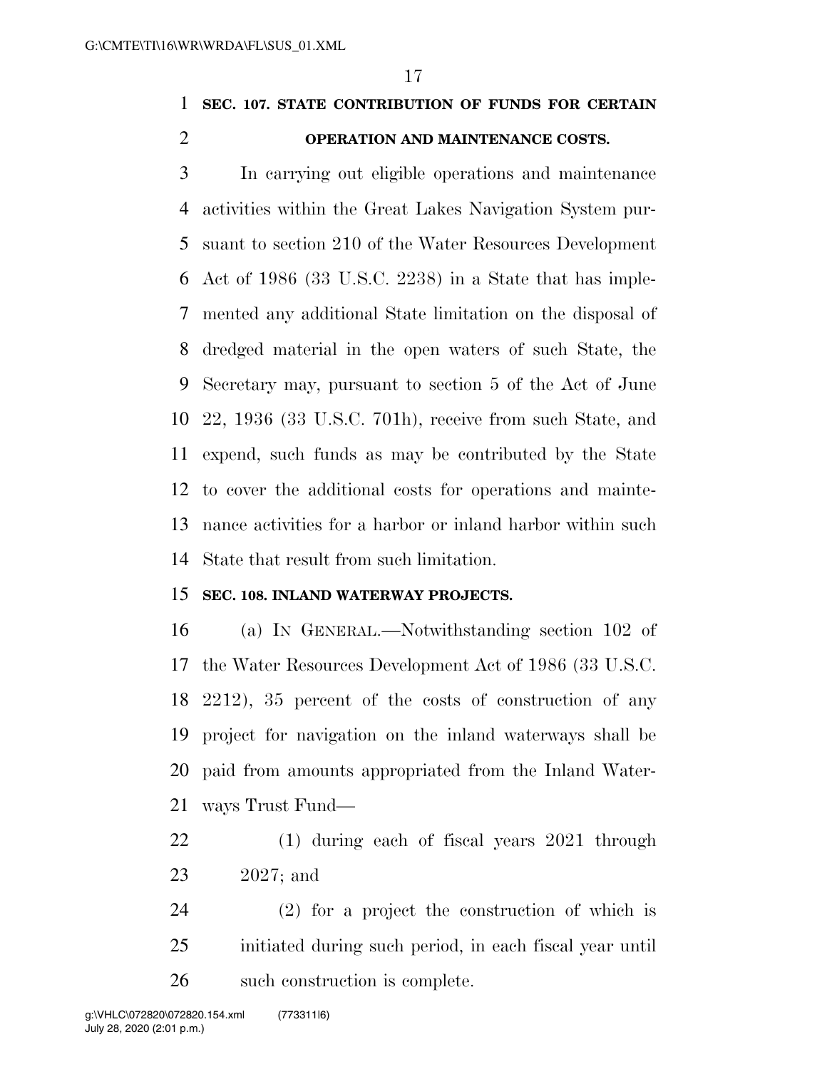**SEC. 107. STATE CONTRIBUTION OF FUNDS FOR CERTAIN OPERATION AND MAINTENANCE COSTS.**

In carrying out eligible operations and maintenance activities within the Great Lakes Navigation System pursuant to section 210 of the Water Resources Development Act of 1986 (33 U.S.C. 2238) in a State that has implemented any additional State limitation on the disposal of dredged material in the open waters of such State, the Secretary may, pursuant to section 5 of the Act of June 22, 1936 (33 U.S.C. 701h), receive from such State, and expend, such funds as may be contributed by the State to cover the additional costs for operations and maintenance activities for a harbor or inland harbor within such State that result from such limitation.

**SEC. 108. INLAND WATERWAY PROJECTS.**

(a) IN GENERAL.—Notwithstanding section 102 of the Water Resources Development Act of 1986 (33 U.S.C. 2212), 35 percent of the costs of construction of any project for navigation on the inland waterways shall be paid from amounts appropriated from the Inland Waterways Trust Fund—

(1) during each of fiscal years 2021 through 2027; and

(2) for a project the construction of which is initiated during such period, in each fiscal year until such construction is complete.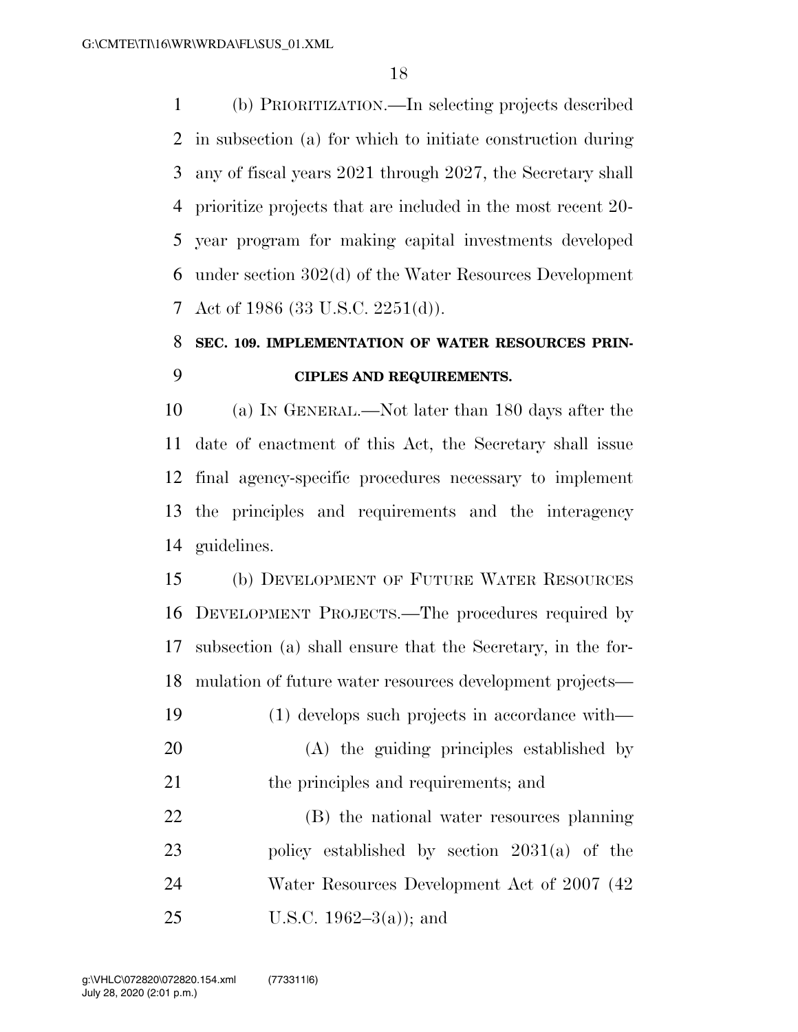(b) PRIORITIZATION.—In selecting projects described in subsection (a) for which to initiate construction during any of fiscal years 2021 through 2027, the Secretary shall prioritize projects that are included in the most recent 20-year program for making capital investments developed under section 302(d) of the Water Resources Development Act of 1986 (33 U.S.C. 2251(d)).

**SEC. 109. IMPLEMENTATION OF WATER RESOURCES PRINCIPLES AND REQUIREMENTS.**

(a) IN GENERAL.—Not later than 180 days after the date of enactment of this Act, the Secretary shall issue final agency-specific procedures necessary to implement the principles and requirements and the interagency guidelines.

(b) DEVELOPMENT OF FUTURE WATER RESOURCES DEVELOPMENT PROJECTS.—The procedures required by subsection (a) shall ensure that the Secretary, in the formulation of future water resources development projects—

(1) develops such projects in accordance with—

(A) the guiding principles established by the principles and requirements; and

(B) the national water resources planning policy established by section 2031(a) of the Water Resources Development Act of 2007 (42 U.S.C. 1962–3(a)); and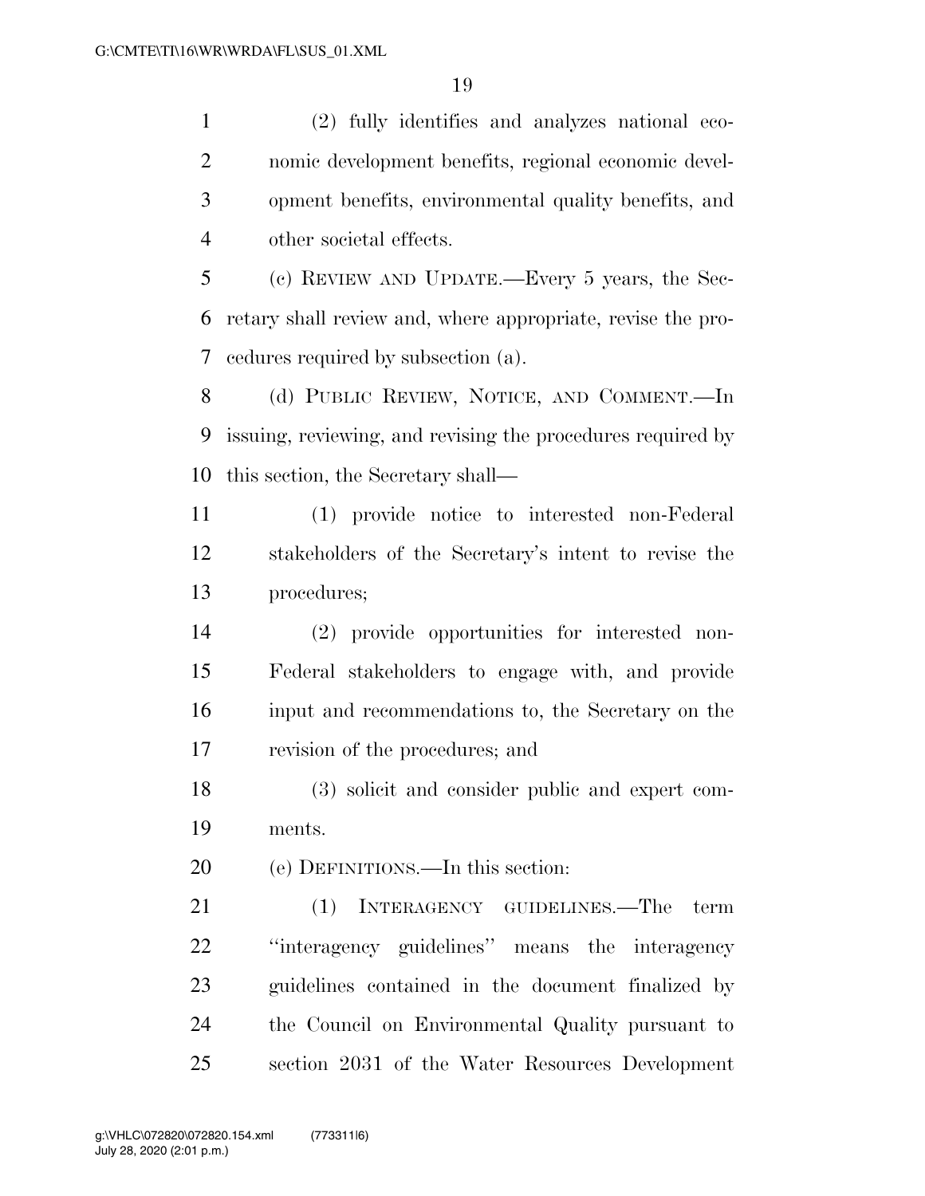(2) fully identifies and analyzes national economic development benefits, regional economic development benefits, environmental quality benefits, and other societal effects.

(c) REVIEW AND UPDATE.—Every 5 years, the Secretary shall review and, where appropriate, revise the procedures required by subsection (a).

(d) PUBLIC REVIEW, NOTICE, AND COMMENT.—In issuing, reviewing, and revising the procedures required by this section, the Secretary shall—

(1) provide notice to interested non-Federal stakeholders of the Secretary's intent to revise the procedures;

(2) provide opportunities for interested non-Federal stakeholders to engage with, and provide input and recommendations to, the Secretary on the revision of the procedures; and

(3) solicit and consider public and expert comments.

(e) DEFINITIONS.—In this section:

(1) INTERAGENCY GUIDELINES.—The term ''interagency guidelines'' means the interagency guidelines contained in the document finalized by the Council on Environmental Quality pursuant to section 2031 of the Water Resources Development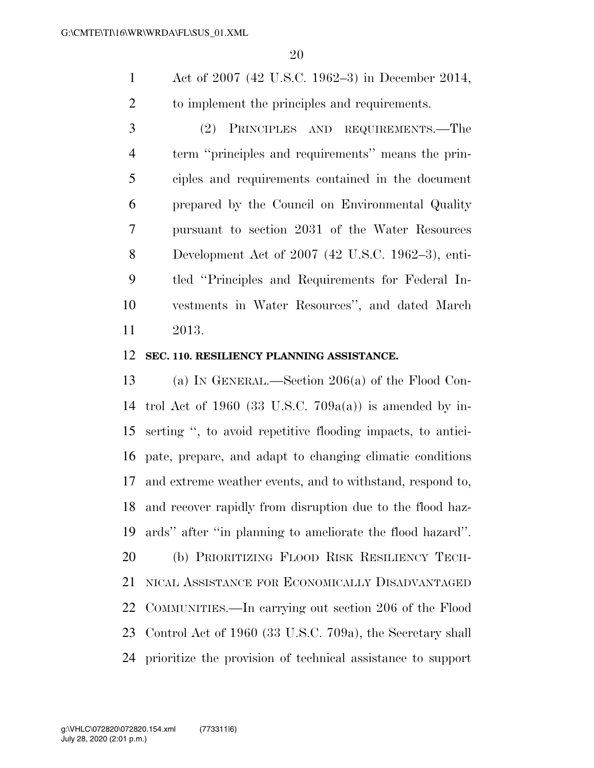Act of 2007 (42 U.S.C. 1962–3) in December 2014, to implement the principles and requirements.

(2) PRINCIPLES AND REQUIREMENTS.—The term ''principles and requirements'' means the principles and requirements contained in the document prepared by the Council on Environmental Quality pursuant to section 2031 of the Water Resources Development Act of 2007 (42 U.S.C. 1962–3), entitled ''Principles and Requirements for Federal Investments in Water Resources'', and dated March 2013.

**SEC. 110. RESILIENCY PLANNING ASSISTANCE.**

(a) IN GENERAL.—Section 206(a) of the Flood Control Act of 1960 (33 U.S.C. 709a(a)) is amended by inserting '', to avoid repetitive flooding impacts, to anticipate, prepare, and adapt to changing climatic conditions and extreme weather events, and to withstand, respond to, and recover rapidly from disruption due to the flood hazards'' after ''in planning to ameliorate the flood hazard''.

(b) PRIORITIZING FLOOD RISK RESILIENCY TECHNICAL ASSISTANCE FOR ECONOMICALLY DISADVANTAGED COMMUNITIES.—In carrying out section 206 of the Flood Control Act of 1960 (33 U.S.C. 709a), the Secretary shall prioritize the provision of technical assistance to support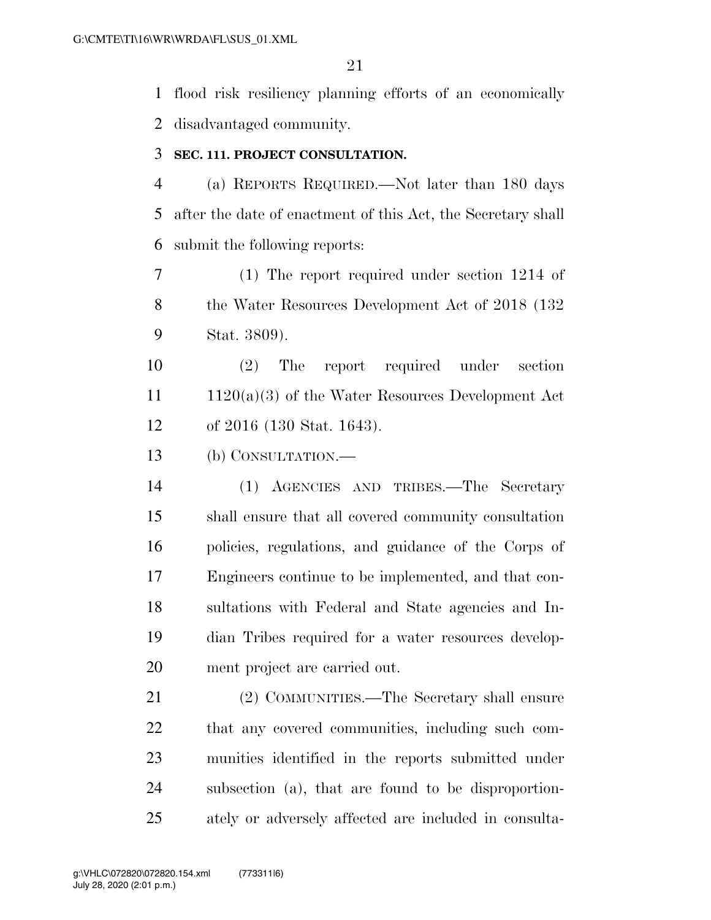flood risk resiliency planning efforts of an economically disadvantaged community.

**SEC. 111. PROJECT CONSULTATION.**

(a) REPORTS REQUIRED.—Not later than 180 days after the date of enactment of this Act, the Secretary shall submit the following reports:

(1) The report required under section 1214 of the Water Resources Development Act of 2018 (132 Stat. 3809).

(2) The report required under section 1120(a)(3) of the Water Resources Development Act of 2016 (130 Stat. 1643).

(b) CONSULTATION.—

(1) AGENCIES AND TRIBES.—The Secretary shall ensure that all covered community consultation policies, regulations, and guidance of the Corps of Engineers continue to be implemented, and that consultations with Federal and State agencies and Indian Tribes required for a water resources development project are carried out.

(2) COMMUNITIES.—The Secretary shall ensure that any covered communities, including such communities identified in the reports submitted under subsection (a), that are found to be disproportionately or adversely affected are included in consulta-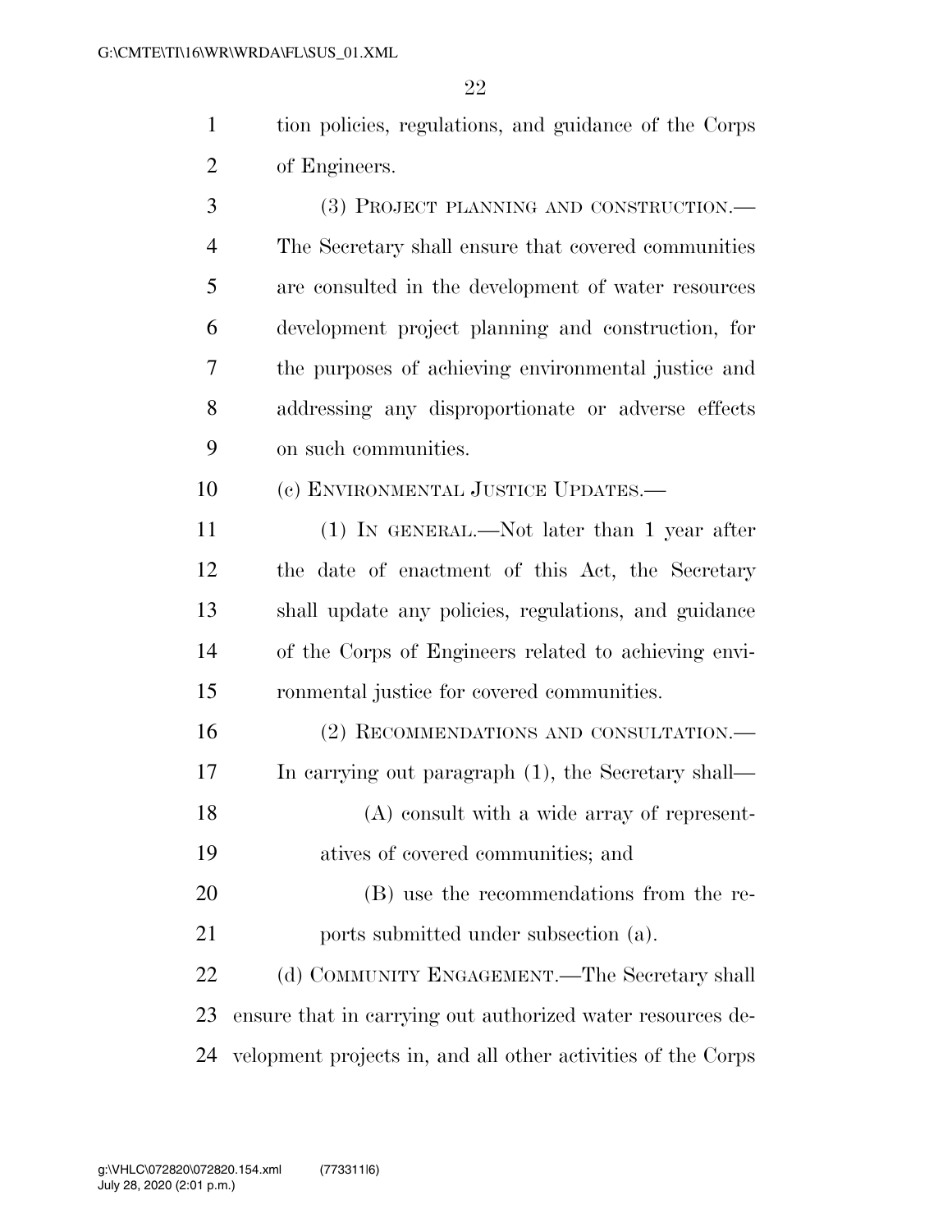tion policies, regulations, and guidance of the Corps of Engineers.

(3) PROJECT PLANNING AND CONSTRUCTION.—The Secretary shall ensure that covered communities are consulted in the development of water resources development project planning and construction, for the purposes of achieving environmental justice and addressing any disproportionate or adverse effects on such communities.

(c) ENVIRONMENTAL JUSTICE UPDATES.—

(1) IN GENERAL.—Not later than 1 year after the date of enactment of this Act, the Secretary shall update any policies, regulations, and guidance of the Corps of Engineers related to achieving environmental justice for covered communities.

(2) RECOMMENDATIONS AND CONSULTATION.—In carrying out paragraph (1), the Secretary shall—

(A) consult with a wide array of representatives of covered communities; and

(B) use the recommendations from the reports submitted under subsection (a).

(d) COMMUNITY ENGAGEMENT.—The Secretary shall ensure that in carrying out authorized water resources development projects in, and all other activities of the Corps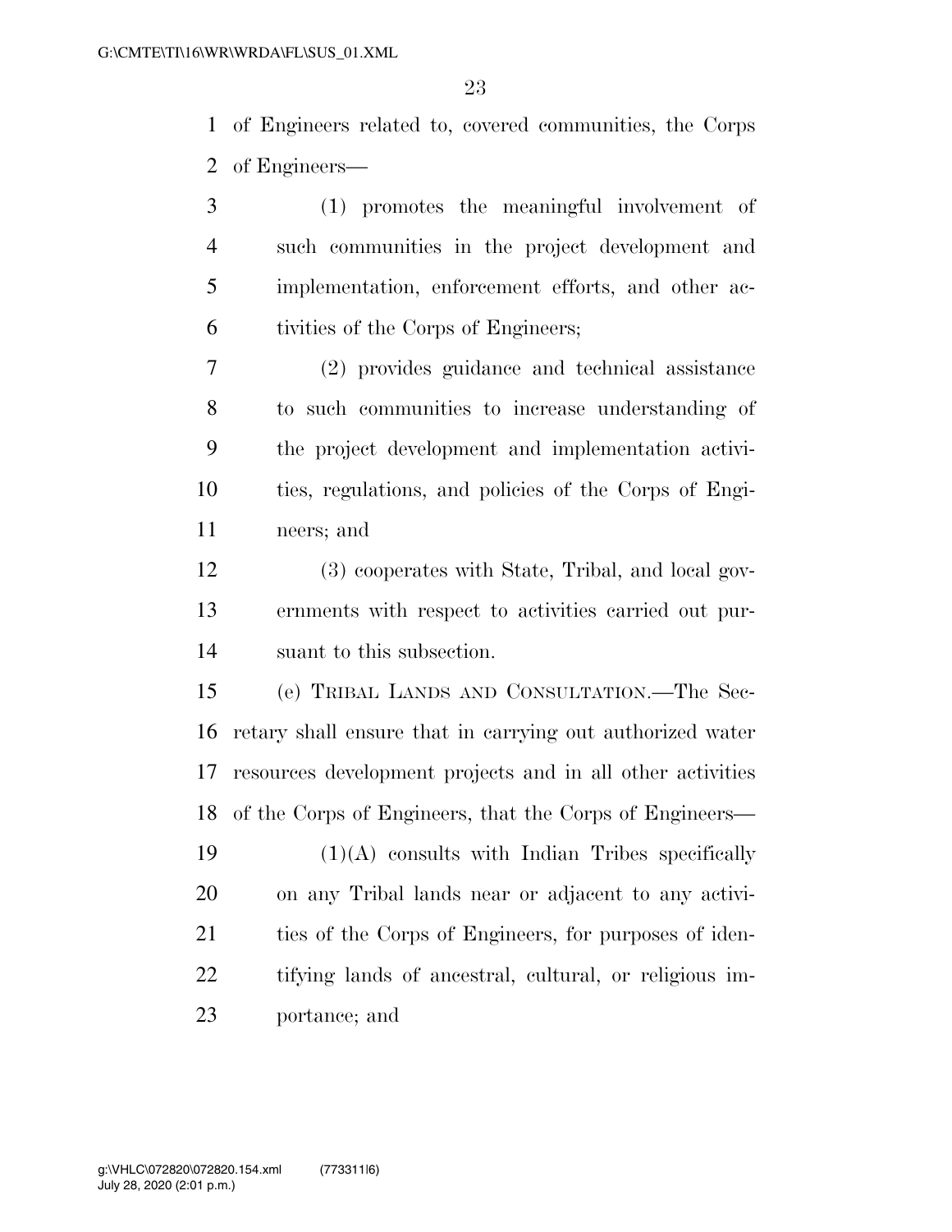of Engineers related to, covered communities, the Corps of Engineers—

(1) promotes the meaningful involvement of such communities in the project development and implementation, enforcement efforts, and other activities of the Corps of Engineers;

(2) provides guidance and technical assistance to such communities to increase understanding of the project development and implementation activities, regulations, and policies of the Corps of Engineers; and

(3) cooperates with State, Tribal, and local governments with respect to activities carried out pursuant to this subsection.

(e) TRIBAL LANDS AND CONSULTATION.—The Secretary shall ensure that in carrying out authorized water resources development projects and in all other activities of the Corps of Engineers, that the Corps of Engineers—

(1)(A) consults with Indian Tribes specifically on any Tribal lands near or adjacent to any activities of the Corps of Engineers, for purposes of identifying lands of ancestral, cultural, or religious importance; and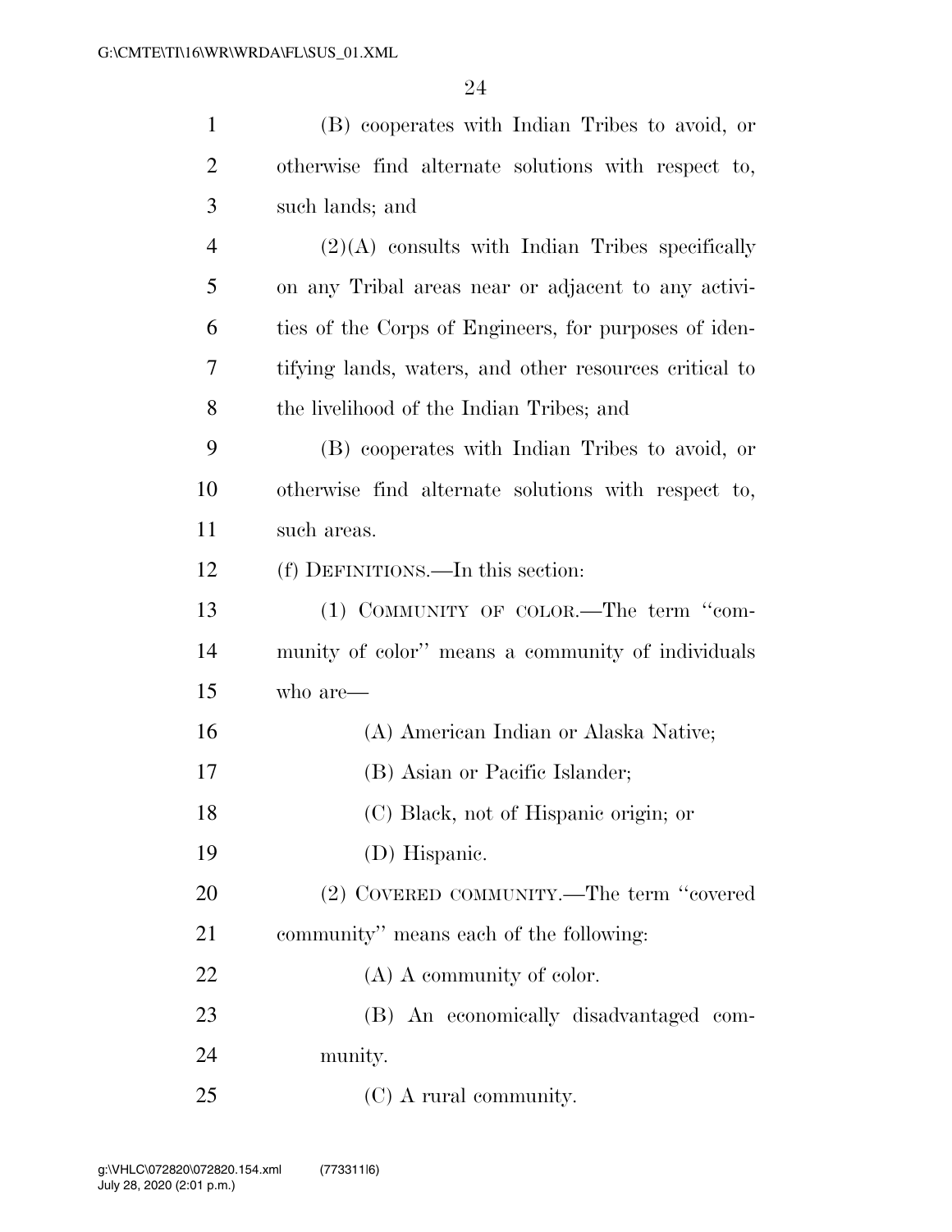(B) cooperates with Indian Tribes to avoid, or otherwise find alternate solutions with respect to, such lands; and

(2)(A) consults with Indian Tribes specifically on any Tribal areas near or adjacent to any activities of the Corps of Engineers, for purposes of identifying lands, waters, and other resources critical to the livelihood of the Indian Tribes; and

(B) cooperates with Indian Tribes to avoid, or otherwise find alternate solutions with respect to, such areas.

(f) DEFINITIONS.—In this section:

(1) COMMUNITY OF COLOR.—The term ''community of color'' means a community of individuals who are—

(A) American Indian or Alaska Native;

(B) Asian or Pacific Islander;

(C) Black, not of Hispanic origin; or

(D) Hispanic.

(2) COVERED COMMUNITY.—The term ''covered community'' means each of the following:

(A) A community of color.

(B) An economically disadvantaged community.

(C) A rural community.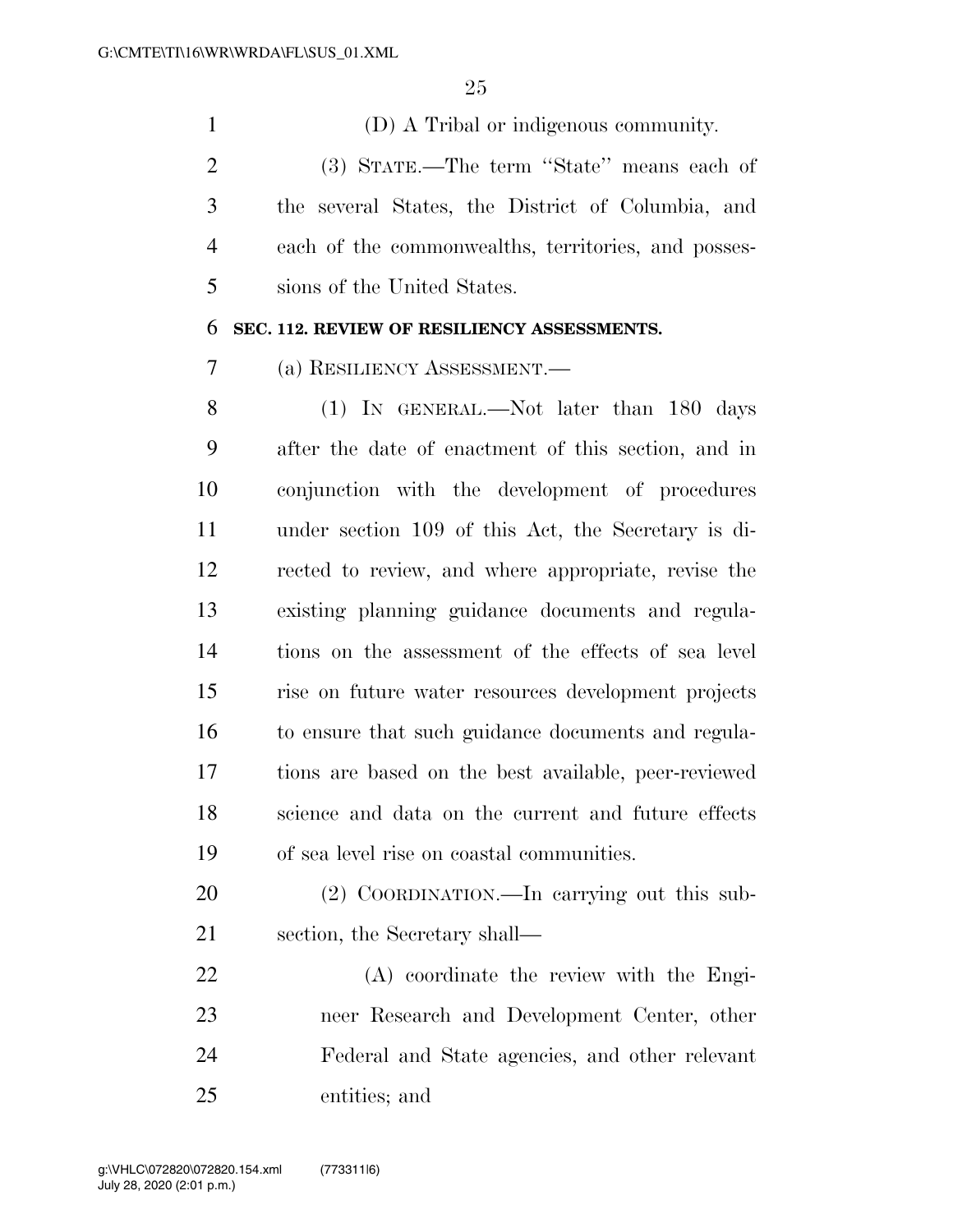(D) A Tribal or indigenous community.

(3) STATE.—The term ''State'' means each of the several States, the District of Columbia, and each of the commonwealths, territories, and possessions of the United States.

**SEC. 112. REVIEW OF RESILIENCY ASSESSMENTS.**

(a) RESILIENCY ASSESSMENT.—

(1) IN GENERAL.—Not later than 180 days after the date of enactment of this section, and in conjunction with the development of procedures under section 109 of this Act, the Secretary is directed to review, and where appropriate, revise the existing planning guidance documents and regulations on the assessment of the effects of sea level rise on future water resources development projects to ensure that such guidance documents and regulations are based on the best available, peer-reviewed science and data on the current and future effects of sea level rise on coastal communities.

(2) COORDINATION.—In carrying out this subsection, the Secretary shall—

(A) coordinate the review with the Engineer Research and Development Center, other Federal and State agencies, and other relevant entities; and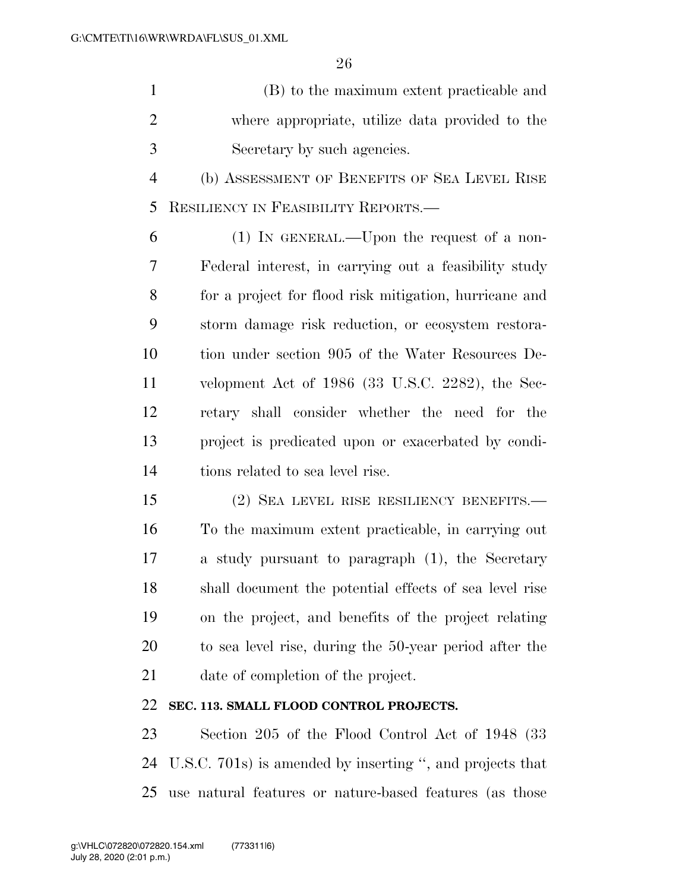(B) to the maximum extent practicable and where appropriate, utilize data provided to the Secretary by such agencies.

(b) ASSESSMENT OF BENEFITS OF SEA LEVEL RISE RESILIENCY IN FEASIBILITY REPORTS.—

(1) IN GENERAL.—Upon the request of a non-Federal interest, in carrying out a feasibility study for a project for flood risk mitigation, hurricane and storm damage risk reduction, or ecosystem restoration under section 905 of the Water Resources Development Act of 1986 (33 U.S.C. 2282), the Secretary shall consider whether the need for the project is predicated upon or exacerbated by conditions related to sea level rise.

(2) SEA LEVEL RISE RESILIENCY BENEFITS.—To the maximum extent practicable, in carrying out a study pursuant to paragraph (1), the Secretary shall document the potential effects of sea level rise on the project, and benefits of the project relating to sea level rise, during the 50-year period after the date of completion of the project.

**SEC. 113. SMALL FLOOD CONTROL PROJECTS.**

Section 205 of the Flood Control Act of 1948 (33 U.S.C. 701s) is amended by inserting ", and projects that use natural features or nature-based features (as those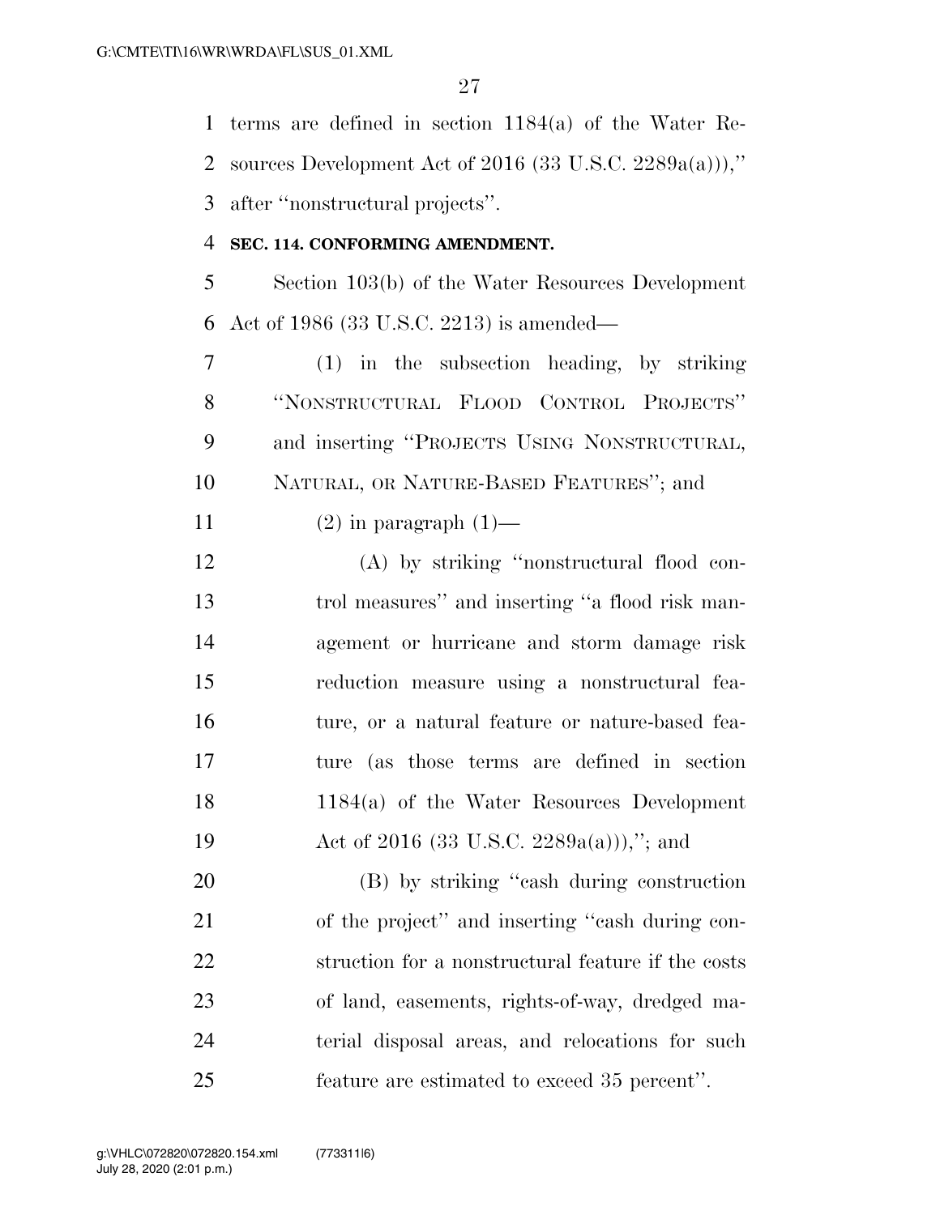terms are defined in section 1184(a) of the Water Resources Development Act of 2016 (33 U.S.C. 2289a(a))),'' after ''nonstructural projects''.

**SEC. 114. CONFORMING AMENDMENT.**

Section 103(b) of the Water Resources Development Act of 1986 (33 U.S.C. 2213) is amended—

(1) in the subsection heading, by striking ''NONSTRUCTURAL FLOOD CONTROL PROJECTS'' and inserting ''PROJECTS USING NONSTRUCTURAL, NATURAL, OR NATURE-BASED FEATURES''; and

(2) in paragraph (1)—

(A) by striking ''nonstructural flood control measures'' and inserting ''a flood risk management or hurricane and storm damage risk reduction measure using a nonstructural feature, or a natural feature or nature-based feature (as those terms are defined in section 1184(a) of the Water Resources Development Act of 2016 (33 U.S.C. 2289a(a))),''; and

(B) by striking ''cash during construction of the project'' and inserting ''cash during construction for a nonstructural feature if the costs of land, easements, rights-of-way, dredged material disposal areas, and relocations for such feature are estimated to exceed 35 percent''.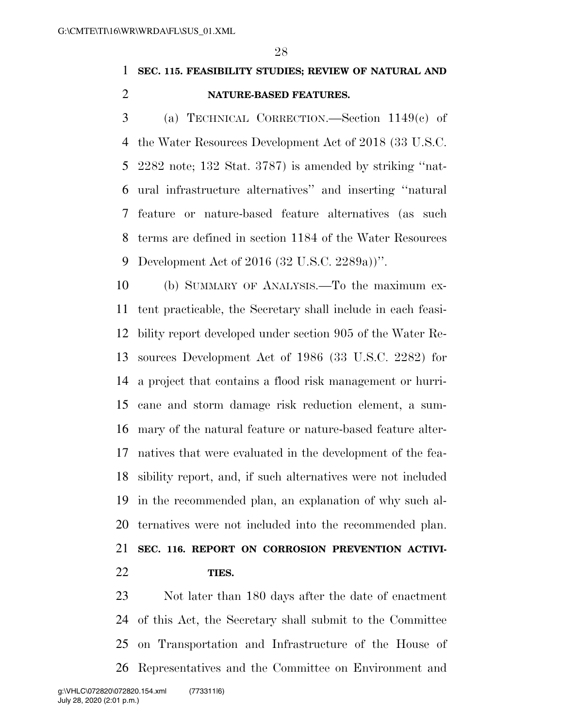**SEC. 115. FEASIBILITY STUDIES; REVIEW OF NATURAL AND NATURE-BASED FEATURES.**

(a) TECHNICAL CORRECTION.—Section 1149(c) of the Water Resources Development Act of 2018 (33 U.S.C. 2282 note; 132 Stat. 3787) is amended by striking ''natural infrastructure alternatives'' and inserting ''natural feature or nature-based feature alternatives (as such terms are defined in section 1184 of the Water Resources Development Act of 2016 (32 U.S.C. 2289a))''.

(b) SUMMARY OF ANALYSIS.—To the maximum extent practicable, the Secretary shall include in each feasibility report developed under section 905 of the Water Resources Development Act of 1986 (33 U.S.C. 2282) for a project that contains a flood risk management or hurricane and storm damage risk reduction element, a summary of the natural feature or nature-based feature alternatives that were evaluated in the development of the feasibility report, and, if such alternatives were not included in the recommended plan, an explanation of why such alternatives were not included into the recommended plan.

**SEC. 116. REPORT ON CORROSION PREVENTION ACTIVITIES.**

Not later than 180 days after the date of enactment of this Act, the Secretary shall submit to the Committee on Transportation and Infrastructure of the House of Representatives and the Committee on Environment and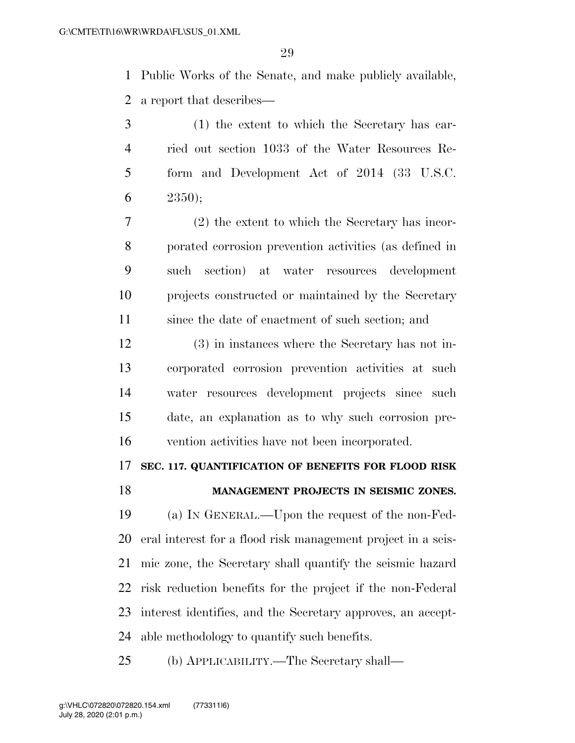Public Works of the Senate, and make publicly available, a report that describes—

(1) the extent to which the Secretary has carried out section 1033 of the Water Resources Reform and Development Act of 2014 (33 U.S.C. 2350);

(2) the extent to which the Secretary has incorporated corrosion prevention activities (as defined in such section) at water resources development projects constructed or maintained by the Secretary since the date of enactment of such section; and

(3) in instances where the Secretary has not incorporated corrosion prevention activities at such water resources development projects since such date, an explanation as to why such corrosion prevention activities have not been incorporated.

**SEC. 117. QUANTIFICATION OF BENEFITS FOR FLOOD RISK MANAGEMENT PROJECTS IN SEISMIC ZONES.**

(a) IN GENERAL.—Upon the request of the non-Federal interest for a flood risk management project in a seismic zone, the Secretary shall quantify the seismic hazard risk reduction benefits for the project if the non-Federal interest identifies, and the Secretary approves, an acceptable methodology to quantify such benefits.

(b) APPLICABILITY.—The Secretary shall—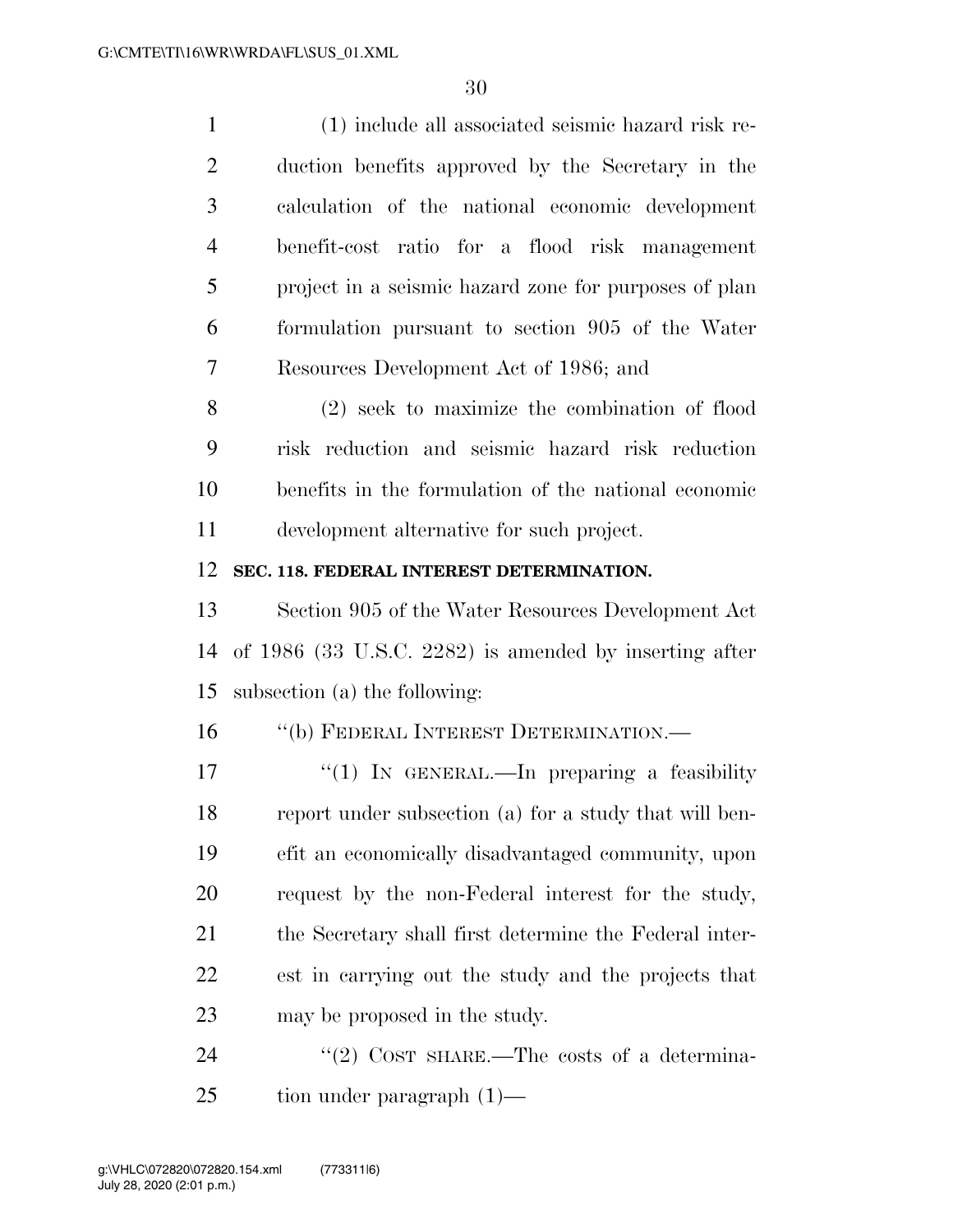(1) include all associated seismic hazard risk reduction benefits approved by the Secretary in the calculation of the national economic development benefit-cost ratio for a flood risk management project in a seismic hazard zone for purposes of plan formulation pursuant to section 905 of the Water Resources Development Act of 1986; and

(2) seek to maximize the combination of flood risk reduction and seismic hazard risk reduction benefits in the formulation of the national economic development alternative for such project.

**SEC. 118. FEDERAL INTEREST DETERMINATION.**

Section 905 of the Water Resources Development Act of 1986 (33 U.S.C. 2282) is amended by inserting after subsection (a) the following:

"(b) FEDERAL INTEREST DETERMINATION.—

"(1) IN GENERAL.—In preparing a feasibility report under subsection (a) for a study that will benefit an economically disadvantaged community, upon request by the non-Federal interest for the study, the Secretary shall first determine the Federal interest in carrying out the study and the projects that may be proposed in the study.

"(2) COST SHARE.—The costs of a determination under paragraph (1)—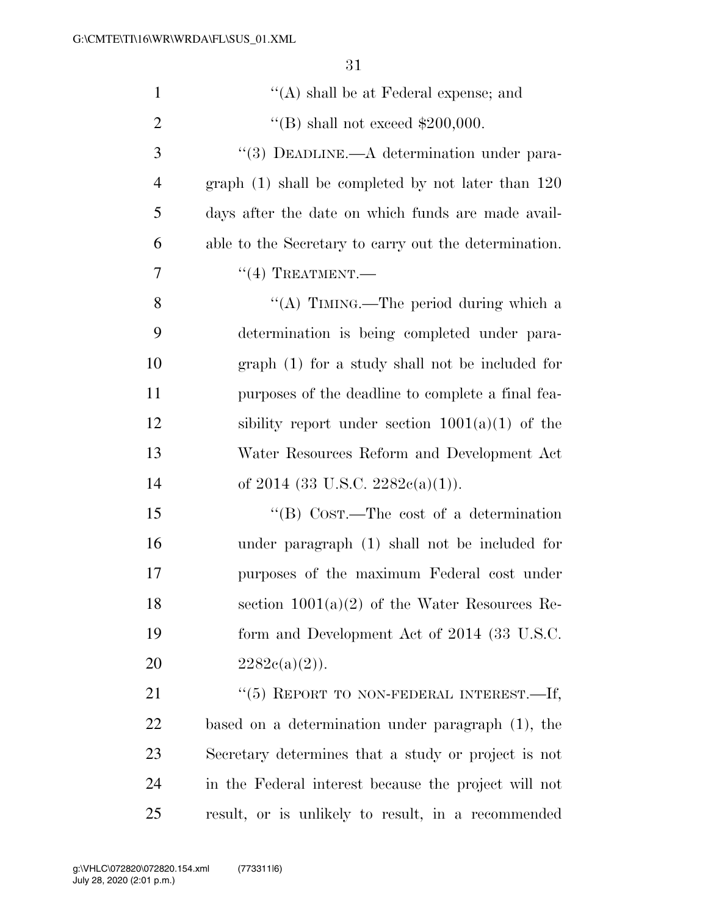''(A) shall be at Federal expense; and

''(B) shall not exceed $200,000.

''(3) DEADLINE.—A determination under paragraph (1) shall be completed by not later than 120 days after the date on which funds are made available to the Secretary to carry out the determination.

''(4) TREATMENT.—

''(A) TIMING.—The period during which a determination is being completed under paragraph (1) for a study shall not be included for purposes of the deadline to complete a final feasibility report under section 1001(a)(1) of the Water Resources Reform and Development Act of 2014 (33 U.S.C. 2282c(a)(1)).

''(B) COST.—The cost of a determination under paragraph (1) shall not be included for purposes of the maximum Federal cost under section 1001(a)(2) of the Water Resources Reform and Development Act of 2014 (33 U.S.C. 2282c(a)(2)).

''(5) REPORT TO NON-FEDERAL INTEREST.—If, based on a determination under paragraph (1), the Secretary determines that a study or project is not in the Federal interest because the project will not result, or is unlikely to result, in a recommended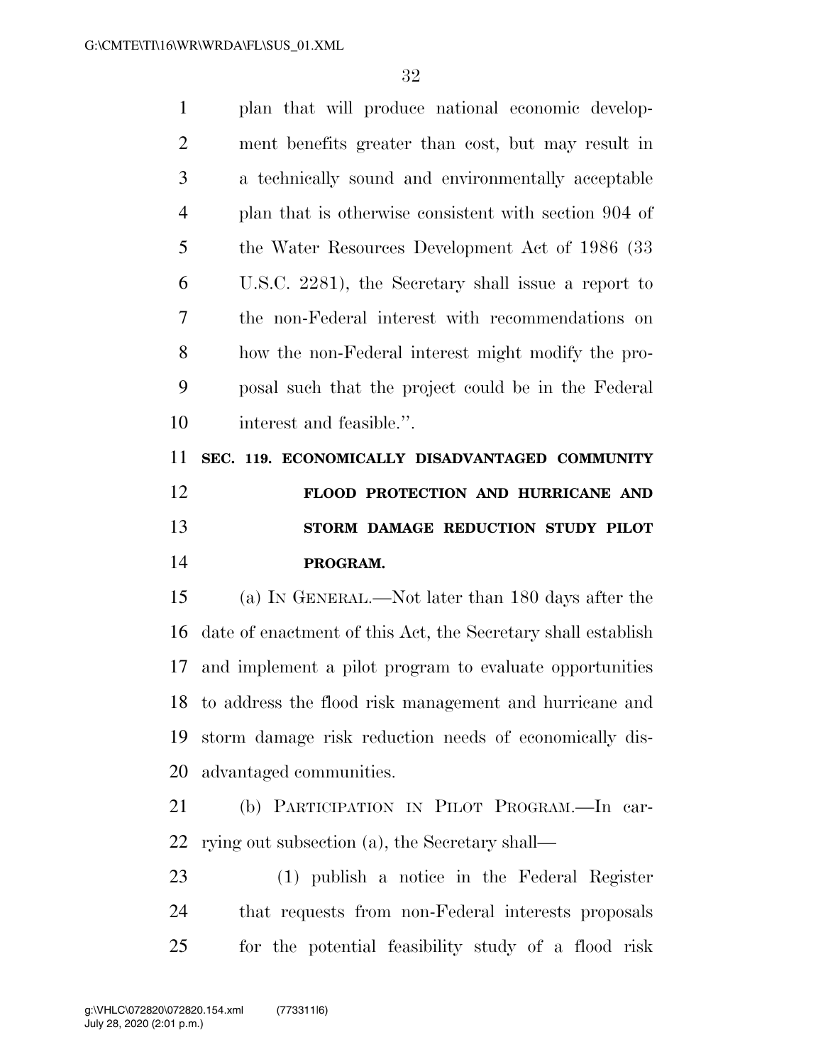plan that will produce national economic development benefits greater than cost, but may result in a technically sound and environmentally acceptable plan that is otherwise consistent with section 904 of the Water Resources Development Act of 1986 (33 U.S.C. 2281), the Secretary shall issue a report to the non-Federal interest with recommendations on how the non-Federal interest might modify the proposal such that the project could be in the Federal interest and feasible.''.

**SEC. 119. ECONOMICALLY DISADVANTAGED COMMUNITY FLOOD PROTECTION AND HURRICANE AND STORM DAMAGE REDUCTION STUDY PILOT PROGRAM.**

(a) IN GENERAL.—Not later than 180 days after the date of enactment of this Act, the Secretary shall establish and implement a pilot program to evaluate opportunities to address the flood risk management and hurricane and storm damage risk reduction needs of economically disadvantaged communities.

(b) PARTICIPATION IN PILOT PROGRAM.—In carrying out subsection (a), the Secretary shall—

(1) publish a notice in the Federal Register that requests from non-Federal interests proposals for the potential feasibility study of a flood risk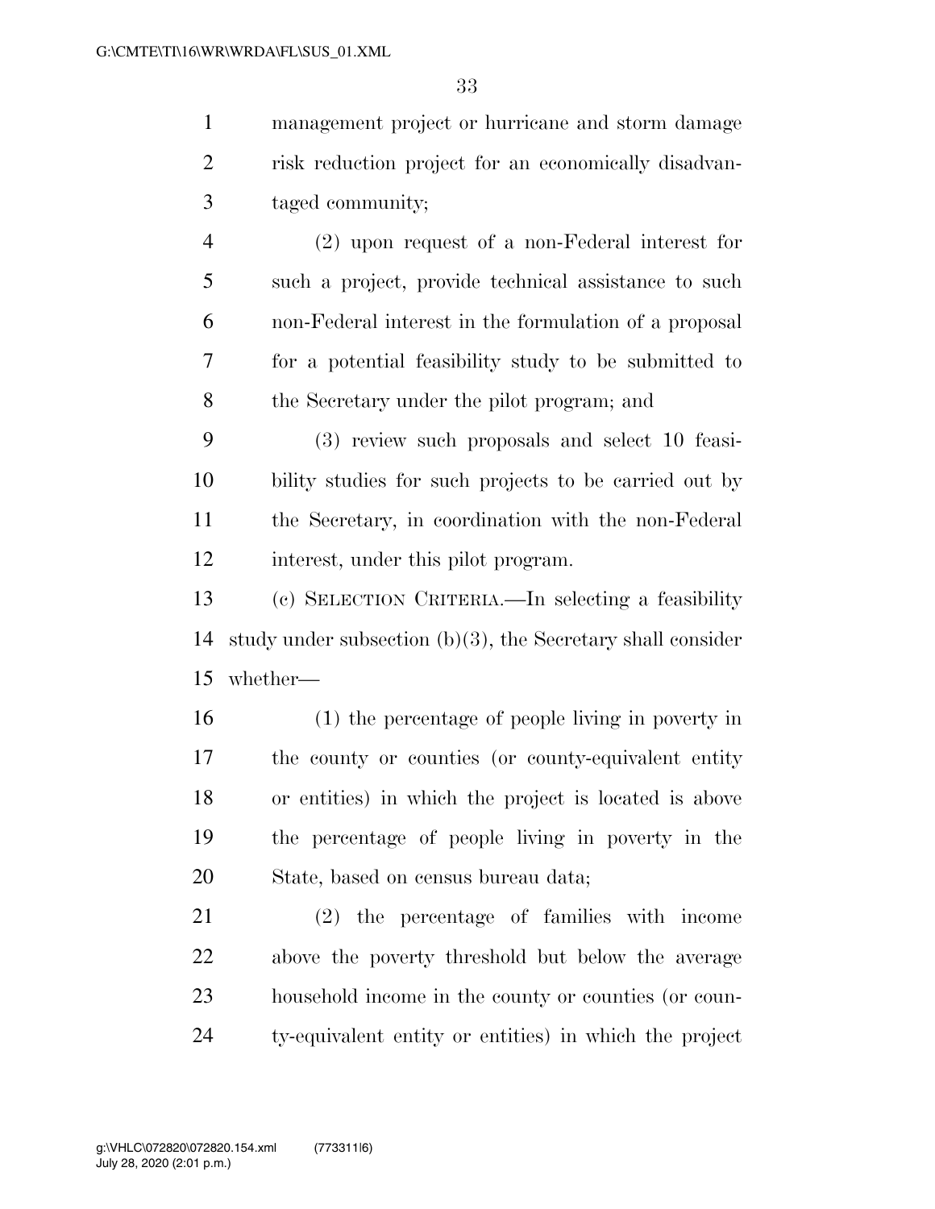management project or hurricane and storm damage risk reduction project for an economically disadvantaged community;

(2) upon request of a non-Federal interest for such a project, provide technical assistance to such non-Federal interest in the formulation of a proposal for a potential feasibility study to be submitted to the Secretary under the pilot program; and

(3) review such proposals and select 10 feasibility studies for such projects to be carried out by the Secretary, in coordination with the non-Federal interest, under this pilot program.

(c) SELECTION CRITERIA.—In selecting a feasibility study under subsection (b)(3), the Secretary shall consider whether—

(1) the percentage of people living in poverty in the county or counties (or county-equivalent entity or entities) in which the project is located is above the percentage of people living in poverty in the State, based on census bureau data;

(2) the percentage of families with income above the poverty threshold but below the average household income in the county or counties (or county-equivalent entity or entities) in which the project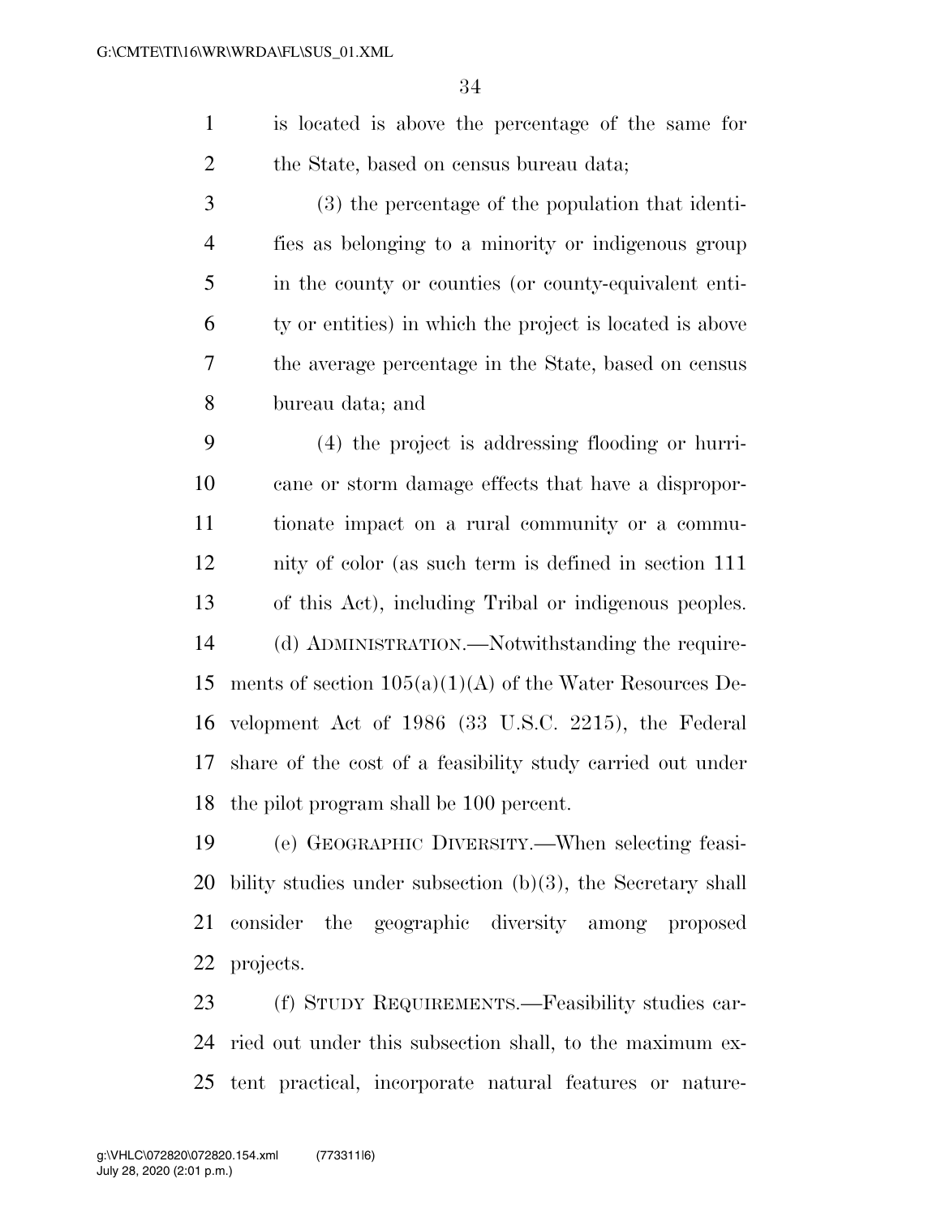is located is above the percentage of the same for the State, based on census bureau data;

(3) the percentage of the population that identifies as belonging to a minority or indigenous group in the county or counties (or county-equivalent entity or entities) in which the project is located is above the average percentage in the State, based on census bureau data; and

(4) the project is addressing flooding or hurricane or storm damage effects that have a disproportionate impact on a rural community or a community of color (as such term is defined in section 111 of this Act), including Tribal or indigenous peoples.

(d) ADMINISTRATION.—Notwithstanding the requirements of section 105(a)(1)(A) of the Water Resources Development Act of 1986 (33 U.S.C. 2215), the Federal share of the cost of a feasibility study carried out under the pilot program shall be 100 percent.

(e) GEOGRAPHIC DIVERSITY.—When selecting feasibility studies under subsection (b)(3), the Secretary shall consider the geographic diversity among proposed projects.

(f) STUDY REQUIREMENTS.—Feasibility studies carried out under this subsection shall, to the maximum extent practical, incorporate natural features or nature-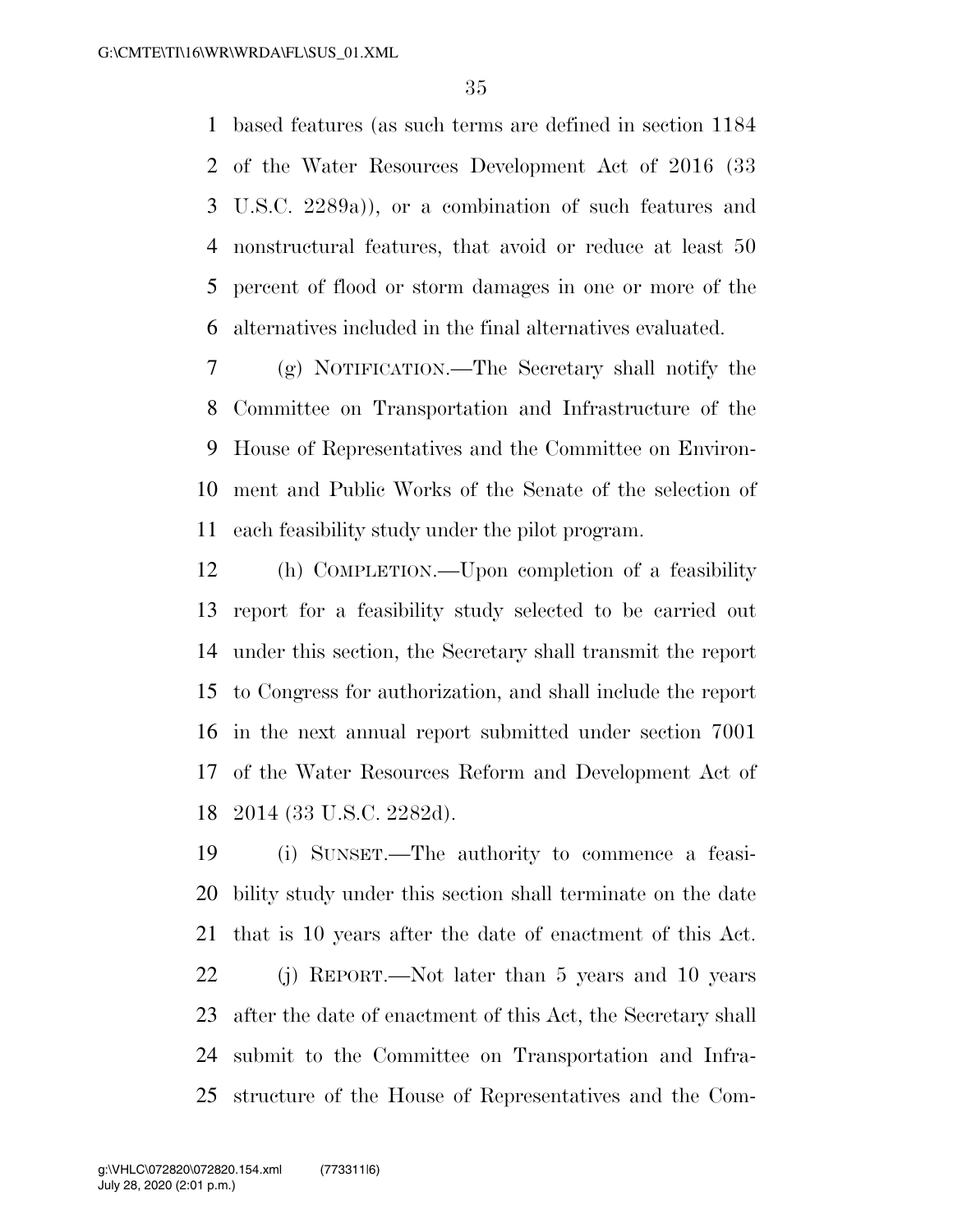based features (as such terms are defined in section 1184 of the Water Resources Development Act of 2016 (33 U.S.C. 2289a)), or a combination of such features and nonstructural features, that avoid or reduce at least 50 percent of flood or storm damages in one or more of the alternatives included in the final alternatives evaluated.

(g) NOTIFICATION.—The Secretary shall notify the Committee on Transportation and Infrastructure of the House of Representatives and the Committee on Environment and Public Works of the Senate of the selection of each feasibility study under the pilot program.

(h) COMPLETION.—Upon completion of a feasibility report for a feasibility study selected to be carried out under this section, the Secretary shall transmit the report to Congress for authorization, and shall include the report in the next annual report submitted under section 7001 of the Water Resources Reform and Development Act of 2014 (33 U.S.C. 2282d).

(i) SUNSET.—The authority to commence a feasibility study under this section shall terminate on the date that is 10 years after the date of enactment of this Act.

(j) REPORT.—Not later than 5 years and 10 years after the date of enactment of this Act, the Secretary shall submit to the Committee on Transportation and Infrastructure of the House of Representatives and the Com-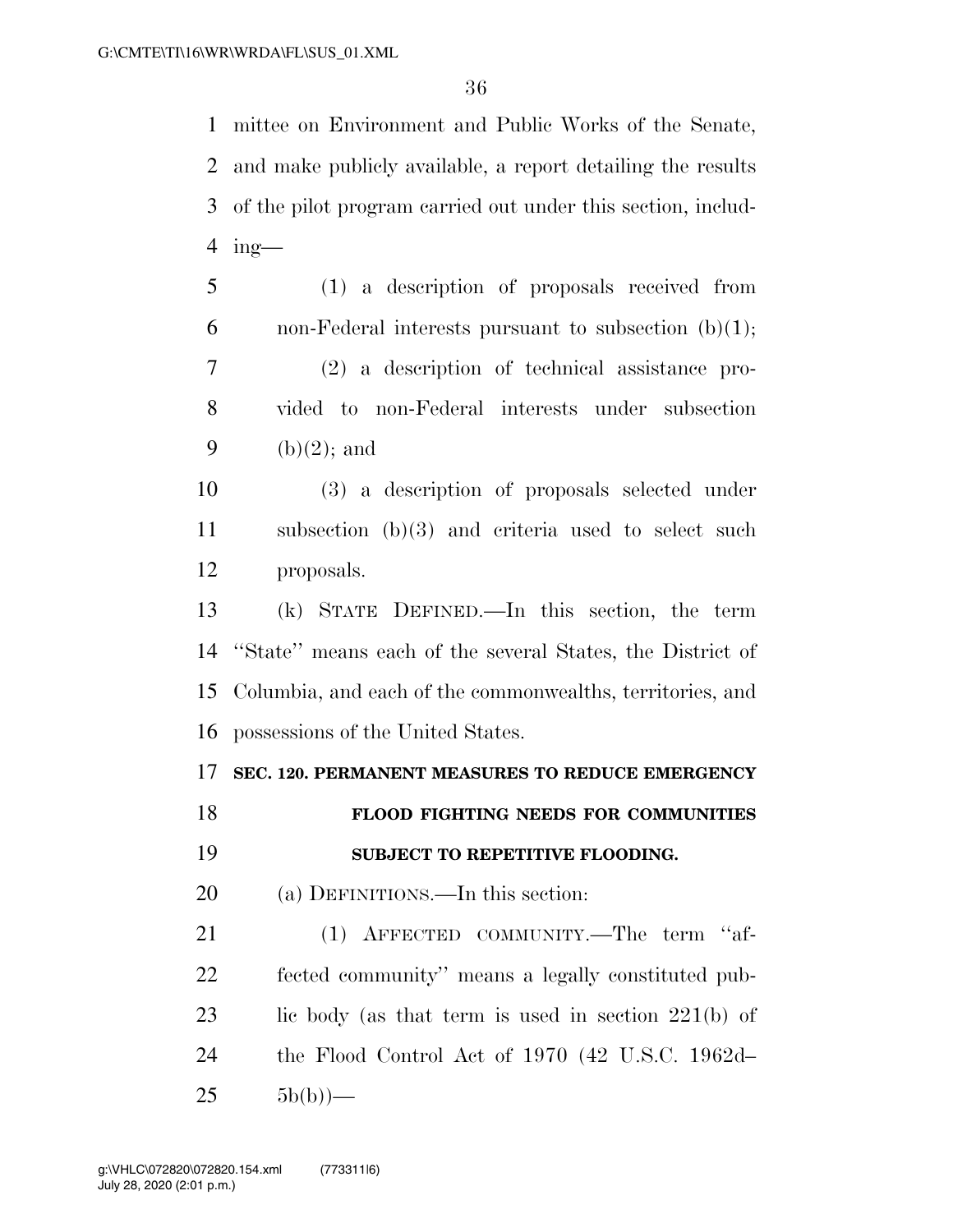mittee on Environment and Public Works of the Senate, and make publicly available, a report detailing the results of the pilot program carried out under this section, including—

(1) a description of proposals received from non-Federal interests pursuant to subsection (b)(1);

(2) a description of technical assistance provided to non-Federal interests under subsection (b)(2); and

(3) a description of proposals selected under subsection (b)(3) and criteria used to select such proposals.

(k) STATE DEFINED.—In this section, the term ''State'' means each of the several States, the District of Columbia, and each of the commonwealths, territories, and possessions of the United States.

**SEC. 120. PERMANENT MEASURES TO REDUCE EMERGENCY FLOOD FIGHTING NEEDS FOR COMMUNITIES SUBJECT TO REPETITIVE FLOODING.**

(a) DEFINITIONS.—In this section:

(1) AFFECTED COMMUNITY.—The term ''affected community'' means a legally constituted public body (as that term is used in section 221(b) of the Flood Control Act of 1970 (42 U.S.C. 1962d–5b(b))—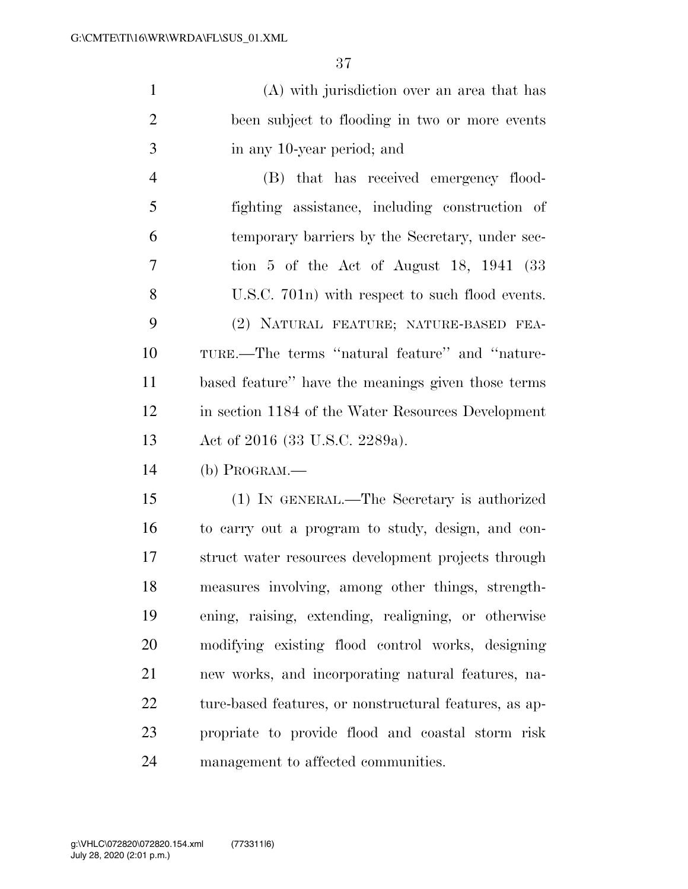(A) with jurisdiction over an area that has been subject to flooding in two or more events in any 10-year period; and

(B) that has received emergency flood-fighting assistance, including construction of temporary barriers by the Secretary, under section 5 of the Act of August 18, 1941 (33 U.S.C. 701n) with respect to such flood events.

(2) NATURAL FEATURE; NATURE-BASED FEATURE.—The terms ''natural feature'' and ''nature-based feature'' have the meanings given those terms in section 1184 of the Water Resources Development Act of 2016 (33 U.S.C. 2289a).

(b) PROGRAM.—

(1) IN GENERAL.—The Secretary is authorized to carry out a program to study, design, and construct water resources development projects through measures involving, among other things, strengthening, raising, extending, realigning, or otherwise modifying existing flood control works, designing new works, and incorporating natural features, nature-based features, or nonstructural features, as appropriate to provide flood and coastal storm risk management to affected communities.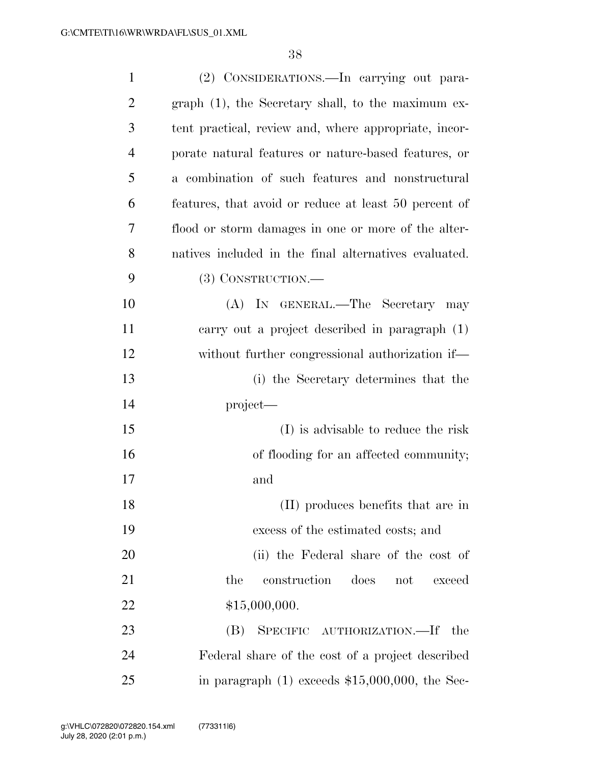(2) CONSIDERATIONS.—In carrying out paragraph (1), the Secretary shall, to the maximum extent practical, review and, where appropriate, incorporate natural features or nature-based features, or a combination of such features and nonstructural features, that avoid or reduce at least 50 percent of flood or storm damages in one or more of the alternatives included in the final alternatives evaluated.

(3) CONSTRUCTION.—

(A) IN GENERAL.—The Secretary may carry out a project described in paragraph (1) without further congressional authorization if—

(i) the Secretary determines that the project—

(I) is advisable to reduce the risk of flooding for an affected community; and

(II) produces benefits that are in excess of the estimated costs; and

(ii) the Federal share of the cost of the construction does not exceed $15,000,000.

(B) SPECIFIC AUTHORIZATION.—If the Federal share of the cost of a project described in paragraph (1) exceeds $15,000,000, the Sec-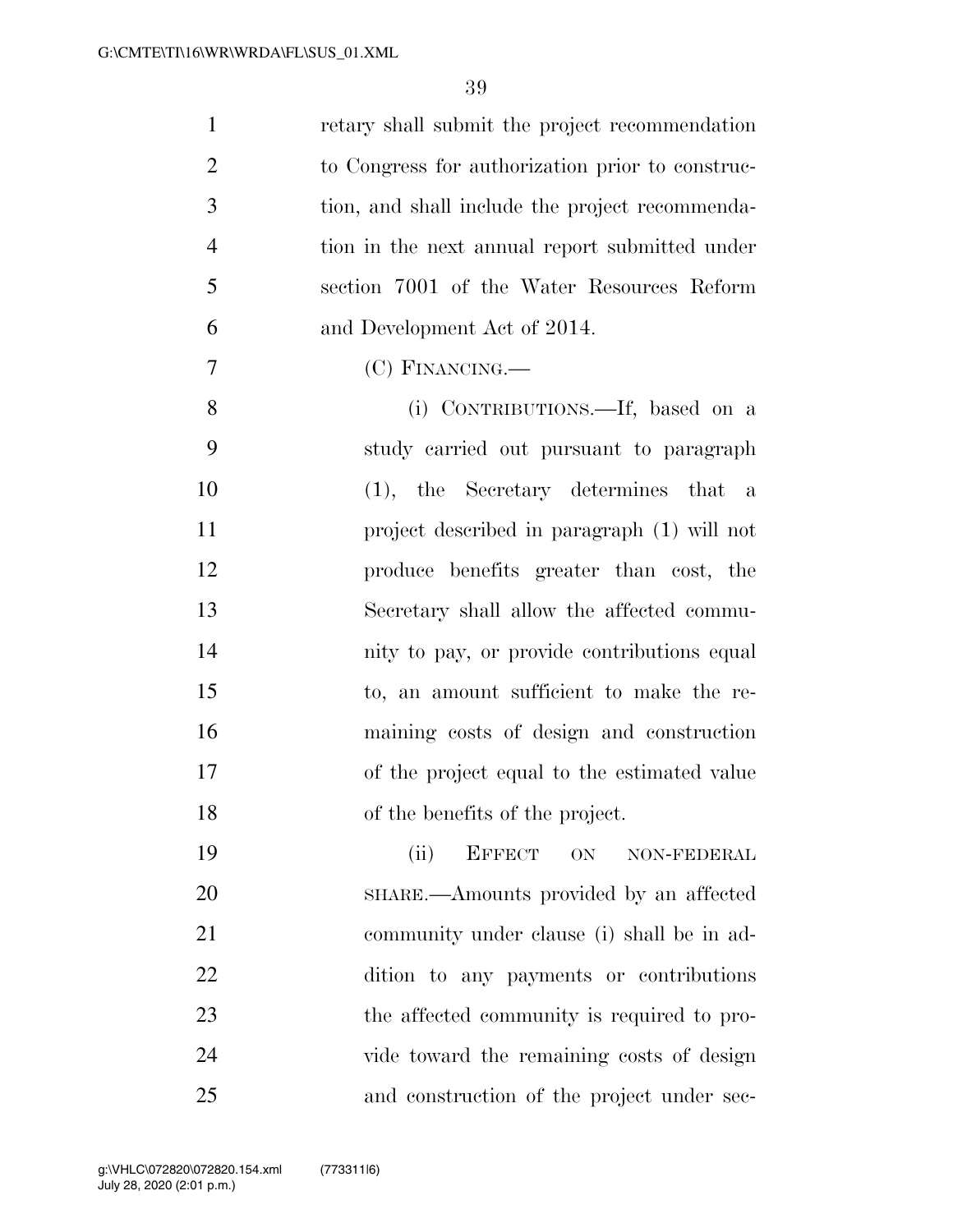retary shall submit the project recommendation to Congress for authorization prior to construction, and shall include the project recommendation in the next annual report submitted under section 7001 of the Water Resources Reform and Development Act of 2014.

(C) FINANCING.—

(i) CONTRIBUTIONS.—If, based on a study carried out pursuant to paragraph (1), the Secretary determines that a project described in paragraph (1) will not produce benefits greater than cost, the Secretary shall allow the affected community to pay, or provide contributions equal to, an amount sufficient to make the remaining costs of design and construction of the project equal to the estimated value of the benefits of the project.

(ii) EFFECT ON NON-FEDERAL SHARE.—Amounts provided by an affected community under clause (i) shall be in addition to any payments or contributions the affected community is required to provide toward the remaining costs of design and construction of the project under sec-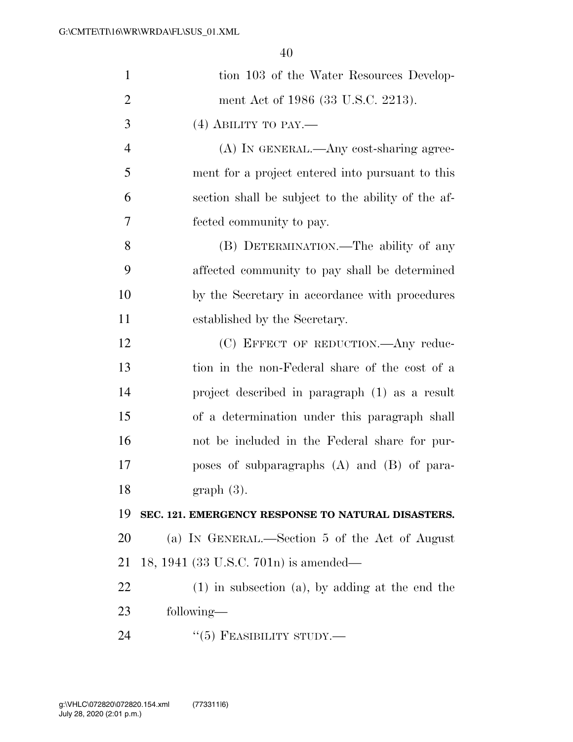tion 103 of the Water Resources Development Act of 1986 (33 U.S.C. 2213).

(4) ABILITY TO PAY.—

(A) IN GENERAL.—Any cost-sharing agreement for a project entered into pursuant to this section shall be subject to the ability of the affected community to pay.

(B) DETERMINATION.—The ability of any affected community to pay shall be determined by the Secretary in accordance with procedures established by the Secretary.

(C) EFFECT OF REDUCTION.—Any reduction in the non-Federal share of the cost of a project described in paragraph (1) as a result of a determination under this paragraph shall not be included in the Federal share for purposes of subparagraphs (A) and (B) of paragraph (3).

**SEC. 121. EMERGENCY RESPONSE TO NATURAL DISASTERS.**

(a) IN GENERAL.—Section 5 of the Act of August 18, 1941 (33 U.S.C. 701n) is amended—

(1) in subsection (a), by adding at the end the following—

"(5) FEASIBILITY STUDY.—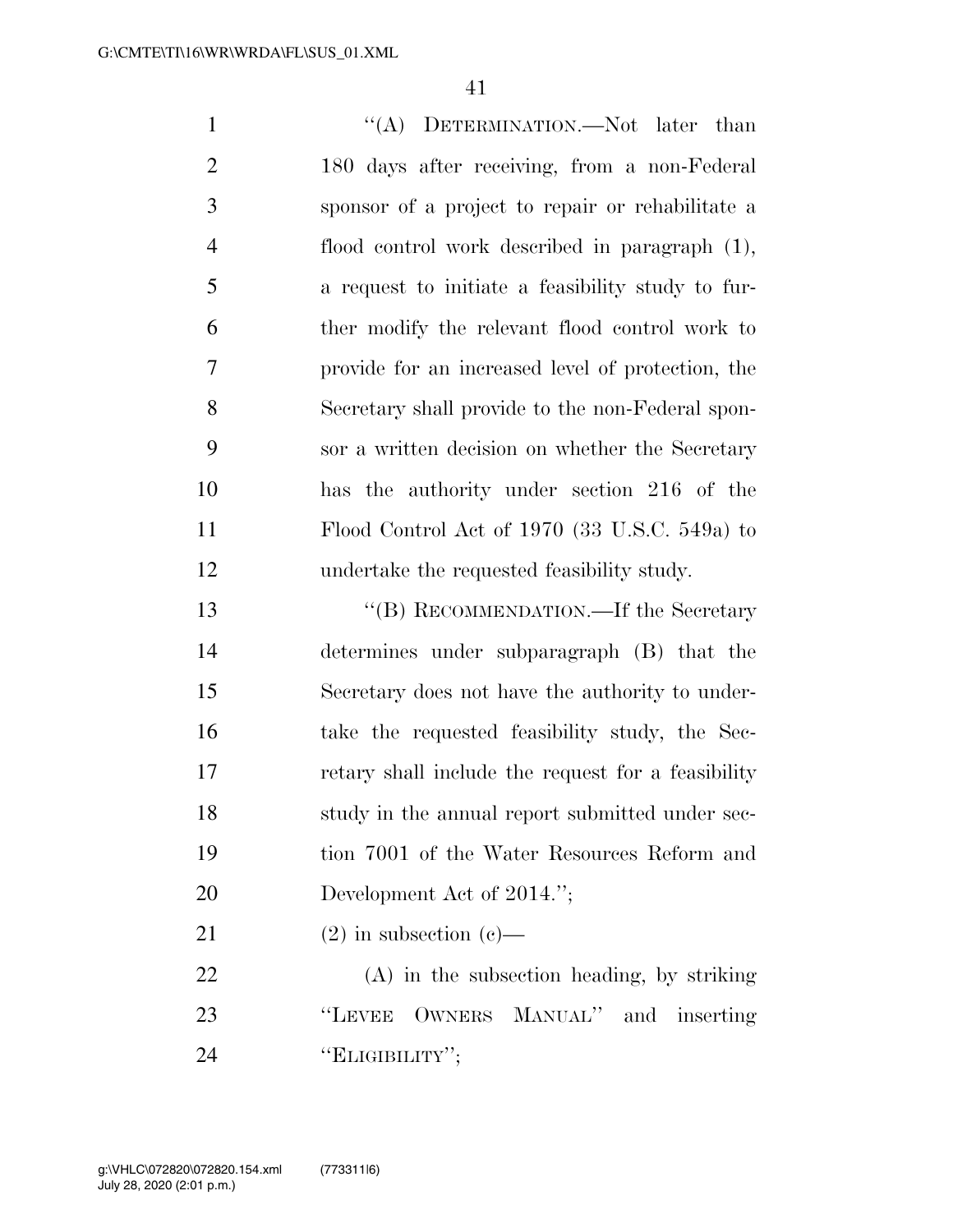"(A) DETERMINATION.—Not later than 180 days after receiving, from a non-Federal sponsor of a project to repair or rehabilitate a flood control work described in paragraph (1), a request to initiate a feasibility study to further modify the relevant flood control work to provide for an increased level of protection, the Secretary shall provide to the non-Federal sponsor a written decision on whether the Secretary has the authority under section 216 of the Flood Control Act of 1970 (33 U.S.C. 549a) to undertake the requested feasibility study.

"(B) RECOMMENDATION.—If the Secretary determines under subparagraph (B) that the Secretary does not have the authority to undertake the requested feasibility study, the Secretary shall include the request for a feasibility study in the annual report submitted under section 7001 of the Water Resources Reform and Development Act of 2014.";

(2) in subsection (c)—

(A) in the subsection heading, by striking "LEVEE OWNERS MANUAL" and inserting "ELIGIBILITY";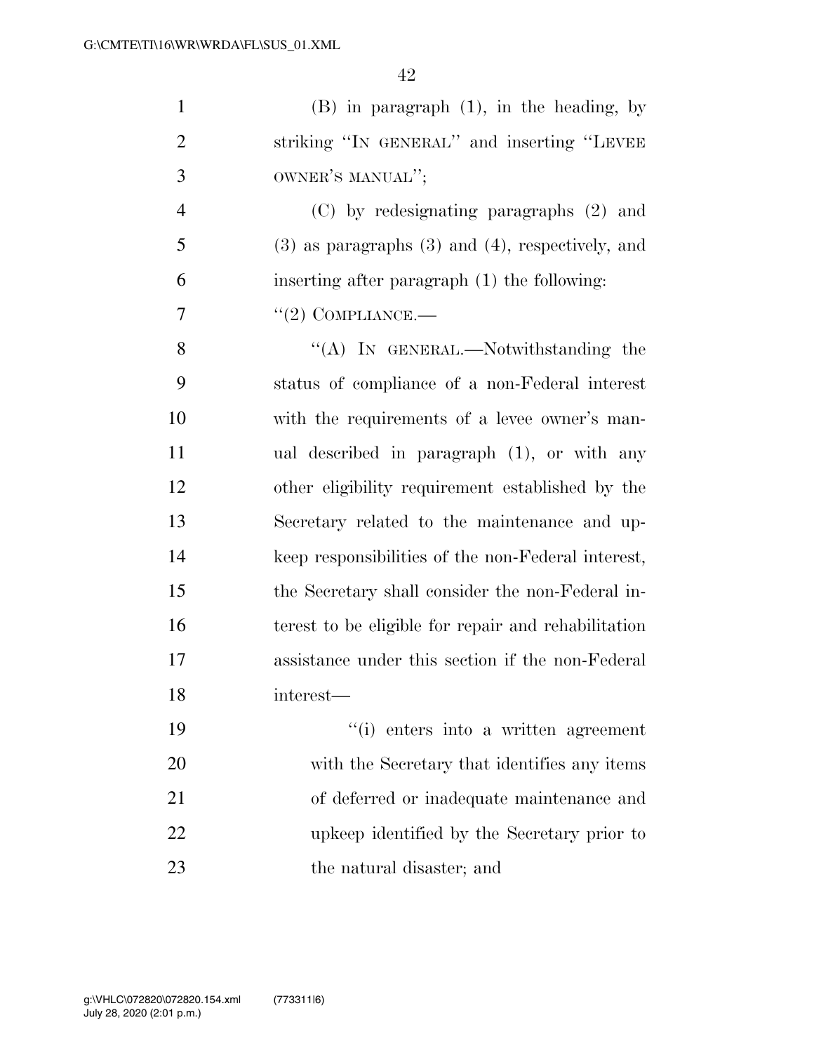(B) in paragraph (1), in the heading, by striking "IN GENERAL" and inserting "LEVEE OWNER'S MANUAL";

(C) by redesignating paragraphs (2) and (3) as paragraphs (3) and (4), respectively, and inserting after paragraph (1) the following:

"(2) COMPLIANCE.—

"(A) IN GENERAL.—Notwithstanding the status of compliance of a non-Federal interest with the requirements of a levee owner's manual described in paragraph (1), or with any other eligibility requirement established by the Secretary related to the maintenance and upkeep responsibilities of the non-Federal interest, the Secretary shall consider the non-Federal interest to be eligible for repair and rehabilitation assistance under this section if the non-Federal interest—

"(i) enters into a written agreement with the Secretary that identifies any items of deferred or inadequate maintenance and upkeep identified by the Secretary prior to the natural disaster; and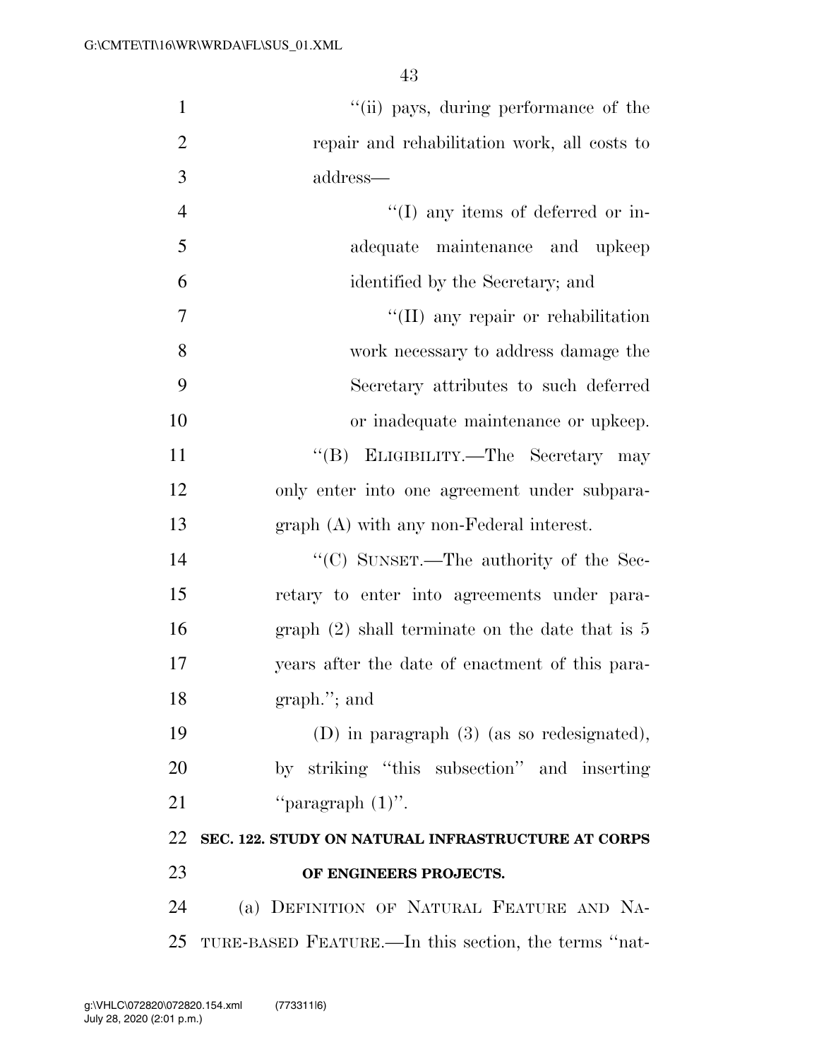"(ii) pays, during performance of the repair and rehabilitation work, all costs to address—

"(I) any items of deferred or inadequate maintenance and upkeep identified by the Secretary; and

"(II) any repair or rehabilitation work necessary to address damage the Secretary attributes to such deferred or inadequate maintenance or upkeep.

"(B) ELIGIBILITY.—The Secretary may only enter into one agreement under subparagraph (A) with any non-Federal interest.

"(C) SUNSET.—The authority of the Secretary to enter into agreements under paragraph (2) shall terminate on the date that is 5 years after the date of enactment of this paragraph."; and

(D) in paragraph (3) (as so redesignated), by striking "this subsection" and inserting "paragraph (1)".

**SEC. 122. STUDY ON NATURAL INFRASTRUCTURE AT CORPS OF ENGINEERS PROJECTS.**

(a) DEFINITION OF NATURAL FEATURE AND NATURE-BASED FEATURE.—In this section, the terms "nat-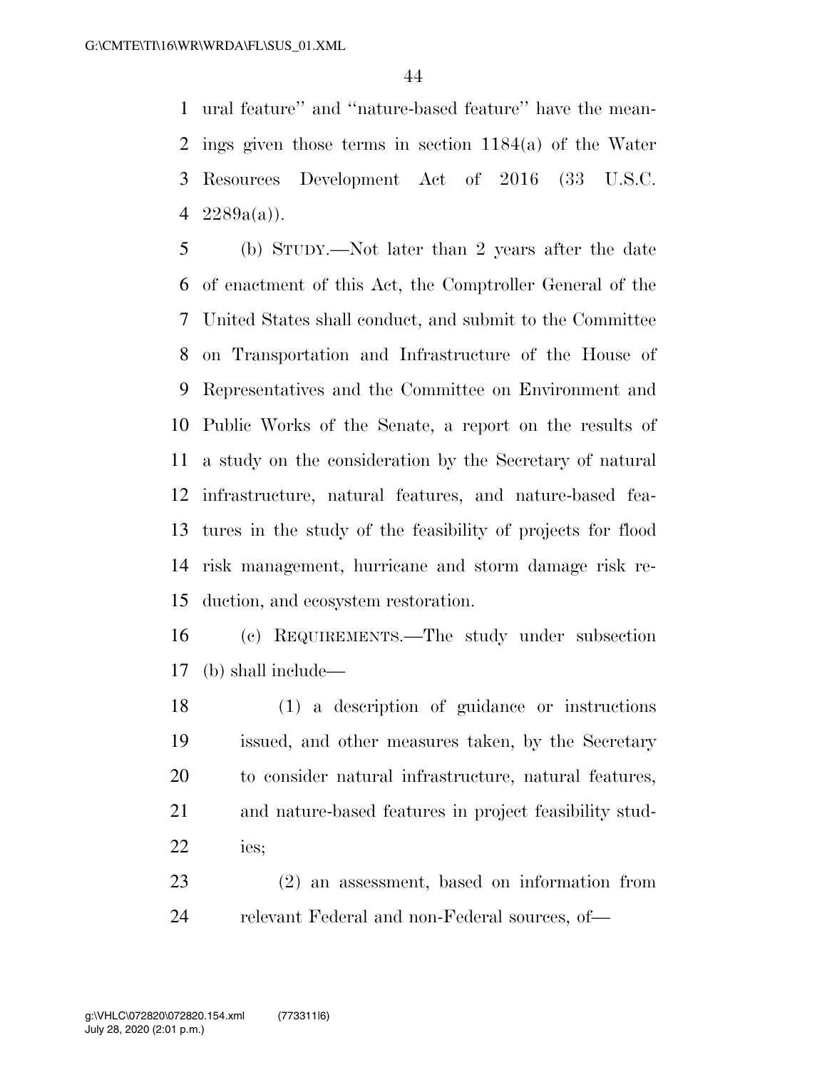ural feature'' and ''nature-based feature'' have the meanings given those terms in section 1184(a) of the Water Resources Development Act of 2016 (33 U.S.C. 2289a(a)).

(b) STUDY.—Not later than 2 years after the date of enactment of this Act, the Comptroller General of the United States shall conduct, and submit to the Committee on Transportation and Infrastructure of the House of Representatives and the Committee on Environment and Public Works of the Senate, a report on the results of a study on the consideration by the Secretary of natural infrastructure, natural features, and nature-based features in the study of the feasibility of projects for flood risk management, hurricane and storm damage risk reduction, and ecosystem restoration.

(c) REQUIREMENTS.—The study under subsection (b) shall include—

(1) a description of guidance or instructions issued, and other measures taken, by the Secretary to consider natural infrastructure, natural features, and nature-based features in project feasibility studies;

(2) an assessment, based on information from relevant Federal and non-Federal sources, of—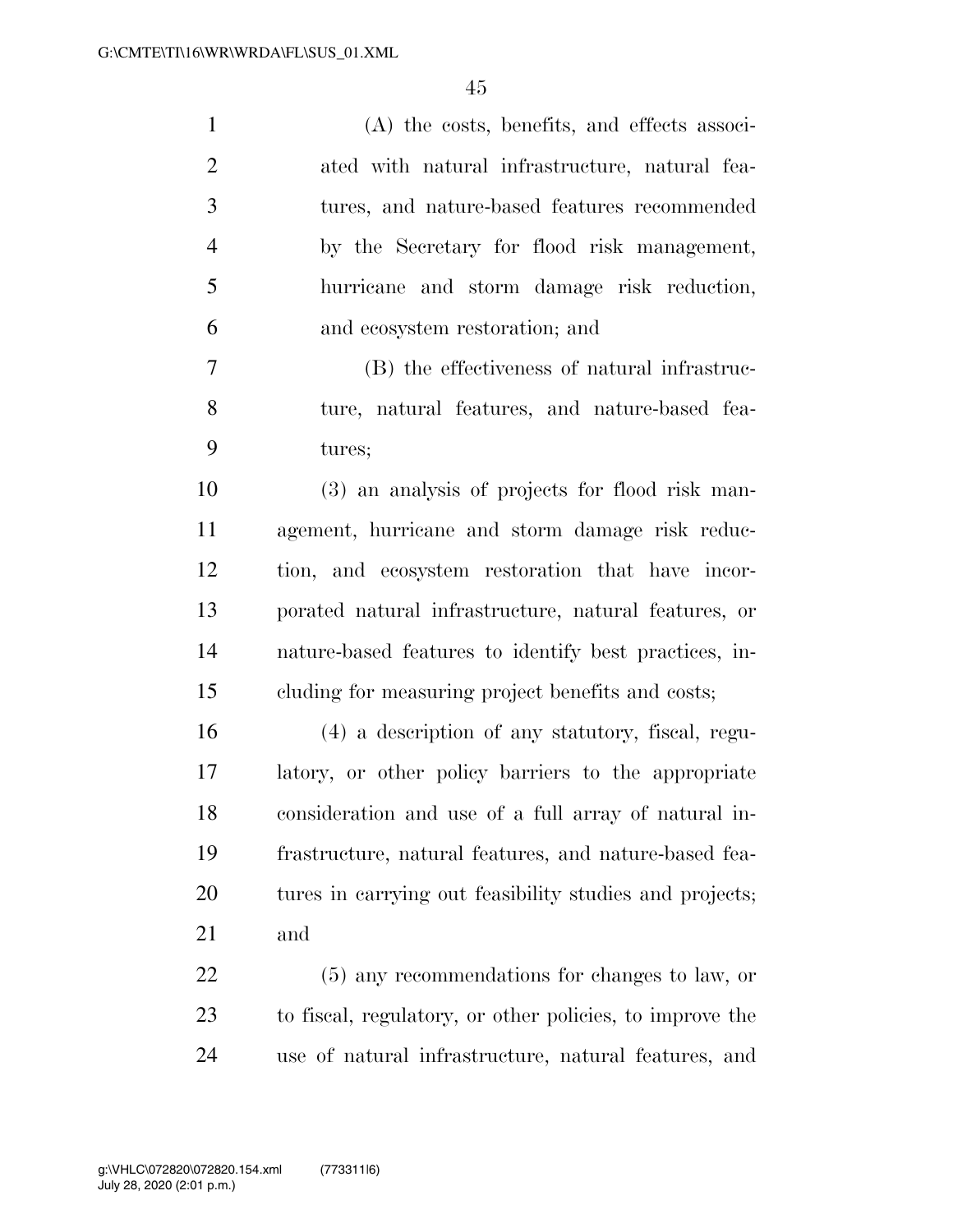(A) the costs, benefits, and effects associated with natural infrastructure, natural features, and nature-based features recommended by the Secretary for flood risk management, hurricane and storm damage risk reduction, and ecosystem restoration; and

(B) the effectiveness of natural infrastructure, natural features, and nature-based features;

(3) an analysis of projects for flood risk management, hurricane and storm damage risk reduction, and ecosystem restoration that have incorporated natural infrastructure, natural features, or nature-based features to identify best practices, including for measuring project benefits and costs;

(4) a description of any statutory, fiscal, regulatory, or other policy barriers to the appropriate consideration and use of a full array of natural infrastructure, natural features, and nature-based features in carrying out feasibility studies and projects; and

(5) any recommendations for changes to law, or to fiscal, regulatory, or other policies, to improve the use of natural infrastructure, natural features, and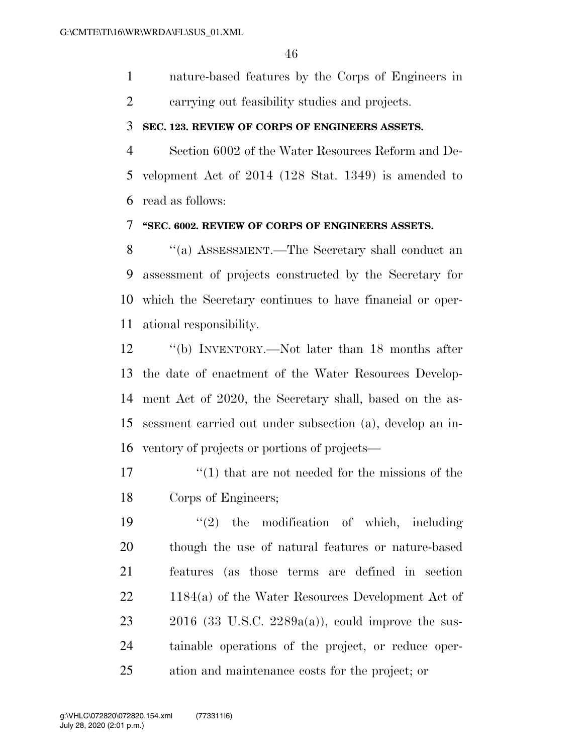nature-based features by the Corps of Engineers in carrying out feasibility studies and projects.

**SEC. 123. REVIEW OF CORPS OF ENGINEERS ASSETS.**

Section 6002 of the Water Resources Reform and Development Act of 2014 (128 Stat. 1349) is amended to read as follows:

**"SEC. 6002. REVIEW OF CORPS OF ENGINEERS ASSETS.**

"(a) ASSESSMENT.—The Secretary shall conduct an assessment of projects constructed by the Secretary for which the Secretary continues to have financial or operational responsibility.

"(b) INVENTORY.—Not later than 18 months after the date of enactment of the Water Resources Development Act of 2020, the Secretary shall, based on the assessment carried out under subsection (a), develop an inventory of projects or portions of projects—

"(1) that are not needed for the missions of the Corps of Engineers;

"(2) the modification of which, including though the use of natural features or nature-based features (as those terms are defined in section 1184(a) of the Water Resources Development Act of 2016 (33 U.S.C. 2289a(a)), could improve the sustainable operations of the project, or reduce operation and maintenance costs for the project; or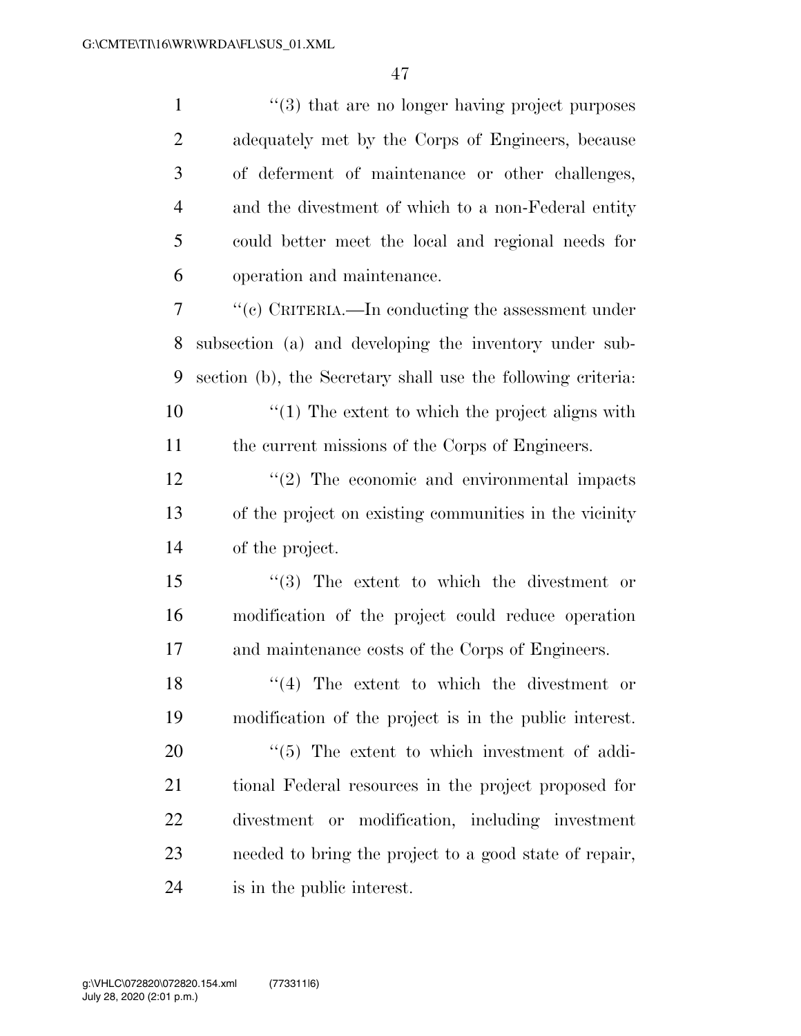''(3) that are no longer having project purposes adequately met by the Corps of Engineers, because of deferment of maintenance or other challenges, and the divestment of which to a non-Federal entity could better meet the local and regional needs for operation and maintenance.

''(c) CRITERIA.—In conducting the assessment under subsection (a) and developing the inventory under subsection (b), the Secretary shall use the following criteria:

''(1) The extent to which the project aligns with the current missions of the Corps of Engineers.

''(2) The economic and environmental impacts of the project on existing communities in the vicinity of the project.

''(3) The extent to which the divestment or modification of the project could reduce operation and maintenance costs of the Corps of Engineers.

''(4) The extent to which the divestment or modification of the project is in the public interest.

''(5) The extent to which investment of additional Federal resources in the project proposed for divestment or modification, including investment needed to bring the project to a good state of repair, is in the public interest.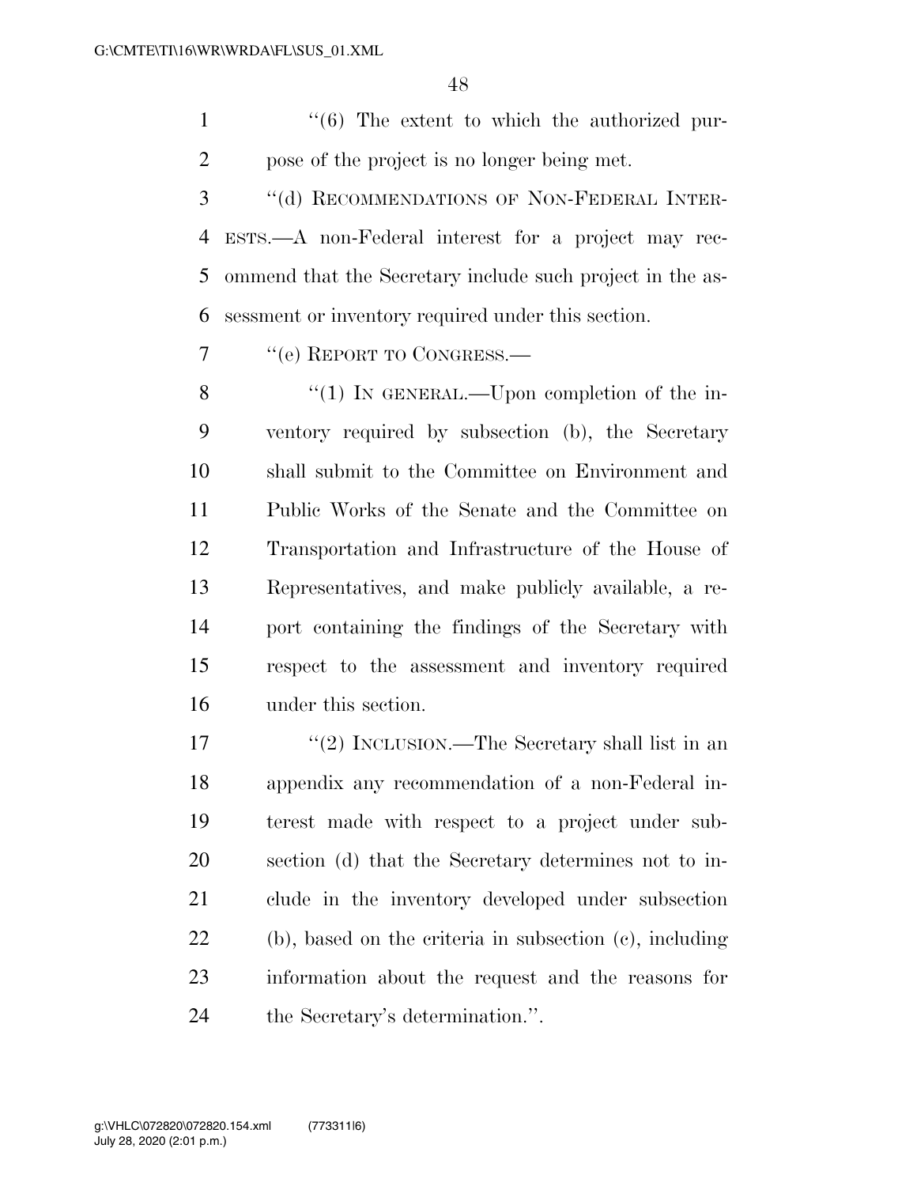"(6) The extent to which the authorized purpose of the project is no longer being met.

"(d) RECOMMENDATIONS OF NON-FEDERAL INTERESTS.—A non-Federal interest for a project may recommend that the Secretary include such project in the assessment or inventory required under this section.

"(e) REPORT TO CONGRESS.—

"(1) IN GENERAL.—Upon completion of the inventory required by subsection (b), the Secretary shall submit to the Committee on Environment and Public Works of the Senate and the Committee on Transportation and Infrastructure of the House of Representatives, and make publicly available, a report containing the findings of the Secretary with respect to the assessment and inventory required under this section.

"(2) INCLUSION.—The Secretary shall list in an appendix any recommendation of a non-Federal interest made with respect to a project under subsection (d) that the Secretary determines not to include in the inventory developed under subsection (b), based on the criteria in subsection (c), including information about the request and the reasons for the Secretary's determination.".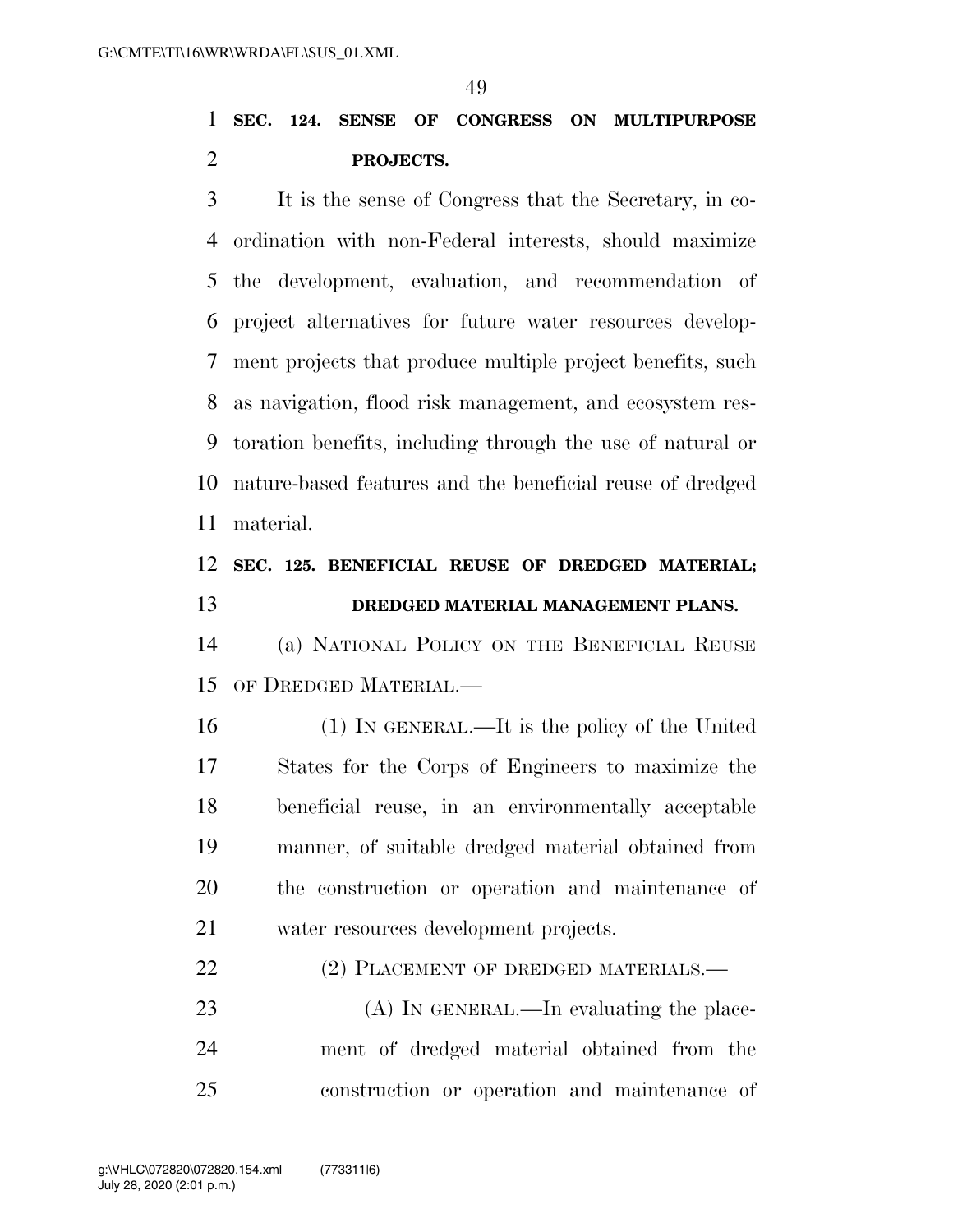**SEC. 124. SENSE OF CONGRESS ON MULTIPURPOSE PROJECTS.**

It is the sense of Congress that the Secretary, in coordination with non-Federal interests, should maximize the development, evaluation, and recommendation of project alternatives for future water resources development projects that produce multiple project benefits, such as navigation, flood risk management, and ecosystem restoration benefits, including through the use of natural or nature-based features and the beneficial reuse of dredged material.

**SEC. 125. BENEFICIAL REUSE OF DREDGED MATERIAL; DREDGED MATERIAL MANAGEMENT PLANS.**

(a) NATIONAL POLICY ON THE BENEFICIAL REUSE OF DREDGED MATERIAL.—

(1) IN GENERAL.—It is the policy of the United States for the Corps of Engineers to maximize the beneficial reuse, in an environmentally acceptable manner, of suitable dredged material obtained from the construction or operation and maintenance of water resources development projects.

(2) PLACEMENT OF DREDGED MATERIALS.—

(A) IN GENERAL.—In evaluating the placement of dredged material obtained from the construction or operation and maintenance of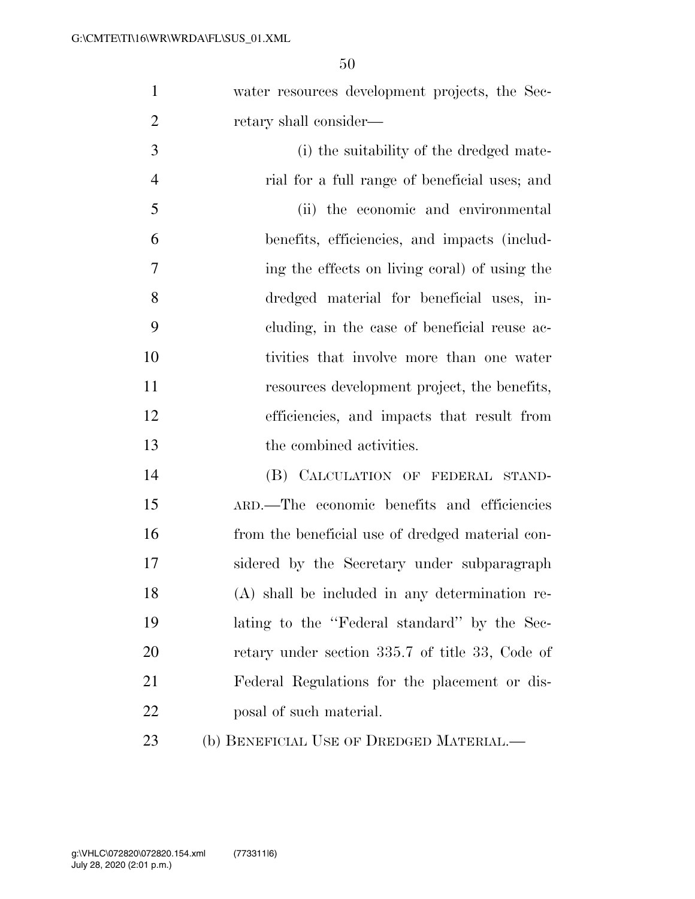water resources development projects, the Secretary shall consider—

(i) the suitability of the dredged material for a full range of beneficial uses; and

(ii) the economic and environmental benefits, efficiencies, and impacts (including the effects on living coral) of using the dredged material for beneficial uses, including, in the case of beneficial reuse activities that involve more than one water resources development project, the benefits, efficiencies, and impacts that result from the combined activities.

(B) CALCULATION OF FEDERAL STANDARD.—The economic benefits and efficiencies from the beneficial use of dredged material considered by the Secretary under subparagraph (A) shall be included in any determination relating to the ''Federal standard'' by the Secretary under section 335.7 of title 33, Code of Federal Regulations for the placement or disposal of such material.

(b) BENEFICIAL USE OF DREDGED MATERIAL.—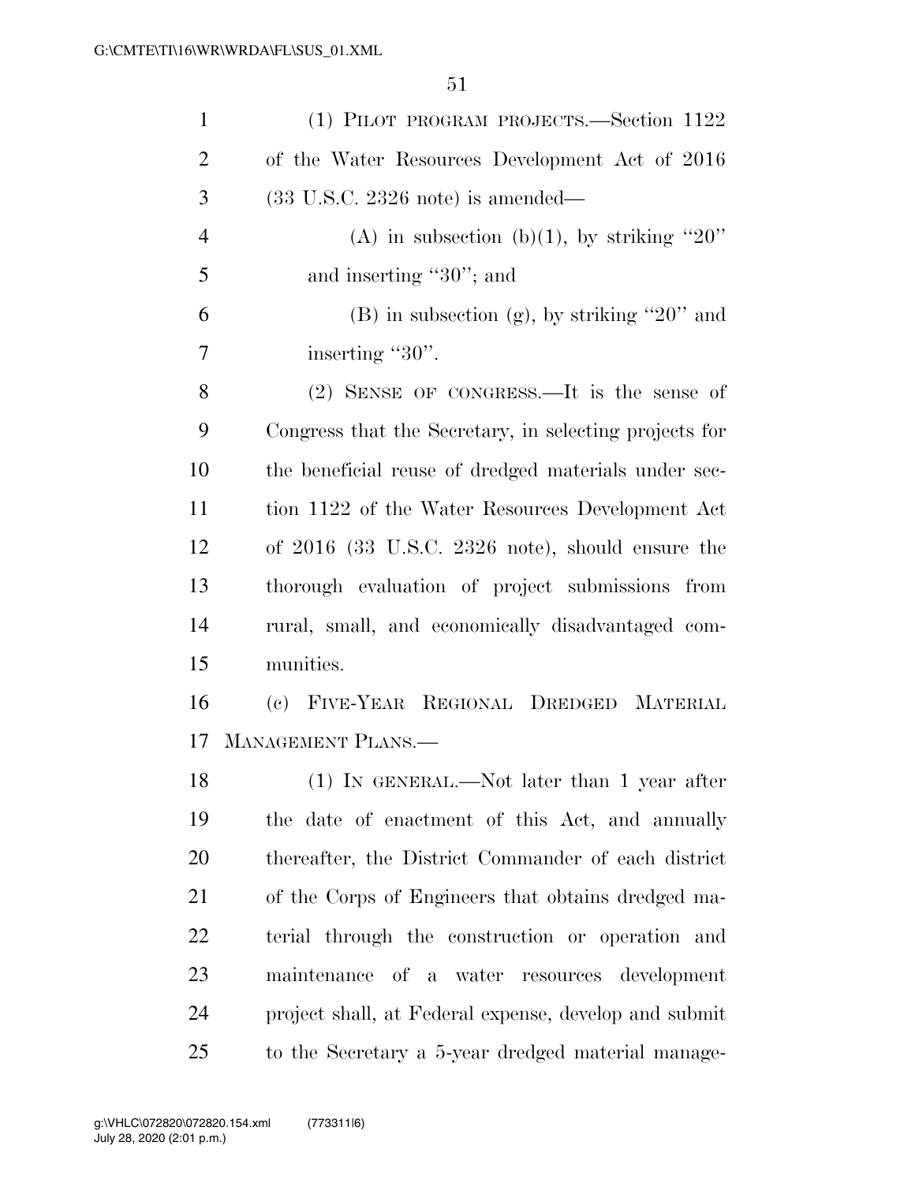(1) PILOT PROGRAM PROJECTS.—Section 1122 of the Water Resources Development Act of 2016 (33 U.S.C. 2326 note) is amended—

(A) in subsection (b)(1), by striking "20" and inserting "30"; and

(B) in subsection (g), by striking "20" and inserting "30".

(2) SENSE OF CONGRESS.—It is the sense of Congress that the Secretary, in selecting projects for the beneficial reuse of dredged materials under section 1122 of the Water Resources Development Act of 2016 (33 U.S.C. 2326 note), should ensure the thorough evaluation of project submissions from rural, small, and economically disadvantaged communities.

(c) FIVE-YEAR REGIONAL DREDGED MATERIAL MANAGEMENT PLANS.—

(1) IN GENERAL.—Not later than 1 year after the date of enactment of this Act, and annually thereafter, the District Commander of each district of the Corps of Engineers that obtains dredged material through the construction or operation and maintenance of a water resources development project shall, at Federal expense, develop and submit to the Secretary a 5-year dredged material manage-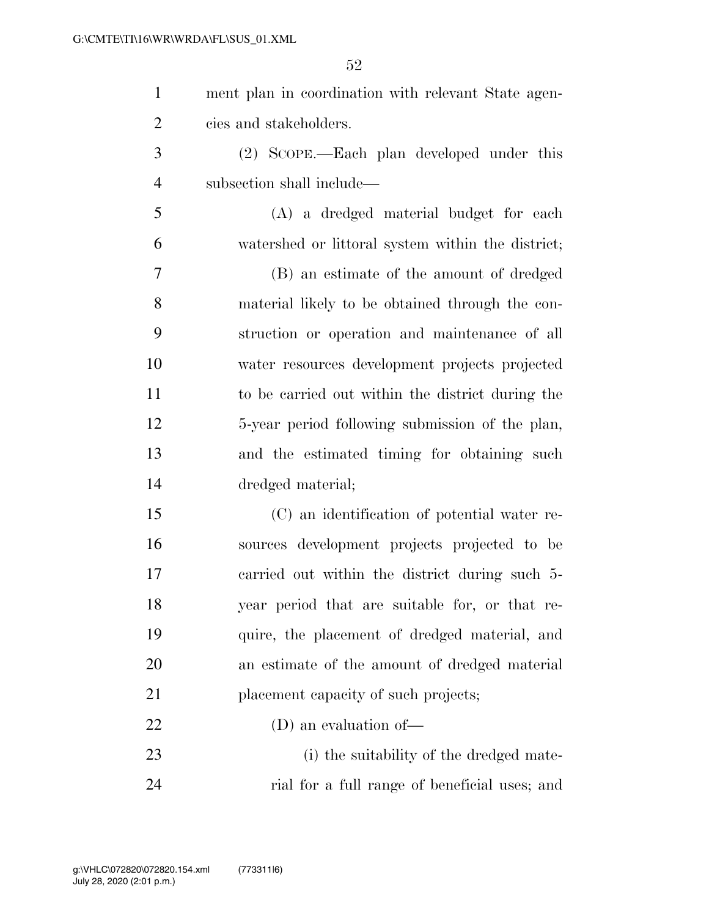ment plan in coordination with relevant State agencies and stakeholders.

(2) SCOPE.—Each plan developed under this subsection shall include—

(A) a dredged material budget for each watershed or littoral system within the district;

(B) an estimate of the amount of dredged material likely to be obtained through the construction or operation and maintenance of all water resources development projects projected to be carried out within the district during the 5-year period following submission of the plan, and the estimated timing for obtaining such dredged material;

(C) an identification of potential water resources development projects projected to be carried out within the district during such 5-year period that are suitable for, or that require, the placement of dredged material, and an estimate of the amount of dredged material placement capacity of such projects;

(D) an evaluation of—

(i) the suitability of the dredged material for a full range of beneficial uses; and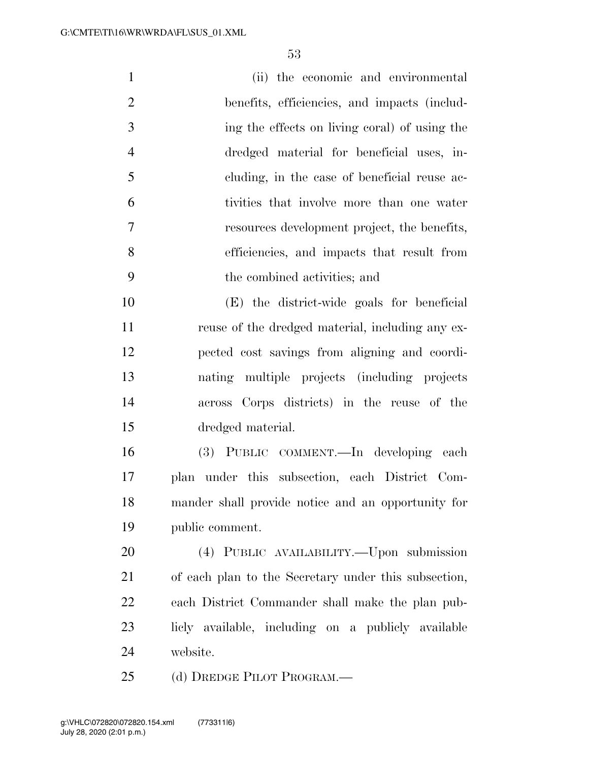(ii) the economic and environmental benefits, efficiencies, and impacts (including the effects on living coral) of using the dredged material for beneficial uses, including, in the case of beneficial reuse activities that involve more than one water resources development project, the benefits, efficiencies, and impacts that result from the combined activities; and

(E) the district-wide goals for beneficial reuse of the dredged material, including any expected cost savings from aligning and coordinating multiple projects (including projects across Corps districts) in the reuse of the dredged material.

(3) PUBLIC COMMENT.—In developing each plan under this subsection, each District Commander shall provide notice and an opportunity for public comment.

(4) PUBLIC AVAILABILITY.—Upon submission of each plan to the Secretary under this subsection, each District Commander shall make the plan publicly available, including on a publicly available website.

(d) DREDGE PILOT PROGRAM.—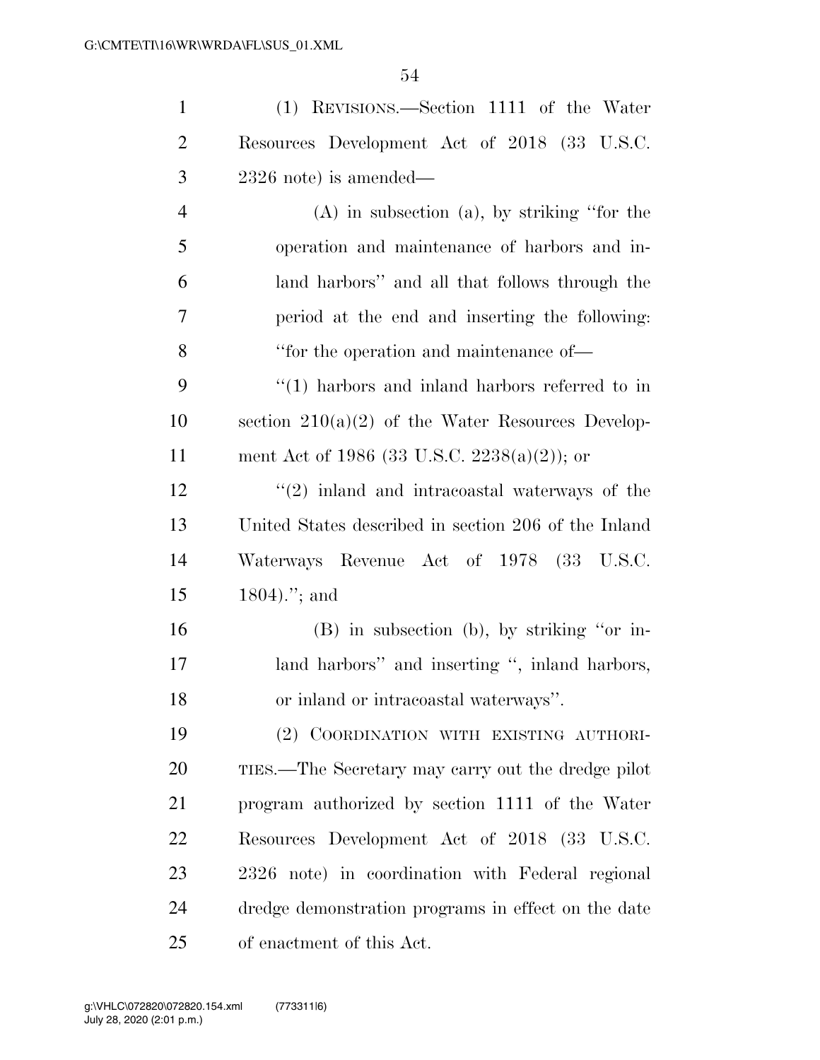(1) REVISIONS.—Section 1111 of the Water Resources Development Act of 2018 (33 U.S.C. 2326 note) is amended—

(A) in subsection (a), by striking ''for the operation and maintenance of harbors and inland harbors'' and all that follows through the period at the end and inserting the following: ''for the operation and maintenance of—

''(1) harbors and inland harbors referred to in section 210(a)(2) of the Water Resources Development Act of 1986 (33 U.S.C. 2238(a)(2)); or

''(2) inland and intracoastal waterways of the United States described in section 206 of the Inland Waterways Revenue Act of 1978 (33 U.S.C. 1804).''; and

(B) in subsection (b), by striking ''or inland harbors'' and inserting '', inland harbors, or inland or intracoastal waterways''.

(2) COORDINATION WITH EXISTING AUTHORITIES.—The Secretary may carry out the dredge pilot program authorized by section 1111 of the Water Resources Development Act of 2018 (33 U.S.C. 2326 note) in coordination with Federal regional dredge demonstration programs in effect on the date of enactment of this Act.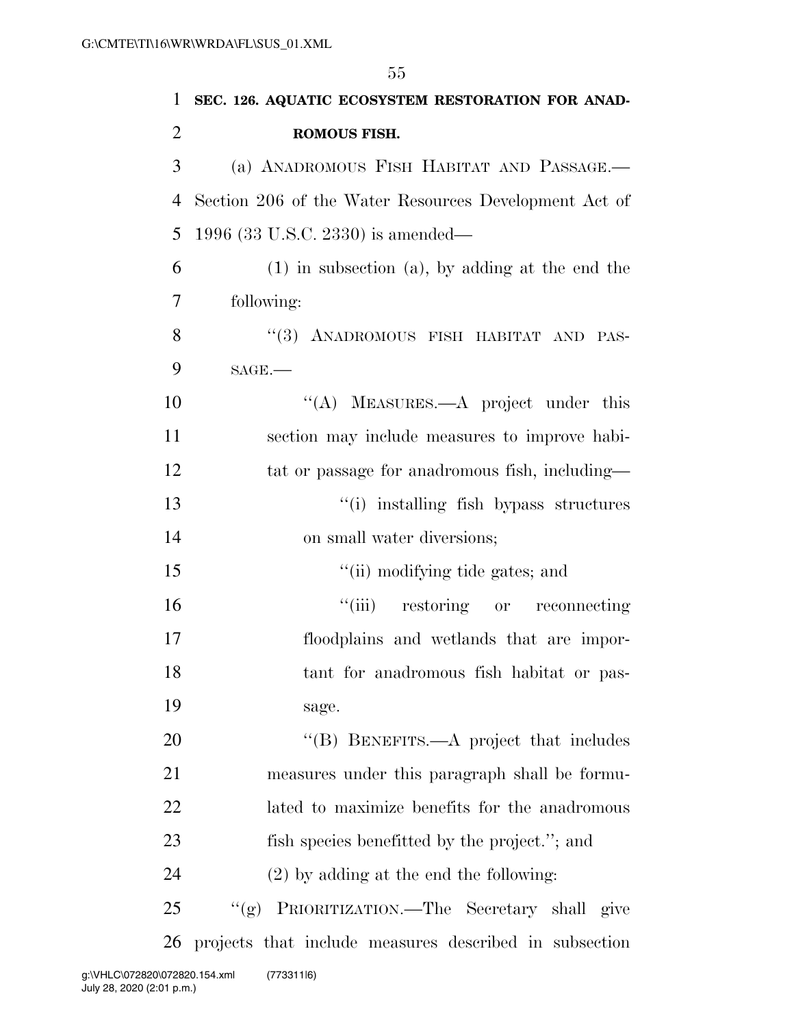**SEC. 126. AQUATIC ECOSYSTEM RESTORATION FOR ANADROMOUS FISH.**

(a) ANADROMOUS FISH HABITAT AND PASSAGE.—Section 206 of the Water Resources Development Act of 1996 (33 U.S.C. 2330) is amended—

(1) in subsection (a), by adding at the end the following:

"(3) ANADROMOUS FISH HABITAT AND PASSAGE.—

"(A) MEASURES.—A project under this section may include measures to improve habitat or passage for anadromous fish, including—

"(i) installing fish bypass structures on small water diversions;

"(ii) modifying tide gates; and

"(iii) restoring or reconnecting floodplains and wetlands that are important for anadromous fish habitat or passage.

"(B) BENEFITS.—A project that includes measures under this paragraph shall be formulated to maximize benefits for the anadromous fish species benefitted by the project."; and

(2) by adding at the end the following:

"(g) PRIORITIZATION.—The Secretary shall give projects that include measures described in subsection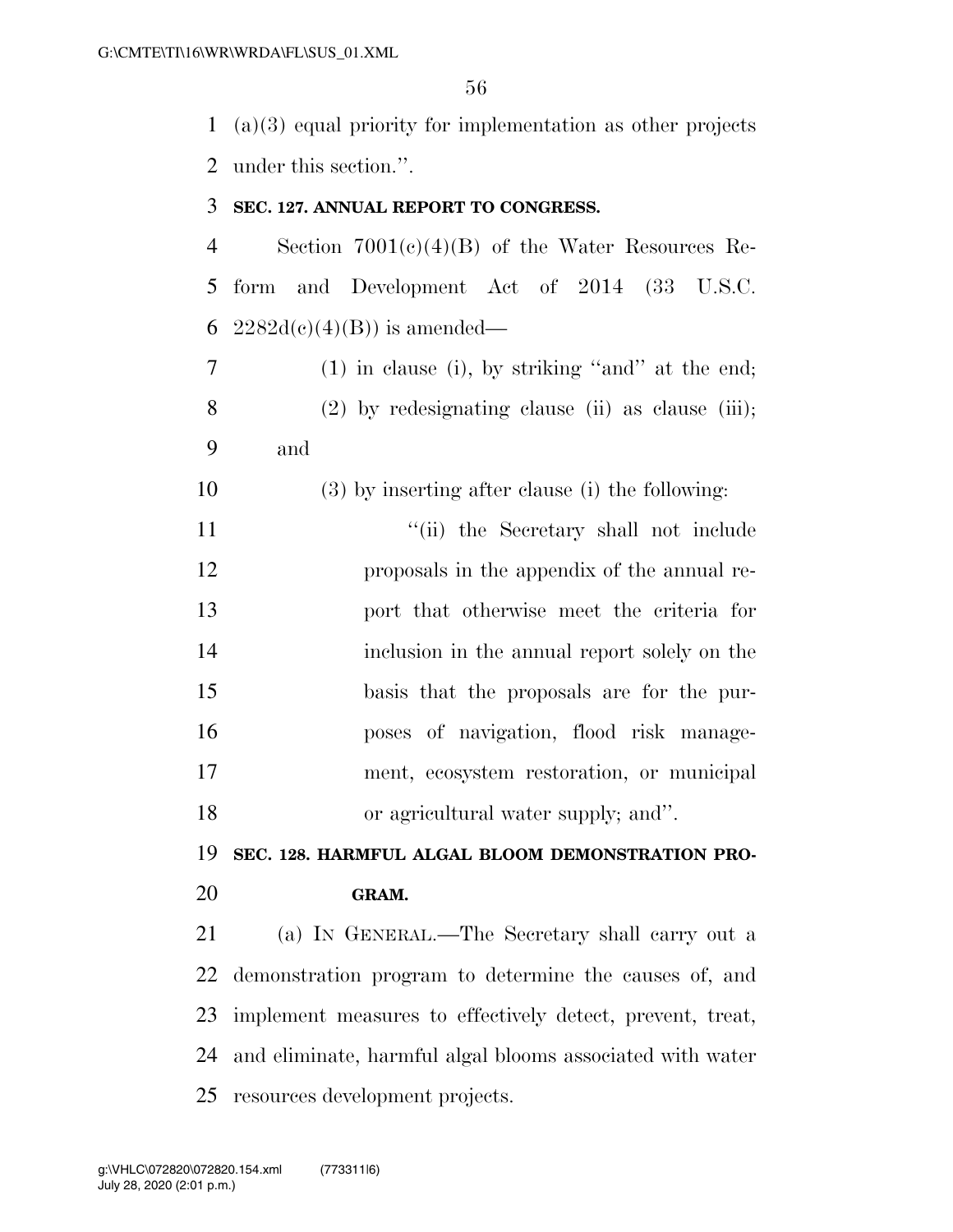(a)(3) equal priority for implementation as other projects under this section.''.

**SEC. 127. ANNUAL REPORT TO CONGRESS.**

Section 7001(c)(4)(B) of the Water Resources Reform and Development Act of 2014 (33 U.S.C. 2282d(c)(4)(B)) is amended—

(1) in clause (i), by striking ''and'' at the end;

(2) by redesignating clause (ii) as clause (iii); and

(3) by inserting after clause (i) the following:

''(ii) the Secretary shall not include proposals in the appendix of the annual report that otherwise meet the criteria for inclusion in the annual report solely on the basis that the proposals are for the purposes of navigation, flood risk management, ecosystem restoration, or municipal or agricultural water supply; and''.

**SEC. 128. HARMFUL ALGAL BLOOM DEMONSTRATION PROGRAM.**

(a) IN GENERAL.—The Secretary shall carry out a demonstration program to determine the causes of, and implement measures to effectively detect, prevent, treat, and eliminate, harmful algal blooms associated with water resources development projects.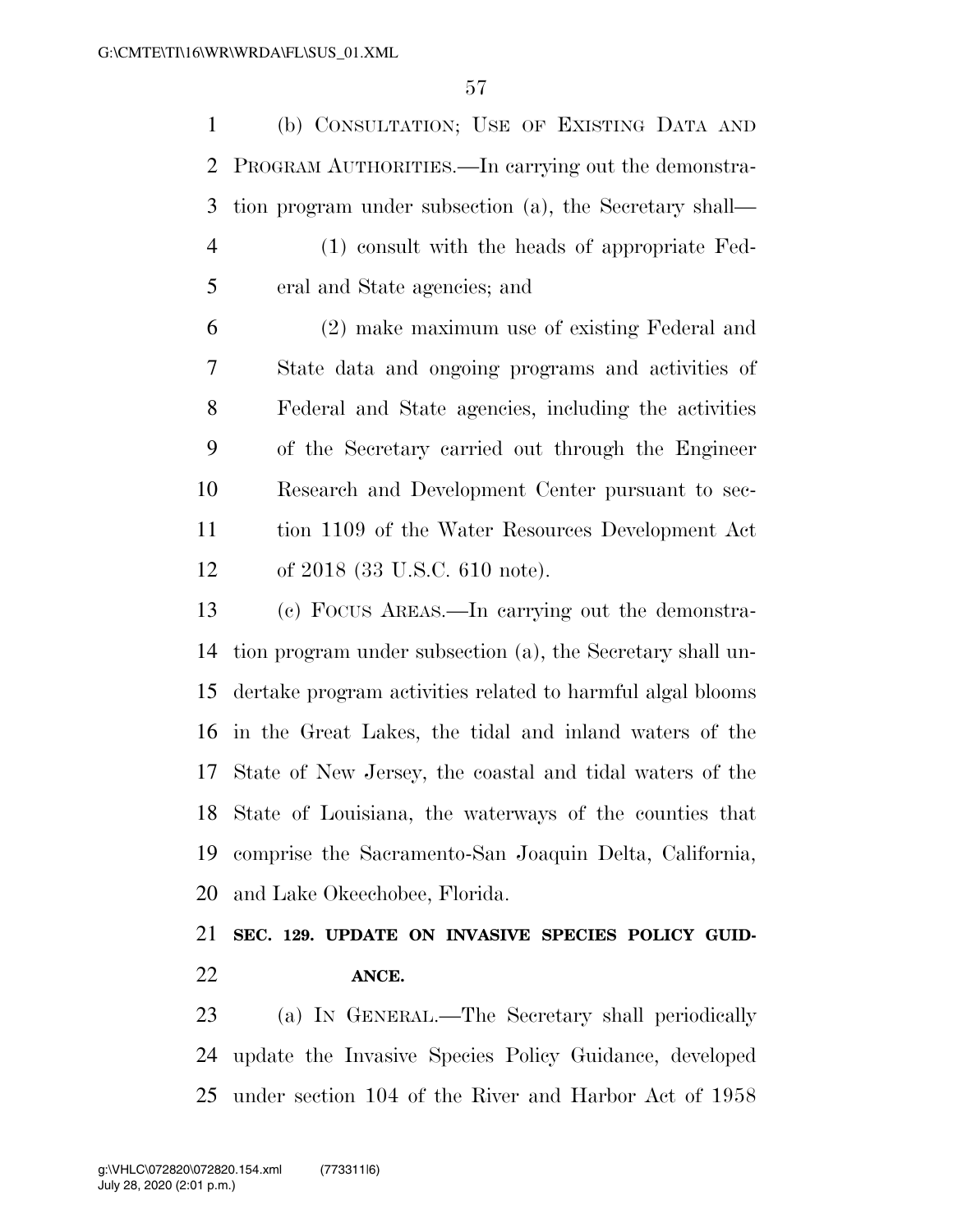(b) CONSULTATION; USE OF EXISTING DATA AND PROGRAM AUTHORITIES.—In carrying out the demonstration program under subsection (a), the Secretary shall—

(1) consult with the heads of appropriate Federal and State agencies; and

(2) make maximum use of existing Federal and State data and ongoing programs and activities of Federal and State agencies, including the activities of the Secretary carried out through the Engineer Research and Development Center pursuant to section 1109 of the Water Resources Development Act of 2018 (33 U.S.C. 610 note).

(c) FOCUS AREAS.—In carrying out the demonstration program under subsection (a), the Secretary shall undertake program activities related to harmful algal blooms in the Great Lakes, the tidal and inland waters of the State of New Jersey, the coastal and tidal waters of the State of Louisiana, the waterways of the counties that comprise the Sacramento-San Joaquin Delta, California, and Lake Okeechobee, Florida.

**SEC. 129. UPDATE ON INVASIVE SPECIES POLICY GUIDANCE.**

(a) IN GENERAL.—The Secretary shall periodically update the Invasive Species Policy Guidance, developed under section 104 of the River and Harbor Act of 1958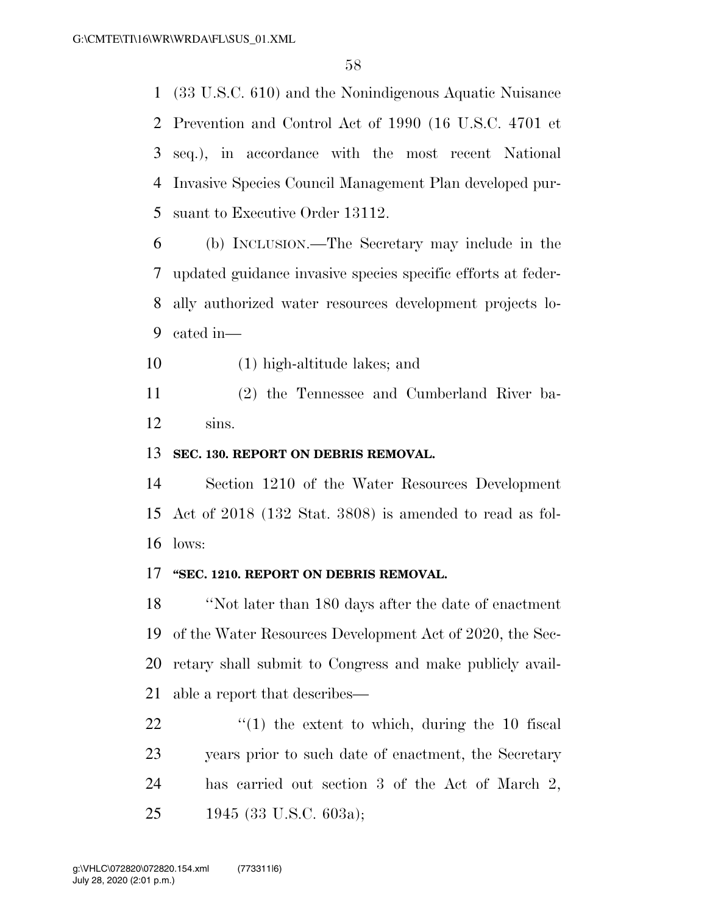(33 U.S.C. 610) and the Nonindigenous Aquatic Nuisance Prevention and Control Act of 1990 (16 U.S.C. 4701 et seq.), in accordance with the most recent National Invasive Species Council Management Plan developed pursuant to Executive Order 13112.

(b) INCLUSION.—The Secretary may include in the updated guidance invasive species specific efforts at federally authorized water resources development projects located in—

(1) high-altitude lakes; and

(2) the Tennessee and Cumberland River basins.

**SEC. 130. REPORT ON DEBRIS REMOVAL.**

Section 1210 of the Water Resources Development Act of 2018 (132 Stat. 3808) is amended to read as follows:

**"SEC. 1210. REPORT ON DEBRIS REMOVAL.**

"Not later than 180 days after the date of enactment of the Water Resources Development Act of 2020, the Secretary shall submit to Congress and make publicly available a report that describes—

"(1) the extent to which, during the 10 fiscal years prior to such date of enactment, the Secretary has carried out section 3 of the Act of March 2, 1945 (33 U.S.C. 603a);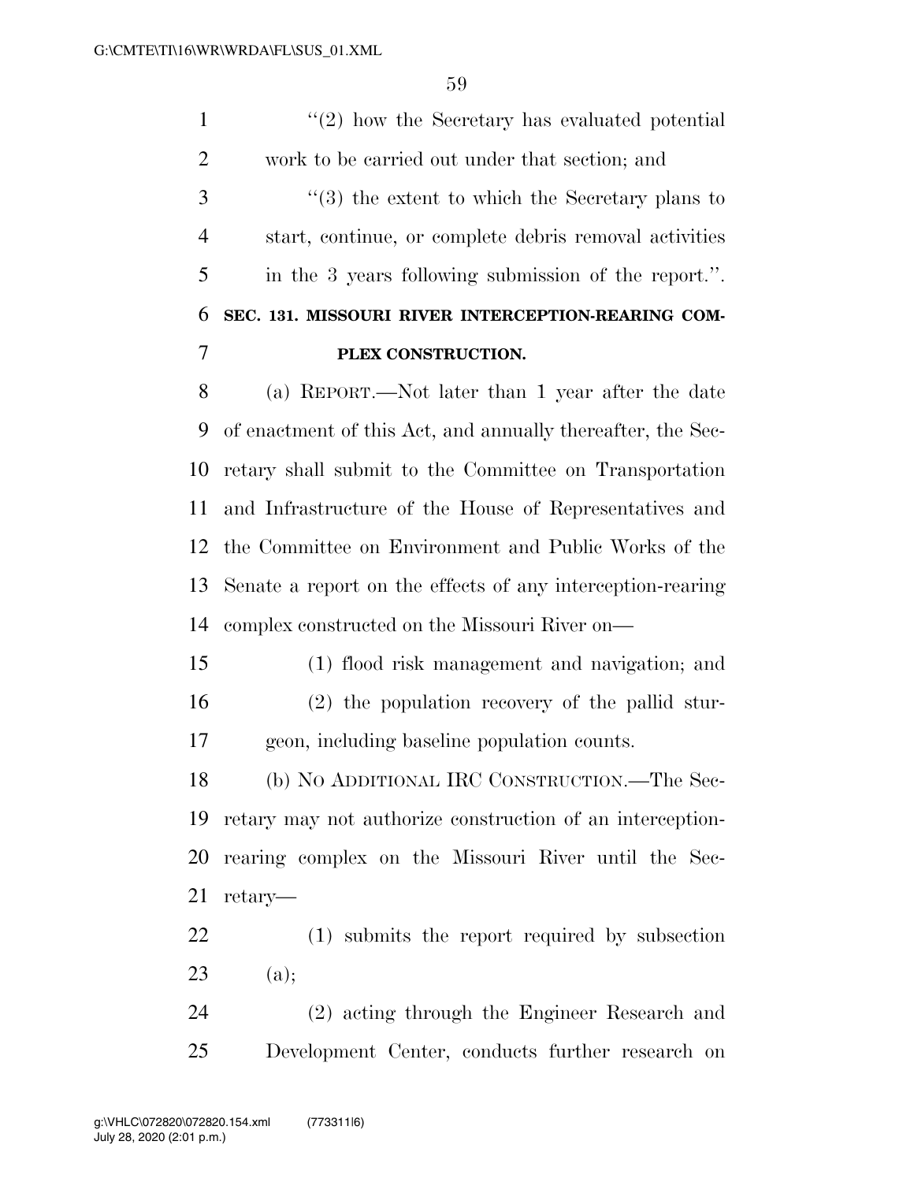"(2) how the Secretary has evaluated potential work to be carried out under that section; and

"(3) the extent to which the Secretary plans to start, continue, or complete debris removal activities in the 3 years following submission of the report.".

**SEC. 131. MISSOURI RIVER INTERCEPTION-REARING COMPLEX CONSTRUCTION.**

(a) REPORT.—Not later than 1 year after the date of enactment of this Act, and annually thereafter, the Secretary shall submit to the Committee on Transportation and Infrastructure of the House of Representatives and the Committee on Environment and Public Works of the Senate a report on the effects of any interception-rearing complex constructed on the Missouri River on—

(1) flood risk management and navigation; and

(2) the population recovery of the pallid sturgeon, including baseline population counts.

(b) NO ADDITIONAL IRC CONSTRUCTION.—The Secretary may not authorize construction of an interception-rearing complex on the Missouri River until the Secretary—

(1) submits the report required by subsection (a);

(2) acting through the Engineer Research and Development Center, conducts further research on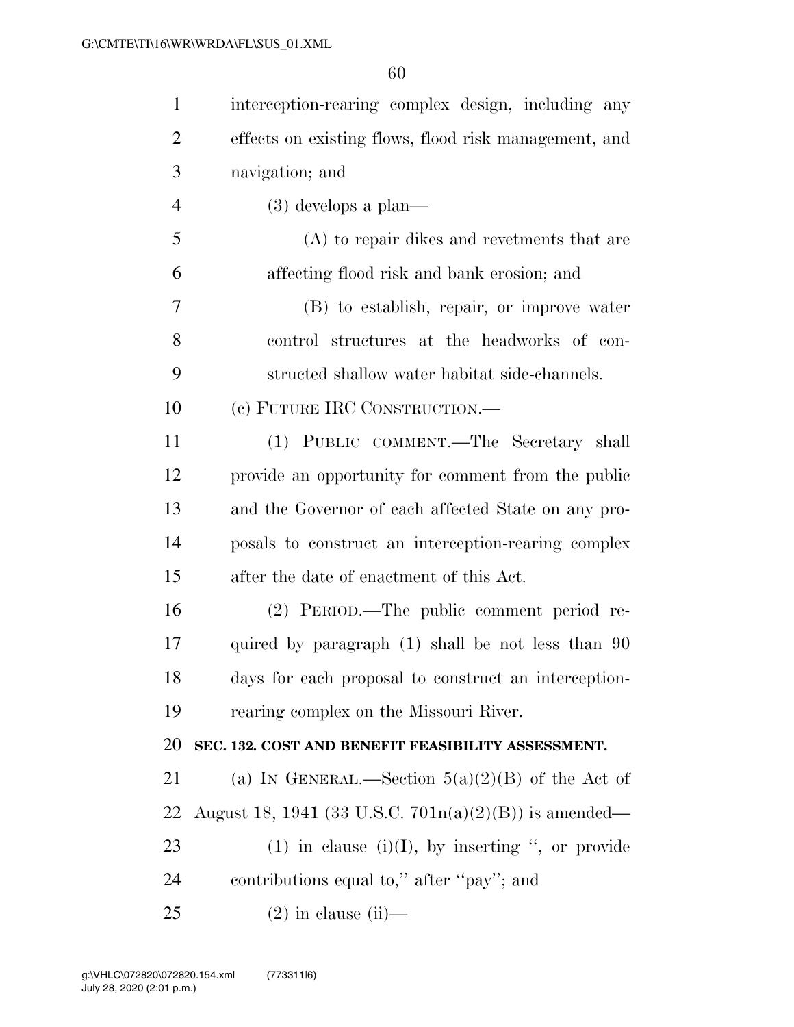interception-rearing complex design, including any effects on existing flows, flood risk management, and navigation; and

(3) develops a plan—

(A) to repair dikes and revetments that are affecting flood risk and bank erosion; and

(B) to establish, repair, or improve water control structures at the headworks of constructed shallow water habitat side-channels.

(c) FUTURE IRC CONSTRUCTION.—

(1) PUBLIC COMMENT.—The Secretary shall provide an opportunity for comment from the public and the Governor of each affected State on any proposals to construct an interception-rearing complex after the date of enactment of this Act.

(2) PERIOD.—The public comment period required by paragraph (1) shall be not less than 90 days for each proposal to construct an interception-rearing complex on the Missouri River.

**SEC. 132. COST AND BENEFIT FEASIBILITY ASSESSMENT.**

(a) IN GENERAL.—Section 5(a)(2)(B) of the Act of August 18, 1941 (33 U.S.C. 701n(a)(2)(B)) is amended—

(1) in clause (i)(I), by inserting ", or provide contributions equal to," after "pay"; and

(2) in clause (ii)—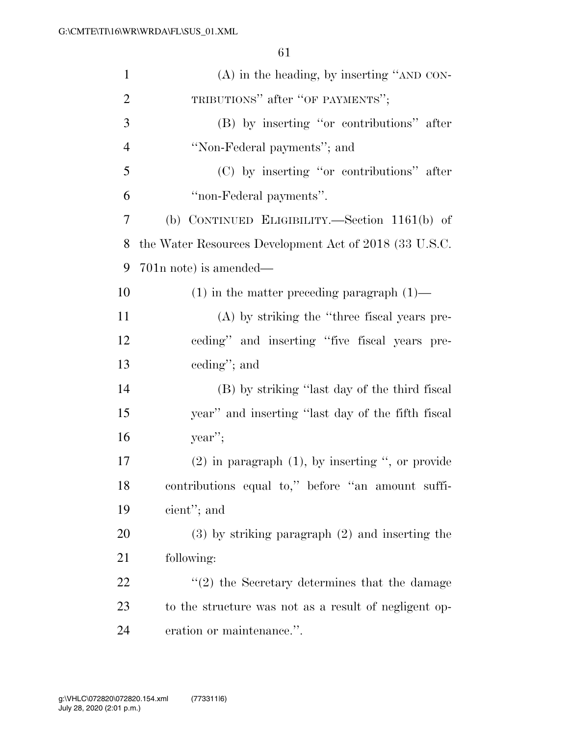(A) in the heading, by inserting "AND CONTRIBUTIONS" after "OF PAYMENTS";

(B) by inserting "or contributions" after "Non-Federal payments"; and

(C) by inserting "or contributions" after "non-Federal payments".

(b) CONTINUED ELIGIBILITY.—Section 1161(b) of the Water Resources Development Act of 2018 (33 U.S.C. 701n note) is amended—

(1) in the matter preceding paragraph (1)—

(A) by striking the "three fiscal years preceding" and inserting "five fiscal years preceding"; and

(B) by striking "last day of the third fiscal year" and inserting "last day of the fifth fiscal year";

(2) in paragraph (1), by inserting ", or provide contributions equal to," before "an amount sufficient"; and

(3) by striking paragraph (2) and inserting the following:

"(2) the Secretary determines that the damage to the structure was not as a result of negligent operation or maintenance.".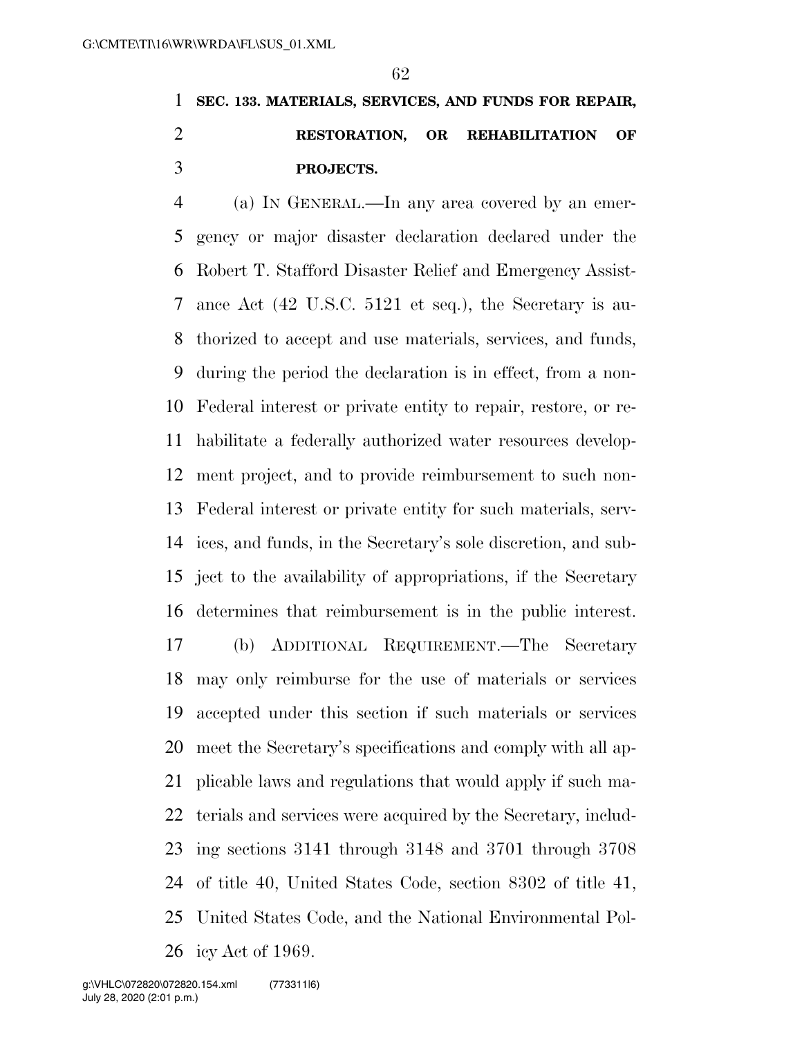**SEC. 133. MATERIALS, SERVICES, AND FUNDS FOR REPAIR, RESTORATION, OR REHABILITATION OF PROJECTS.**

(a) IN GENERAL.—In any area covered by an emergency or major disaster declaration declared under the Robert T. Stafford Disaster Relief and Emergency Assistance Act (42 U.S.C. 5121 et seq.), the Secretary is authorized to accept and use materials, services, and funds, during the period the declaration is in effect, from a non-Federal interest or private entity to repair, restore, or rehabilitate a federally authorized water resources development project, and to provide reimbursement to such non-Federal interest or private entity for such materials, services, and funds, in the Secretary's sole discretion, and subject to the availability of appropriations, if the Secretary determines that reimbursement is in the public interest.

(b) ADDITIONAL REQUIREMENT.—The Secretary may only reimburse for the use of materials or services accepted under this section if such materials or services meet the Secretary's specifications and comply with all applicable laws and regulations that would apply if such materials and services were acquired by the Secretary, including sections 3141 through 3148 and 3701 through 3708 of title 40, United States Code, section 8302 of title 41, United States Code, and the National Environmental Policy Act of 1969.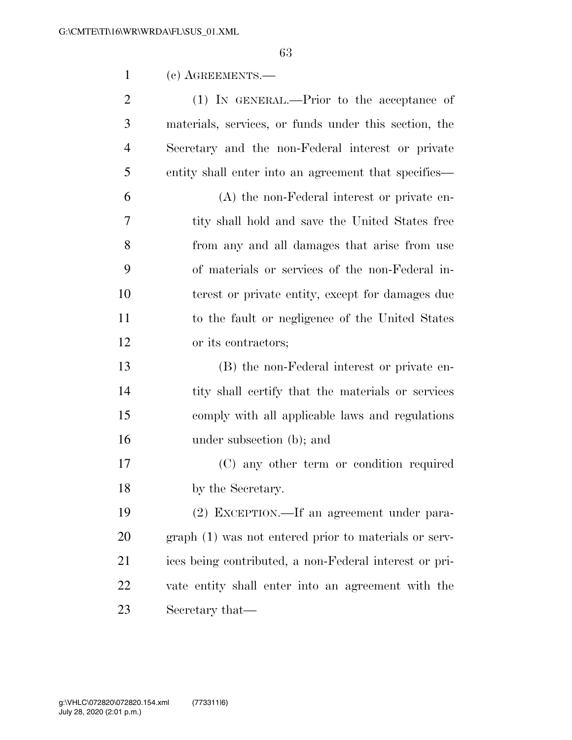(c) AGREEMENTS.—

(1) IN GENERAL.—Prior to the acceptance of materials, services, or funds under this section, the Secretary and the non-Federal interest or private entity shall enter into an agreement that specifies—

(A) the non-Federal interest or private entity shall hold and save the United States free from any and all damages that arise from use of materials or services of the non-Federal interest or private entity, except for damages due to the fault or negligence of the United States or its contractors;

(B) the non-Federal interest or private entity shall certify that the materials or services comply with all applicable laws and regulations under subsection (b); and

(C) any other term or condition required by the Secretary.

(2) EXCEPTION.—If an agreement under paragraph (1) was not entered prior to materials or services being contributed, a non-Federal interest or private entity shall enter into an agreement with the Secretary that—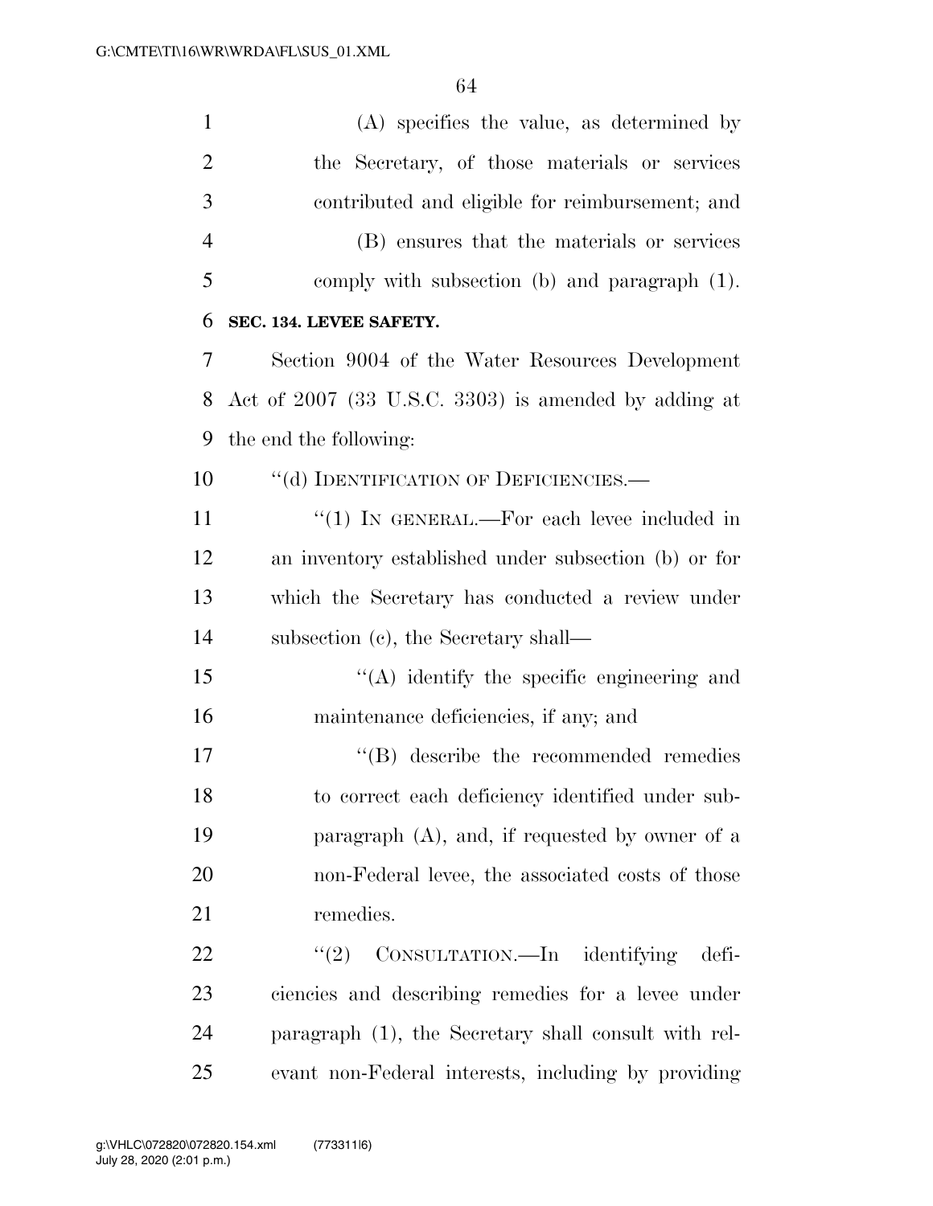(A) specifies the value, as determined by the Secretary, of those materials or services contributed and eligible for reimbursement; and

(B) ensures that the materials or services comply with subsection (b) and paragraph (1).

**SEC. 134. LEVEE SAFETY.**

Section 9004 of the Water Resources Development Act of 2007 (33 U.S.C. 3303) is amended by adding at the end the following:

"(d) IDENTIFICATION OF DEFICIENCIES.—

"(1) IN GENERAL.—For each levee included in an inventory established under subsection (b) or for which the Secretary has conducted a review under subsection (c), the Secretary shall—

"(A) identify the specific engineering and maintenance deficiencies, if any; and

"(B) describe the recommended remedies to correct each deficiency identified under subparagraph (A), and, if requested by owner of a non-Federal levee, the associated costs of those remedies.

"(2) CONSULTATION.—In identifying deficiencies and describing remedies for a levee under paragraph (1), the Secretary shall consult with relevant non-Federal interests, including by providing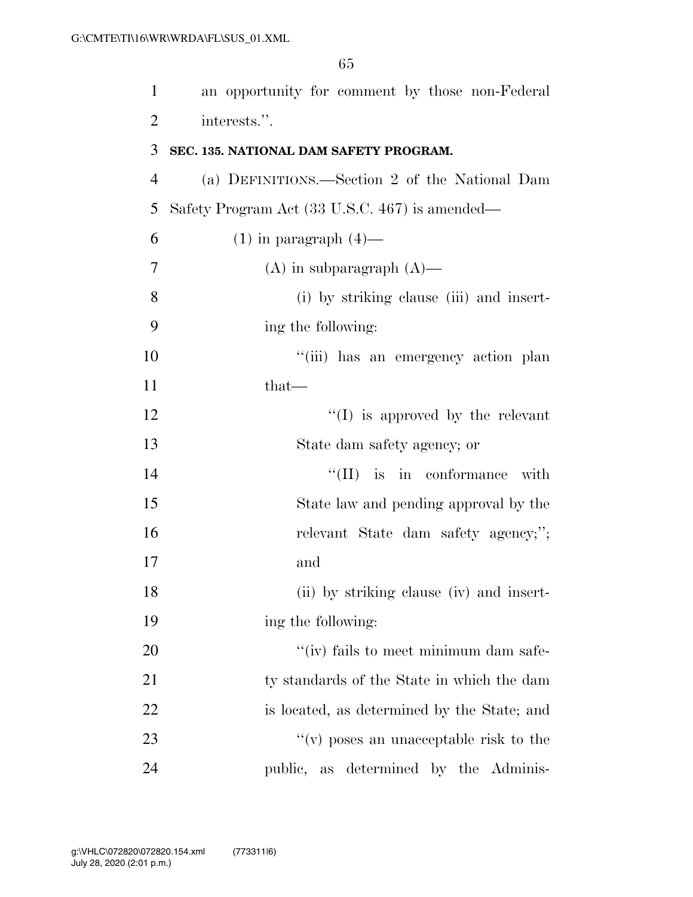an opportunity for comment by those non-Federal interests.''.

**SEC. 135. NATIONAL DAM SAFETY PROGRAM.**

(a) DEFINITIONS.—Section 2 of the National Dam Safety Program Act (33 U.S.C. 467) is amended—

(1) in paragraph (4)—

(A) in subparagraph (A)—

(i) by striking clause (iii) and inserting the following:

''(iii) has an emergency action plan that—

''(I) is approved by the relevant State dam safety agency; or

''(II) is in conformance with State law and pending approval by the relevant State dam safety agency;''; and

(ii) by striking clause (iv) and inserting the following:

''(iv) fails to meet minimum dam safety standards of the State in which the dam is located, as determined by the State; and

''(v) poses an unacceptable risk to the public, as determined by the Adminis-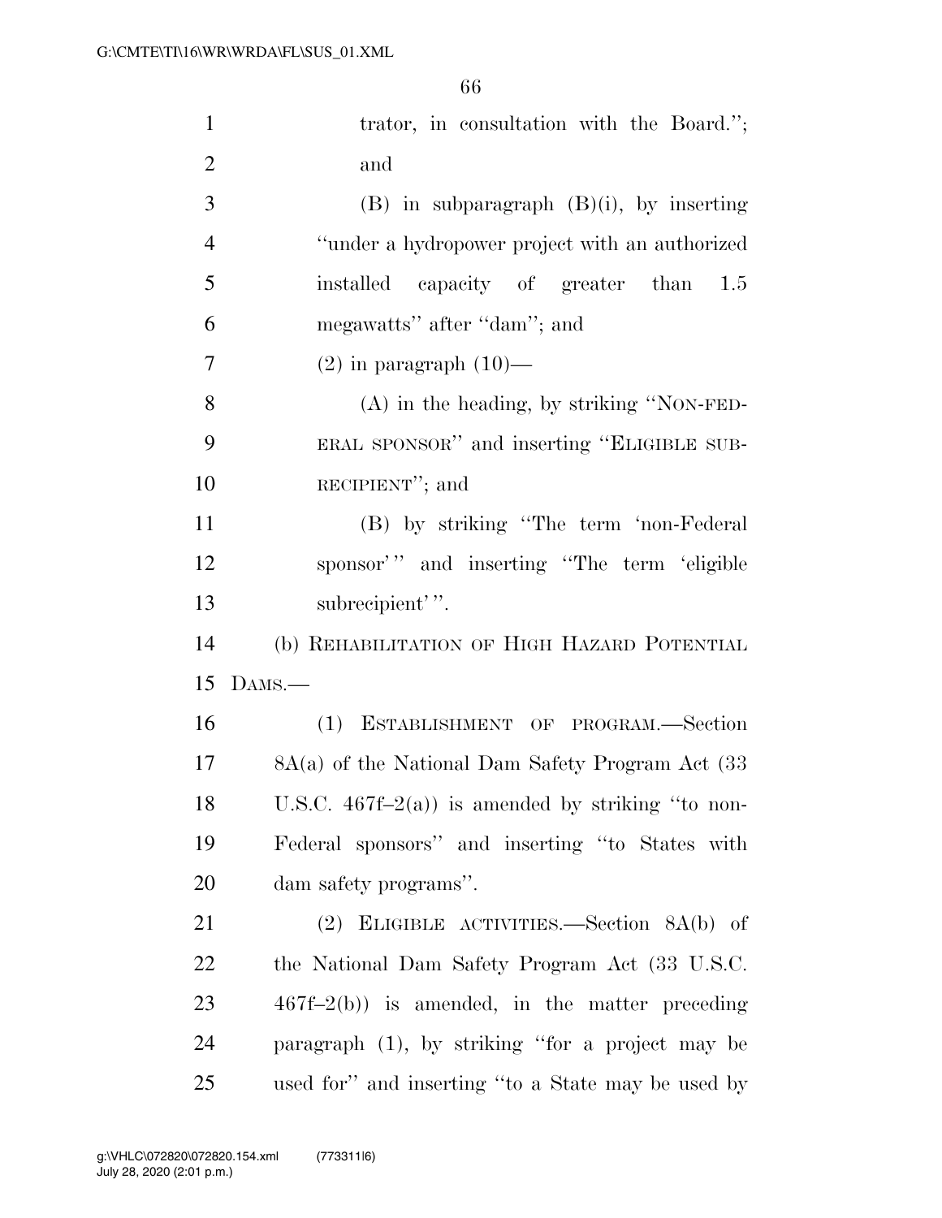trator, in consultation with the Board.''; and

(B) in subparagraph (B)(i), by inserting ''under a hydropower project with an authorized installed capacity of greater than 1.5 megawatts'' after ''dam''; and

(2) in paragraph (10)—

(A) in the heading, by striking ''NON-FEDERAL SPONSOR'' and inserting ''ELIGIBLE SUBRECIPIENT''; and

(B) by striking ''The term 'non-Federal sponsor' '' and inserting ''The term 'eligible subrecipient' ''.

(b) REHABILITATION OF HIGH HAZARD POTENTIAL DAMS.—

(1) ESTABLISHMENT OF PROGRAM.—Section 8A(a) of the National Dam Safety Program Act (33 U.S.C. 467f–2(a)) is amended by striking ''to non-Federal sponsors'' and inserting ''to States with dam safety programs''.

(2) ELIGIBLE ACTIVITIES.—Section 8A(b) of the National Dam Safety Program Act (33 U.S.C. 467f–2(b)) is amended, in the matter preceding paragraph (1), by striking ''for a project may be used for'' and inserting ''to a State may be used by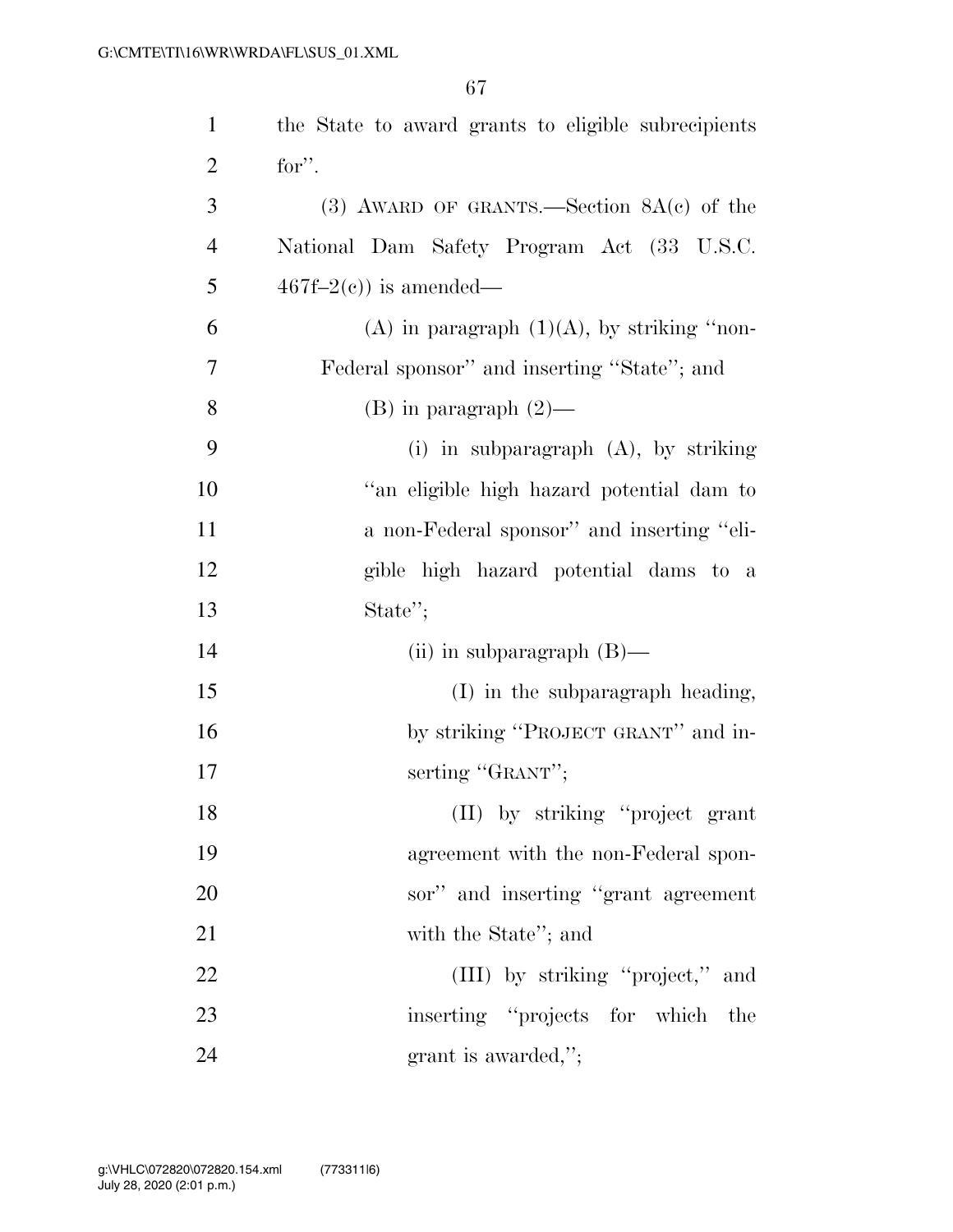the State to award grants to eligible subrecipients for''.

(3) AWARD OF GRANTS.—Section 8A(c) of the National Dam Safety Program Act (33 U.S.C. 467f–2(c)) is amended—

(A) in paragraph (1)(A), by striking ''non-Federal sponsor'' and inserting ''State''; and

(B) in paragraph (2)—

(i) in subparagraph (A), by striking ''an eligible high hazard potential dam to a non-Federal sponsor'' and inserting ''eligible high hazard potential dams to a State'';

(ii) in subparagraph (B)—

(I) in the subparagraph heading, by striking ''PROJECT GRANT'' and inserting ''GRANT'';

(II) by striking ''project grant agreement with the non-Federal sponsor'' and inserting ''grant agreement with the State''; and

(III) by striking ''project,'' and inserting ''projects for which the grant is awarded,'';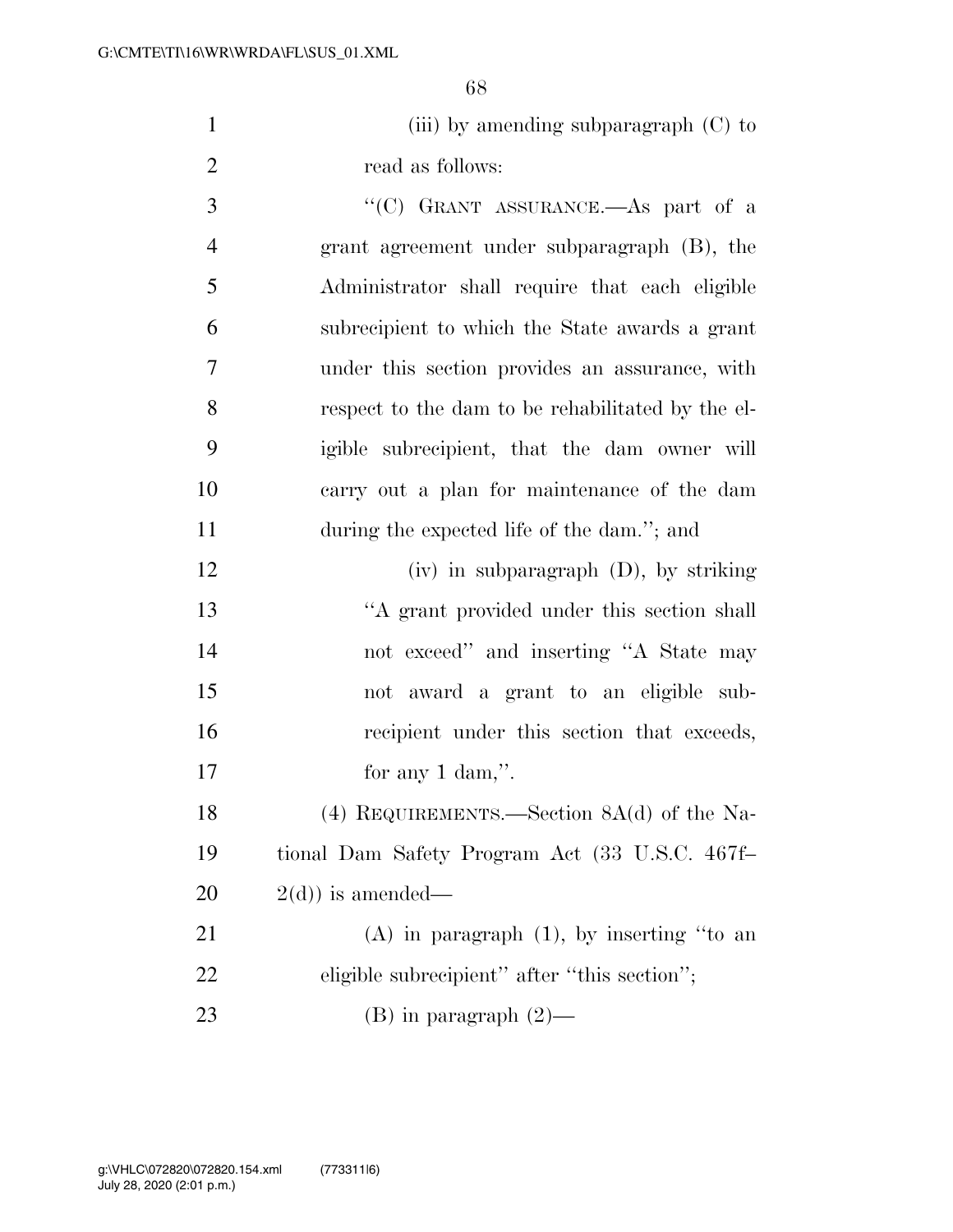(iii) by amending subparagraph (C) to read as follows:

"(C) GRANT ASSURANCE.—As part of a grant agreement under subparagraph (B), the Administrator shall require that each eligible subrecipient to which the State awards a grant under this section provides an assurance, with respect to the dam to be rehabilitated by the eligible subrecipient, that the dam owner will carry out a plan for maintenance of the dam during the expected life of the dam."; and

(iv) in subparagraph (D), by striking "A grant provided under this section shall not exceed" and inserting "A State may not award a grant to an eligible subrecipient under this section that exceeds, for any 1 dam,".

(4) REQUIREMENTS.—Section 8A(d) of the National Dam Safety Program Act (33 U.S.C. 467f–2(d)) is amended—

(A) in paragraph (1), by inserting "to an eligible subrecipient" after "this section";

(B) in paragraph (2)—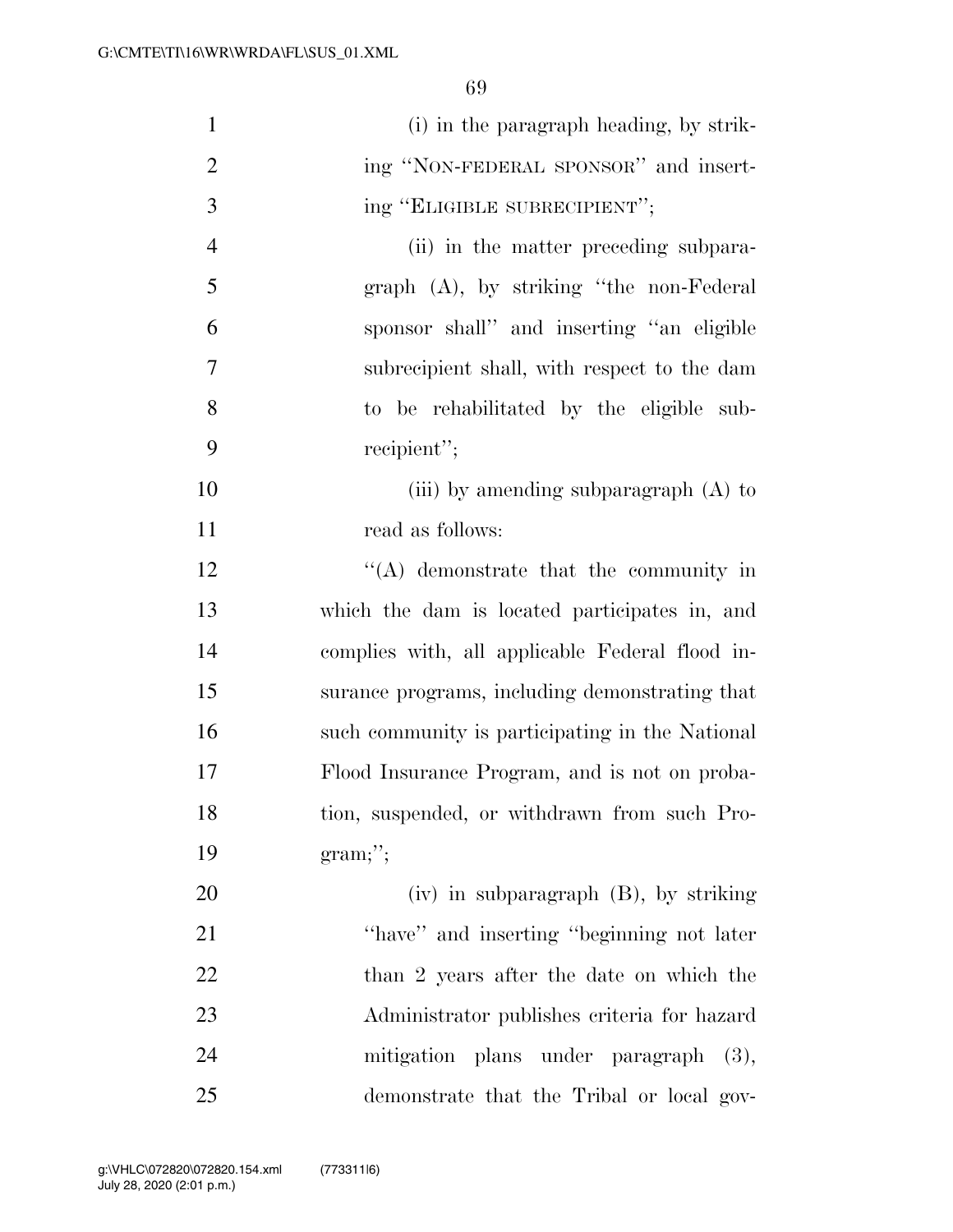(i) in the paragraph heading, by striking "NON-FEDERAL SPONSOR" and inserting "ELIGIBLE SUBRECIPIENT";

(ii) in the matter preceding subparagraph (A), by striking "the non-Federal sponsor shall" and inserting "an eligible subrecipient shall, with respect to the dam to be rehabilitated by the eligible subrecipient";

(iii) by amending subparagraph (A) to read as follows:

"(A) demonstrate that the community in which the dam is located participates in, and complies with, all applicable Federal flood insurance programs, including demonstrating that such community is participating in the National Flood Insurance Program, and is not on probation, suspended, or withdrawn from such Program;";

(iv) in subparagraph (B), by striking "have" and inserting "beginning not later than 2 years after the date on which the Administrator publishes criteria for hazard mitigation plans under paragraph (3), demonstrate that the Tribal or local gov-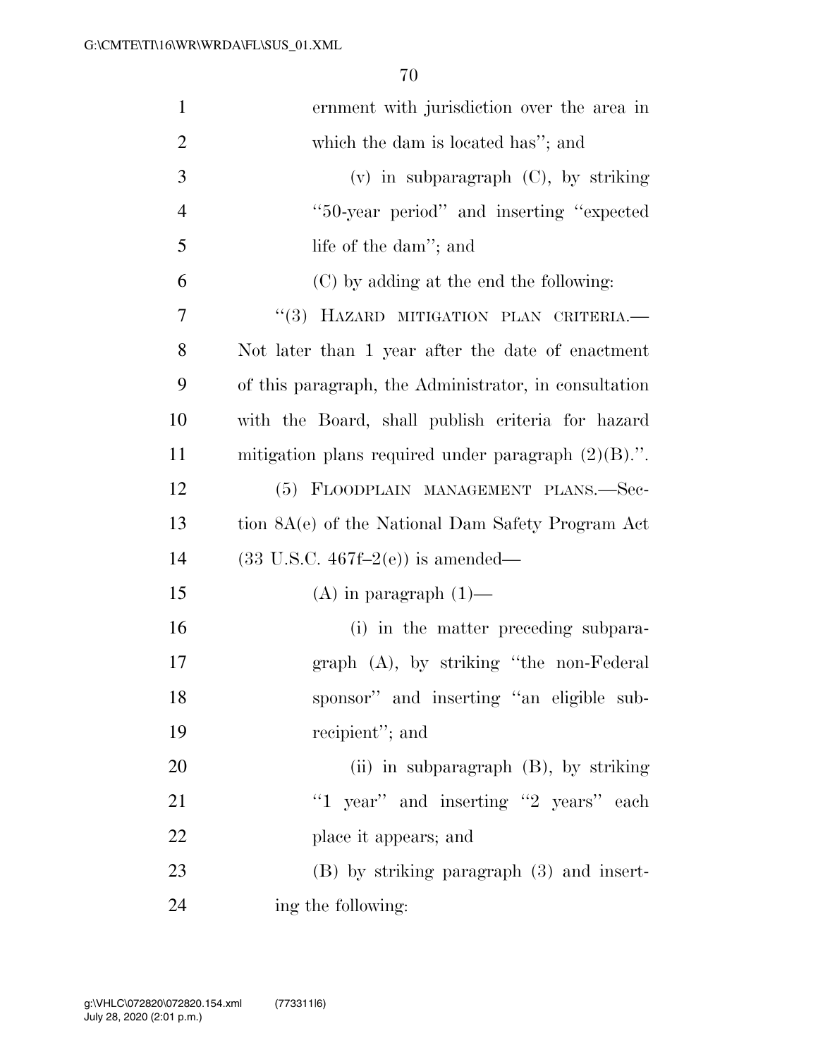ernment with jurisdiction over the area in which the dam is located has''; and

(v) in subparagraph (C), by striking ''50-year period'' and inserting ''expected life of the dam''; and

(C) by adding at the end the following:

''(3) HAZARD MITIGATION PLAN CRITERIA.—Not later than 1 year after the date of enactment of this paragraph, the Administrator, in consultation with the Board, shall publish criteria for hazard mitigation plans required under paragraph (2)(B).''.

(5) FLOODPLAIN MANAGEMENT PLANS.—Section 8A(e) of the National Dam Safety Program Act (33 U.S.C. 467f–2(e)) is amended—

(A) in paragraph (1)—

(i) in the matter preceding subparagraph (A), by striking ''the non-Federal sponsor'' and inserting ''an eligible subrecipient''; and

(ii) in subparagraph (B), by striking ''1 year'' and inserting ''2 years'' each place it appears; and

(B) by striking paragraph (3) and inserting the following: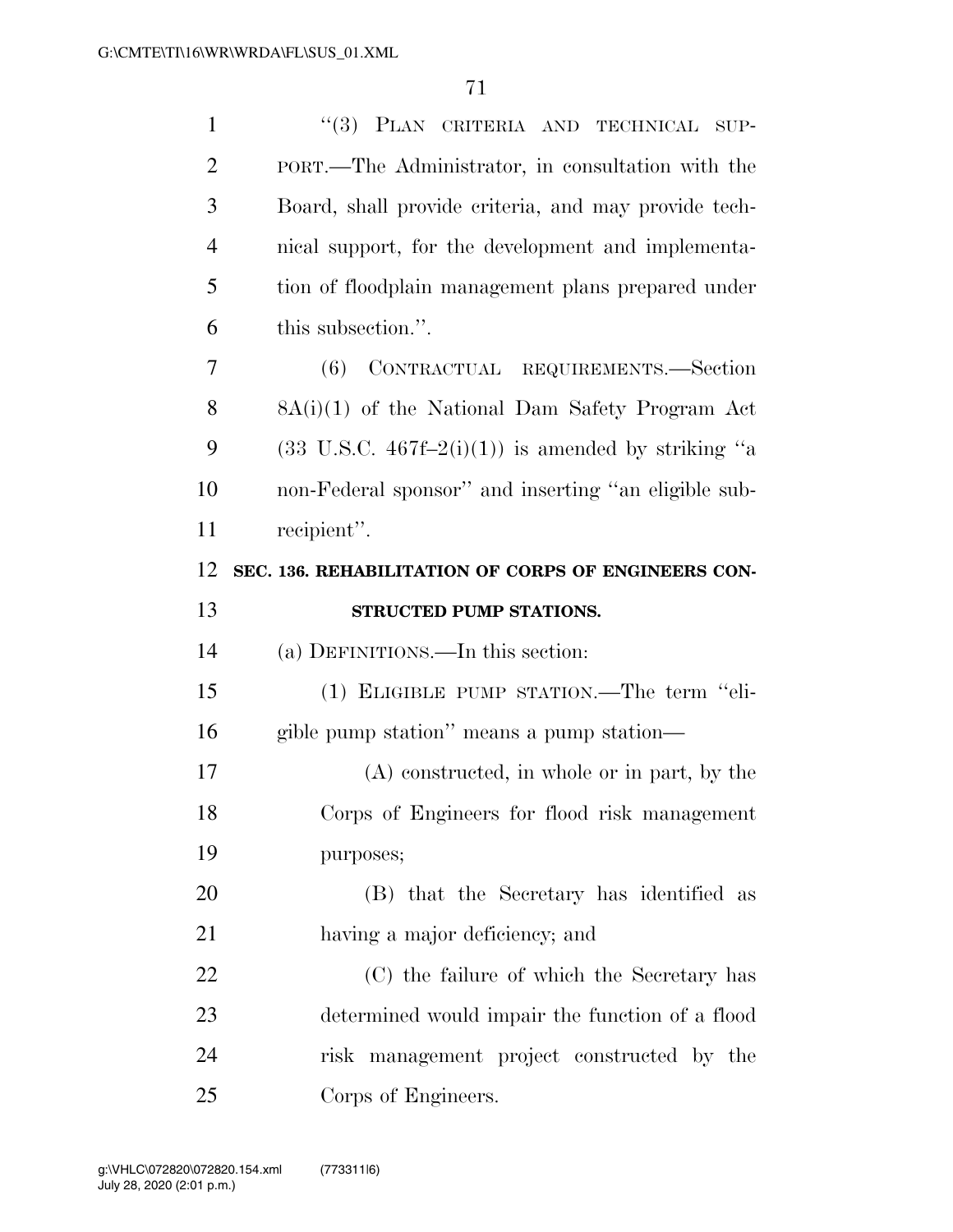"(3) PLAN CRITERIA AND TECHNICAL SUPPORT.—The Administrator, in consultation with the Board, shall provide criteria, and may provide technical support, for the development and implementation of floodplain management plans prepared under this subsection.".

(6) CONTRACTUAL REQUIREMENTS.—Section 8A(i)(1) of the National Dam Safety Program Act (33 U.S.C. 467f–2(i)(1)) is amended by striking "a non-Federal sponsor" and inserting "an eligible subrecipient".

**SEC. 136. REHABILITATION OF CORPS OF ENGINEERS CONSTRUCTED PUMP STATIONS.**

(a) DEFINITIONS.—In this section:

(1) ELIGIBLE PUMP STATION.—The term "eligible pump station" means a pump station—

(A) constructed, in whole or in part, by the Corps of Engineers for flood risk management purposes;

(B) that the Secretary has identified as having a major deficiency; and

(C) the failure of which the Secretary has determined would impair the function of a flood risk management project constructed by the Corps of Engineers.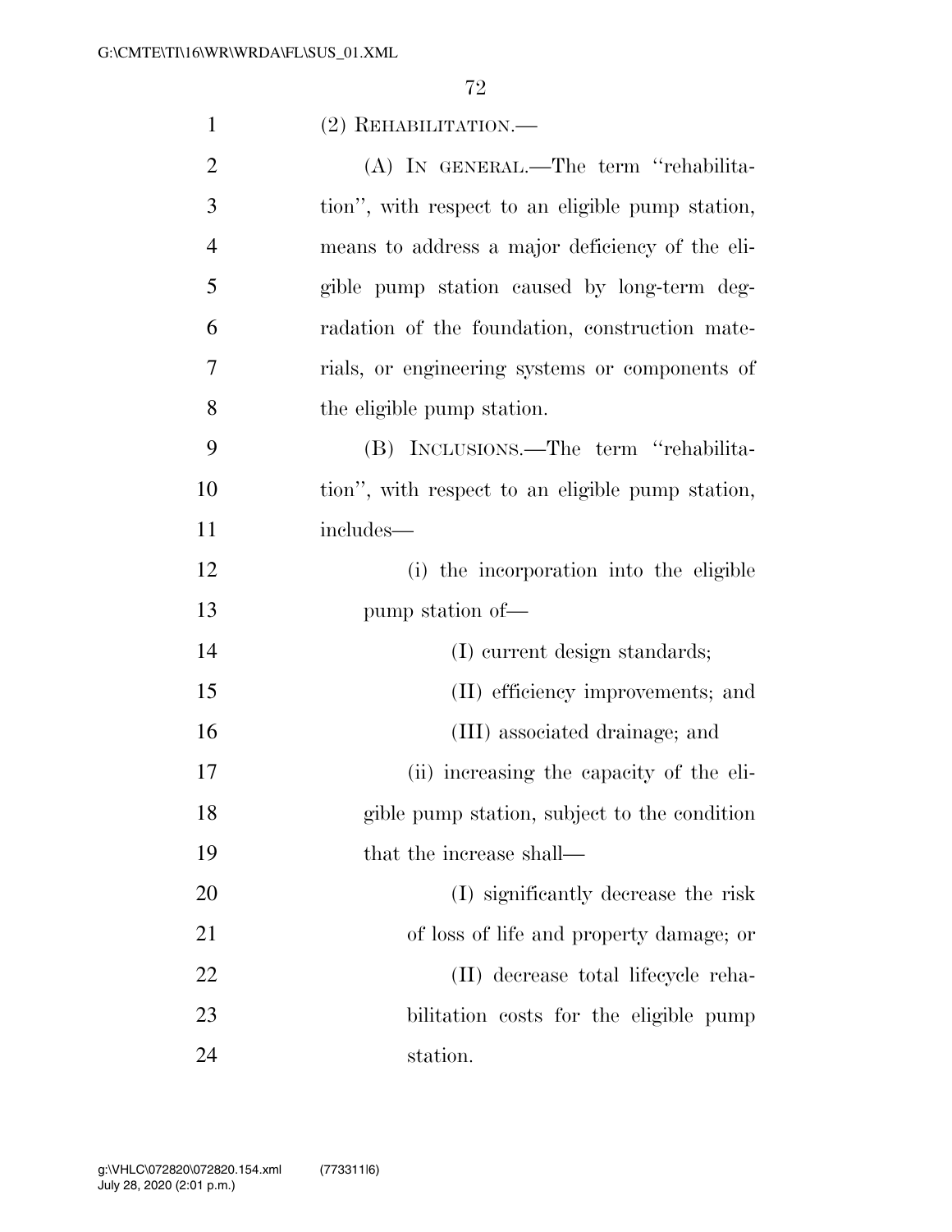(2) REHABILITATION.—

(A) IN GENERAL.—The term ''rehabilitation'', with respect to an eligible pump station, means to address a major deficiency of the eligible pump station caused by long-term degradation of the foundation, construction materials, or engineering systems or components of the eligible pump station.

(B) INCLUSIONS.—The term ''rehabilitation'', with respect to an eligible pump station, includes—

(i) the incorporation into the eligible pump station of—

(I) current design standards;

(II) efficiency improvements; and

(III) associated drainage; and

(ii) increasing the capacity of the eligible pump station, subject to the condition that the increase shall—

(I) significantly decrease the risk of loss of life and property damage; or

(II) decrease total lifecycle rehabilitation costs for the eligible pump station.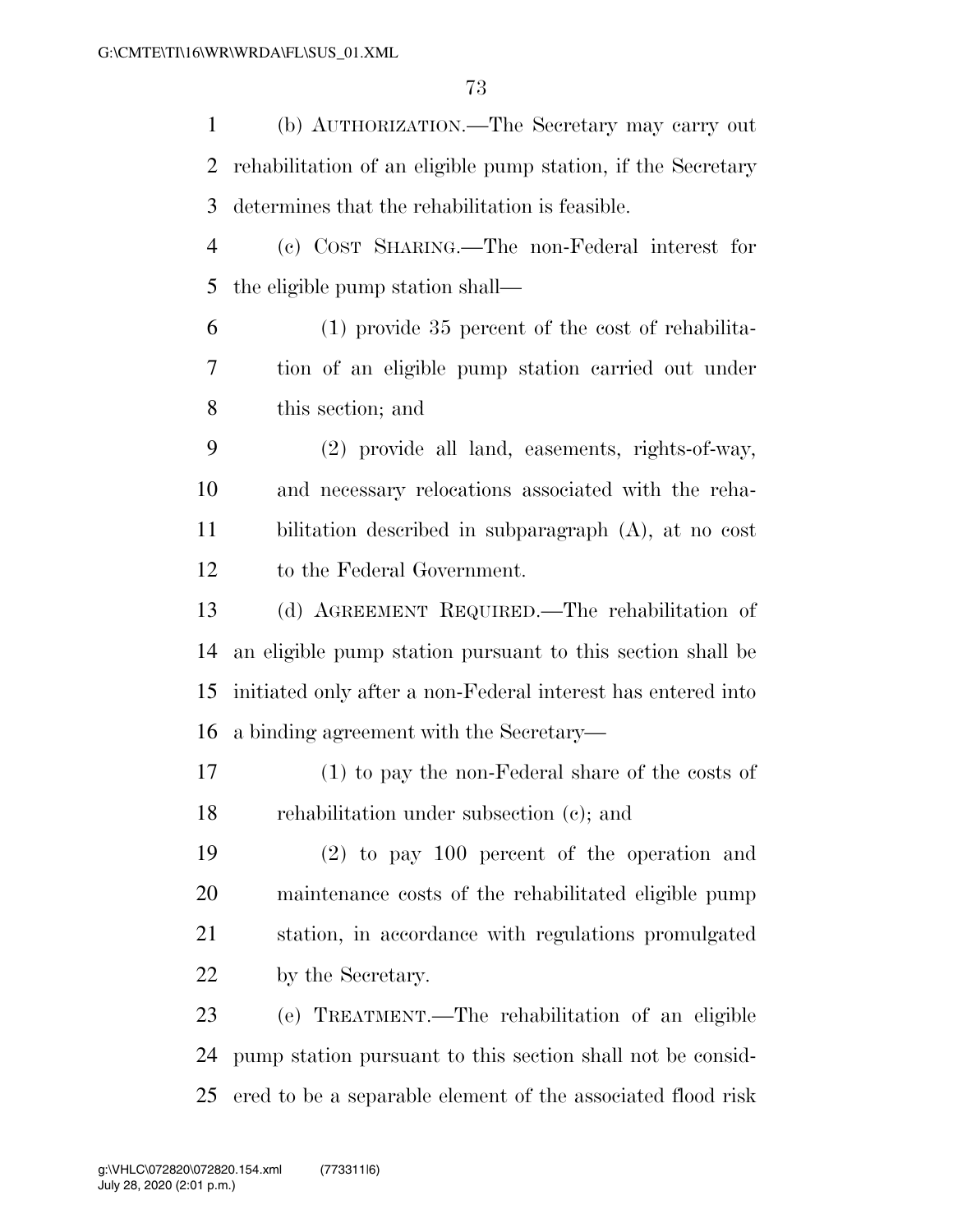(b) AUTHORIZATION.—The Secretary may carry out rehabilitation of an eligible pump station, if the Secretary determines that the rehabilitation is feasible.

(c) COST SHARING.—The non-Federal interest for the eligible pump station shall—

(1) provide 35 percent of the cost of rehabilitation of an eligible pump station carried out under this section; and

(2) provide all land, easements, rights-of-way, and necessary relocations associated with the rehabilitation described in subparagraph (A), at no cost to the Federal Government.

(d) AGREEMENT REQUIRED.—The rehabilitation of an eligible pump station pursuant to this section shall be initiated only after a non-Federal interest has entered into a binding agreement with the Secretary—

(1) to pay the non-Federal share of the costs of rehabilitation under subsection (c); and

(2) to pay 100 percent of the operation and maintenance costs of the rehabilitated eligible pump station, in accordance with regulations promulgated by the Secretary.

(e) TREATMENT.—The rehabilitation of an eligible pump station pursuant to this section shall not be considered to be a separable element of the associated flood risk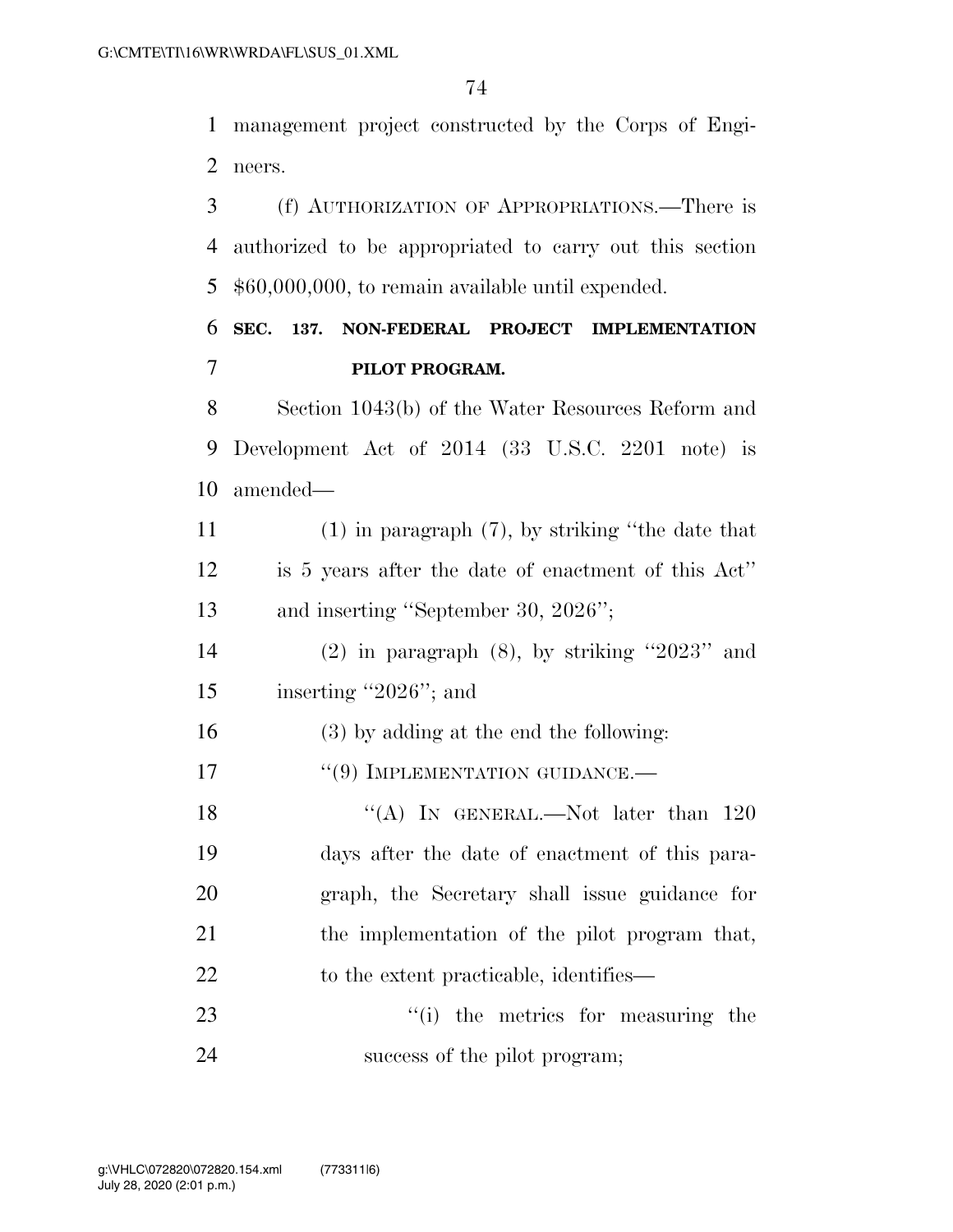management project constructed by the Corps of Engineers.

(f) AUTHORIZATION OF APPROPRIATIONS.—There is authorized to be appropriated to carry out this section $60,000,000, to remain available until expended.

**SEC. 137. NON-FEDERAL PROJECT IMPLEMENTATION PILOT PROGRAM.**

Section 1043(b) of the Water Resources Reform and Development Act of 2014 (33 U.S.C. 2201 note) is amended—

(1) in paragraph (7), by striking ''the date that is 5 years after the date of enactment of this Act'' and inserting ''September 30, 2026'';

(2) in paragraph (8), by striking ''2023'' and inserting ''2026''; and

(3) by adding at the end the following:

''(9) IMPLEMENTATION GUIDANCE.—

''(A) IN GENERAL.—Not later than 120 days after the date of enactment of this paragraph, the Secretary shall issue guidance for the implementation of the pilot program that, to the extent practicable, identifies—

''(i) the metrics for measuring the success of the pilot program;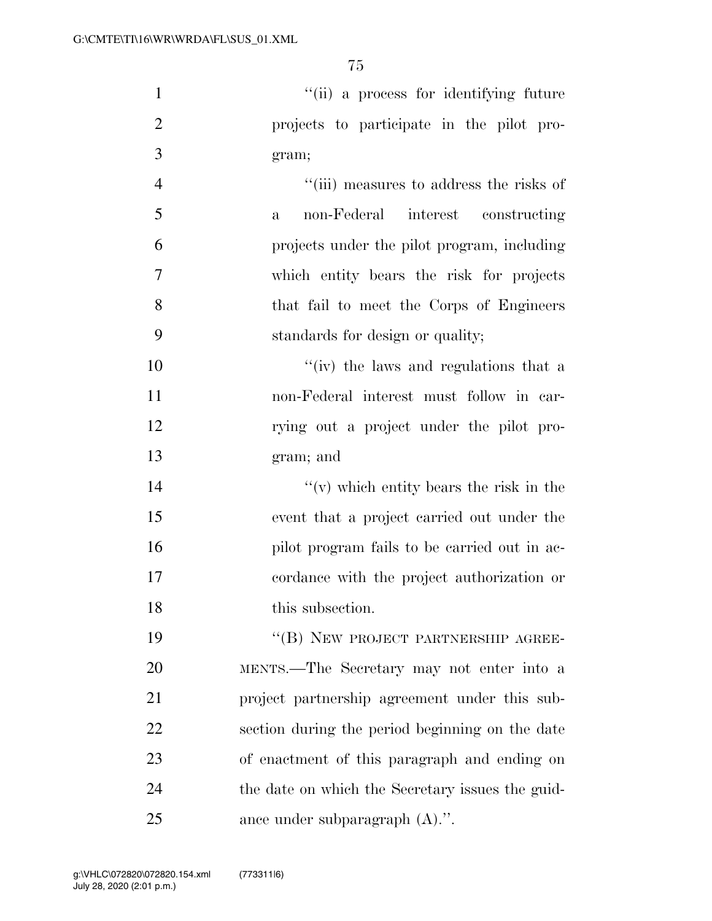"(ii) a process for identifying future projects to participate in the pilot program;

"(iii) measures to address the risks of a non-Federal interest constructing projects under the pilot program, including which entity bears the risk for projects that fail to meet the Corps of Engineers standards for design or quality;

"(iv) the laws and regulations that a non-Federal interest must follow in carrying out a project under the pilot program; and

"(v) which entity bears the risk in the event that a project carried out under the pilot program fails to be carried out in accordance with the project authorization or this subsection.

"(B) NEW PROJECT PARTNERSHIP AGREEMENTS.—The Secretary may not enter into a project partnership agreement under this subsection during the period beginning on the date of enactment of this paragraph and ending on the date on which the Secretary issues the guidance under subparagraph (A).".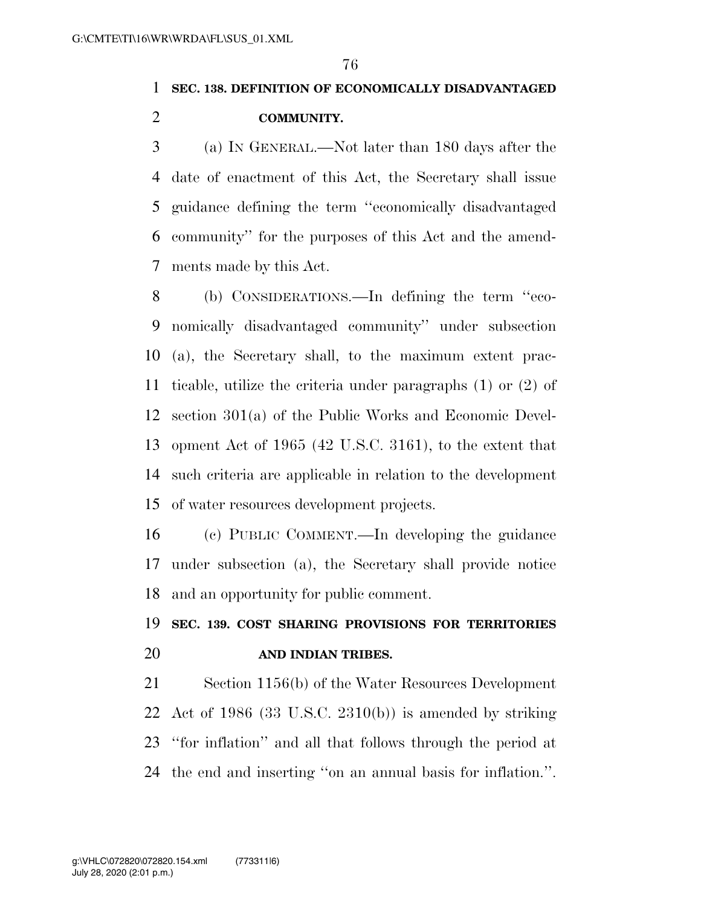**SEC. 138. DEFINITION OF ECONOMICALLY DISADVANTAGED COMMUNITY.**

(a) IN GENERAL.—Not later than 180 days after the date of enactment of this Act, the Secretary shall issue guidance defining the term ''economically disadvantaged community'' for the purposes of this Act and the amendments made by this Act.

(b) CONSIDERATIONS.—In defining the term ''economically disadvantaged community'' under subsection (a), the Secretary shall, to the maximum extent practicable, utilize the criteria under paragraphs (1) or (2) of section 301(a) of the Public Works and Economic Development Act of 1965 (42 U.S.C. 3161), to the extent that such criteria are applicable in relation to the development of water resources development projects.

(c) PUBLIC COMMENT.—In developing the guidance under subsection (a), the Secretary shall provide notice and an opportunity for public comment.

**SEC. 139. COST SHARING PROVISIONS FOR TERRITORIES AND INDIAN TRIBES.**

Section 1156(b) of the Water Resources Development Act of 1986 (33 U.S.C. 2310(b)) is amended by striking ''for inflation'' and all that follows through the period at the end and inserting ''on an annual basis for inflation.''.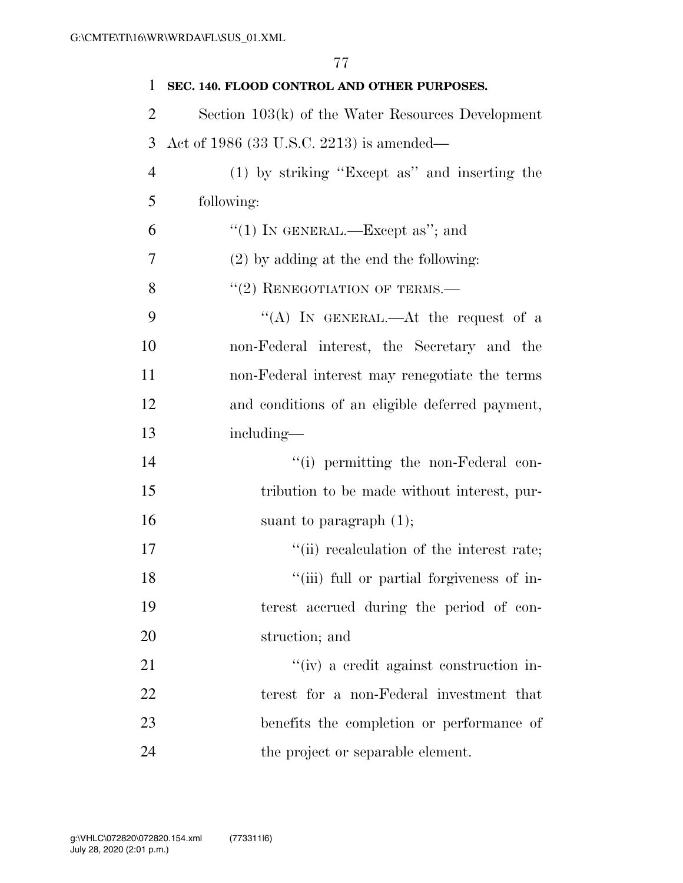**SEC. 140. FLOOD CONTROL AND OTHER PURPOSES.**

Section 103(k) of the Water Resources Development Act of 1986 (33 U.S.C. 2213) is amended—

(1) by striking ''Except as'' and inserting the following:

''(1) IN GENERAL.—Except as''; and

(2) by adding at the end the following:

''(2) RENEGOTIATION OF TERMS.—

''(A) IN GENERAL.—At the request of a non-Federal interest, the Secretary and the non-Federal interest may renegotiate the terms and conditions of an eligible deferred payment, including—

''(i) permitting the non-Federal contribution to be made without interest, pursuant to paragraph (1);

''(ii) recalculation of the interest rate;

''(iii) full or partial forgiveness of interest accrued during the period of construction; and

''(iv) a credit against construction interest for a non-Federal investment that benefits the completion or performance of the project or separable element.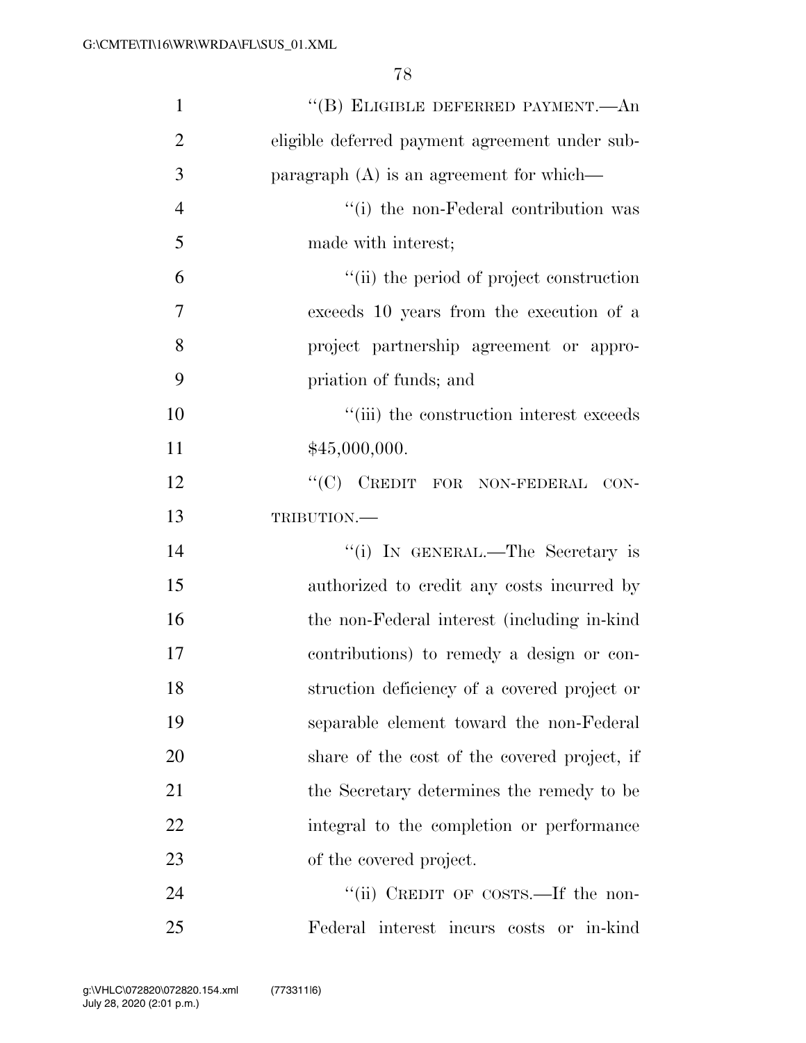"(B) ELIGIBLE DEFERRED PAYMENT.—An eligible deferred payment agreement under subparagraph (A) is an agreement for which—

"(i) the non-Federal contribution was made with interest;

"(ii) the period of project construction exceeds 10 years from the execution of a project partnership agreement or appropriation of funds; and

"(iii) the construction interest exceeds $45,000,000.

"(C) CREDIT FOR NON-FEDERAL CONTRIBUTION.—

"(i) IN GENERAL.—The Secretary is authorized to credit any costs incurred by the non-Federal interest (including in-kind contributions) to remedy a design or construction deficiency of a covered project or separable element toward the non-Federal share of the cost of the covered project, if the Secretary determines the remedy to be integral to the completion or performance of the covered project.

"(ii) CREDIT OF COSTS.—If the non-Federal interest incurs costs or in-kind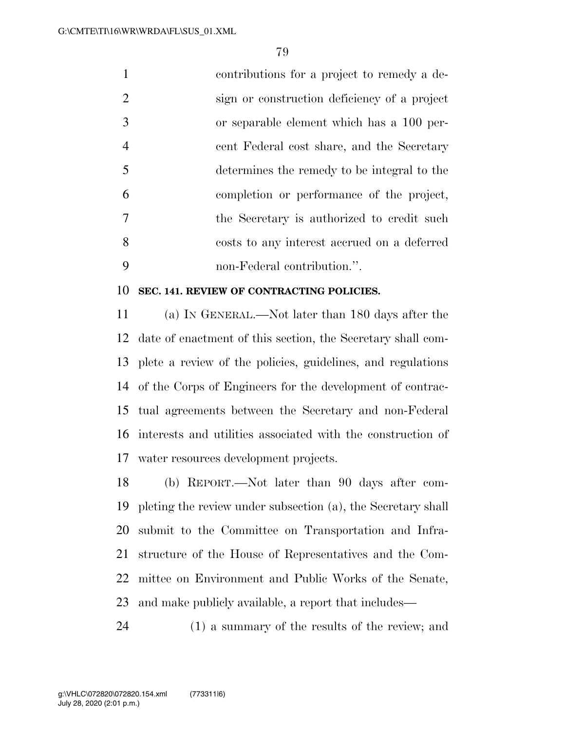contributions for a project to remedy a design or construction deficiency of a project or separable element which has a 100 percent Federal cost share, and the Secretary determines the remedy to be integral to the completion or performance of the project, the Secretary is authorized to credit such costs to any interest accrued on a deferred non-Federal contribution.''.

**SEC. 141. REVIEW OF CONTRACTING POLICIES.**

(a) IN GENERAL.—Not later than 180 days after the date of enactment of this section, the Secretary shall complete a review of the policies, guidelines, and regulations of the Corps of Engineers for the development of contractual agreements between the Secretary and non-Federal interests and utilities associated with the construction of water resources development projects.

(b) REPORT.—Not later than 90 days after completing the review under subsection (a), the Secretary shall submit to the Committee on Transportation and Infrastructure of the House of Representatives and the Committee on Environment and Public Works of the Senate, and make publicly available, a report that includes—

(1) a summary of the results of the review; and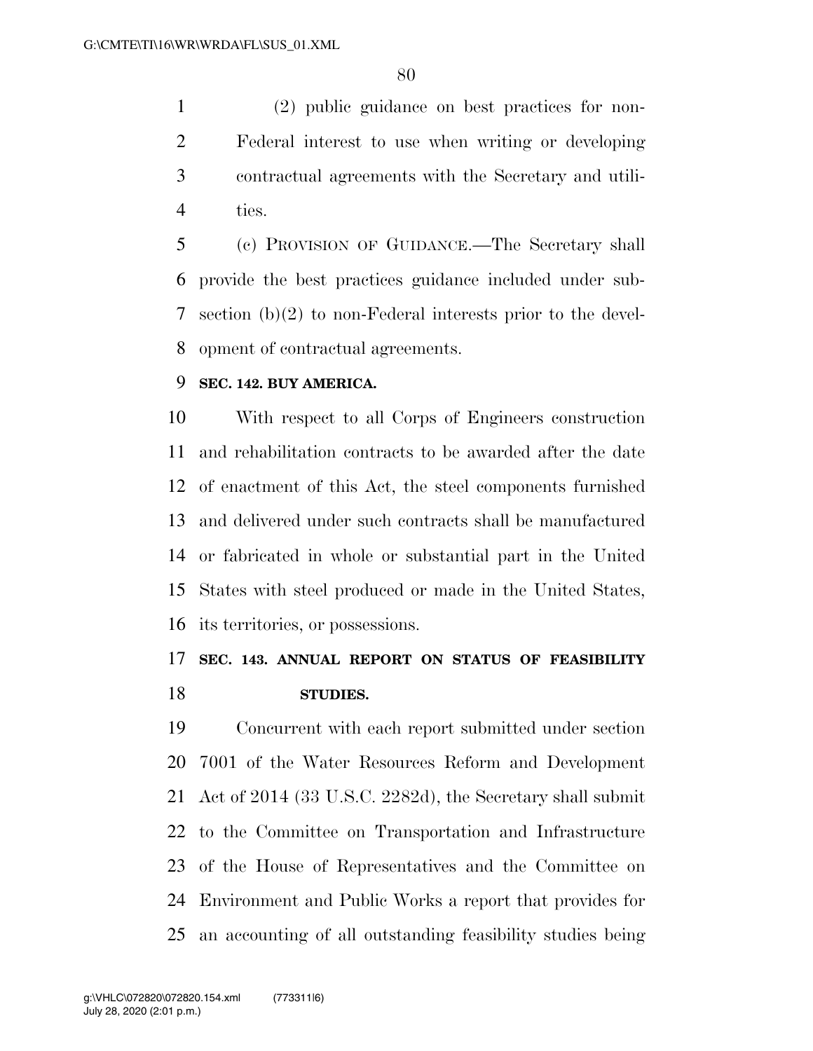(2) public guidance on best practices for non-Federal interest to use when writing or developing contractual agreements with the Secretary and utilities.

(c) PROVISION OF GUIDANCE.—The Secretary shall provide the best practices guidance included under subsection (b)(2) to non-Federal interests prior to the development of contractual agreements.

**SEC. 142. BUY AMERICA.**

With respect to all Corps of Engineers construction and rehabilitation contracts to be awarded after the date of enactment of this Act, the steel components furnished and delivered under such contracts shall be manufactured or fabricated in whole or substantial part in the United States with steel produced or made in the United States, its territories, or possessions.

**SEC. 143. ANNUAL REPORT ON STATUS OF FEASIBILITY STUDIES.**

Concurrent with each report submitted under section 7001 of the Water Resources Reform and Development Act of 2014 (33 U.S.C. 2282d), the Secretary shall submit to the Committee on Transportation and Infrastructure of the House of Representatives and the Committee on Environment and Public Works a report that provides for an accounting of all outstanding feasibility studies being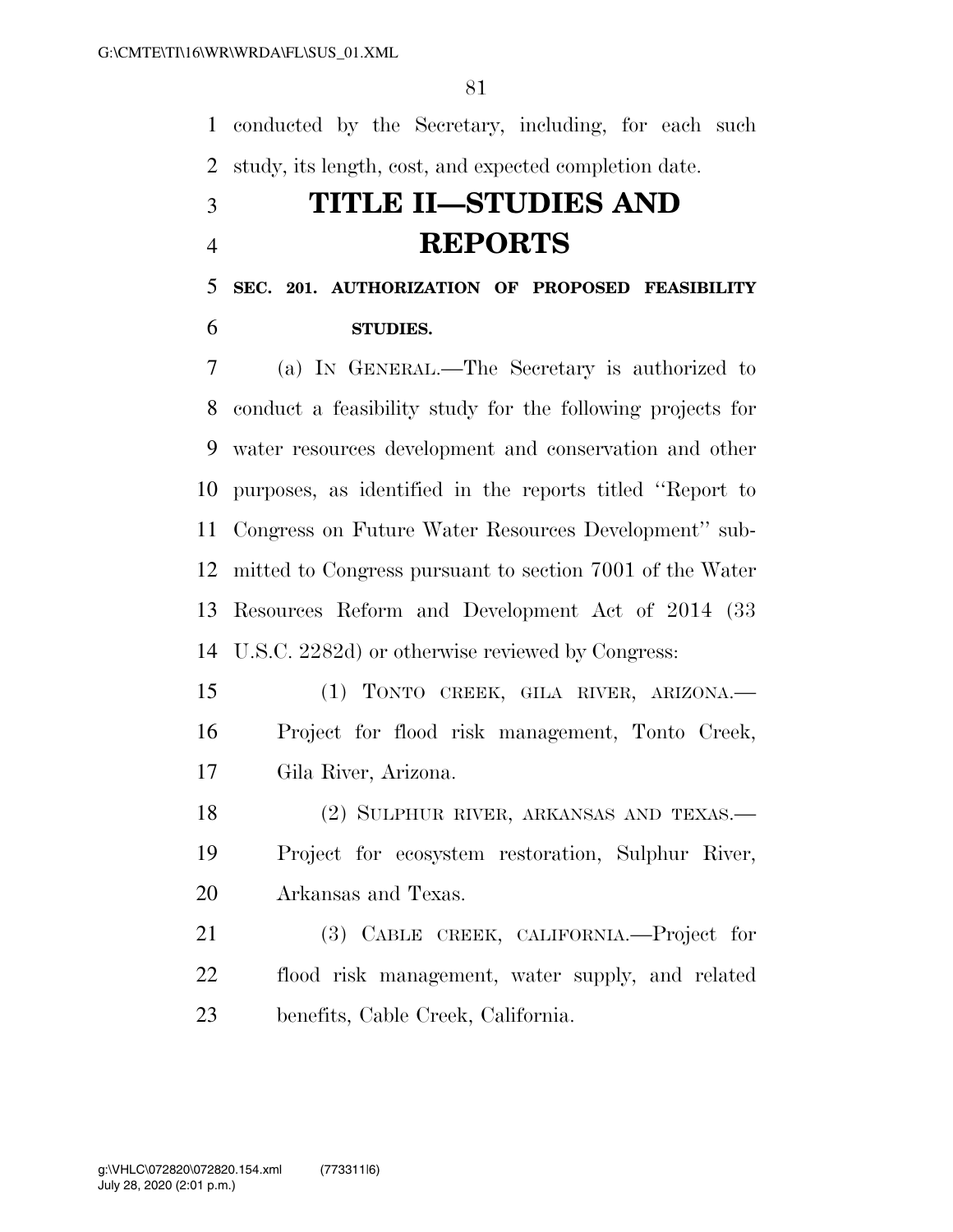conducted by the Secretary, including, for each such study, its length, cost, and expected completion date.

# TITLE II—STUDIES AND REPORTS

## SEC. 201. AUTHORIZATION OF PROPOSED FEASIBILITY STUDIES.

(a) IN GENERAL.—The Secretary is authorized to conduct a feasibility study for the following projects for water resources development and conservation and other purposes, as identified in the reports titled ''Report to Congress on Future Water Resources Development'' submitted to Congress pursuant to section 7001 of the Water Resources Reform and Development Act of 2014 (33 U.S.C. 2282d) or otherwise reviewed by Congress:

(1) TONTO CREEK, GILA RIVER, ARIZONA.—Project for flood risk management, Tonto Creek, Gila River, Arizona.

(2) SULPHUR RIVER, ARKANSAS AND TEXAS.—Project for ecosystem restoration, Sulphur River, Arkansas and Texas.

(3) CABLE CREEK, CALIFORNIA.—Project for flood risk management, water supply, and related benefits, Cable Creek, California.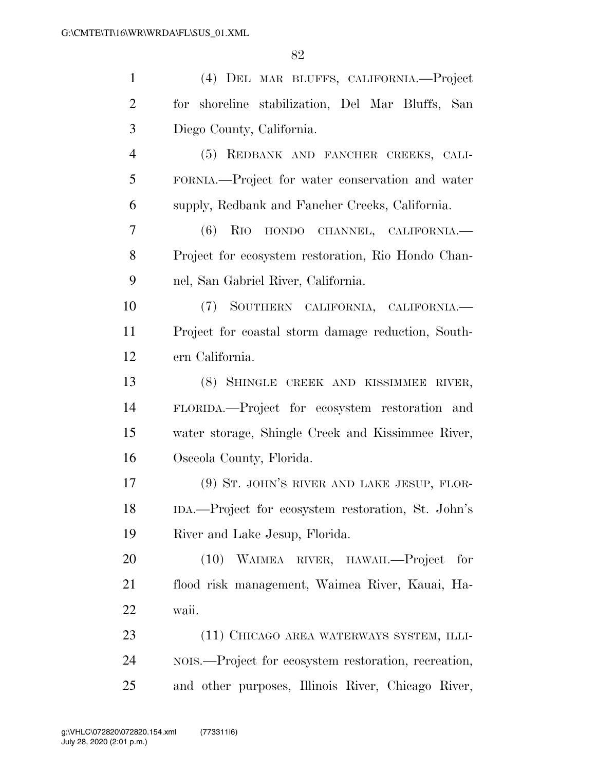(4) DEL MAR BLUFFS, CALIFORNIA.—Project for shoreline stabilization, Del Mar Bluffs, San Diego County, California.

(5) REDBANK AND FANCHER CREEKS, CALIFORNIA.—Project for water conservation and water supply, Redbank and Fancher Creeks, California.

(6) RIO HONDO CHANNEL, CALIFORNIA.—Project for ecosystem restoration, Rio Hondo Channel, San Gabriel River, California.

(7) SOUTHERN CALIFORNIA, CALIFORNIA.—Project for coastal storm damage reduction, Southern California.

(8) SHINGLE CREEK AND KISSIMMEE RIVER, FLORIDA.—Project for ecosystem restoration and water storage, Shingle Creek and Kissimmee River, Osceola County, Florida.

(9) ST. JOHN'S RIVER AND LAKE JESUP, FLORIDA.—Project for ecosystem restoration, St. John's River and Lake Jesup, Florida.

(10) WAIMEA RIVER, HAWAII.—Project for flood risk management, Waimea River, Kauai, Hawaii.

(11) CHICAGO AREA WATERWAYS SYSTEM, ILLINOIS.—Project for ecosystem restoration, recreation, and other purposes, Illinois River, Chicago River,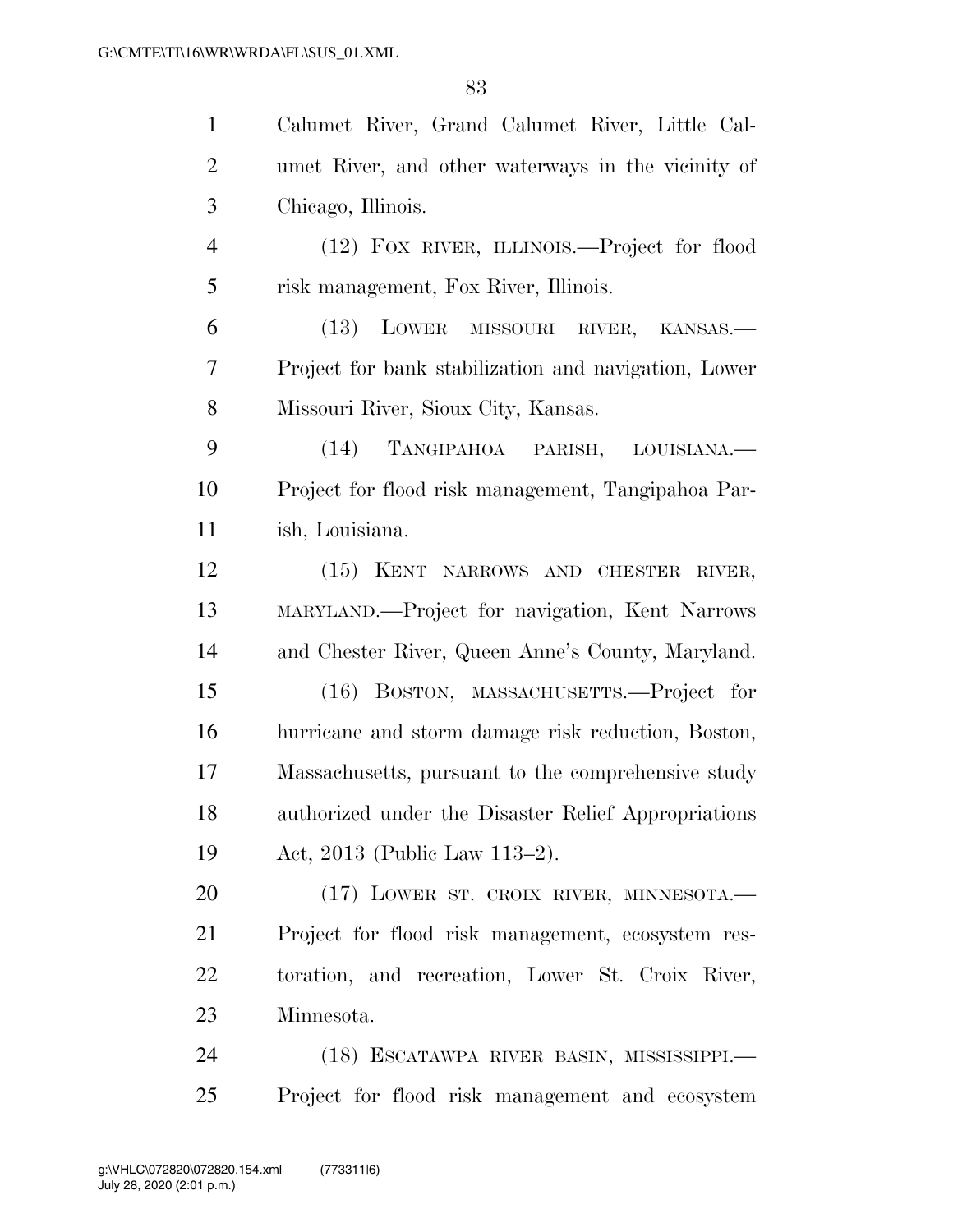Calumet River, Grand Calumet River, Little Calumet River, and other waterways in the vicinity of Chicago, Illinois.

(12) FOX RIVER, ILLINOIS.—Project for flood risk management, Fox River, Illinois.

(13) LOWER MISSOURI RIVER, KANSAS.—Project for bank stabilization and navigation, Lower Missouri River, Sioux City, Kansas.

(14) TANGIPAHOA PARISH, LOUISIANA.—Project for flood risk management, Tangipahoa Parish, Louisiana.

(15) KENT NARROWS AND CHESTER RIVER, MARYLAND.—Project for navigation, Kent Narrows and Chester River, Queen Anne's County, Maryland.

(16) BOSTON, MASSACHUSETTS.—Project for hurricane and storm damage risk reduction, Boston, Massachusetts, pursuant to the comprehensive study authorized under the Disaster Relief Appropriations Act, 2013 (Public Law 113–2).

(17) LOWER ST. CROIX RIVER, MINNESOTA.—Project for flood risk management, ecosystem restoration, and recreation, Lower St. Croix River, Minnesota.

(18) ESCATAWPA RIVER BASIN, MISSISSIPPI.—Project for flood risk management and ecosystem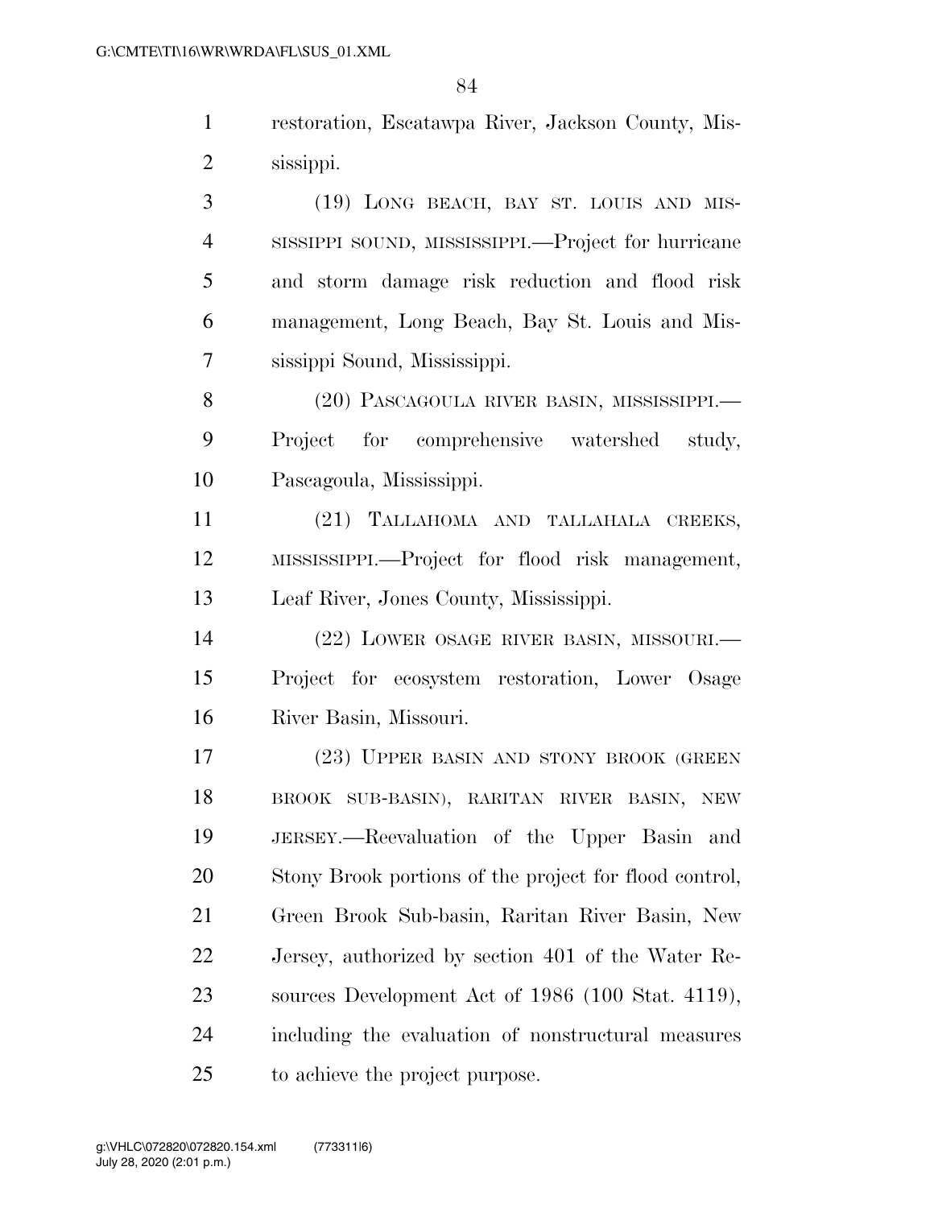restoration, Escatawpa River, Jackson County, Mississippi.

(19) LONG BEACH, BAY ST. LOUIS AND MISSISSIPPI SOUND, MISSISSIPPI.—Project for hurricane and storm damage risk reduction and flood risk management, Long Beach, Bay St. Louis and Mississippi Sound, Mississippi.

(20) PASCAGOULA RIVER BASIN, MISSISSIPPI.—Project for comprehensive watershed study, Pascagoula, Mississippi.

(21) TALLAHOMA AND TALLAHALA CREEKS, MISSISSIPPI.—Project for flood risk management, Leaf River, Jones County, Mississippi.

(22) LOWER OSAGE RIVER BASIN, MISSOURI.—Project for ecosystem restoration, Lower Osage River Basin, Missouri.

(23) UPPER BASIN AND STONY BROOK (GREEN BROOK SUB-BASIN), RARITAN RIVER BASIN, NEW JERSEY.—Reevaluation of the Upper Basin and Stony Brook portions of the project for flood control, Green Brook Sub-basin, Raritan River Basin, New Jersey, authorized by section 401 of the Water Resources Development Act of 1986 (100 Stat. 4119), including the evaluation of nonstructural measures to achieve the project purpose.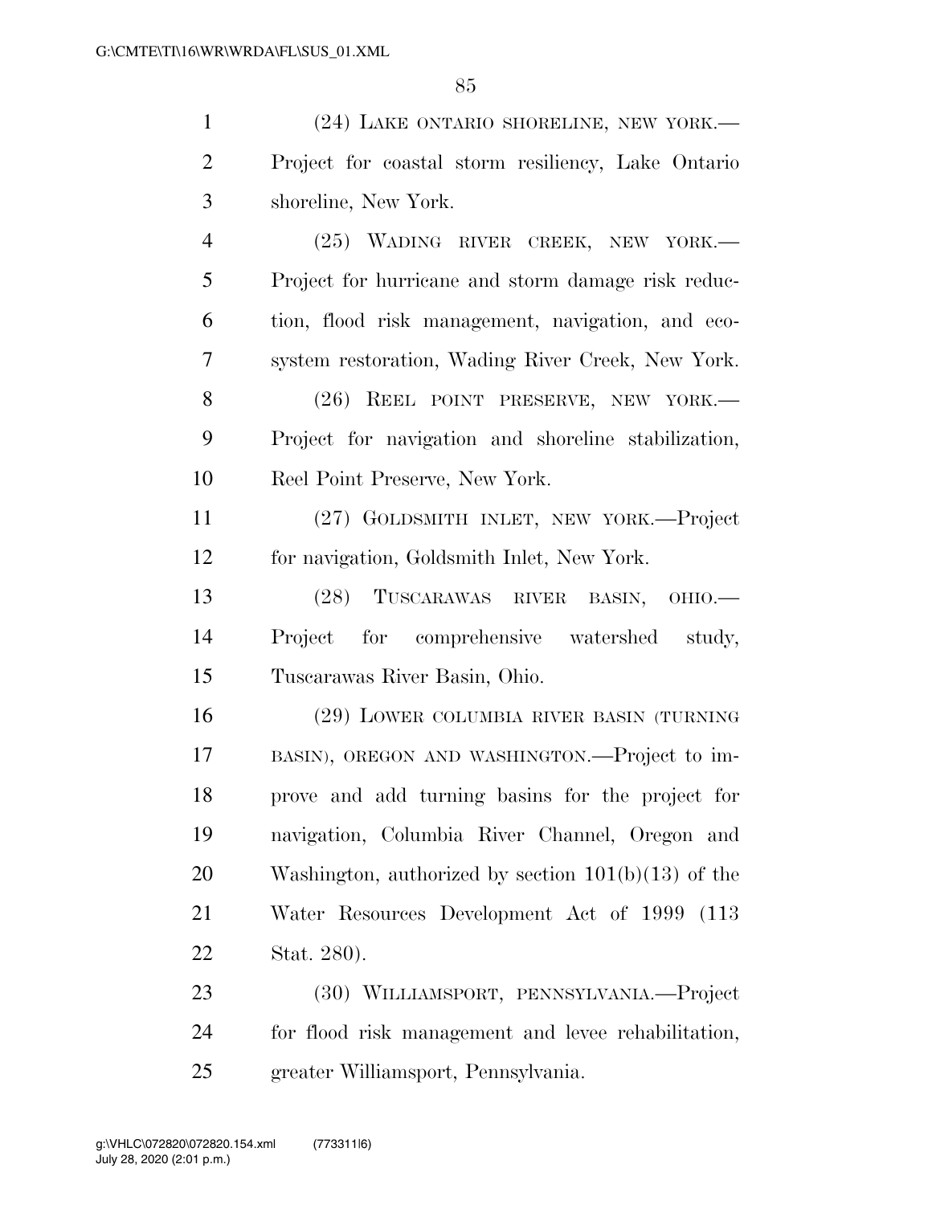(24) LAKE ONTARIO SHORELINE, NEW YORK.—Project for coastal storm resiliency, Lake Ontario shoreline, New York.

(25) WADING RIVER CREEK, NEW YORK.—Project for hurricane and storm damage risk reduction, flood risk management, navigation, and ecosystem restoration, Wading River Creek, New York.

(26) REEL POINT PRESERVE, NEW YORK.—Project for navigation and shoreline stabilization, Reel Point Preserve, New York.

(27) GOLDSMITH INLET, NEW YORK.—Project for navigation, Goldsmith Inlet, New York.

(28) TUSCARAWAS RIVER BASIN, OHIO.—Project for comprehensive watershed study, Tuscarawas River Basin, Ohio.

(29) LOWER COLUMBIA RIVER BASIN (TURNING BASIN), OREGON AND WASHINGTON.—Project to improve and add turning basins for the project for navigation, Columbia River Channel, Oregon and Washington, authorized by section 101(b)(13) of the Water Resources Development Act of 1999 (113 Stat. 280).

(30) WILLIAMSPORT, PENNSYLVANIA.—Project for flood risk management and levee rehabilitation, greater Williamsport, Pennsylvania.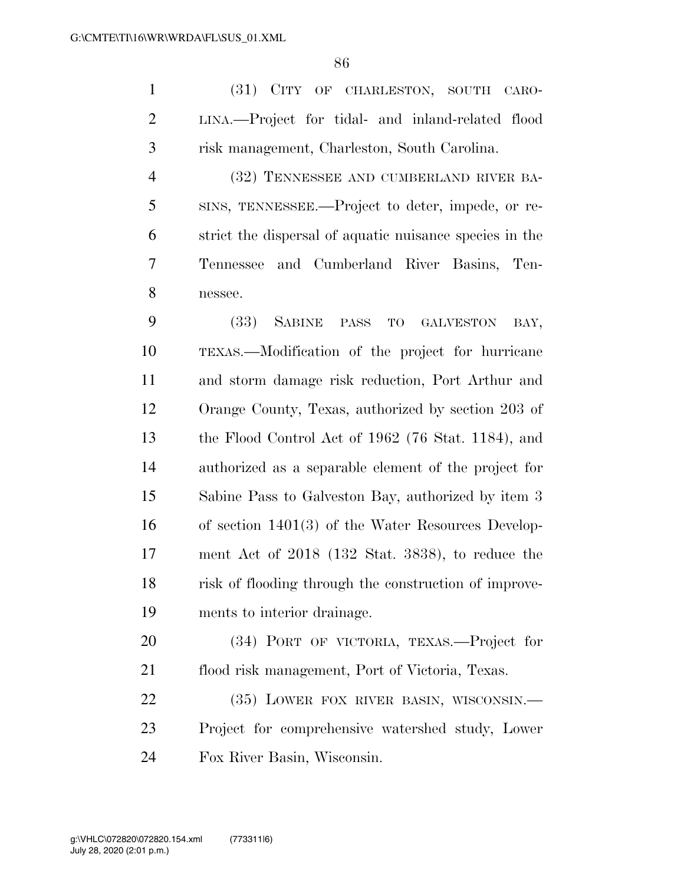(31) CITY OF CHARLESTON, SOUTH CAROLINA.—Project for tidal- and inland-related flood risk management, Charleston, South Carolina.

(32) TENNESSEE AND CUMBERLAND RIVER BASINS, TENNESSEE.—Project to deter, impede, or restrict the dispersal of aquatic nuisance species in the Tennessee and Cumberland River Basins, Tennessee.

(33) SABINE PASS TO GALVESTON BAY, TEXAS.—Modification of the project for hurricane and storm damage risk reduction, Port Arthur and Orange County, Texas, authorized by section 203 of the Flood Control Act of 1962 (76 Stat. 1184), and authorized as a separable element of the project for Sabine Pass to Galveston Bay, authorized by item 3 of section 1401(3) of the Water Resources Development Act of 2018 (132 Stat. 3838), to reduce the risk of flooding through the construction of improvements to interior drainage.

(34) PORT OF VICTORIA, TEXAS.—Project for flood risk management, Port of Victoria, Texas.

(35) LOWER FOX RIVER BASIN, WISCONSIN.—Project for comprehensive watershed study, Lower Fox River Basin, Wisconsin.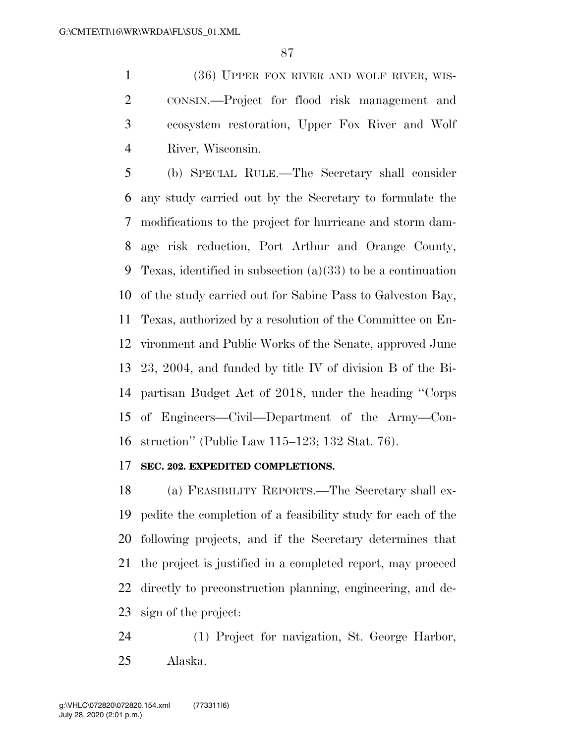(36) UPPER FOX RIVER AND WOLF RIVER, WISCONSIN.—Project for flood risk management and ecosystem restoration, Upper Fox River and Wolf River, Wisconsin.

(b) SPECIAL RULE.—The Secretary shall consider any study carried out by the Secretary to formulate the modifications to the project for hurricane and storm damage risk reduction, Port Arthur and Orange County, Texas, identified in subsection (a)(33) to be a continuation of the study carried out for Sabine Pass to Galveston Bay, Texas, authorized by a resolution of the Committee on Environment and Public Works of the Senate, approved June 23, 2004, and funded by title IV of division B of the Bipartisan Budget Act of 2018, under the heading ''Corps of Engineers—Civil—Department of the Army—Construction'' (Public Law 115–123; 132 Stat. 76).

**SEC. 202. EXPEDITED COMPLETIONS.**

(a) FEASIBILITY REPORTS.—The Secretary shall expedite the completion of a feasibility study for each of the following projects, and if the Secretary determines that the project is justified in a completed report, may proceed directly to preconstruction planning, engineering, and design of the project:

(1) Project for navigation, St. George Harbor, Alaska.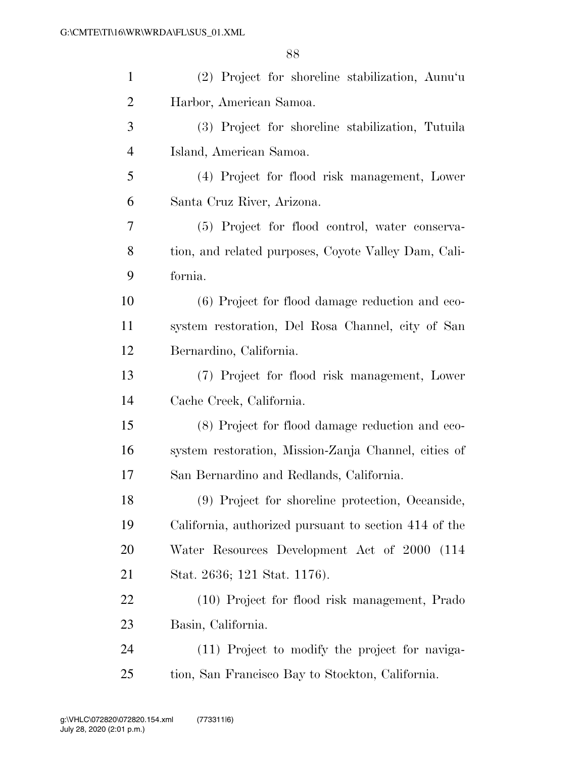(2) Project for shoreline stabilization, Aunu'u Harbor, American Samoa.

(3) Project for shoreline stabilization, Tutuila Island, American Samoa.

(4) Project for flood risk management, Lower Santa Cruz River, Arizona.

(5) Project for flood control, water conservation, and related purposes, Coyote Valley Dam, California.

(6) Project for flood damage reduction and ecosystem restoration, Del Rosa Channel, city of San Bernardino, California.

(7) Project for flood risk management, Lower Cache Creek, California.

(8) Project for flood damage reduction and ecosystem restoration, Mission-Zanja Channel, cities of San Bernardino and Redlands, California.

(9) Project for shoreline protection, Oceanside, California, authorized pursuant to section 414 of the Water Resources Development Act of 2000 (114 Stat. 2636; 121 Stat. 1176).

(10) Project for flood risk management, Prado Basin, California.

(11) Project to modify the project for navigation, San Francisco Bay to Stockton, California.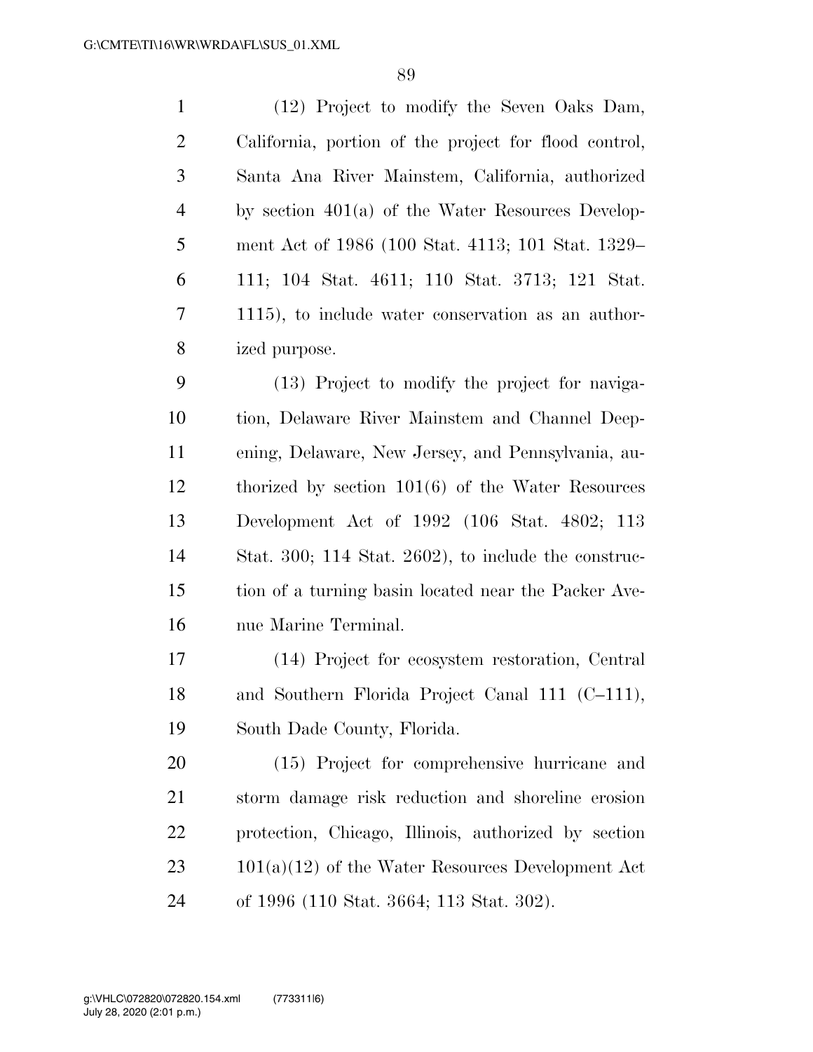(12) Project to modify the Seven Oaks Dam, California, portion of the project for flood control, Santa Ana River Mainstem, California, authorized by section 401(a) of the Water Resources Development Act of 1986 (100 Stat. 4113; 101 Stat. 1329–111; 104 Stat. 4611; 110 Stat. 3713; 121 Stat. 1115), to include water conservation as an authorized purpose.

(13) Project to modify the project for navigation, Delaware River Mainstem and Channel Deepening, Delaware, New Jersey, and Pennsylvania, authorized by section 101(6) of the Water Resources Development Act of 1992 (106 Stat. 4802; 113 Stat. 300; 114 Stat. 2602), to include the construction of a turning basin located near the Packer Avenue Marine Terminal.

(14) Project for ecosystem restoration, Central and Southern Florida Project Canal 111 (C–111), South Dade County, Florida.

(15) Project for comprehensive hurricane and storm damage risk reduction and shoreline erosion protection, Chicago, Illinois, authorized by section 101(a)(12) of the Water Resources Development Act of 1996 (110 Stat. 3664; 113 Stat. 302).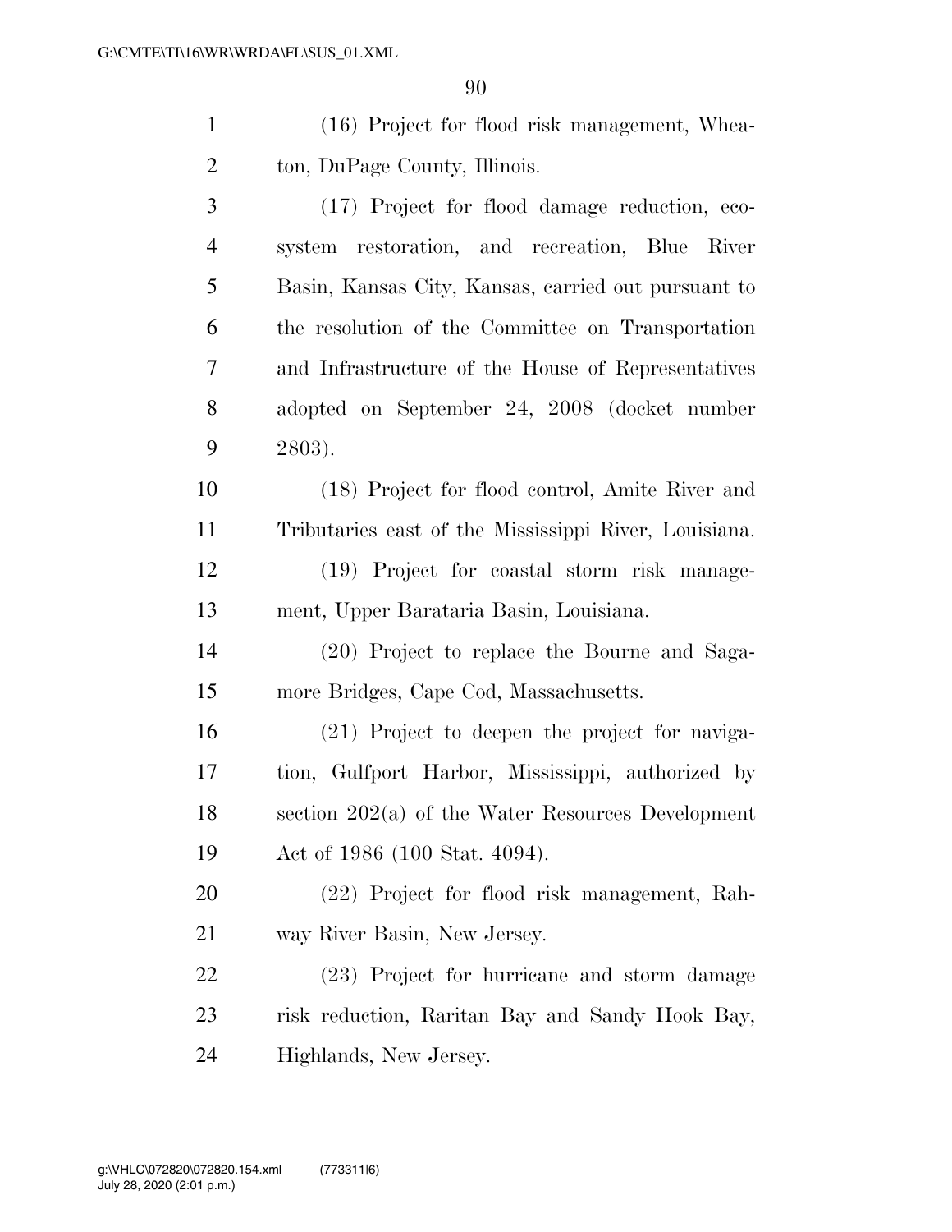(16) Project for flood risk management, Wheaton, DuPage County, Illinois.

(17) Project for flood damage reduction, ecosystem restoration, and recreation, Blue River Basin, Kansas City, Kansas, carried out pursuant to the resolution of the Committee on Transportation and Infrastructure of the House of Representatives adopted on September 24, 2008 (docket number 2803).

(18) Project for flood control, Amite River and Tributaries east of the Mississippi River, Louisiana.

(19) Project for coastal storm risk management, Upper Barataria Basin, Louisiana.

(20) Project to replace the Bourne and Sagamore Bridges, Cape Cod, Massachusetts.

(21) Project to deepen the project for navigation, Gulfport Harbor, Mississippi, authorized by section 202(a) of the Water Resources Development Act of 1986 (100 Stat. 4094).

(22) Project for flood risk management, Rahway River Basin, New Jersey.

(23) Project for hurricane and storm damage risk reduction, Raritan Bay and Sandy Hook Bay, Highlands, New Jersey.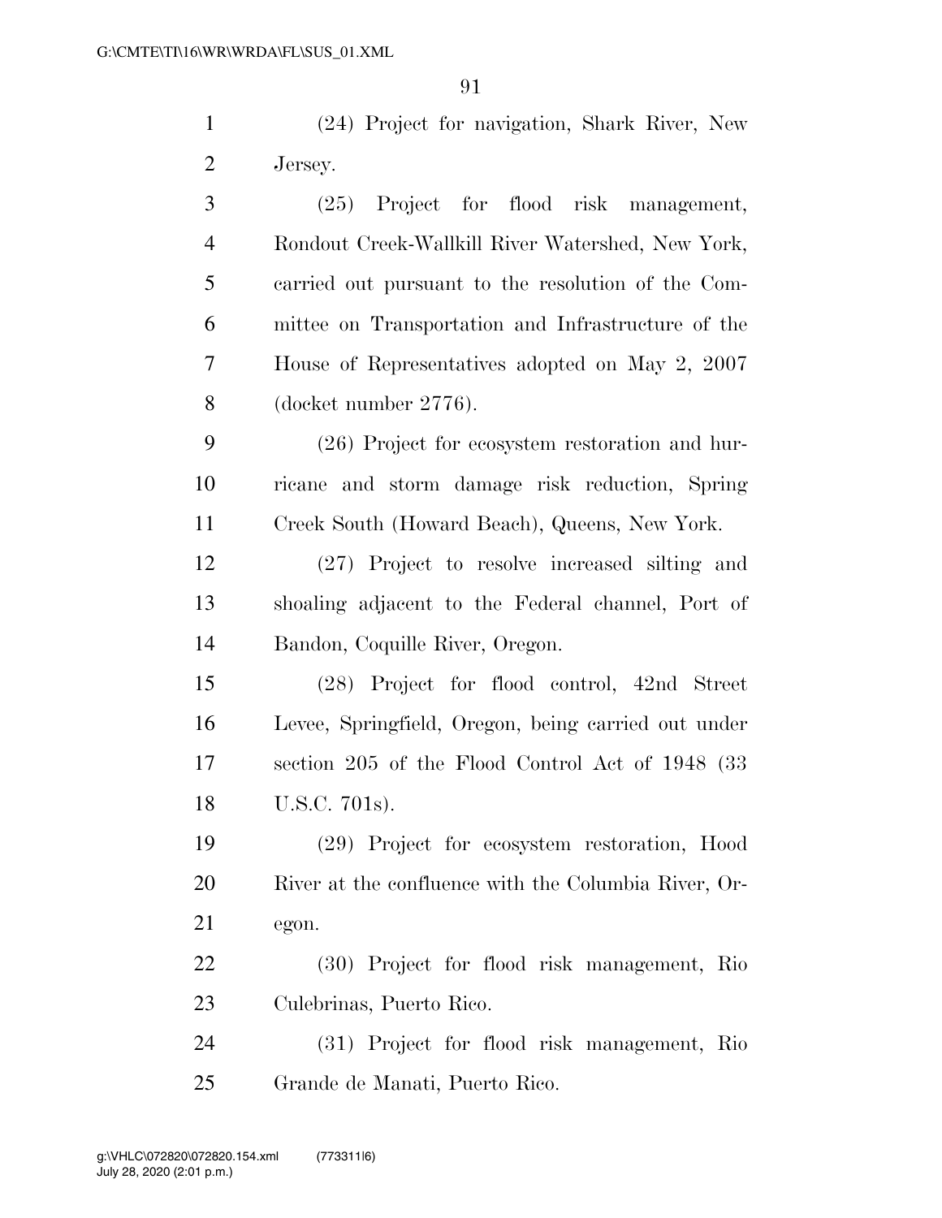(24) Project for navigation, Shark River, New Jersey.

(25) Project for flood risk management, Rondout Creek-Wallkill River Watershed, New York, carried out pursuant to the resolution of the Committee on Transportation and Infrastructure of the House of Representatives adopted on May 2, 2007 (docket number 2776).

(26) Project for ecosystem restoration and hurricane and storm damage risk reduction, Spring Creek South (Howard Beach), Queens, New York.

(27) Project to resolve increased silting and shoaling adjacent to the Federal channel, Port of Bandon, Coquille River, Oregon.

(28) Project for flood control, 42nd Street Levee, Springfield, Oregon, being carried out under section 205 of the Flood Control Act of 1948 (33 U.S.C. 701s).

(29) Project for ecosystem restoration, Hood River at the confluence with the Columbia River, Oregon.

(30) Project for flood risk management, Rio Culebrinas, Puerto Rico.

(31) Project for flood risk management, Rio Grande de Manati, Puerto Rico.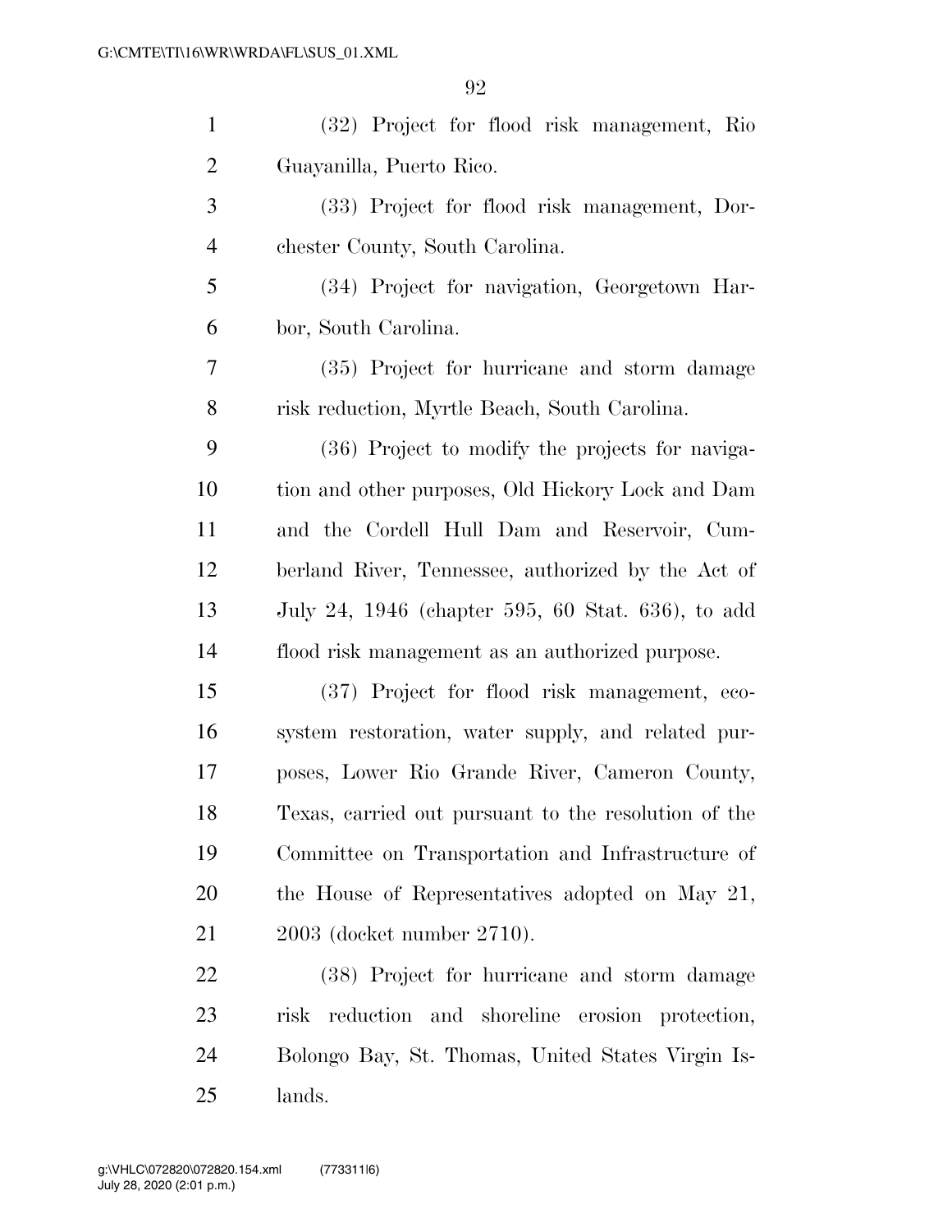(32) Project for flood risk management, Rio Guayanilla, Puerto Rico.

(33) Project for flood risk management, Dorchester County, South Carolina.

(34) Project for navigation, Georgetown Harbor, South Carolina.

(35) Project for hurricane and storm damage risk reduction, Myrtle Beach, South Carolina.

(36) Project to modify the projects for navigation and other purposes, Old Hickory Lock and Dam and the Cordell Hull Dam and Reservoir, Cumberland River, Tennessee, authorized by the Act of July 24, 1946 (chapter 595, 60 Stat. 636), to add flood risk management as an authorized purpose.

(37) Project for flood risk management, ecosystem restoration, water supply, and related purposes, Lower Rio Grande River, Cameron County, Texas, carried out pursuant to the resolution of the Committee on Transportation and Infrastructure of the House of Representatives adopted on May 21, 2003 (docket number 2710).

(38) Project for hurricane and storm damage risk reduction and shoreline erosion protection, Bolongo Bay, St. Thomas, United States Virgin Islands.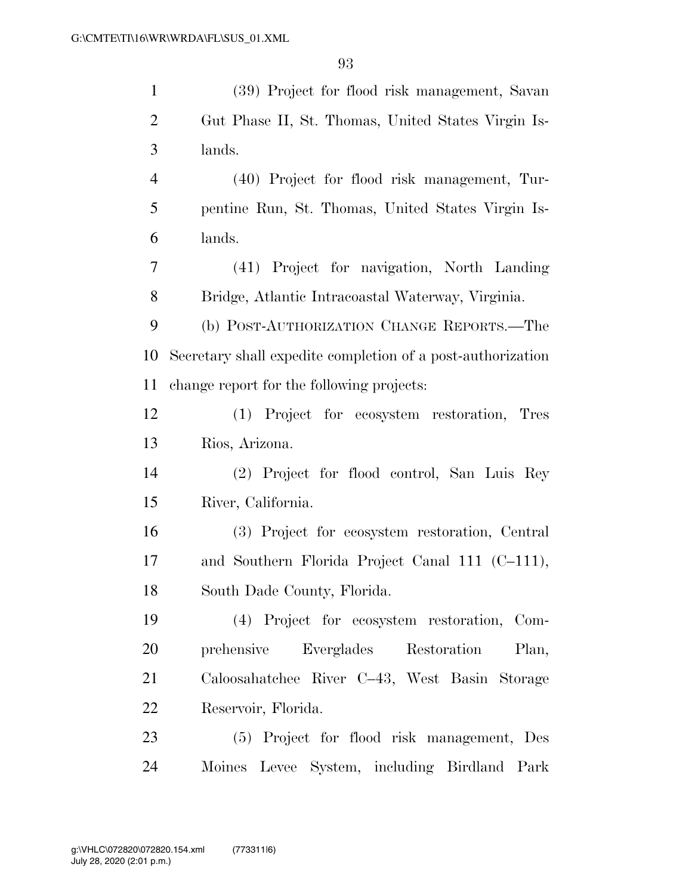(39) Project for flood risk management, Savan Gut Phase II, St. Thomas, United States Virgin Islands.

(40) Project for flood risk management, Turpentine Run, St. Thomas, United States Virgin Islands.

(41) Project for navigation, North Landing Bridge, Atlantic Intracoastal Waterway, Virginia.

(b) POST-AUTHORIZATION CHANGE REPORTS.—The Secretary shall expedite completion of a post-authorization change report for the following projects:

(1) Project for ecosystem restoration, Tres Rios, Arizona.

(2) Project for flood control, San Luis Rey River, California.

(3) Project for ecosystem restoration, Central and Southern Florida Project Canal 111 (C–111), South Dade County, Florida.

(4) Project for ecosystem restoration, Comprehensive Everglades Restoration Plan, Caloosahatchee River C–43, West Basin Storage Reservoir, Florida.

(5) Project for flood risk management, Des Moines Levee System, including Birdland Park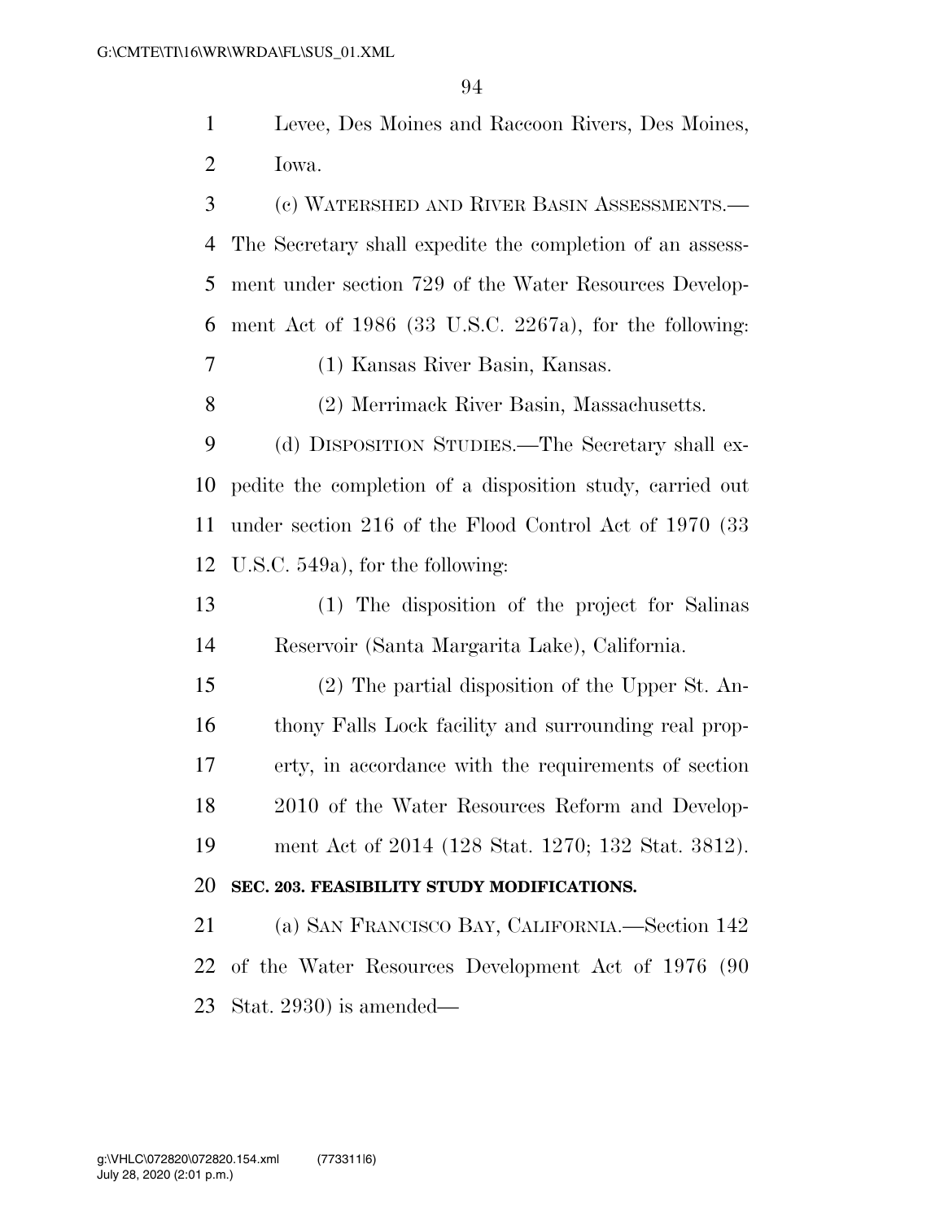Levee, Des Moines and Raccoon Rivers, Des Moines, Iowa.

(c) WATERSHED AND RIVER BASIN ASSESSMENTS.—The Secretary shall expedite the completion of an assessment under section 729 of the Water Resources Development Act of 1986 (33 U.S.C. 2267a), for the following:

(1) Kansas River Basin, Kansas.

(2) Merrimack River Basin, Massachusetts.

(d) DISPOSITION STUDIES.—The Secretary shall expedite the completion of a disposition study, carried out under section 216 of the Flood Control Act of 1970 (33 U.S.C. 549a), for the following:

(1) The disposition of the project for Salinas Reservoir (Santa Margarita Lake), California.

(2) The partial disposition of the Upper St. Anthony Falls Lock facility and surrounding real property, in accordance with the requirements of section 2010 of the Water Resources Reform and Development Act of 2014 (128 Stat. 1270; 132 Stat. 3812).

**SEC. 203. FEASIBILITY STUDY MODIFICATIONS.**

(a) SAN FRANCISCO BAY, CALIFORNIA.—Section 142 of the Water Resources Development Act of 1976 (90 Stat. 2930) is amended—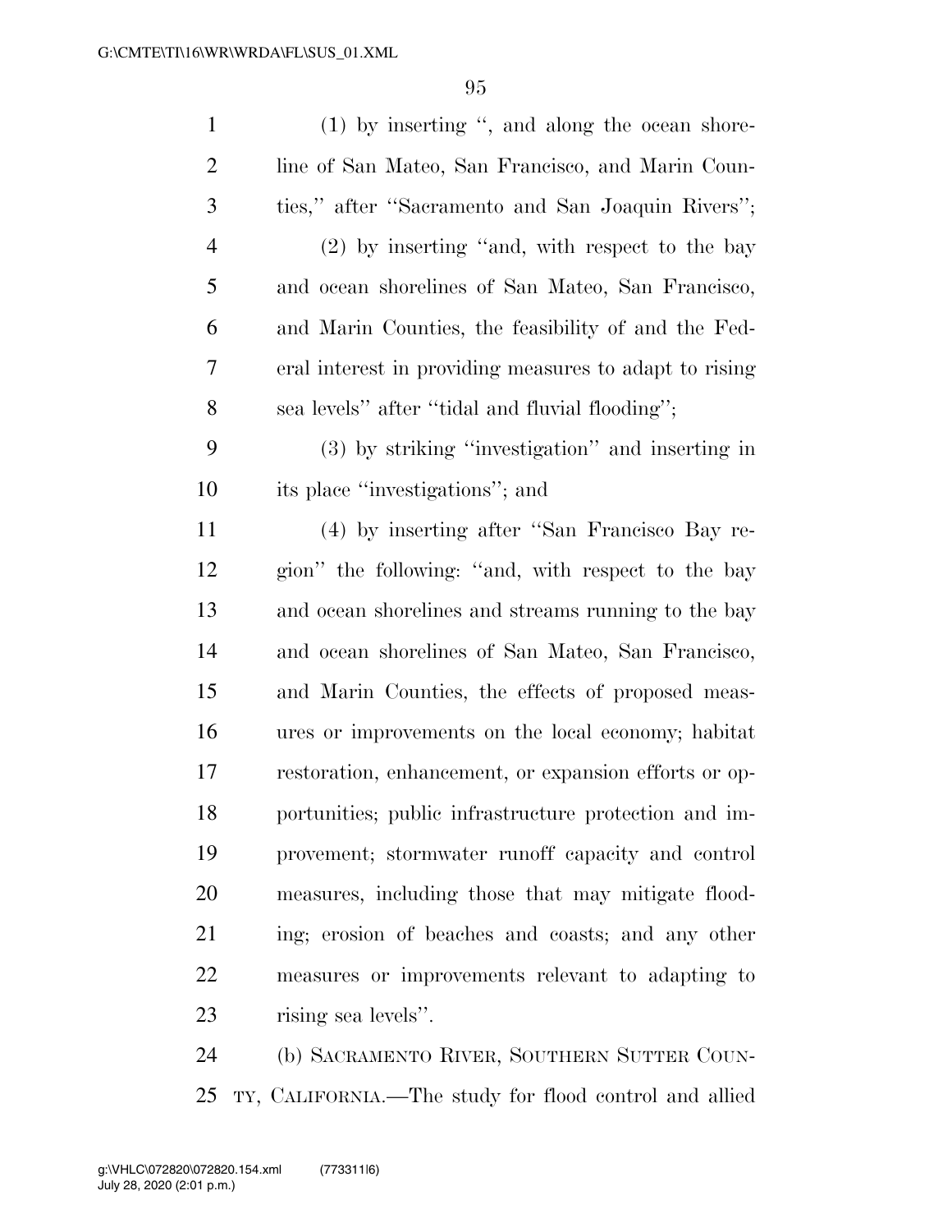(1) by inserting ", and along the ocean shoreline of San Mateo, San Francisco, and Marin Counties," after "Sacramento and San Joaquin Rivers";

(2) by inserting "and, with respect to the bay and ocean shorelines of San Mateo, San Francisco, and Marin Counties, the feasibility of and the Federal interest in providing measures to adapt to rising sea levels" after "tidal and fluvial flooding";

(3) by striking "investigation" and inserting in its place "investigations"; and

(4) by inserting after "San Francisco Bay region" the following: "and, with respect to the bay and ocean shorelines and streams running to the bay and ocean shorelines of San Mateo, San Francisco, and Marin Counties, the effects of proposed measures or improvements on the local economy; habitat restoration, enhancement, or expansion efforts or opportunities; public infrastructure protection and improvement; stormwater runoff capacity and control measures, including those that may mitigate flooding; erosion of beaches and coasts; and any other measures or improvements relevant to adapting to rising sea levels".

(b) SACRAMENTO RIVER, SOUTHERN SUTTER COUNTY, CALIFORNIA.—The study for flood control and allied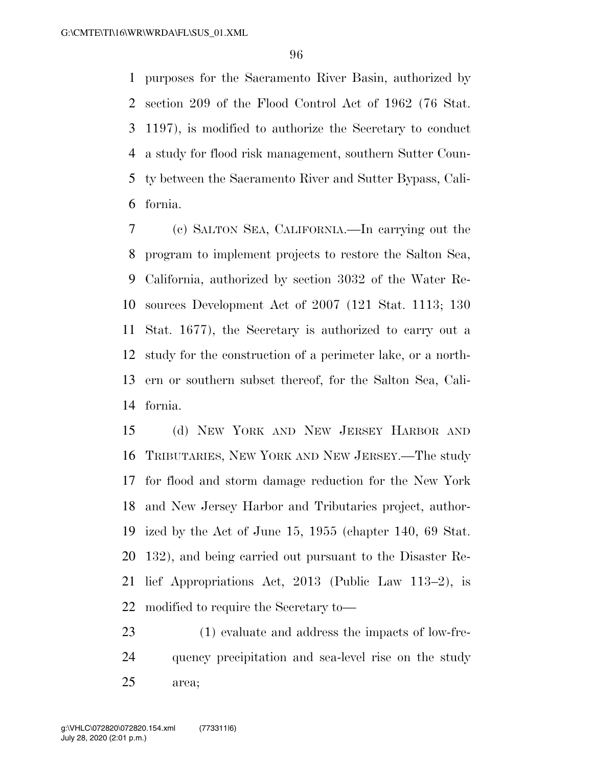purposes for the Sacramento River Basin, authorized by section 209 of the Flood Control Act of 1962 (76 Stat. 1197), is modified to authorize the Secretary to conduct a study for flood risk management, southern Sutter County between the Sacramento River and Sutter Bypass, California.

(c) SALTON SEA, CALIFORNIA.—In carrying out the program to implement projects to restore the Salton Sea, California, authorized by section 3032 of the Water Resources Development Act of 2007 (121 Stat. 1113; 130 Stat. 1677), the Secretary is authorized to carry out a study for the construction of a perimeter lake, or a northern or southern subset thereof, for the Salton Sea, California.

(d) NEW YORK AND NEW JERSEY HARBOR AND TRIBUTARIES, NEW YORK AND NEW JERSEY.—The study for flood and storm damage reduction for the New York and New Jersey Harbor and Tributaries project, authorized by the Act of June 15, 1955 (chapter 140, 69 Stat. 132), and being carried out pursuant to the Disaster Relief Appropriations Act, 2013 (Public Law 113–2), is modified to require the Secretary to—

(1) evaluate and address the impacts of low-frequency precipitation and sea-level rise on the study area;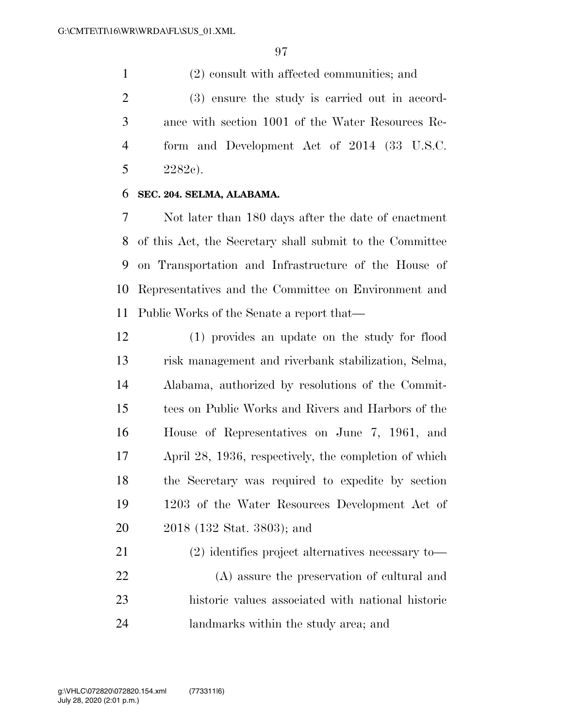(2) consult with affected communities; and

(3) ensure the study is carried out in accordance with section 1001 of the Water Resources Reform and Development Act of 2014 (33 U.S.C. 2282c).

**SEC. 204. SELMA, ALABAMA.**

Not later than 180 days after the date of enactment of this Act, the Secretary shall submit to the Committee on Transportation and Infrastructure of the House of Representatives and the Committee on Environment and Public Works of the Senate a report that—

(1) provides an update on the study for flood risk management and riverbank stabilization, Selma, Alabama, authorized by resolutions of the Committees on Public Works and Rivers and Harbors of the House of Representatives on June 7, 1961, and April 28, 1936, respectively, the completion of which the Secretary was required to expedite by section 1203 of the Water Resources Development Act of 2018 (132 Stat. 3803); and

(2) identifies project alternatives necessary to—

(A) assure the preservation of cultural and historic values associated with national historic landmarks within the study area; and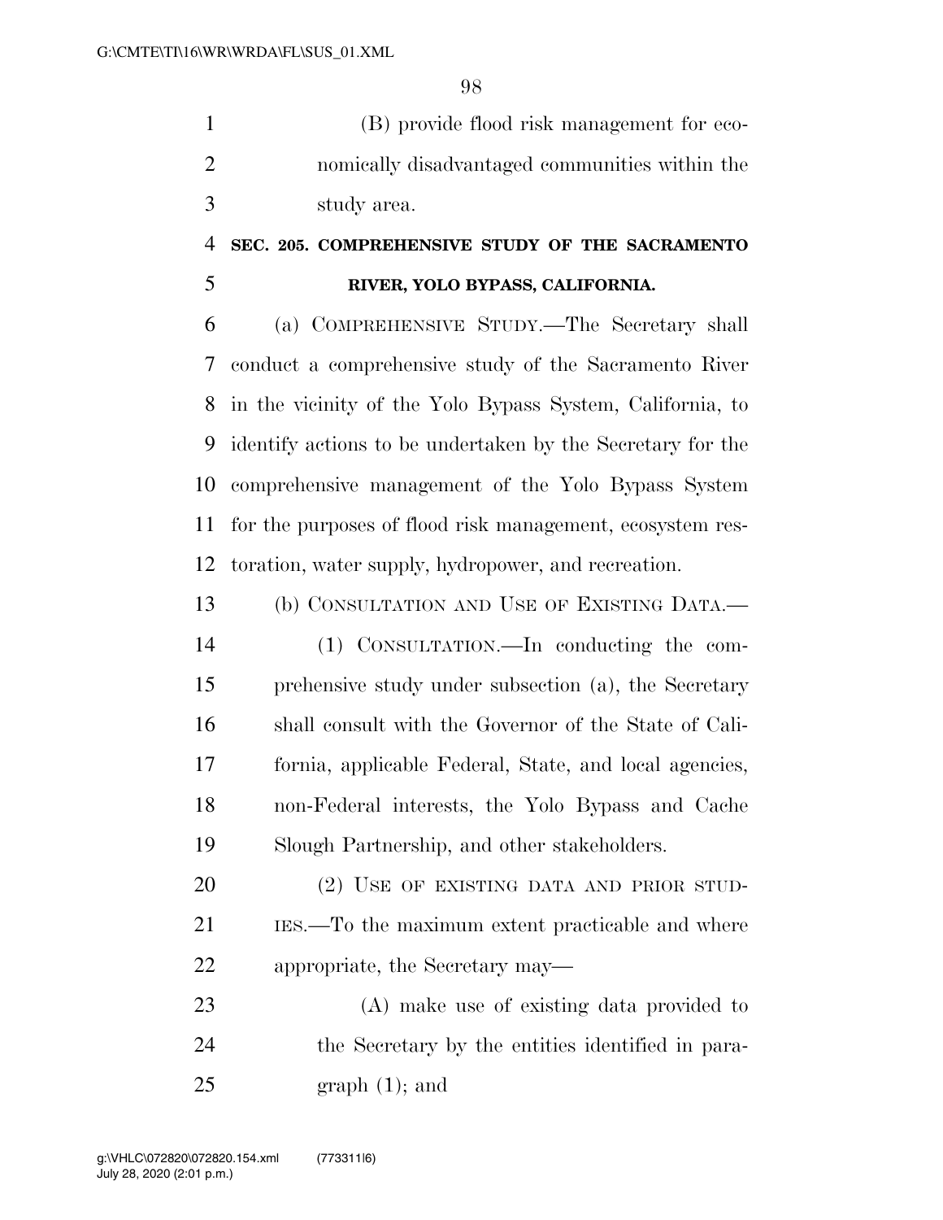(B) provide flood risk management for economically disadvantaged communities within the study area.

**SEC. 205. COMPREHENSIVE STUDY OF THE SACRAMENTO RIVER, YOLO BYPASS, CALIFORNIA.**

(a) COMPREHENSIVE STUDY.—The Secretary shall conduct a comprehensive study of the Sacramento River in the vicinity of the Yolo Bypass System, California, to identify actions to be undertaken by the Secretary for the comprehensive management of the Yolo Bypass System for the purposes of flood risk management, ecosystem restoration, water supply, hydropower, and recreation.

(b) CONSULTATION AND USE OF EXISTING DATA.—

(1) CONSULTATION.—In conducting the comprehensive study under subsection (a), the Secretary shall consult with the Governor of the State of California, applicable Federal, State, and local agencies, non-Federal interests, the Yolo Bypass and Cache Slough Partnership, and other stakeholders.

(2) USE OF EXISTING DATA AND PRIOR STUDIES.—To the maximum extent practicable and where appropriate, the Secretary may—

(A) make use of existing data provided to the Secretary by the entities identified in paragraph (1); and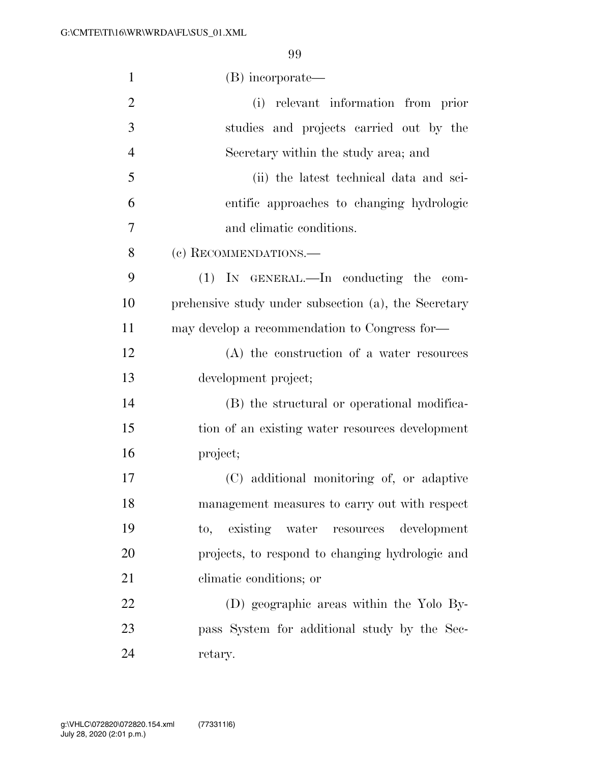(B) incorporate—

(i) relevant information from prior studies and projects carried out by the Secretary within the study area; and

(ii) the latest technical data and scientific approaches to changing hydrologic and climatic conditions.

(c) RECOMMENDATIONS.—

(1) IN GENERAL.—In conducting the comprehensive study under subsection (a), the Secretary may develop a recommendation to Congress for—

(A) the construction of a water resources development project;

(B) the structural or operational modification of an existing water resources development project;

(C) additional monitoring of, or adaptive management measures to carry out with respect to, existing water resources development projects, to respond to changing hydrologic and climatic conditions; or

(D) geographic areas within the Yolo Bypass System for additional study by the Secretary.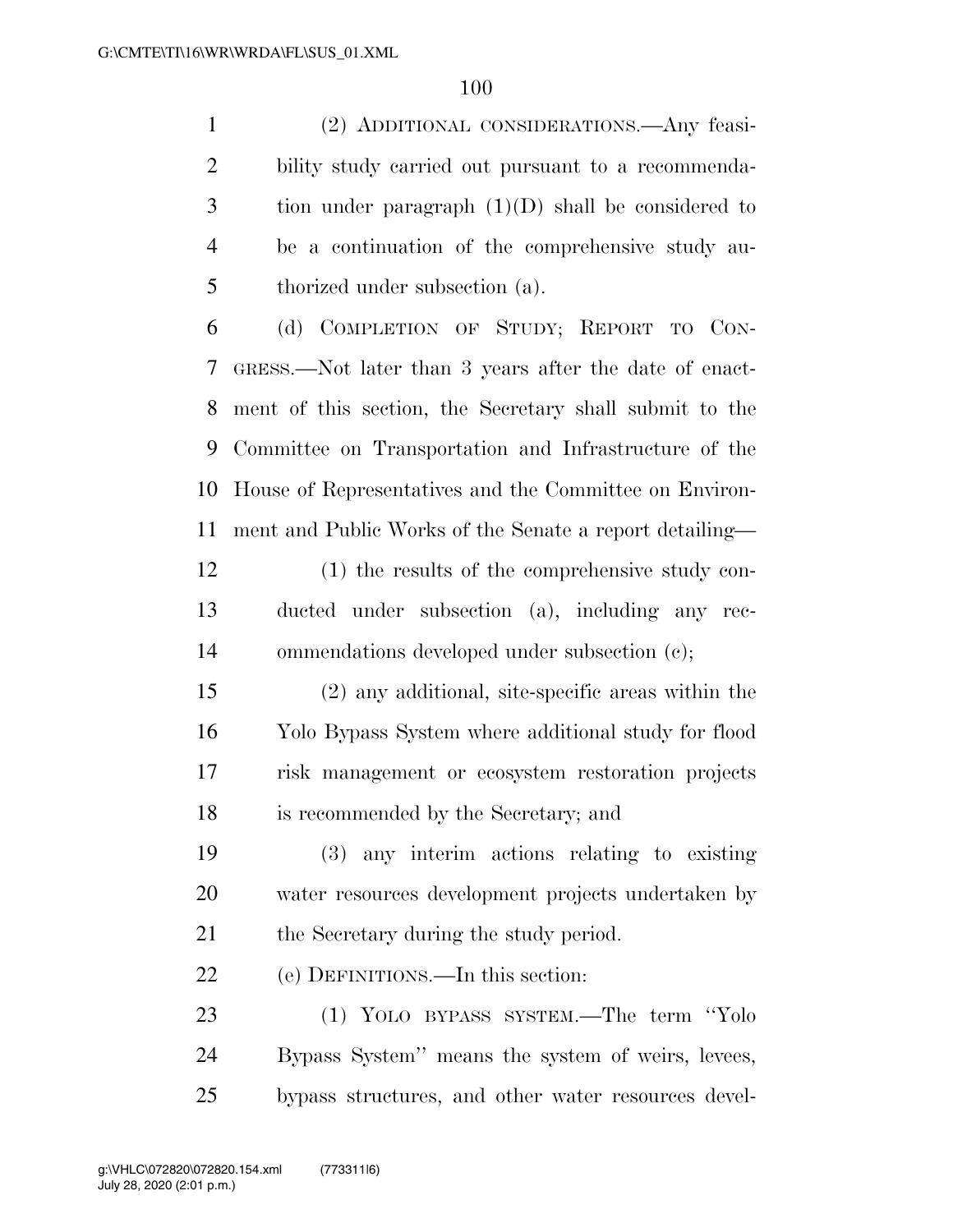(2) ADDITIONAL CONSIDERATIONS.—Any feasibility study carried out pursuant to a recommendation under paragraph (1)(D) shall be considered to be a continuation of the comprehensive study authorized under subsection (a).

(d) COMPLETION OF STUDY; REPORT TO CONGRESS.—Not later than 3 years after the date of enactment of this section, the Secretary shall submit to the Committee on Transportation and Infrastructure of the House of Representatives and the Committee on Environment and Public Works of the Senate a report detailing—

(1) the results of the comprehensive study conducted under subsection (a), including any recommendations developed under subsection (c);

(2) any additional, site-specific areas within the Yolo Bypass System where additional study for flood risk management or ecosystem restoration projects is recommended by the Secretary; and

(3) any interim actions relating to existing water resources development projects undertaken by the Secretary during the study period.

(e) DEFINITIONS.—In this section:

(1) YOLO BYPASS SYSTEM.—The term ''Yolo Bypass System'' means the system of weirs, levees, bypass structures, and other water resources devel-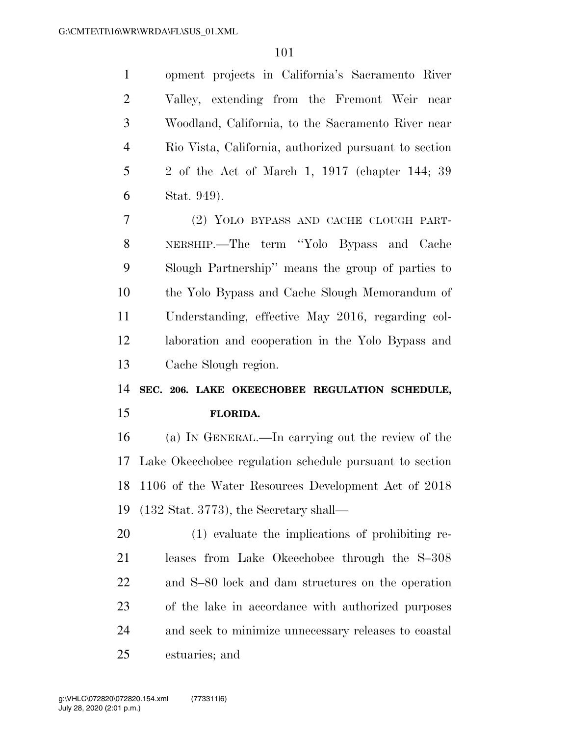opment projects in California's Sacramento River Valley, extending from the Fremont Weir near Woodland, California, to the Sacramento River near Rio Vista, California, authorized pursuant to section 2 of the Act of March 1, 1917 (chapter 144; 39 Stat. 949).

(2) YOLO BYPASS AND CACHE CLOUGH PARTNERSHIP.—The term ''Yolo Bypass and Cache Slough Partnership'' means the group of parties to the Yolo Bypass and Cache Slough Memorandum of Understanding, effective May 2016, regarding collaboration and cooperation in the Yolo Bypass and Cache Slough region.

**SEC. 206. LAKE OKEECHOBEE REGULATION SCHEDULE, FLORIDA.**

(a) IN GENERAL.—In carrying out the review of the Lake Okeechobee regulation schedule pursuant to section 1106 of the Water Resources Development Act of 2018 (132 Stat. 3773), the Secretary shall—

(1) evaluate the implications of prohibiting releases from Lake Okeechobee through the S–308 and S–80 lock and dam structures on the operation of the lake in accordance with authorized purposes and seek to minimize unnecessary releases to coastal estuaries; and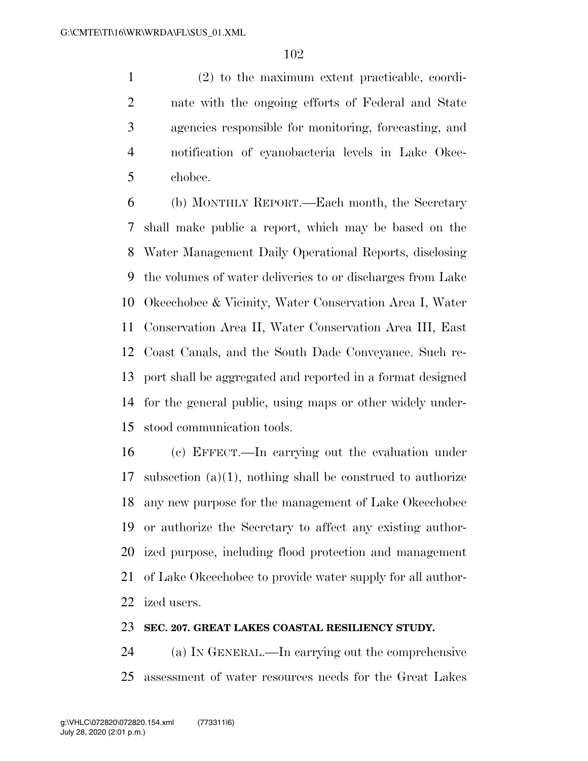(2) to the maximum extent practicable, coordinate with the ongoing efforts of Federal and State agencies responsible for monitoring, forecasting, and notification of cyanobacteria levels in Lake Okeechobee.

(b) MONTHLY REPORT.—Each month, the Secretary shall make public a report, which may be based on the Water Management Daily Operational Reports, disclosing the volumes of water deliveries to or discharges from Lake Okeechobee & Vicinity, Water Conservation Area I, Water Conservation Area II, Water Conservation Area III, East Coast Canals, and the South Dade Conveyance. Such report shall be aggregated and reported in a format designed for the general public, using maps or other widely understood communication tools.

(c) EFFECT.—In carrying out the evaluation under subsection (a)(1), nothing shall be construed to authorize any new purpose for the management of Lake Okeechobee or authorize the Secretary to affect any existing authorized purpose, including flood protection and management of Lake Okeechobee to provide water supply for all authorized users.

**SEC. 207. GREAT LAKES COASTAL RESILIENCY STUDY.**

(a) IN GENERAL.—In carrying out the comprehensive assessment of water resources needs for the Great Lakes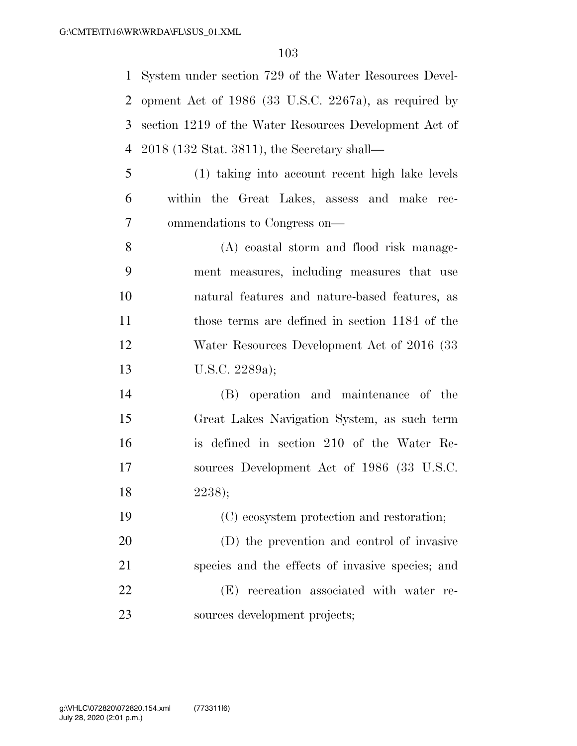System under section 729 of the Water Resources Development Act of 1986 (33 U.S.C. 2267a), as required by section 1219 of the Water Resources Development Act of 2018 (132 Stat. 3811), the Secretary shall—

(1) taking into account recent high lake levels within the Great Lakes, assess and make recommendations to Congress on—

(A) coastal storm and flood risk management measures, including measures that use natural features and nature-based features, as those terms are defined in section 1184 of the Water Resources Development Act of 2016 (33 U.S.C. 2289a);

(B) operation and maintenance of the Great Lakes Navigation System, as such term is defined in section 210 of the Water Resources Development Act of 1986 (33 U.S.C. 2238);

(C) ecosystem protection and restoration;

(D) the prevention and control of invasive species and the effects of invasive species; and

(E) recreation associated with water resources development projects;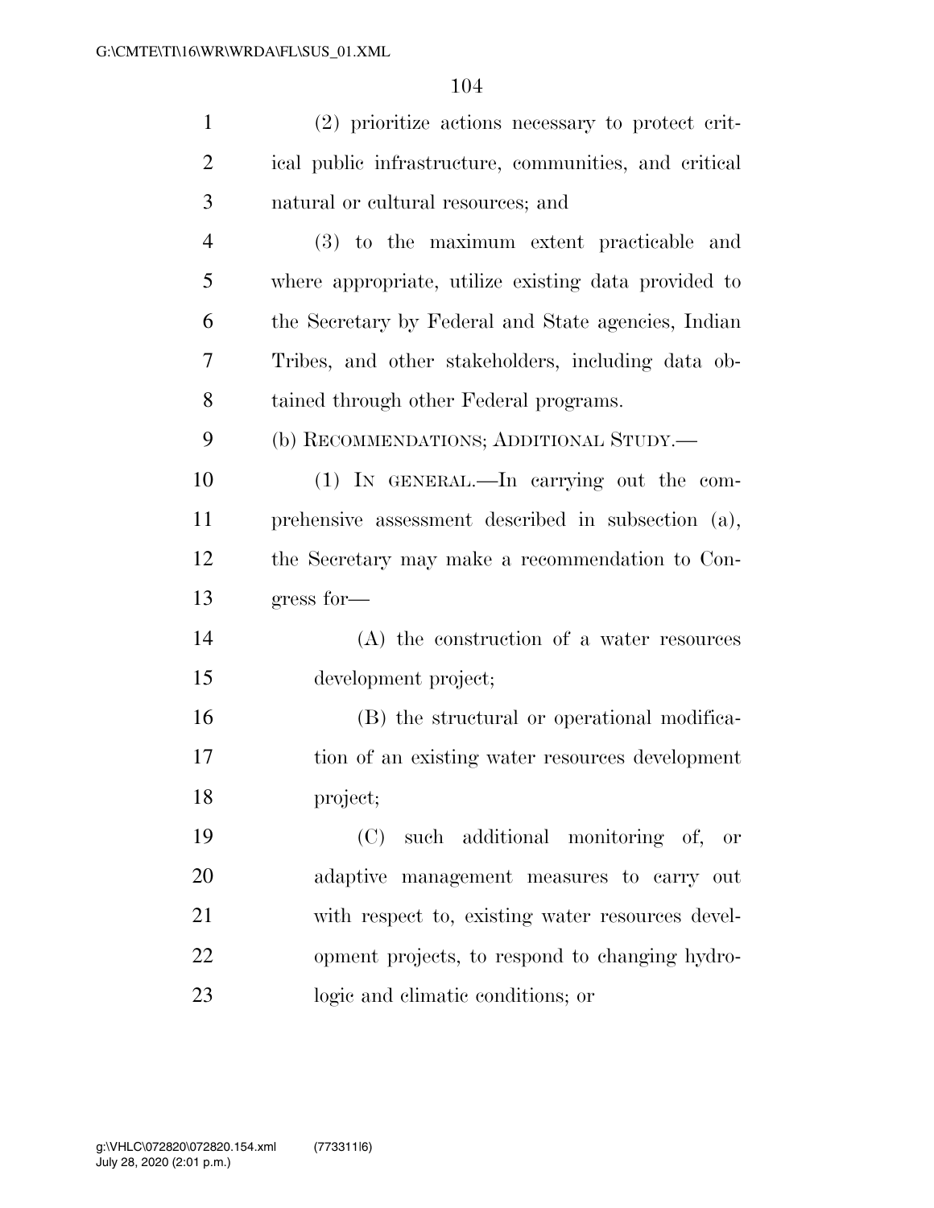(2) prioritize actions necessary to protect critical public infrastructure, communities, and critical natural or cultural resources; and

(3) to the maximum extent practicable and where appropriate, utilize existing data provided to the Secretary by Federal and State agencies, Indian Tribes, and other stakeholders, including data obtained through other Federal programs.

(b) RECOMMENDATIONS; ADDITIONAL STUDY.—

(1) IN GENERAL.—In carrying out the comprehensive assessment described in subsection (a), the Secretary may make a recommendation to Congress for—

(A) the construction of a water resources development project;

(B) the structural or operational modification of an existing water resources development project;

(C) such additional monitoring of, or adaptive management measures to carry out with respect to, existing water resources development projects, to respond to changing hydrologic and climatic conditions; or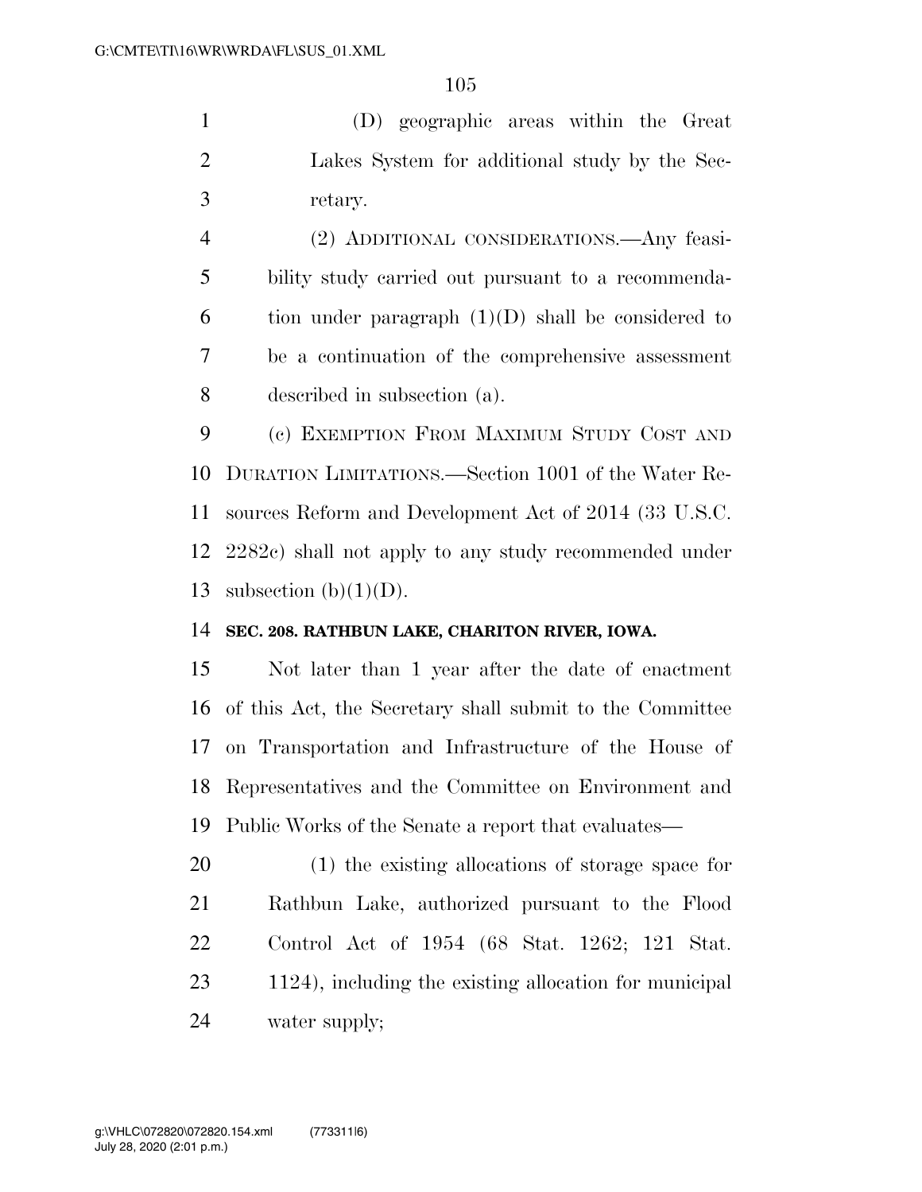(D) geographic areas within the Great Lakes System for additional study by the Secretary.

(2) ADDITIONAL CONSIDERATIONS.—Any feasibility study carried out pursuant to a recommendation under paragraph (1)(D) shall be considered to be a continuation of the comprehensive assessment described in subsection (a).

(c) EXEMPTION FROM MAXIMUM STUDY COST AND DURATION LIMITATIONS.—Section 1001 of the Water Resources Reform and Development Act of 2014 (33 U.S.C. 2282c) shall not apply to any study recommended under subsection (b)(1)(D).

**SEC. 208. RATHBUN LAKE, CHARITON RIVER, IOWA.**

Not later than 1 year after the date of enactment of this Act, the Secretary shall submit to the Committee on Transportation and Infrastructure of the House of Representatives and the Committee on Environment and Public Works of the Senate a report that evaluates—

(1) the existing allocations of storage space for Rathbun Lake, authorized pursuant to the Flood Control Act of 1954 (68 Stat. 1262; 121 Stat. 1124), including the existing allocation for municipal water supply;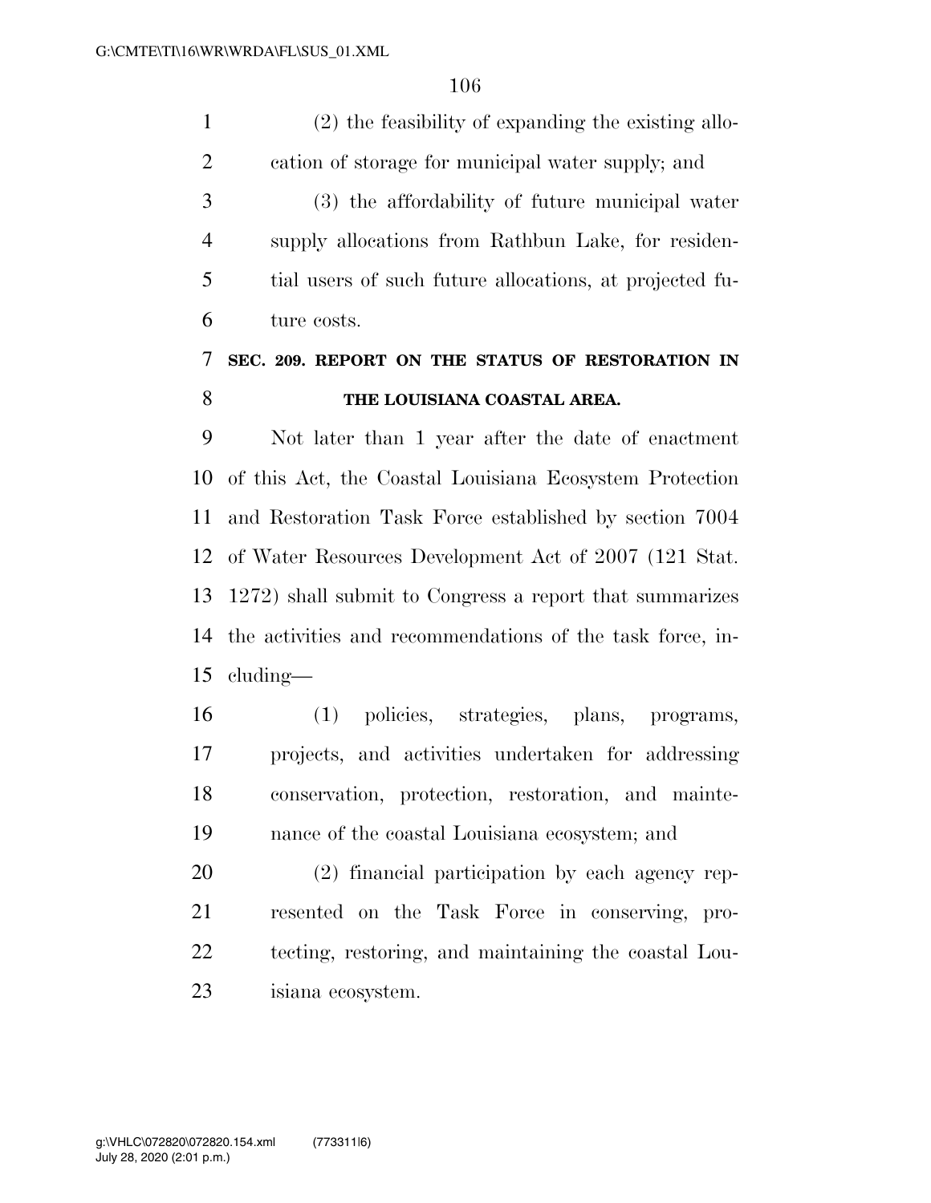(2) the feasibility of expanding the existing allocation of storage for municipal water supply; and

(3) the affordability of future municipal water supply allocations from Rathbun Lake, for residential users of such future allocations, at projected future costs.

### SEC. 209. REPORT ON THE STATUS OF RESTORATION IN THE LOUISIANA COASTAL AREA.

Not later than 1 year after the date of enactment of this Act, the Coastal Louisiana Ecosystem Protection and Restoration Task Force established by section 7004 of Water Resources Development Act of 2007 (121 Stat. 1272) shall submit to Congress a report that summarizes the activities and recommendations of the task force, including—

(1) policies, strategies, plans, programs, projects, and activities undertaken for addressing conservation, protection, restoration, and maintenance of the coastal Louisiana ecosystem; and

(2) financial participation by each agency represented on the Task Force in conserving, protecting, restoring, and maintaining the coastal Louisiana ecosystem.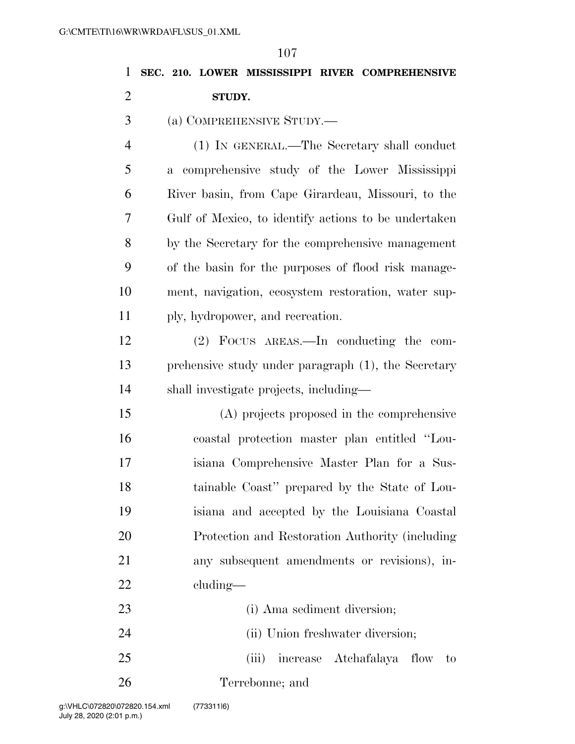**SEC. 210. LOWER MISSISSIPPI RIVER COMPREHENSIVE STUDY.**

(a) COMPREHENSIVE STUDY.—

(1) IN GENERAL.—The Secretary shall conduct a comprehensive study of the Lower Mississippi River basin, from Cape Girardeau, Missouri, to the Gulf of Mexico, to identify actions to be undertaken by the Secretary for the comprehensive management of the basin for the purposes of flood risk management, navigation, ecosystem restoration, water supply, hydropower, and recreation.

(2) FOCUS AREAS.—In conducting the comprehensive study under paragraph (1), the Secretary shall investigate projects, including—

(A) projects proposed in the comprehensive coastal protection master plan entitled ''Louisiana Comprehensive Master Plan for a Sustainable Coast'' prepared by the State of Louisiana and accepted by the Louisiana Coastal Protection and Restoration Authority (including any subsequent amendments or revisions), including—

(i) Ama sediment diversion;

(ii) Union freshwater diversion;

(iii) increase Atchafalaya flow to Terrebonne; and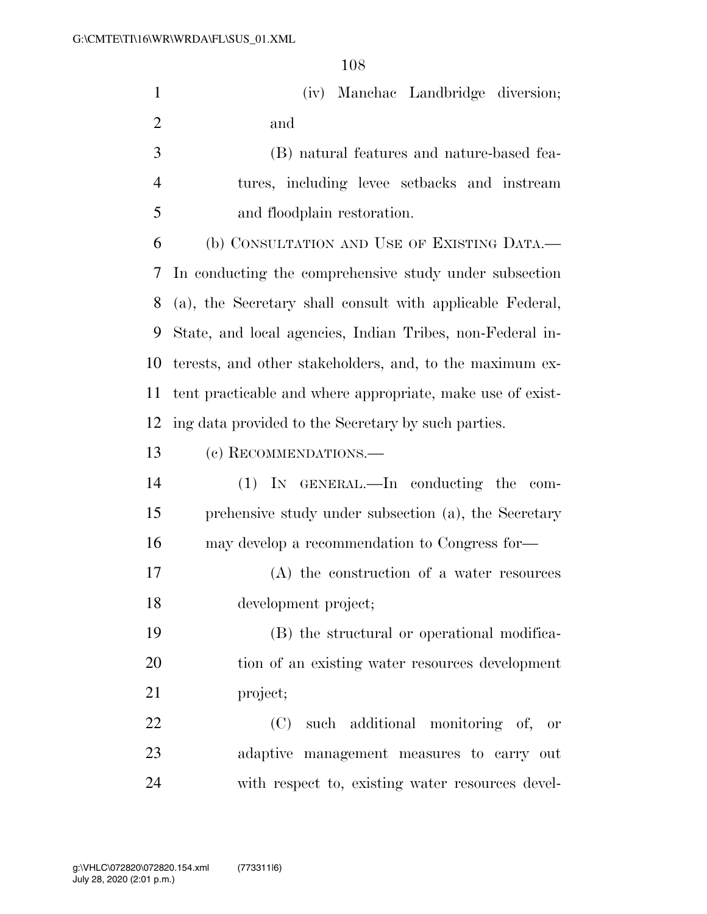(iv) Manchac Landbridge diversion; and

(B) natural features and nature-based features, including levee setbacks and instream and floodplain restoration.

(b) CONSULTATION AND USE OF EXISTING DATA.—In conducting the comprehensive study under subsection (a), the Secretary shall consult with applicable Federal, State, and local agencies, Indian Tribes, non-Federal interests, and other stakeholders, and, to the maximum extent practicable and where appropriate, make use of existing data provided to the Secretary by such parties.

(c) RECOMMENDATIONS.—

(1) IN GENERAL.—In conducting the comprehensive study under subsection (a), the Secretary may develop a recommendation to Congress for—

(A) the construction of a water resources development project;

(B) the structural or operational modification of an existing water resources development project;

(C) such additional monitoring of, or adaptive management measures to carry out with respect to, existing water resources devel-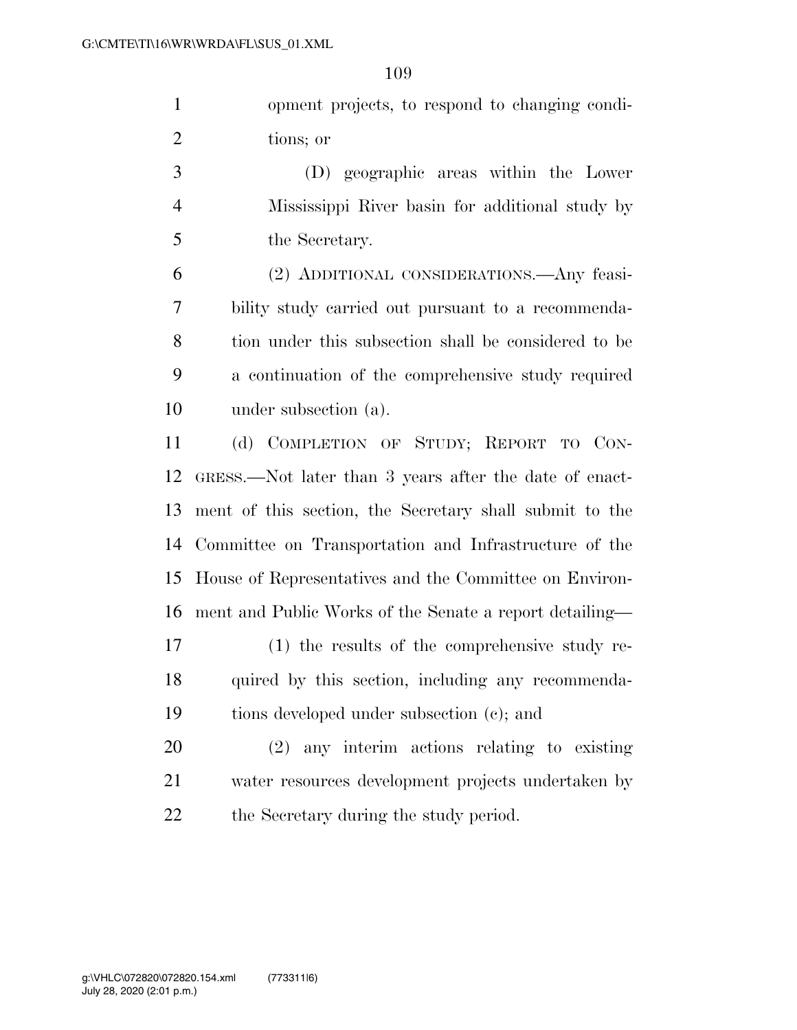opment projects, to respond to changing conditions; or

(D) geographic areas within the Lower Mississippi River basin for additional study by the Secretary.

(2) ADDITIONAL CONSIDERATIONS.—Any feasibility study carried out pursuant to a recommendation under this subsection shall be considered to be a continuation of the comprehensive study required under subsection (a).

(d) COMPLETION OF STUDY; REPORT TO CONGRESS.—Not later than 3 years after the date of enactment of this section, the Secretary shall submit to the Committee on Transportation and Infrastructure of the House of Representatives and the Committee on Environment and Public Works of the Senate a report detailing—

(1) the results of the comprehensive study required by this section, including any recommendations developed under subsection (c); and

(2) any interim actions relating to existing water resources development projects undertaken by the Secretary during the study period.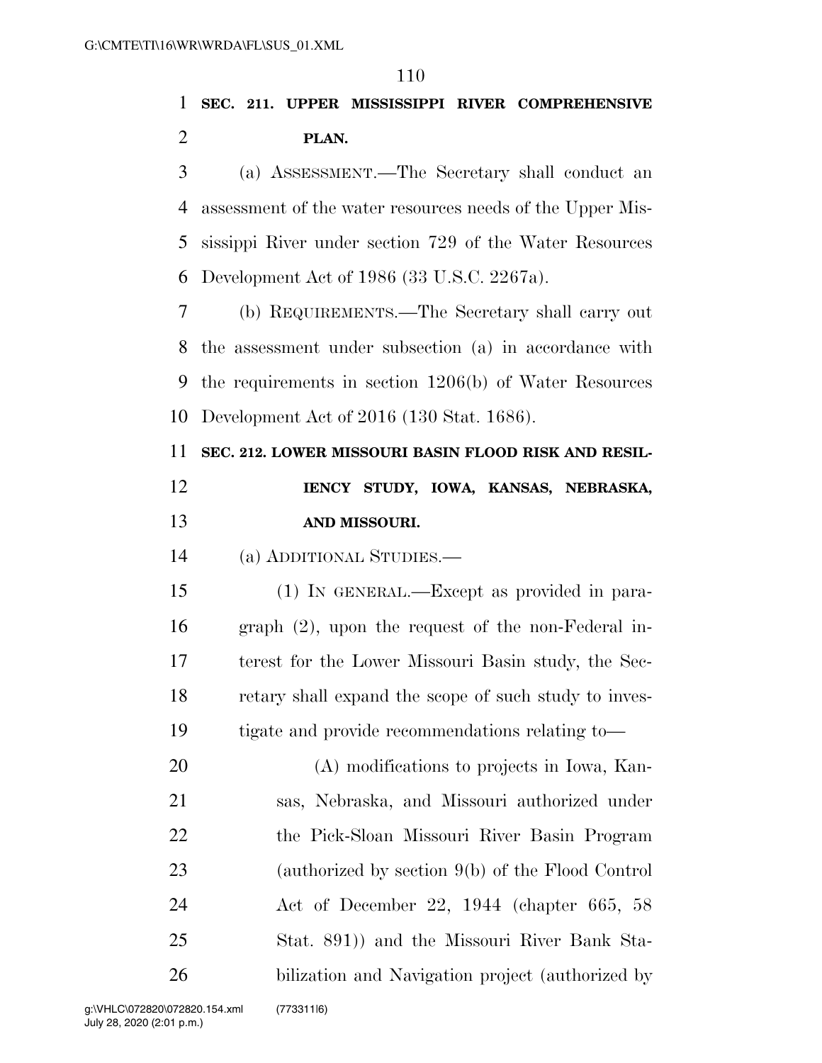**SEC. 211. UPPER MISSISSIPPI RIVER COMPREHENSIVE PLAN.**

(a) ASSESSMENT.—The Secretary shall conduct an assessment of the water resources needs of the Upper Mississippi River under section 729 of the Water Resources Development Act of 1986 (33 U.S.C. 2267a).

(b) REQUIREMENTS.—The Secretary shall carry out the assessment under subsection (a) in accordance with the requirements in section 1206(b) of Water Resources Development Act of 2016 (130 Stat. 1686).

**SEC. 212. LOWER MISSOURI BASIN FLOOD RISK AND RESILIENCY STUDY, IOWA, KANSAS, NEBRASKA, AND MISSOURI.**

(a) ADDITIONAL STUDIES.—

(1) IN GENERAL.—Except as provided in paragraph (2), upon the request of the non-Federal interest for the Lower Missouri Basin study, the Secretary shall expand the scope of such study to investigate and provide recommendations relating to—

(A) modifications to projects in Iowa, Kansas, Nebraska, and Missouri authorized under the Pick-Sloan Missouri River Basin Program (authorized by section 9(b) of the Flood Control Act of December 22, 1944 (chapter 665, 58 Stat. 891)) and the Missouri River Bank Stabilization and Navigation project (authorized by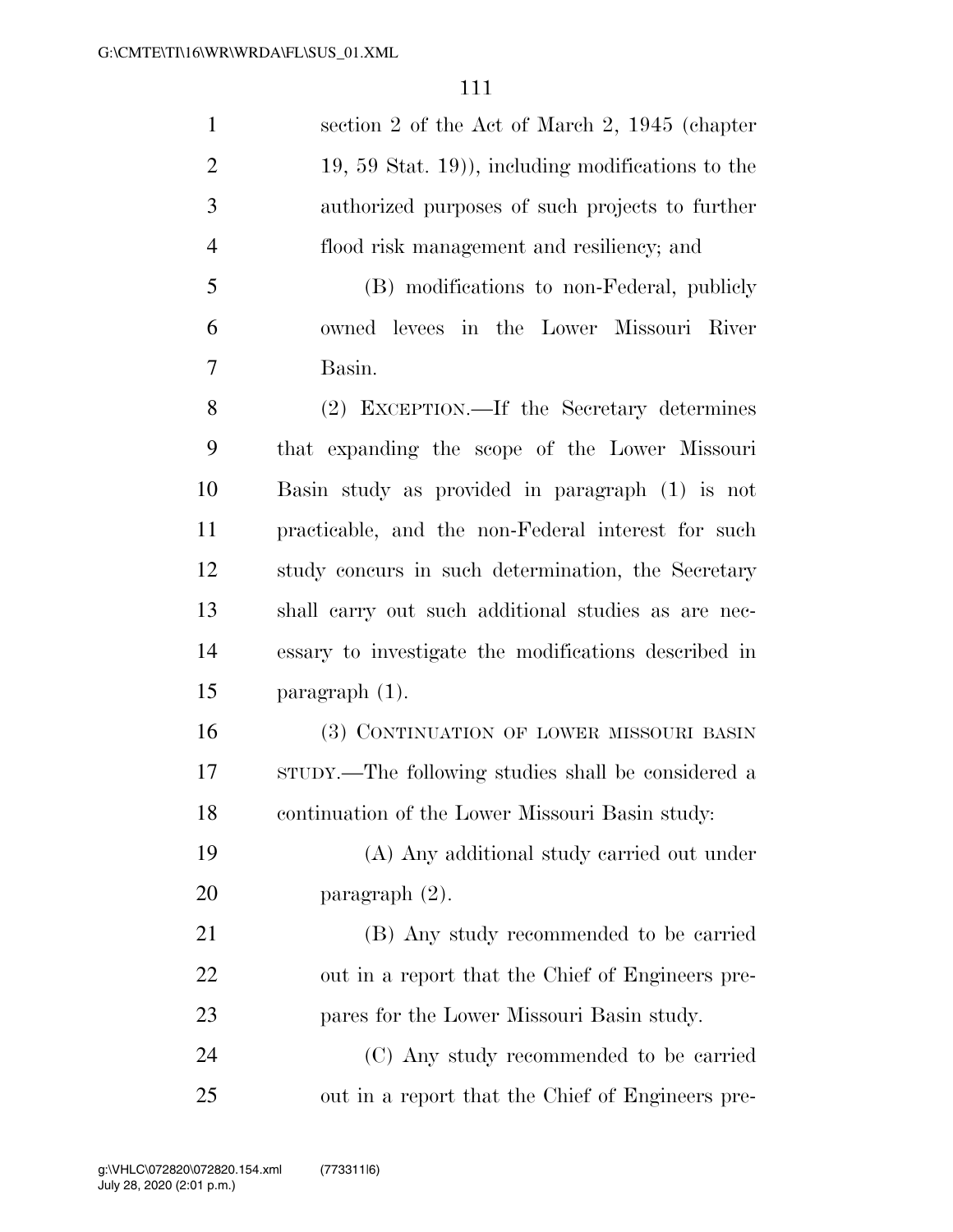section 2 of the Act of March 2, 1945 (chapter 19, 59 Stat. 19)), including modifications to the authorized purposes of such projects to further flood risk management and resiliency; and

(B) modifications to non-Federal, publicly owned levees in the Lower Missouri River Basin.

(2) EXCEPTION.—If the Secretary determines that expanding the scope of the Lower Missouri Basin study as provided in paragraph (1) is not practicable, and the non-Federal interest for such study concurs in such determination, the Secretary shall carry out such additional studies as are necessary to investigate the modifications described in paragraph (1).

(3) CONTINUATION OF LOWER MISSOURI BASIN STUDY.—The following studies shall be considered a continuation of the Lower Missouri Basin study:

(A) Any additional study carried out under paragraph (2).

(B) Any study recommended to be carried out in a report that the Chief of Engineers prepares for the Lower Missouri Basin study.

(C) Any study recommended to be carried out in a report that the Chief of Engineers pre-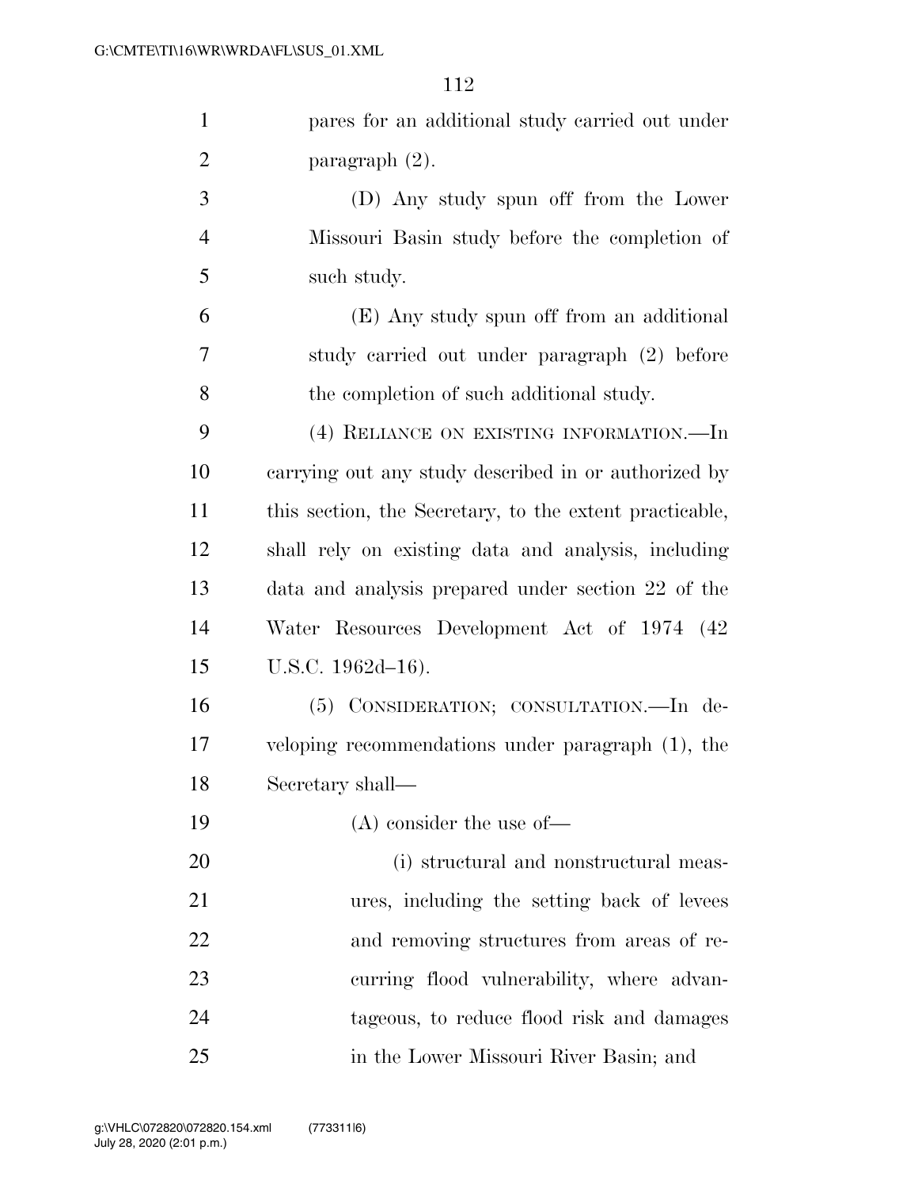pares for an additional study carried out under paragraph (2).

(D) Any study spun off from the Lower Missouri Basin study before the completion of such study.

(E) Any study spun off from an additional study carried out under paragraph (2) before the completion of such additional study.

(4) RELIANCE ON EXISTING INFORMATION.—In carrying out any study described in or authorized by this section, the Secretary, to the extent practicable, shall rely on existing data and analysis, including data and analysis prepared under section 22 of the Water Resources Development Act of 1974 (42 U.S.C. 1962d–16).

(5) CONSIDERATION; CONSULTATION.—In developing recommendations under paragraph (1), the Secretary shall—

(A) consider the use of—

(i) structural and nonstructural measures, including the setting back of levees and removing structures from areas of recurring flood vulnerability, where advantageous, to reduce flood risk and damages in the Lower Missouri River Basin; and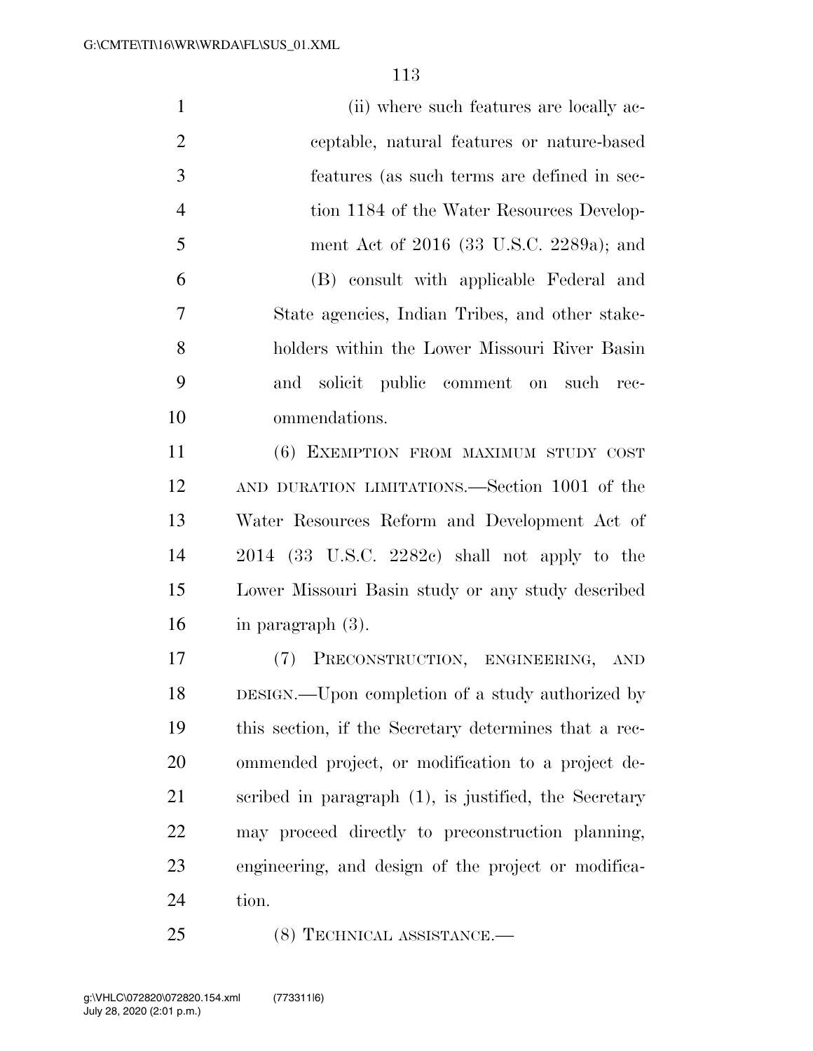(ii) where such features are locally acceptable, natural features or nature-based features (as such terms are defined in section 1184 of the Water Resources Development Act of 2016 (33 U.S.C. 2289a); and

(B) consult with applicable Federal and State agencies, Indian Tribes, and other stakeholders within the Lower Missouri River Basin and solicit public comment on such recommendations.

(6) EXEMPTION FROM MAXIMUM STUDY COST AND DURATION LIMITATIONS.—Section 1001 of the Water Resources Reform and Development Act of 2014 (33 U.S.C. 2282c) shall not apply to the Lower Missouri Basin study or any study described in paragraph (3).

(7) PRECONSTRUCTION, ENGINEERING, AND DESIGN.—Upon completion of a study authorized by this section, if the Secretary determines that a recommended project, or modification to a project described in paragraph (1), is justified, the Secretary may proceed directly to preconstruction planning, engineering, and design of the project or modification.

(8) TECHNICAL ASSISTANCE.—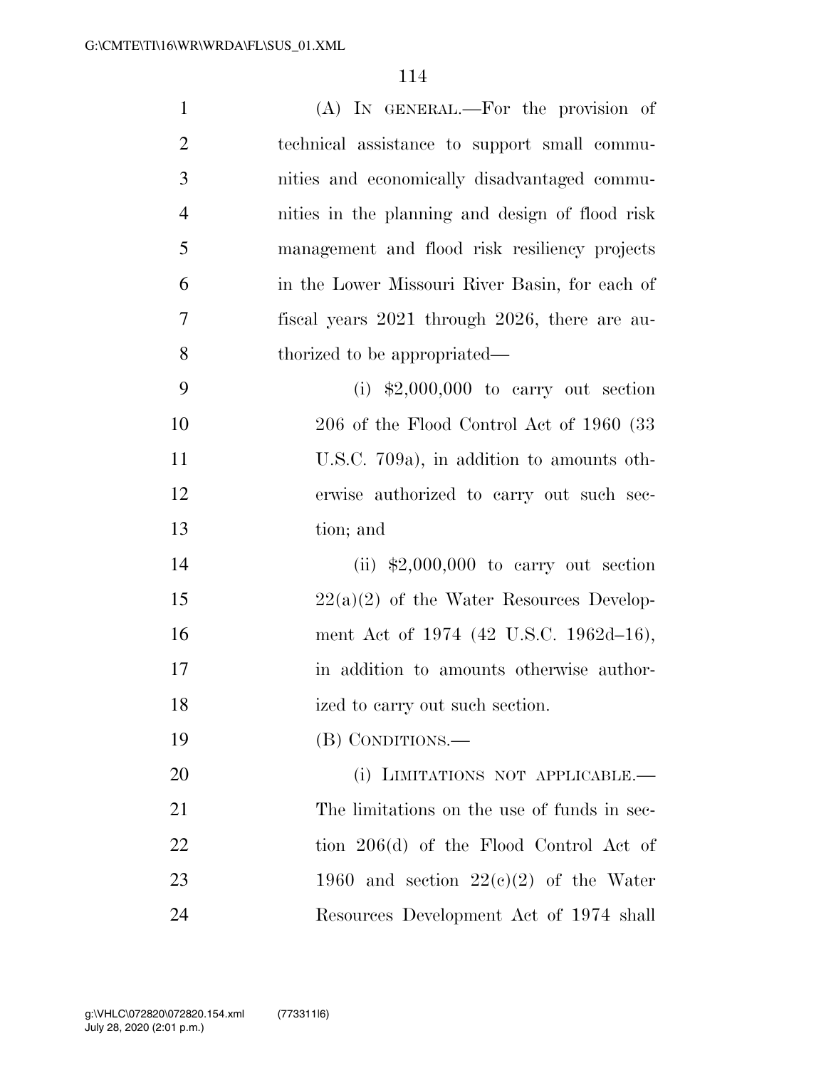(A) IN GENERAL.—For the provision of technical assistance to support small communities and economically disadvantaged communities in the planning and design of flood risk management and flood risk resiliency projects in the Lower Missouri River Basin, for each of fiscal years 2021 through 2026, there are authorized to be appropriated—

(i) $2,000,000 to carry out section 206 of the Flood Control Act of 1960 (33 U.S.C. 709a), in addition to amounts otherwise authorized to carry out such section; and

(ii) $2,000,000 to carry out section 22(a)(2) of the Water Resources Development Act of 1974 (42 U.S.C. 1962d–16), in addition to amounts otherwise authorized to carry out such section.

(B) CONDITIONS.—

(i) LIMITATIONS NOT APPLICABLE.—The limitations on the use of funds in section 206(d) of the Flood Control Act of 1960 and section 22(c)(2) of the Water Resources Development Act of 1974 shall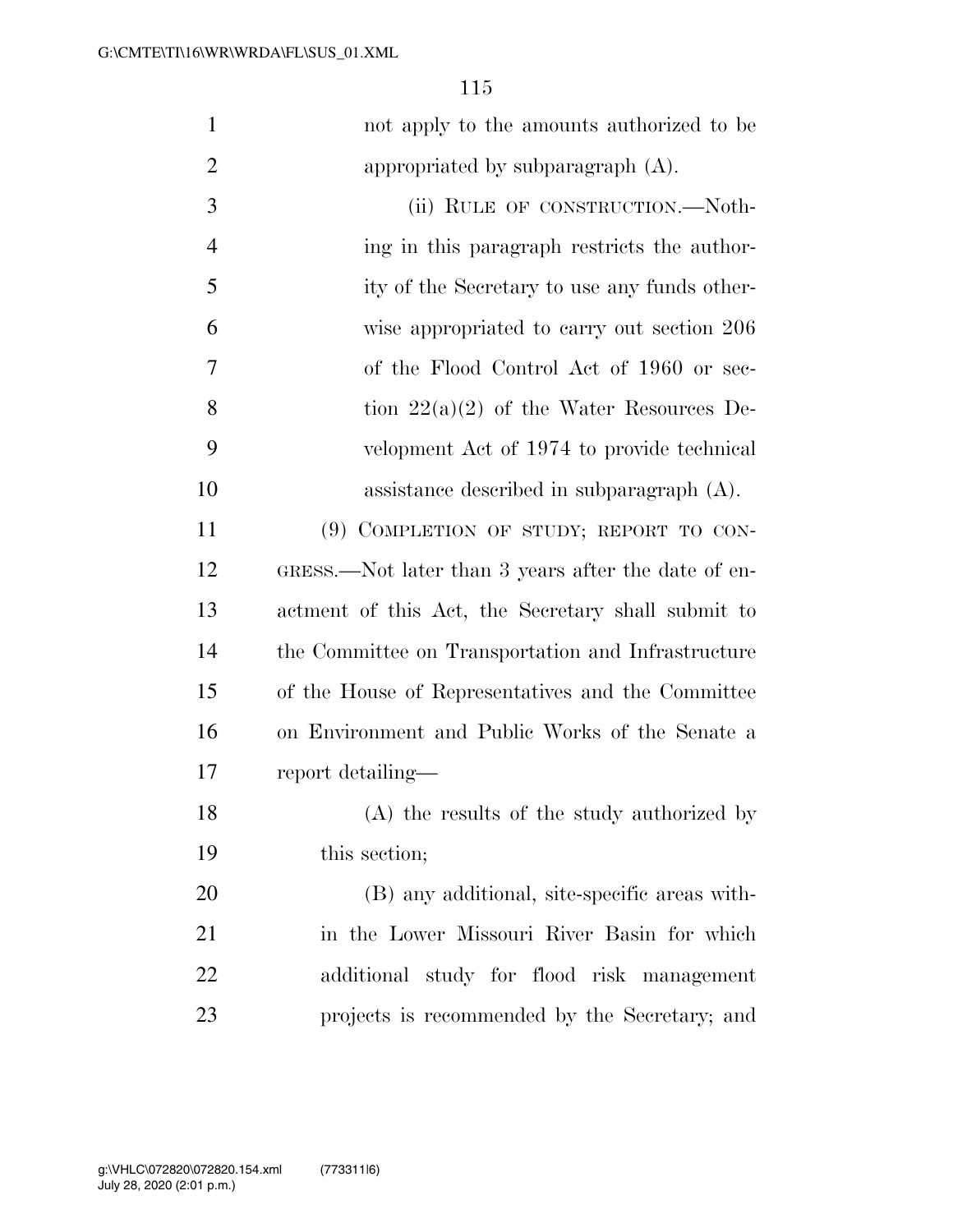not apply to the amounts authorized to be appropriated by subparagraph (A).

(ii) RULE OF CONSTRUCTION.—Nothing in this paragraph restricts the authority of the Secretary to use any funds otherwise appropriated to carry out section 206 of the Flood Control Act of 1960 or section 22(a)(2) of the Water Resources Development Act of 1974 to provide technical assistance described in subparagraph (A).

(9) COMPLETION OF STUDY; REPORT TO CONGRESS.—Not later than 3 years after the date of enactment of this Act, the Secretary shall submit to the Committee on Transportation and Infrastructure of the House of Representatives and the Committee on Environment and Public Works of the Senate a report detailing—

(A) the results of the study authorized by this section;

(B) any additional, site-specific areas within the Lower Missouri River Basin for which additional study for flood risk management projects is recommended by the Secretary; and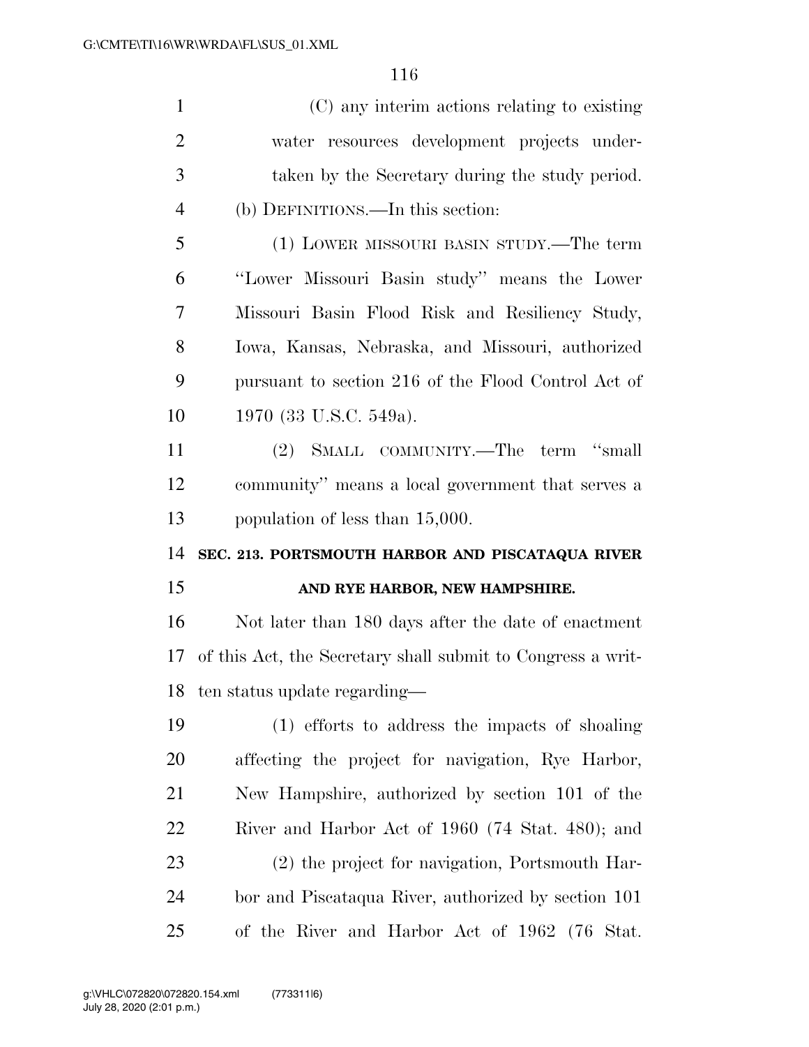(C) any interim actions relating to existing water resources development projects undertaken by the Secretary during the study period.

(b) DEFINITIONS.—In this section:

(1) LOWER MISSOURI BASIN STUDY.—The term ''Lower Missouri Basin study'' means the Lower Missouri Basin Flood Risk and Resiliency Study, Iowa, Kansas, Nebraska, and Missouri, authorized pursuant to section 216 of the Flood Control Act of 1970 (33 U.S.C. 549a).

(2) SMALL COMMUNITY.—The term ''small community'' means a local government that serves a population of less than 15,000.

**SEC. 213. PORTSMOUTH HARBOR AND PISCATAQUA RIVER AND RYE HARBOR, NEW HAMPSHIRE.**

Not later than 180 days after the date of enactment of this Act, the Secretary shall submit to Congress a written status update regarding—

(1) efforts to address the impacts of shoaling affecting the project for navigation, Rye Harbor, New Hampshire, authorized by section 101 of the River and Harbor Act of 1960 (74 Stat. 480); and

(2) the project for navigation, Portsmouth Harbor and Piscataqua River, authorized by section 101 of the River and Harbor Act of 1962 (76 Stat.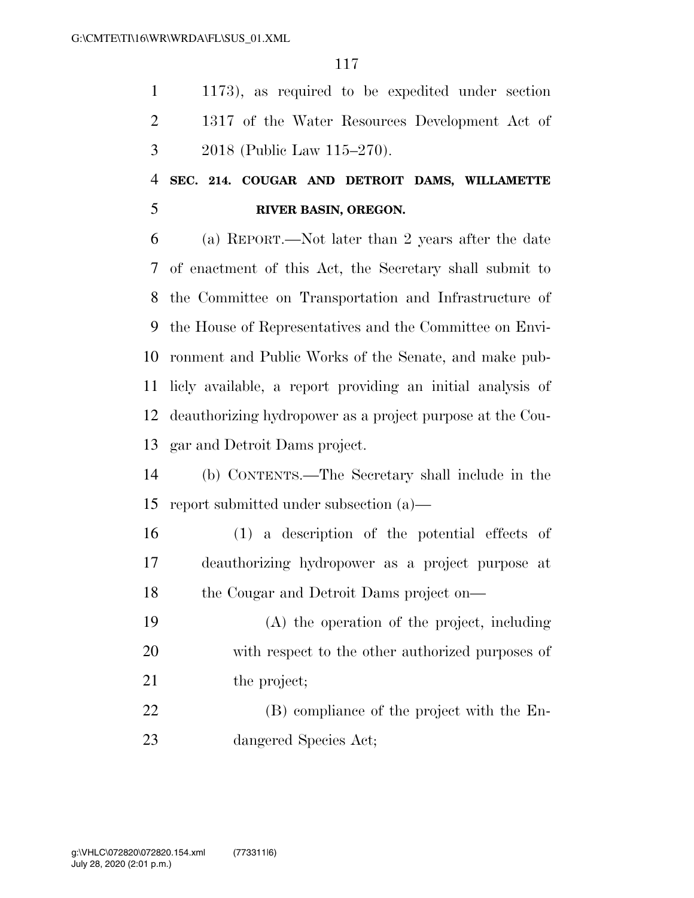1173), as required to be expedited under section 1317 of the Water Resources Development Act of 2018 (Public Law 115–270).

**SEC. 214. COUGAR AND DETROIT DAMS, WILLAMETTE RIVER BASIN, OREGON.**

(a) REPORT.—Not later than 2 years after the date of enactment of this Act, the Secretary shall submit to the Committee on Transportation and Infrastructure of the House of Representatives and the Committee on Environment and Public Works of the Senate, and make publicly available, a report providing an initial analysis of deauthorizing hydropower as a project purpose at the Cougar and Detroit Dams project.

(b) CONTENTS.—The Secretary shall include in the report submitted under subsection (a)—

(1) a description of the potential effects of deauthorizing hydropower as a project purpose at the Cougar and Detroit Dams project on—

(A) the operation of the project, including with respect to the other authorized purposes of the project;

(B) compliance of the project with the Endangered Species Act;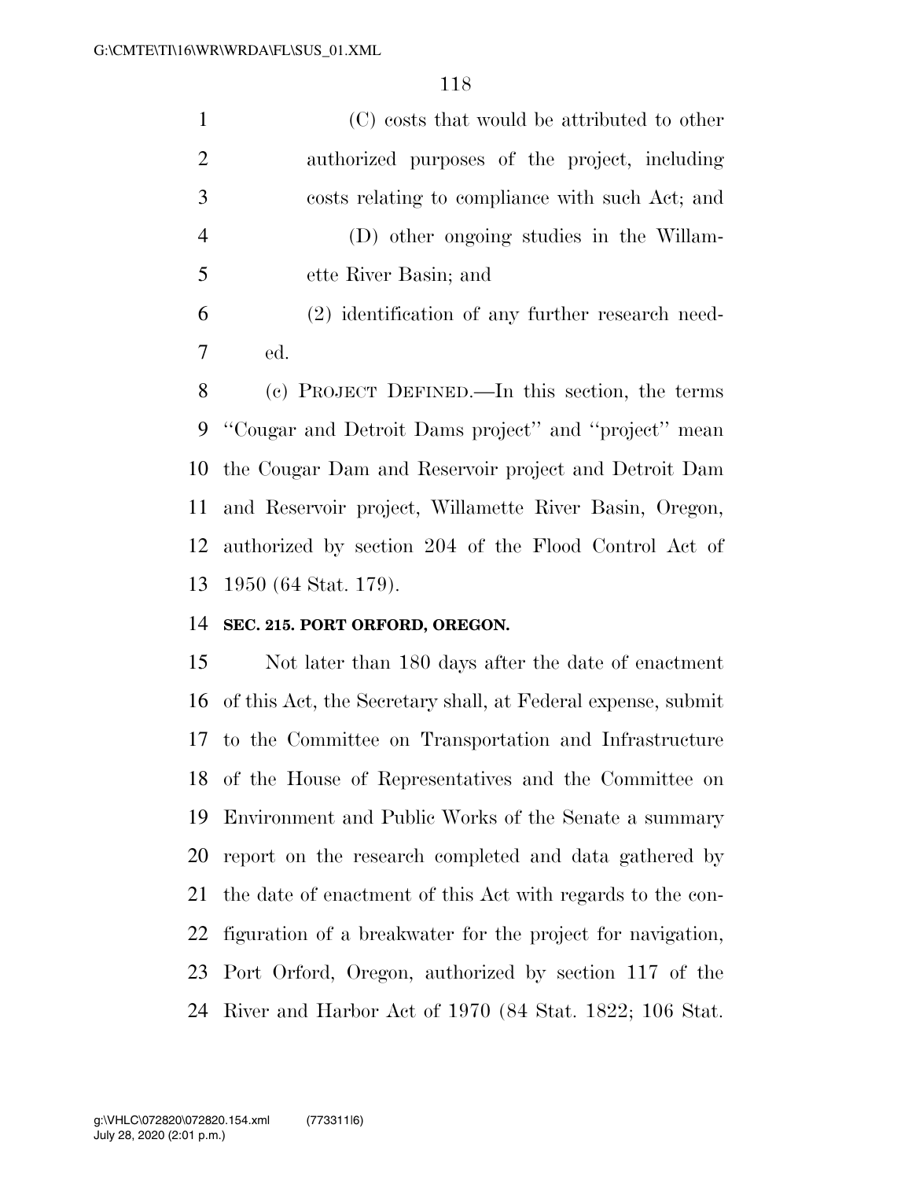(C) costs that would be attributed to other authorized purposes of the project, including costs relating to compliance with such Act; and

(D) other ongoing studies in the Willamette River Basin; and

(2) identification of any further research needed.

(c) PROJECT DEFINED.—In this section, the terms "Cougar and Detroit Dams project" and "project" mean the Cougar Dam and Reservoir project and Detroit Dam and Reservoir project, Willamette River Basin, Oregon, authorized by section 204 of the Flood Control Act of 1950 (64 Stat. 179).

**SEC. 215. PORT ORFORD, OREGON.**

Not later than 180 days after the date of enactment of this Act, the Secretary shall, at Federal expense, submit to the Committee on Transportation and Infrastructure of the House of Representatives and the Committee on Environment and Public Works of the Senate a summary report on the research completed and data gathered by the date of enactment of this Act with regards to the configuration of a breakwater for the project for navigation, Port Orford, Oregon, authorized by section 117 of the River and Harbor Act of 1970 (84 Stat. 1822; 106 Stat.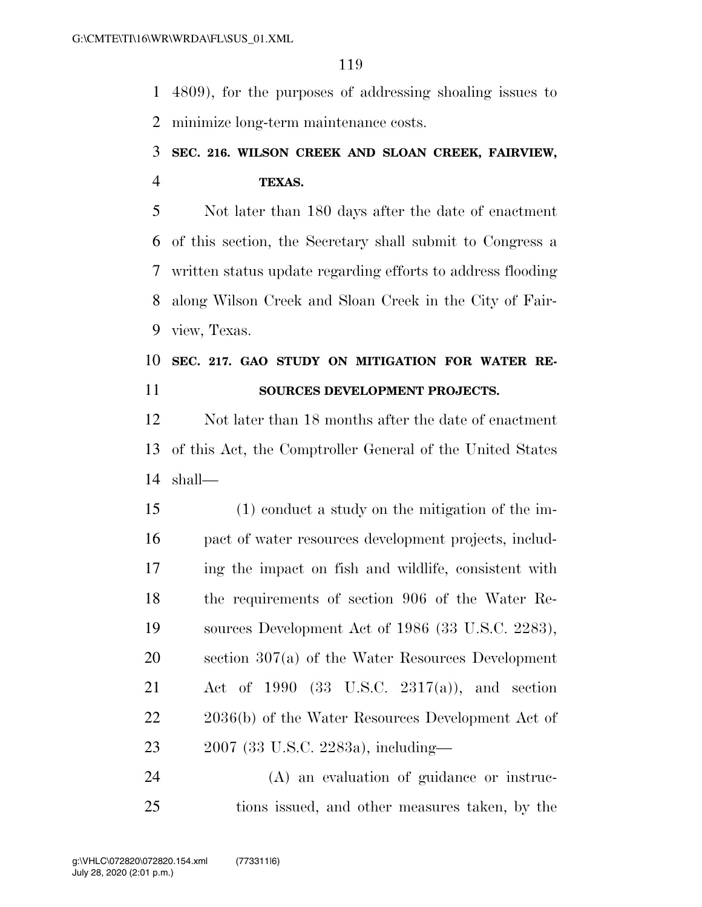4809), for the purposes of addressing shoaling issues to minimize long-term maintenance costs.

## SEC. 216. WILSON CREEK AND SLOAN CREEK, FAIRVIEW, TEXAS.

Not later than 180 days after the date of enactment of this section, the Secretary shall submit to Congress a written status update regarding efforts to address flooding along Wilson Creek and Sloan Creek in the City of Fairview, Texas.

## SEC. 217. GAO STUDY ON MITIGATION FOR WATER RESOURCES DEVELOPMENT PROJECTS.

Not later than 18 months after the date of enactment of this Act, the Comptroller General of the United States shall—

(1) conduct a study on the mitigation of the impact of water resources development projects, including the impact on fish and wildlife, consistent with the requirements of section 906 of the Water Resources Development Act of 1986 (33 U.S.C. 2283), section 307(a) of the Water Resources Development Act of 1990 (33 U.S.C. 2317(a)), and section 2036(b) of the Water Resources Development Act of 2007 (33 U.S.C. 2283a), including—

(A) an evaluation of guidance or instructions issued, and other measures taken, by the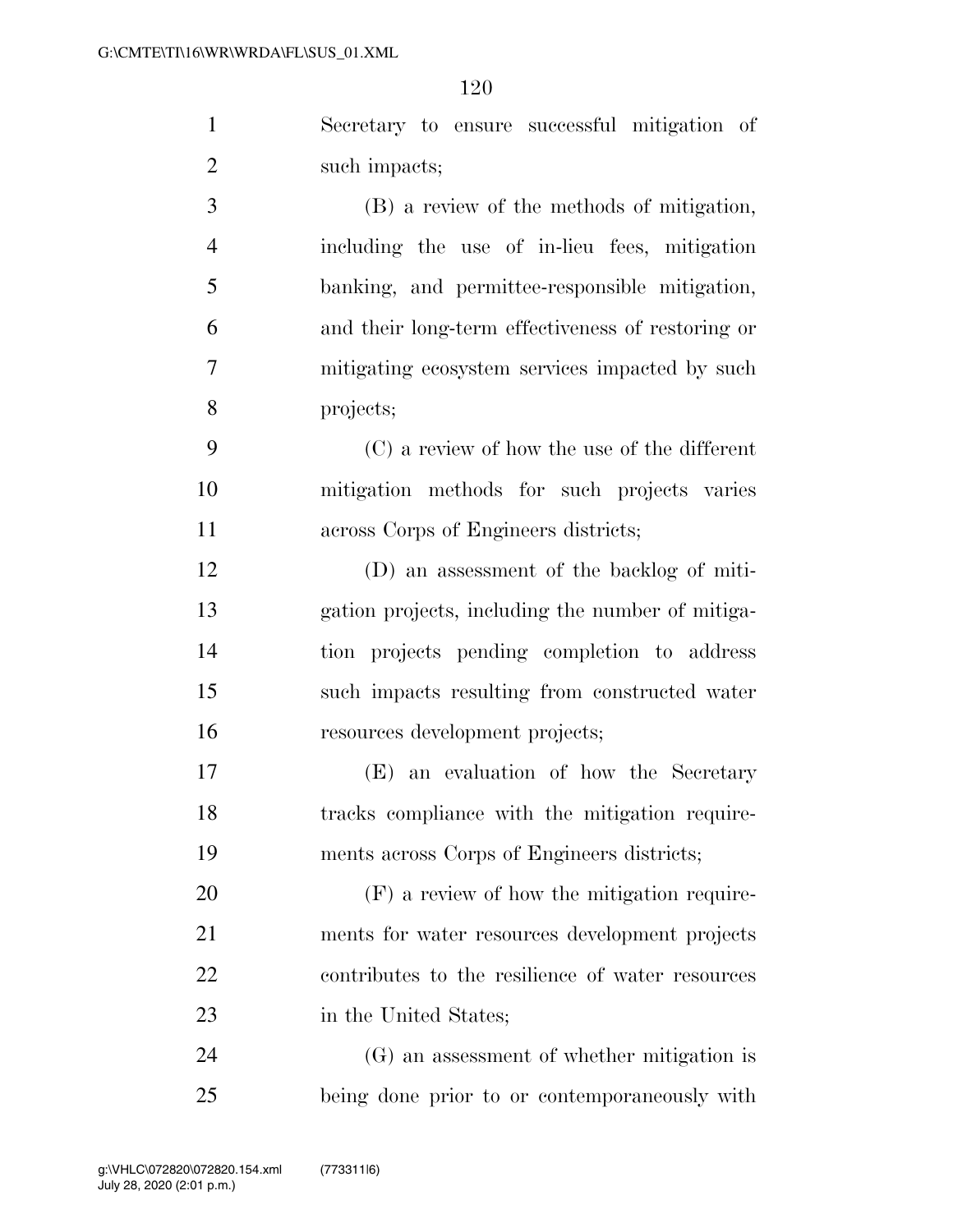Secretary to ensure successful mitigation of such impacts;

(B) a review of the methods of mitigation, including the use of in-lieu fees, mitigation banking, and permittee-responsible mitigation, and their long-term effectiveness of restoring or mitigating ecosystem services impacted by such projects;

(C) a review of how the use of the different mitigation methods for such projects varies across Corps of Engineers districts;

(D) an assessment of the backlog of mitigation projects, including the number of mitigation projects pending completion to address such impacts resulting from constructed water resources development projects;

(E) an evaluation of how the Secretary tracks compliance with the mitigation requirements across Corps of Engineers districts;

(F) a review of how the mitigation requirements for water resources development projects contributes to the resilience of water resources in the United States;

(G) an assessment of whether mitigation is being done prior to or contemporaneously with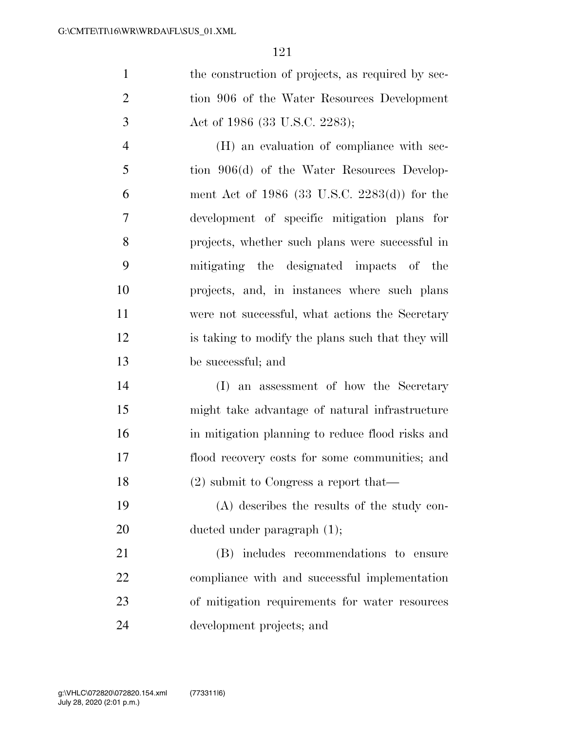the construction of projects, as required by section 906 of the Water Resources Development Act of 1986 (33 U.S.C. 2283);

(H) an evaluation of compliance with section 906(d) of the Water Resources Development Act of 1986 (33 U.S.C. 2283(d)) for the development of specific mitigation plans for projects, whether such plans were successful in mitigating the designated impacts of the projects, and, in instances where such plans were not successful, what actions the Secretary is taking to modify the plans such that they will be successful; and

(I) an assessment of how the Secretary might take advantage of natural infrastructure in mitigation planning to reduce flood risks and flood recovery costs for some communities; and

(2) submit to Congress a report that—

(A) describes the results of the study conducted under paragraph (1);

(B) includes recommendations to ensure compliance with and successful implementation of mitigation requirements for water resources development projects; and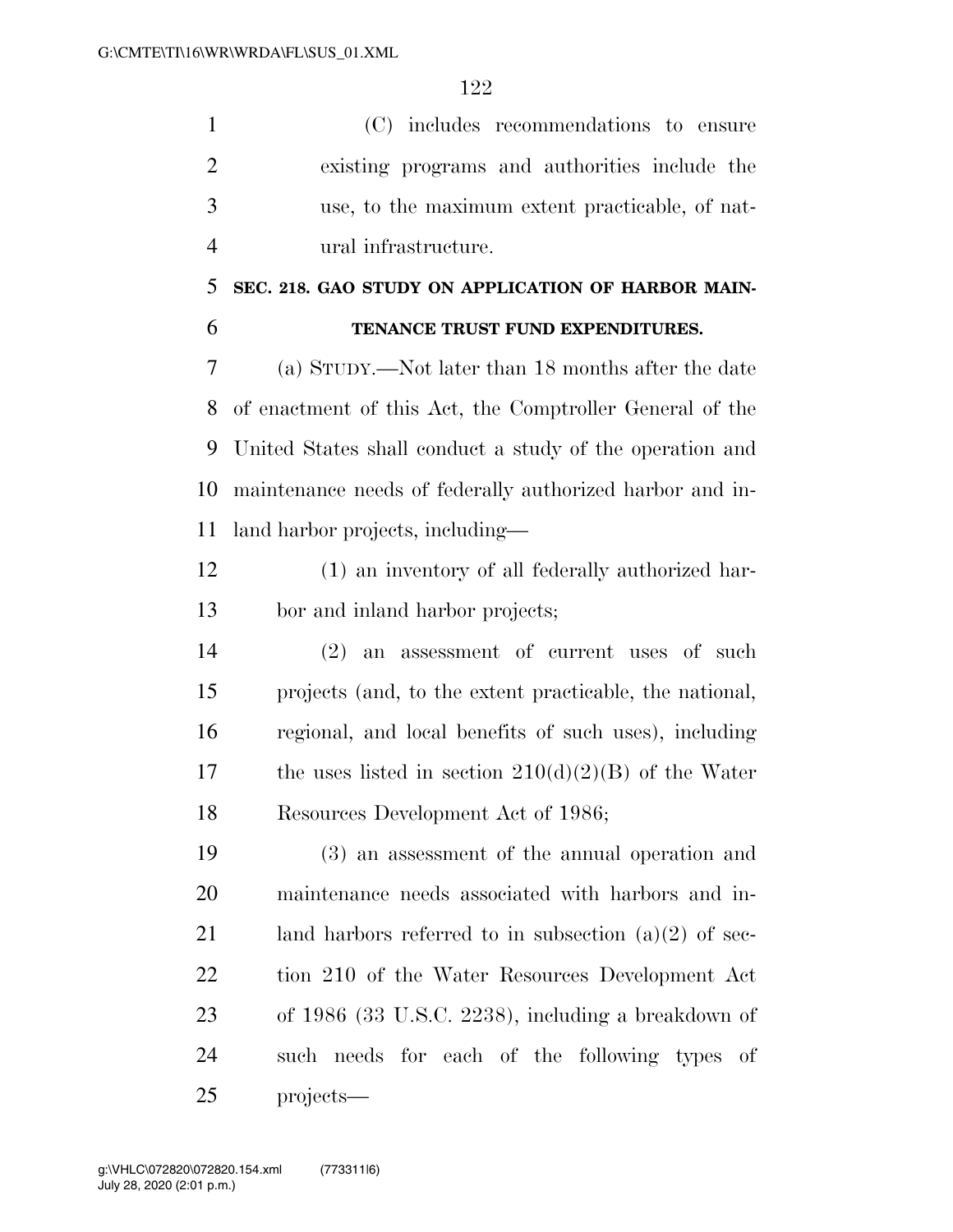(C) includes recommendations to ensure existing programs and authorities include the use, to the maximum extent practicable, of natural infrastructure.

**SEC. 218. GAO STUDY ON APPLICATION OF HARBOR MAINTENANCE TRUST FUND EXPENDITURES.**

(a) STUDY.—Not later than 18 months after the date of enactment of this Act, the Comptroller General of the United States shall conduct a study of the operation and maintenance needs of federally authorized harbor and inland harbor projects, including—

(1) an inventory of all federally authorized harbor and inland harbor projects;

(2) an assessment of current uses of such projects (and, to the extent practicable, the national, regional, and local benefits of such uses), including the uses listed in section 210(d)(2)(B) of the Water Resources Development Act of 1986;

(3) an assessment of the annual operation and maintenance needs associated with harbors and inland harbors referred to in subsection (a)(2) of section 210 of the Water Resources Development Act of 1986 (33 U.S.C. 2238), including a breakdown of such needs for each of the following types of projects—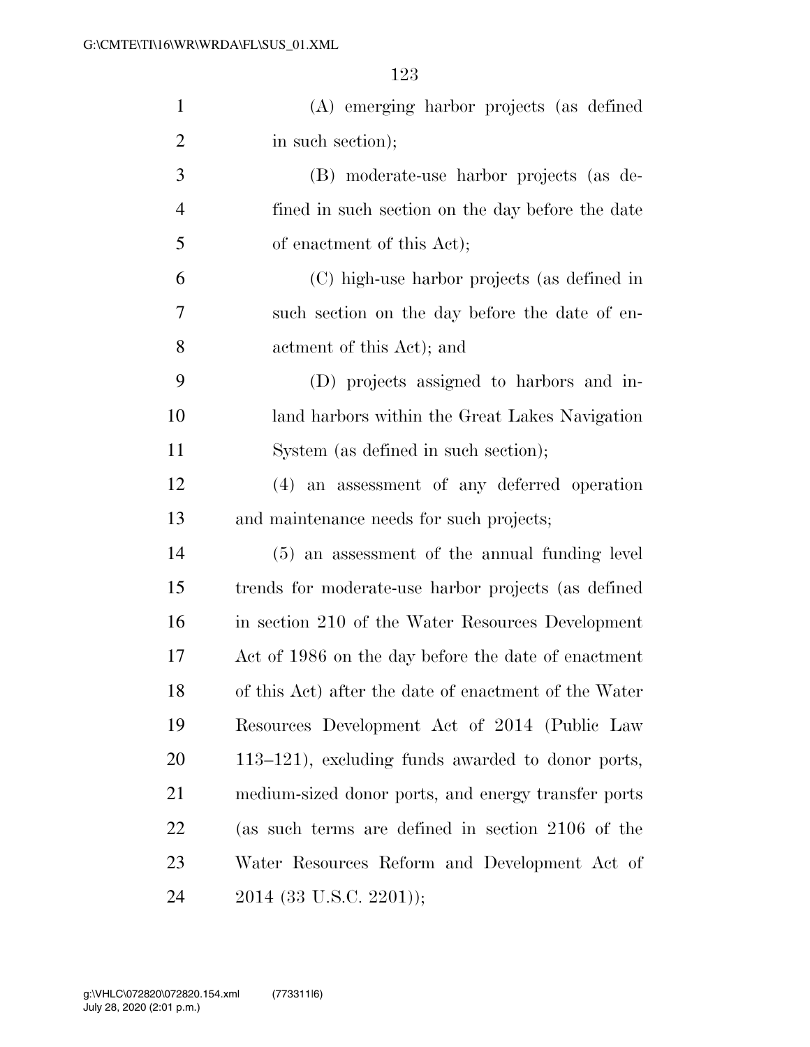(A) emerging harbor projects (as defined in such section);

(B) moderate-use harbor projects (as defined in such section on the day before the date of enactment of this Act);

(C) high-use harbor projects (as defined in such section on the day before the date of enactment of this Act); and

(D) projects assigned to harbors and inland harbors within the Great Lakes Navigation System (as defined in such section);

(4) an assessment of any deferred operation and maintenance needs for such projects;

(5) an assessment of the annual funding level trends for moderate-use harbor projects (as defined in section 210 of the Water Resources Development Act of 1986 on the day before the date of enactment of this Act) after the date of enactment of the Water Resources Development Act of 2014 (Public Law 113–121), excluding funds awarded to donor ports, medium-sized donor ports, and energy transfer ports (as such terms are defined in section 2106 of the Water Resources Reform and Development Act of 2014 (33 U.S.C. 2201));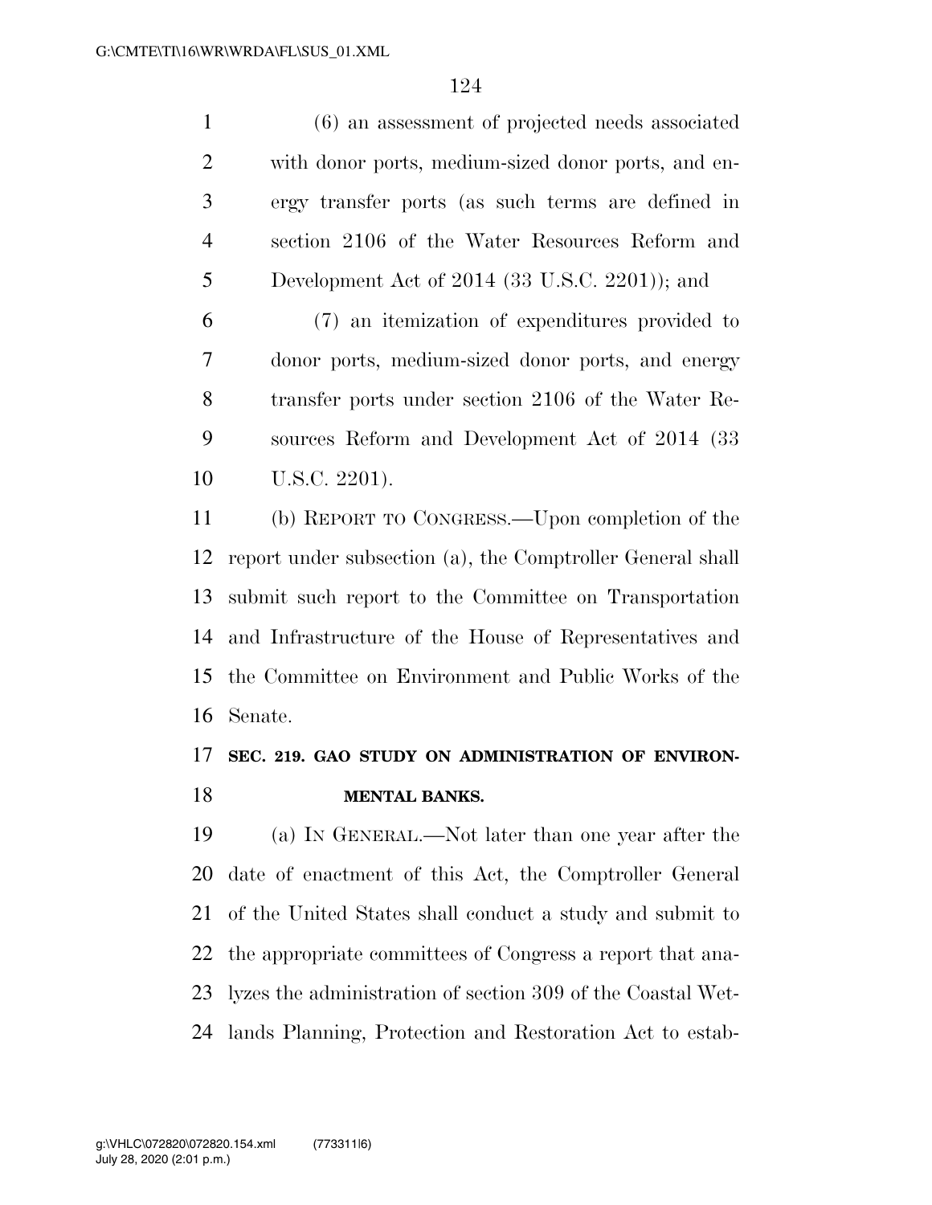(6) an assessment of projected needs associated with donor ports, medium-sized donor ports, and energy transfer ports (as such terms are defined in section 2106 of the Water Resources Reform and Development Act of 2014 (33 U.S.C. 2201)); and

(7) an itemization of expenditures provided to donor ports, medium-sized donor ports, and energy transfer ports under section 2106 of the Water Resources Reform and Development Act of 2014 (33 U.S.C. 2201).

(b) REPORT TO CONGRESS.—Upon completion of the report under subsection (a), the Comptroller General shall submit such report to the Committee on Transportation and Infrastructure of the House of Representatives and the Committee on Environment and Public Works of the Senate.

**SEC. 219. GAO STUDY ON ADMINISTRATION OF ENVIRONMENTAL BANKS.**

(a) IN GENERAL.—Not later than one year after the date of enactment of this Act, the Comptroller General of the United States shall conduct a study and submit to the appropriate committees of Congress a report that analyzes the administration of section 309 of the Coastal Wetlands Planning, Protection and Restoration Act to estab-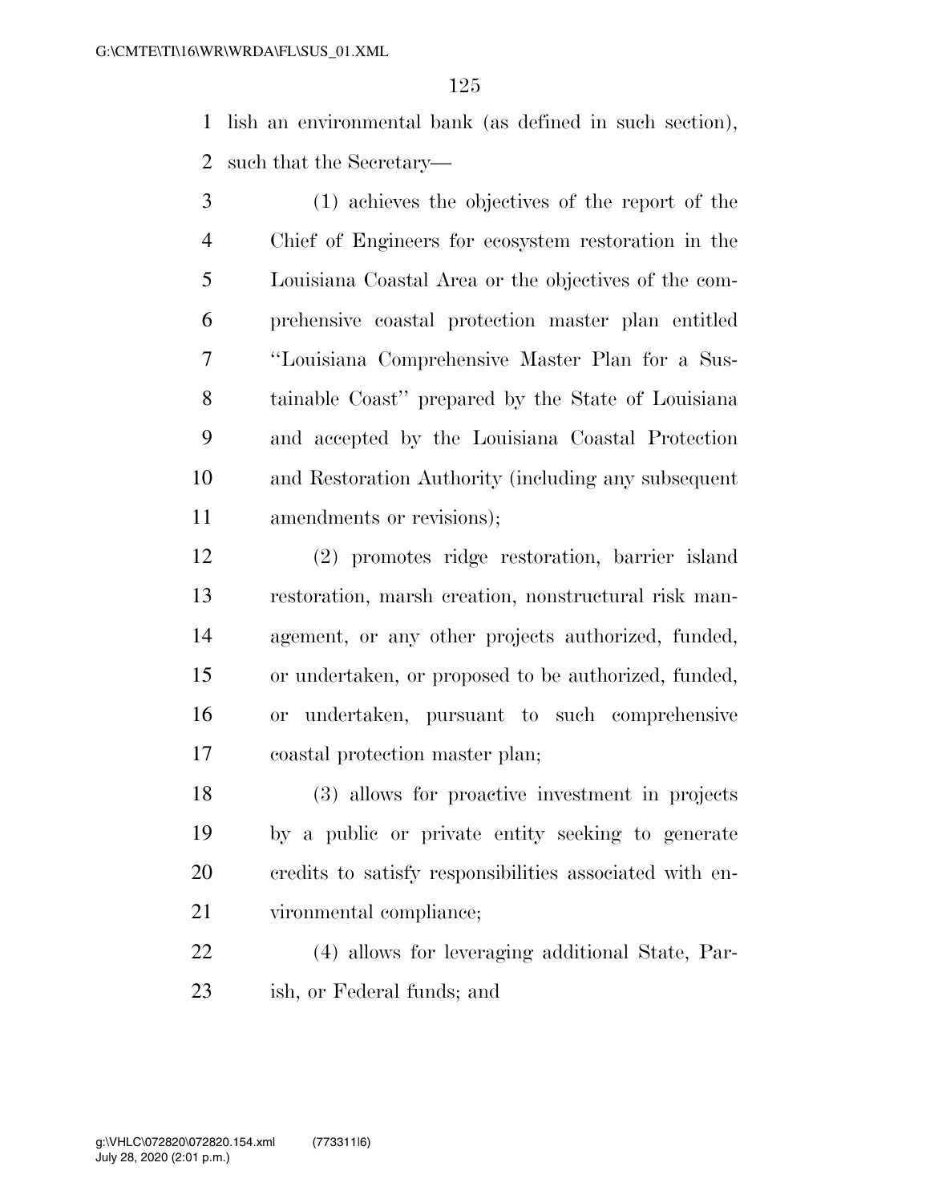lish an environmental bank (as defined in such section), such that the Secretary—

(1) achieves the objectives of the report of the Chief of Engineers for ecosystem restoration in the Louisiana Coastal Area or the objectives of the comprehensive coastal protection master plan entitled ''Louisiana Comprehensive Master Plan for a Sustainable Coast'' prepared by the State of Louisiana and accepted by the Louisiana Coastal Protection and Restoration Authority (including any subsequent amendments or revisions);

(2) promotes ridge restoration, barrier island restoration, marsh creation, nonstructural risk management, or any other projects authorized, funded, or undertaken, or proposed to be authorized, funded, or undertaken, pursuant to such comprehensive coastal protection master plan;

(3) allows for proactive investment in projects by a public or private entity seeking to generate credits to satisfy responsibilities associated with environmental compliance;

(4) allows for leveraging additional State, Parish, or Federal funds; and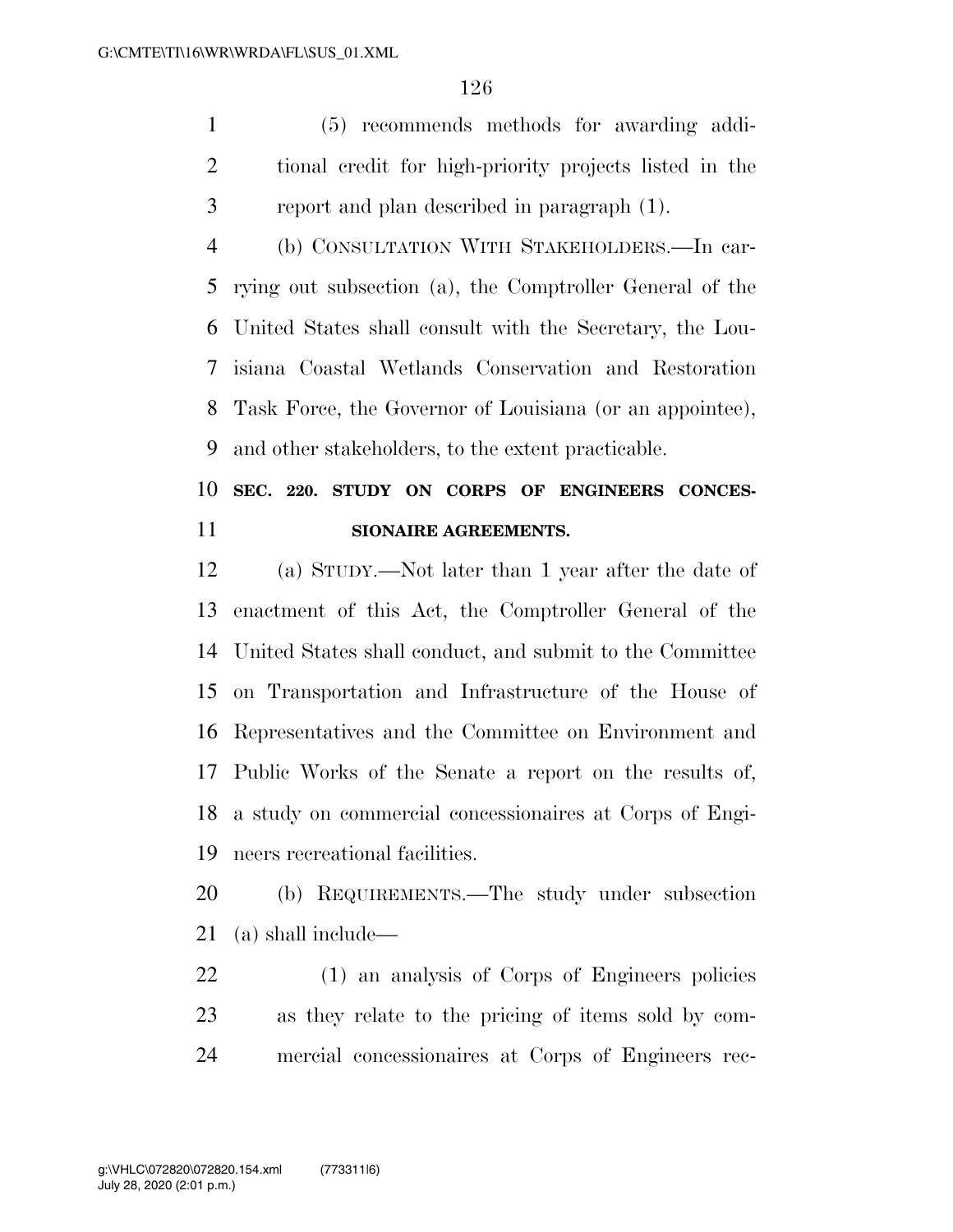(5) recommends methods for awarding additional credit for high-priority projects listed in the report and plan described in paragraph (1).

(b) CONSULTATION WITH STAKEHOLDERS.—In carrying out subsection (a), the Comptroller General of the United States shall consult with the Secretary, the Louisiana Coastal Wetlands Conservation and Restoration Task Force, the Governor of Louisiana (or an appointee), and other stakeholders, to the extent practicable.

**SEC. 220. STUDY ON CORPS OF ENGINEERS CONCESSIONAIRE AGREEMENTS.**

(a) STUDY.—Not later than 1 year after the date of enactment of this Act, the Comptroller General of the United States shall conduct, and submit to the Committee on Transportation and Infrastructure of the House of Representatives and the Committee on Environment and Public Works of the Senate a report on the results of, a study on commercial concessionaires at Corps of Engineers recreational facilities.

(b) REQUIREMENTS.—The study under subsection (a) shall include—

(1) an analysis of Corps of Engineers policies as they relate to the pricing of items sold by commercial concessionaires at Corps of Engineers rec-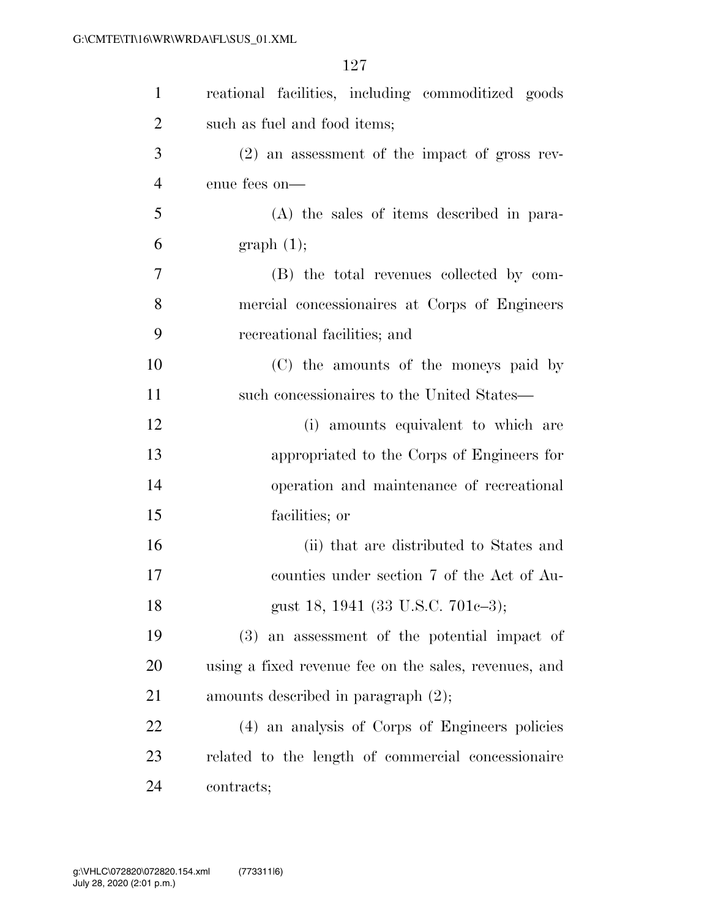reational facilities, including commoditized goods such as fuel and food items;

(2) an assessment of the impact of gross revenue fees on—

(A) the sales of items described in paragraph (1);

(B) the total revenues collected by commercial concessionaires at Corps of Engineers recreational facilities; and

(C) the amounts of the moneys paid by such concessionaires to the United States—

(i) amounts equivalent to which are appropriated to the Corps of Engineers for operation and maintenance of recreational facilities; or

(ii) that are distributed to States and counties under section 7 of the Act of August 18, 1941 (33 U.S.C. 701c–3);

(3) an assessment of the potential impact of using a fixed revenue fee on the sales, revenues, and amounts described in paragraph (2);

(4) an analysis of Corps of Engineers policies related to the length of commercial concessionaire contracts;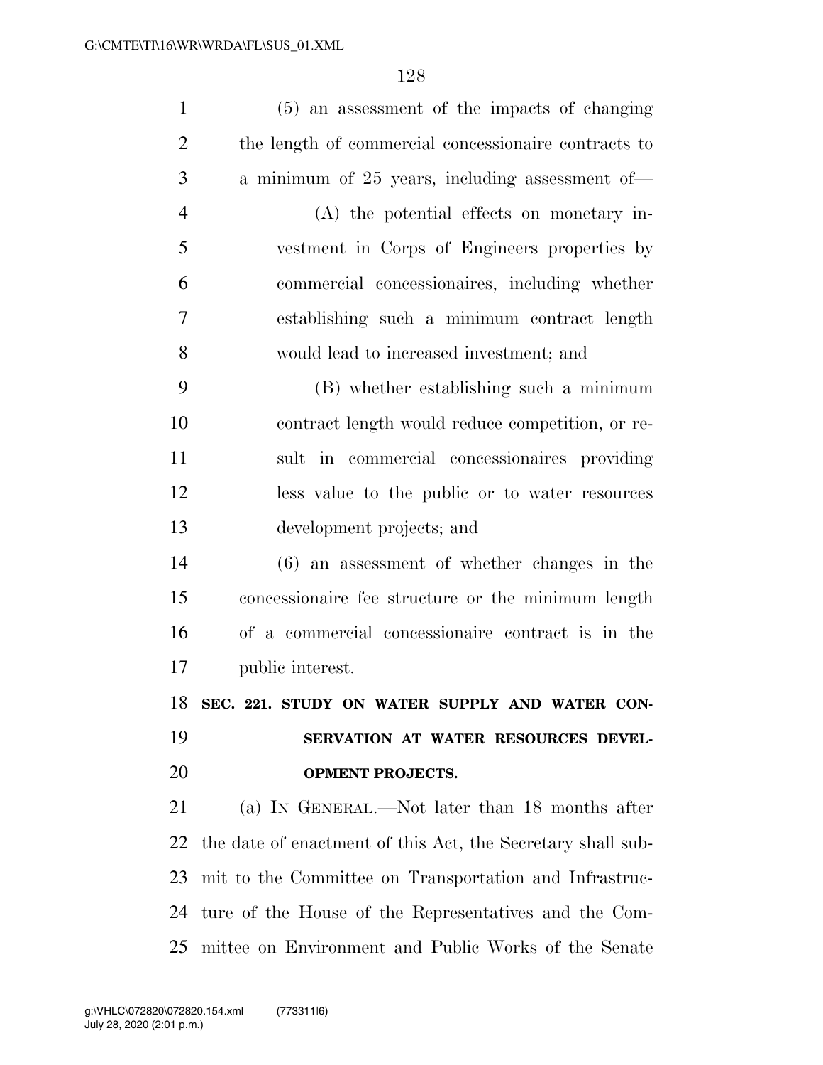(5) an assessment of the impacts of changing the length of commercial concessionaire contracts to a minimum of 25 years, including assessment of—

(A) the potential effects on monetary investment in Corps of Engineers properties by commercial concessionaires, including whether establishing such a minimum contract length would lead to increased investment; and

(B) whether establishing such a minimum contract length would reduce competition, or result in commercial concessionaires providing less value to the public or to water resources development projects; and

(6) an assessment of whether changes in the concessionaire fee structure or the minimum length of a commercial concessionaire contract is in the public interest.

**SEC. 221. STUDY ON WATER SUPPLY AND WATER CONSERVATION AT WATER RESOURCES DEVELOPMENT PROJECTS.**

(a) IN GENERAL.—Not later than 18 months after the date of enactment of this Act, the Secretary shall submit to the Committee on Transportation and Infrastructure of the House of the Representatives and the Committee on Environment and Public Works of the Senate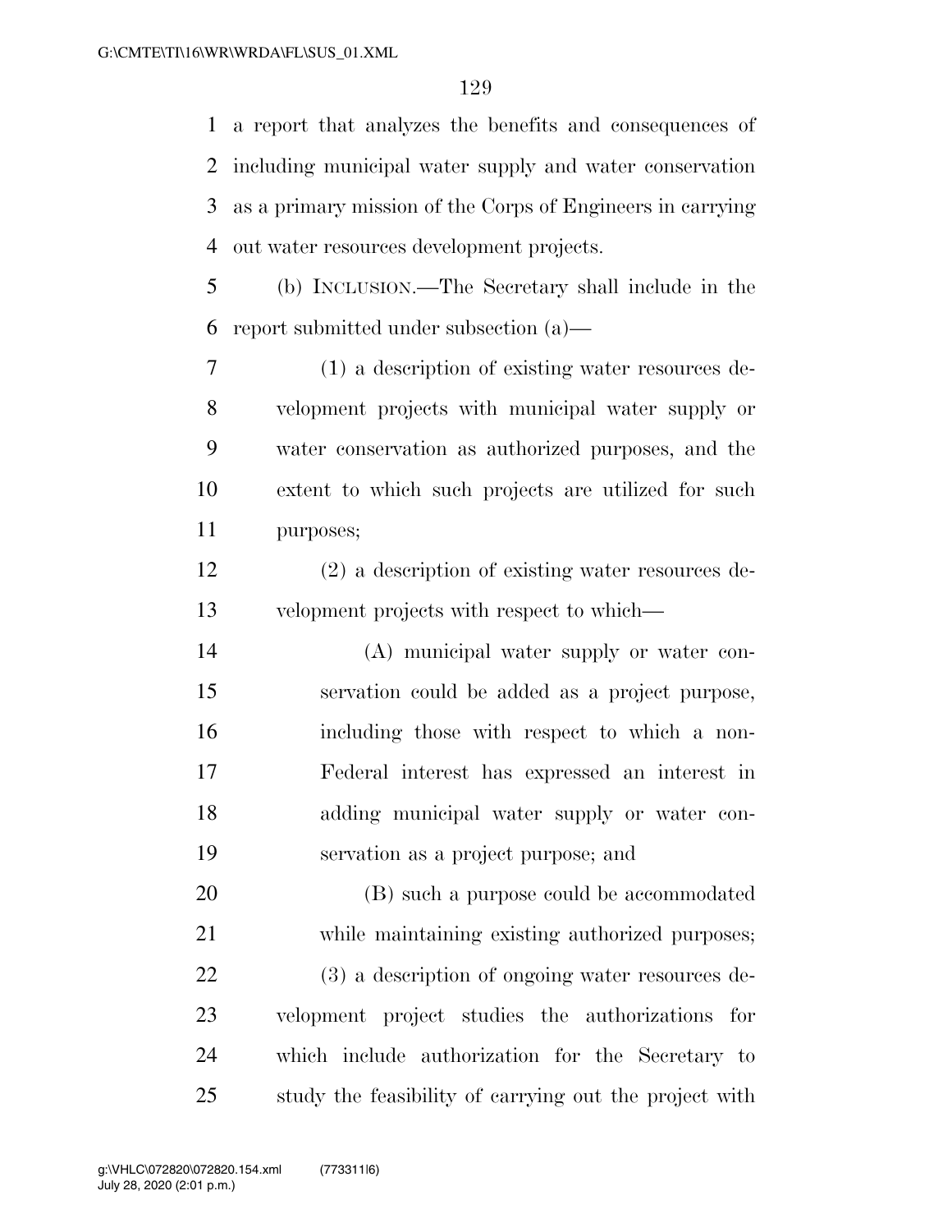a report that analyzes the benefits and consequences of including municipal water supply and water conservation as a primary mission of the Corps of Engineers in carrying out water resources development projects.

(b) INCLUSION.—The Secretary shall include in the report submitted under subsection (a)—

(1) a description of existing water resources development projects with municipal water supply or water conservation as authorized purposes, and the extent to which such projects are utilized for such purposes;

(2) a description of existing water resources development projects with respect to which—

(A) municipal water supply or water conservation could be added as a project purpose, including those with respect to which a non-Federal interest has expressed an interest in adding municipal water supply or water conservation as a project purpose; and

(B) such a purpose could be accommodated while maintaining existing authorized purposes;

(3) a description of ongoing water resources development project studies the authorizations for which include authorization for the Secretary to study the feasibility of carrying out the project with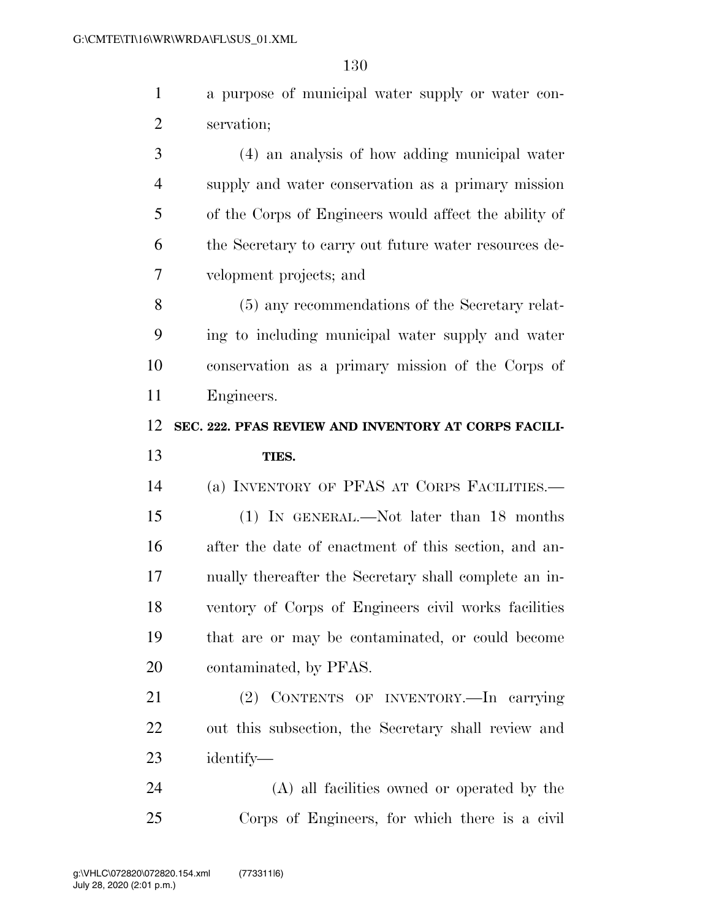a purpose of municipal water supply or water conservation;

(4) an analysis of how adding municipal water supply and water conservation as a primary mission of the Corps of Engineers would affect the ability of the Secretary to carry out future water resources development projects; and

(5) any recommendations of the Secretary relating to including municipal water supply and water conservation as a primary mission of the Corps of Engineers.

**SEC. 222. PFAS REVIEW AND INVENTORY AT CORPS FACILITIES.**

(a) INVENTORY OF PFAS AT CORPS FACILITIES.—

(1) IN GENERAL.—Not later than 18 months after the date of enactment of this section, and annually thereafter the Secretary shall complete an inventory of Corps of Engineers civil works facilities that are or may be contaminated, or could become contaminated, by PFAS.

(2) CONTENTS OF INVENTORY.—In carrying out this subsection, the Secretary shall review and identify—

(A) all facilities owned or operated by the Corps of Engineers, for which there is a civil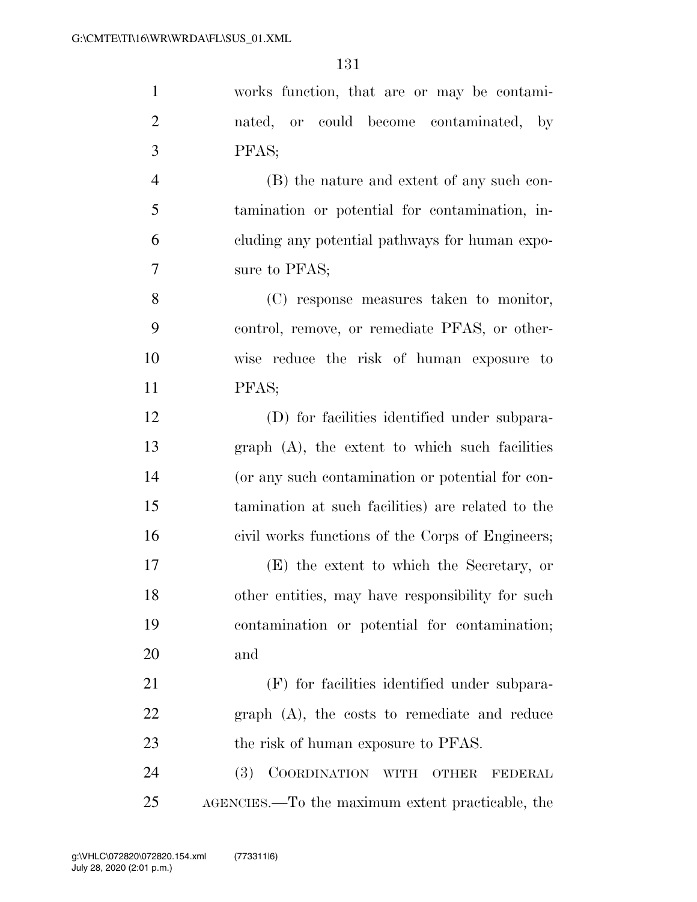works function, that are or may be contaminated, or could become contaminated, by PFAS;

(B) the nature and extent of any such contamination or potential for contamination, including any potential pathways for human exposure to PFAS;

(C) response measures taken to monitor, control, remove, or remediate PFAS, or otherwise reduce the risk of human exposure to PFAS;

(D) for facilities identified under subparagraph (A), the extent to which such facilities (or any such contamination or potential for contamination at such facilities) are related to the civil works functions of the Corps of Engineers;

(E) the extent to which the Secretary, or other entities, may have responsibility for such contamination or potential for contamination; and

(F) for facilities identified under subparagraph (A), the costs to remediate and reduce the risk of human exposure to PFAS.

(3) COORDINATION WITH OTHER FEDERAL AGENCIES.—To the maximum extent practicable, the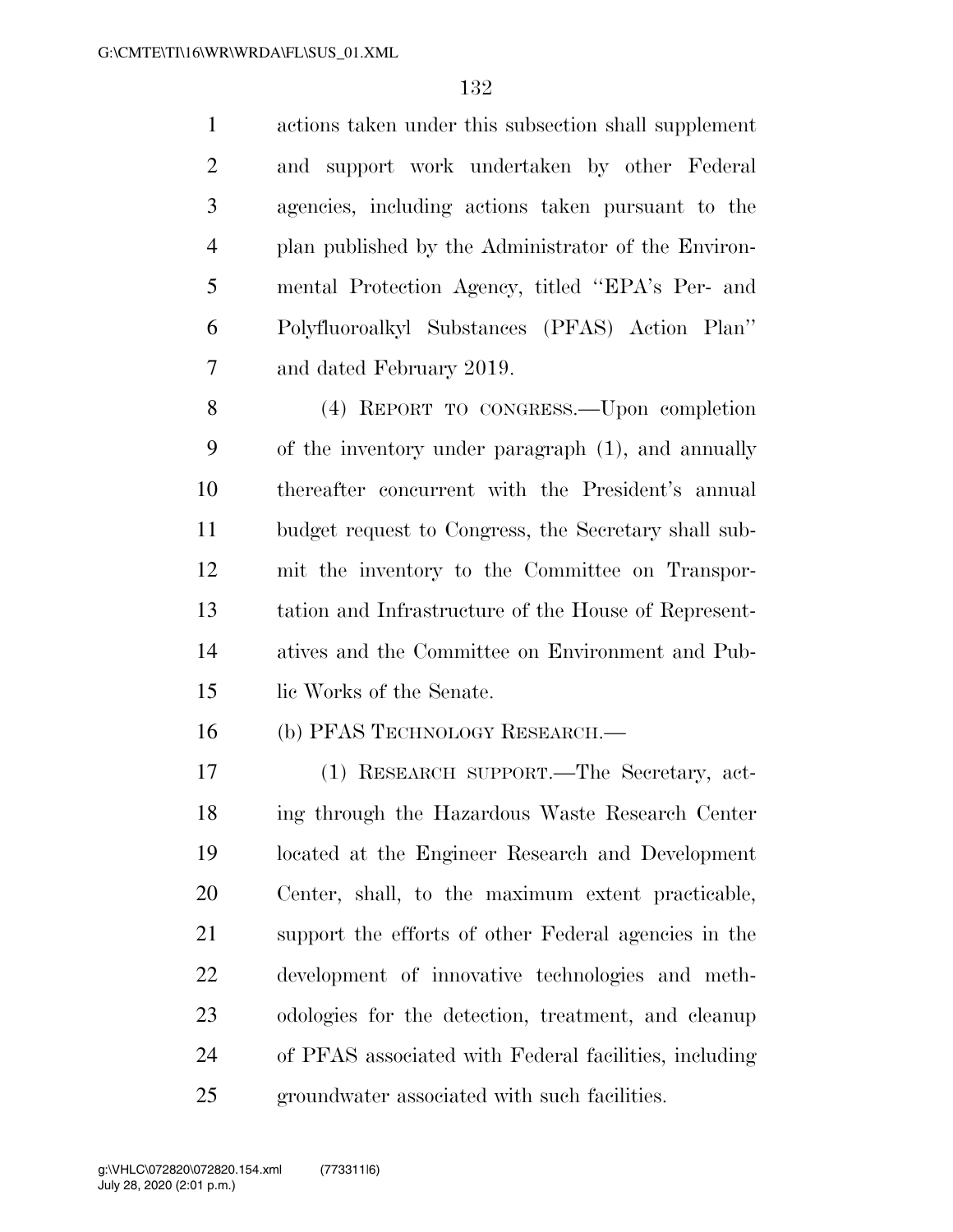actions taken under this subsection shall supplement and support work undertaken by other Federal agencies, including actions taken pursuant to the plan published by the Administrator of the Environmental Protection Agency, titled ''EPA's Per- and Polyfluoroalkyl Substances (PFAS) Action Plan'' and dated February 2019.

(4) REPORT TO CONGRESS.—Upon completion of the inventory under paragraph (1), and annually thereafter concurrent with the President's annual budget request to Congress, the Secretary shall submit the inventory to the Committee on Transportation and Infrastructure of the House of Representatives and the Committee on Environment and Public Works of the Senate.

(b) PFAS TECHNOLOGY RESEARCH.—

(1) RESEARCH SUPPORT.—The Secretary, acting through the Hazardous Waste Research Center located at the Engineer Research and Development Center, shall, to the maximum extent practicable, support the efforts of other Federal agencies in the development of innovative technologies and methodologies for the detection, treatment, and cleanup of PFAS associated with Federal facilities, including groundwater associated with such facilities.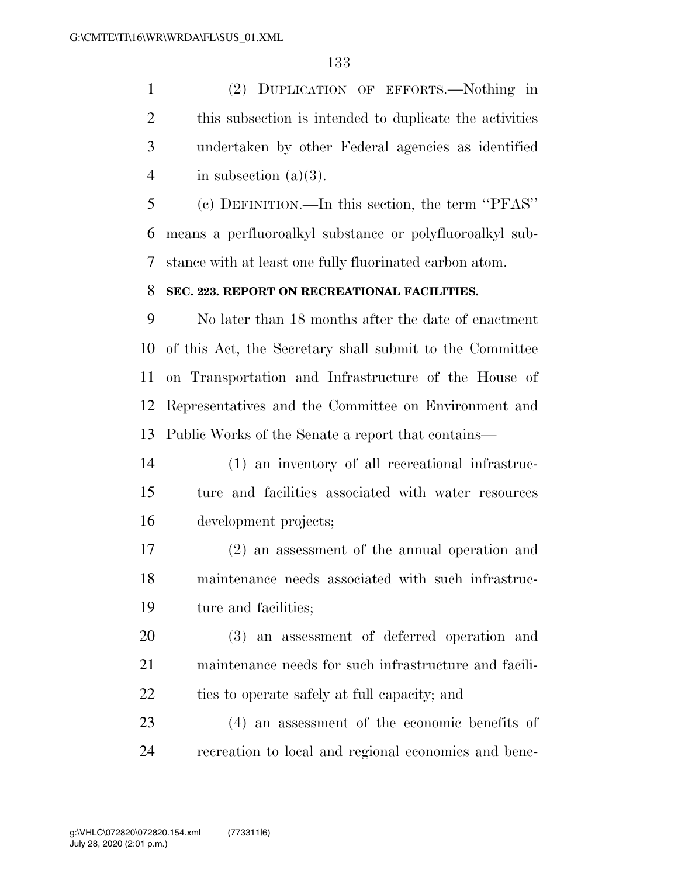(2) DUPLICATION OF EFFORTS.—Nothing in this subsection is intended to duplicate the activities undertaken by other Federal agencies as identified in subsection (a)(3).

(c) DEFINITION.—In this section, the term ''PFAS'' means a perfluoroalkyl substance or polyfluoroalkyl substance with at least one fully fluorinated carbon atom.

**SEC. 223. REPORT ON RECREATIONAL FACILITIES.**

No later than 18 months after the date of enactment of this Act, the Secretary shall submit to the Committee on Transportation and Infrastructure of the House of Representatives and the Committee on Environment and Public Works of the Senate a report that contains—

(1) an inventory of all recreational infrastructure and facilities associated with water resources development projects;

(2) an assessment of the annual operation and maintenance needs associated with such infrastructure and facilities;

(3) an assessment of deferred operation and maintenance needs for such infrastructure and facilities to operate safely at full capacity; and

(4) an assessment of the economic benefits of recreation to local and regional economies and bene-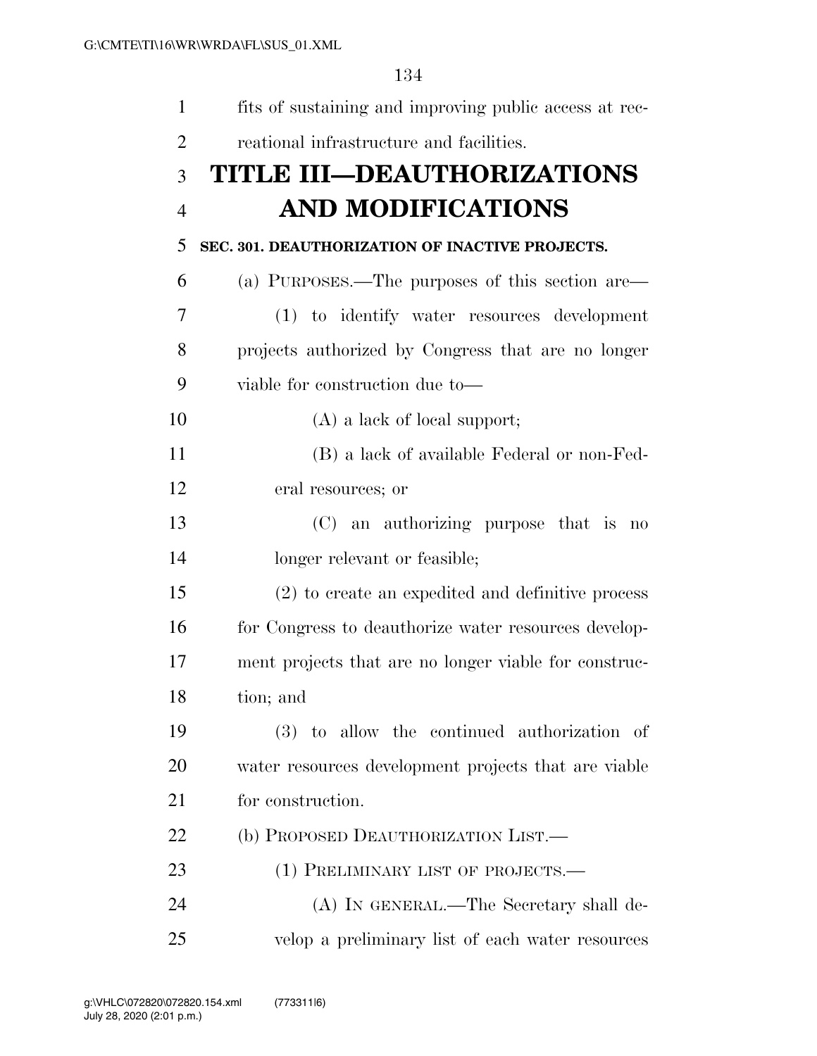fits of sustaining and improving public access at recreational infrastructure and facilities.

# TITLE III—DEAUTHORIZATIONS AND MODIFICATIONS

### SEC. 301. DEAUTHORIZATION OF INACTIVE PROJECTS.

(a) PURPOSES.—The purposes of this section are—

(1) to identify water resources development projects authorized by Congress that are no longer viable for construction due to—

(A) a lack of local support;

(B) a lack of available Federal or non-Federal resources; or

(C) an authorizing purpose that is no longer relevant or feasible;

(2) to create an expedited and definitive process for Congress to deauthorize water resources development projects that are no longer viable for construction; and

(3) to allow the continued authorization of water resources development projects that are viable for construction.

(b) PROPOSED DEAUTHORIZATION LIST.—

(1) PRELIMINARY LIST OF PROJECTS.—

(A) IN GENERAL.—The Secretary shall develop a preliminary list of each water resources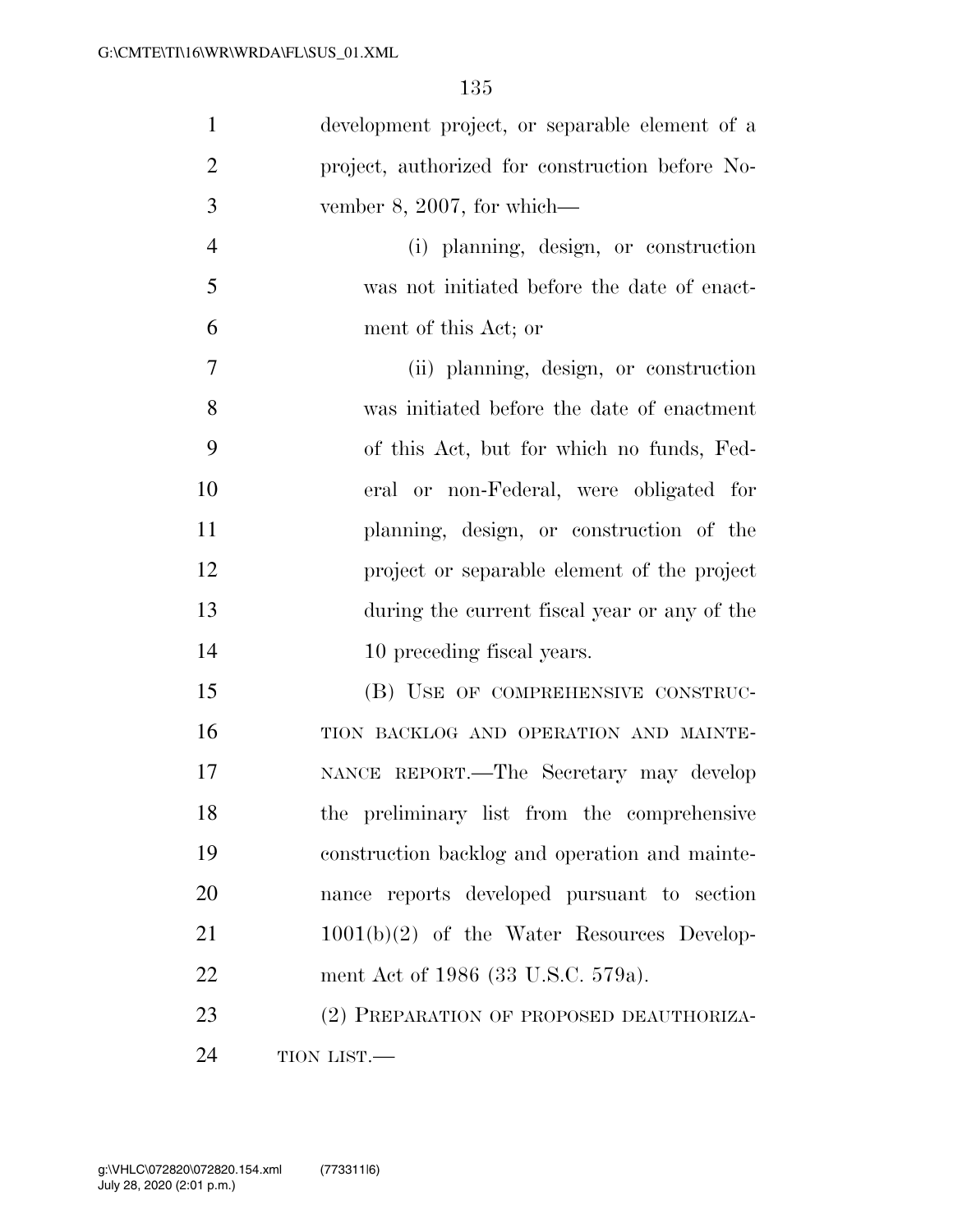development project, or separable element of a project, authorized for construction before November 8, 2007, for which—

(i) planning, design, or construction was not initiated before the date of enactment of this Act; or

(ii) planning, design, or construction was initiated before the date of enactment of this Act, but for which no funds, Federal or non-Federal, were obligated for planning, design, or construction of the project or separable element of the project during the current fiscal year or any of the 10 preceding fiscal years.

(B) USE OF COMPREHENSIVE CONSTRUCTION BACKLOG AND OPERATION AND MAINTENANCE REPORT.—The Secretary may develop the preliminary list from the comprehensive construction backlog and operation and maintenance reports developed pursuant to section 1001(b)(2) of the Water Resources Development Act of 1986 (33 U.S.C. 579a).

(2) PREPARATION OF PROPOSED DEAUTHORIZATION LIST.—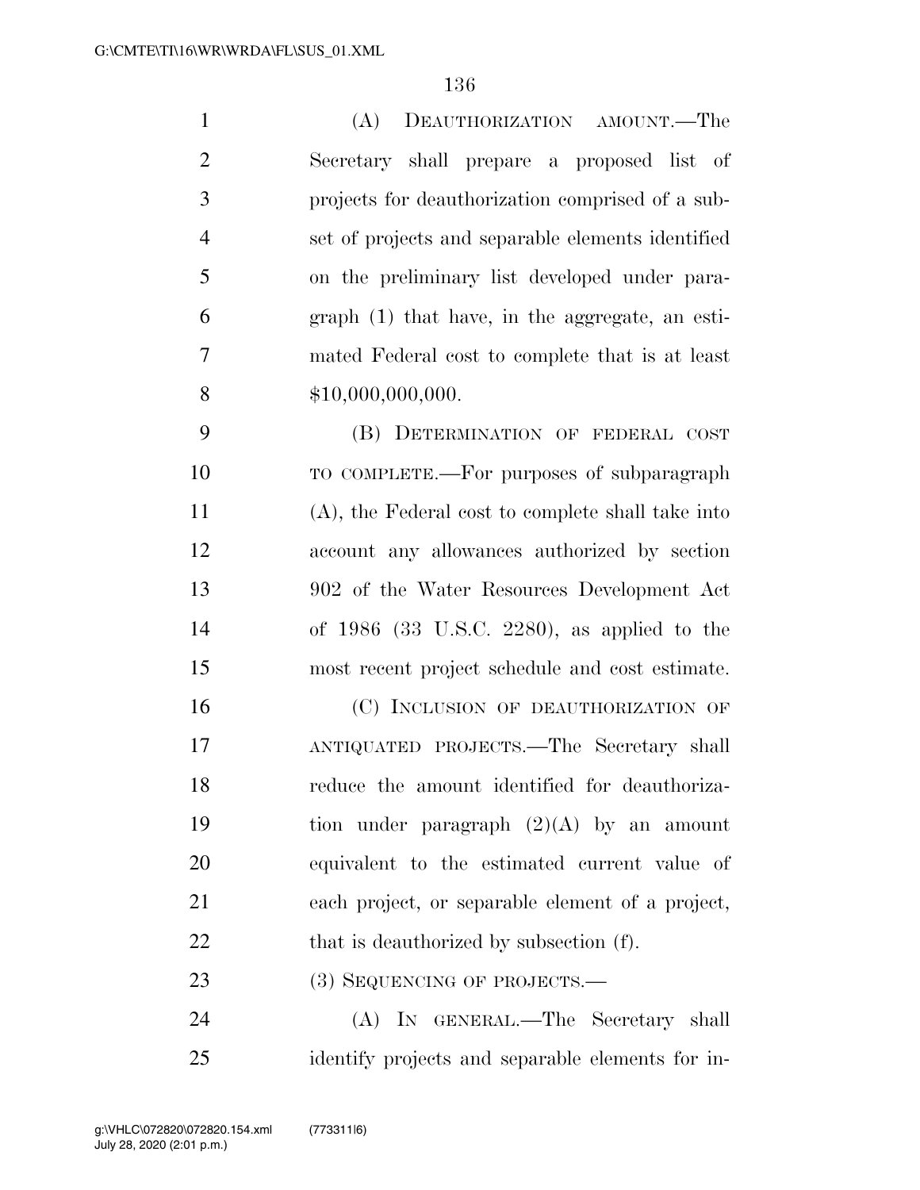(A) DEAUTHORIZATION AMOUNT.—The Secretary shall prepare a proposed list of projects for deauthorization comprised of a subset of projects and separable elements identified on the preliminary list developed under paragraph (1) that have, in the aggregate, an estimated Federal cost to complete that is at least $10,000,000,000.

(B) DETERMINATION OF FEDERAL COST TO COMPLETE.—For purposes of subparagraph (A), the Federal cost to complete shall take into account any allowances authorized by section 902 of the Water Resources Development Act of 1986 (33 U.S.C. 2280), as applied to the most recent project schedule and cost estimate.

(C) INCLUSION OF DEAUTHORIZATION OF ANTIQUATED PROJECTS.—The Secretary shall reduce the amount identified for deauthorization under paragraph (2)(A) by an amount equivalent to the estimated current value of each project, or separable element of a project, that is deauthorized by subsection (f).

(3) SEQUENCING OF PROJECTS.—

(A) IN GENERAL.—The Secretary shall identify projects and separable elements for in-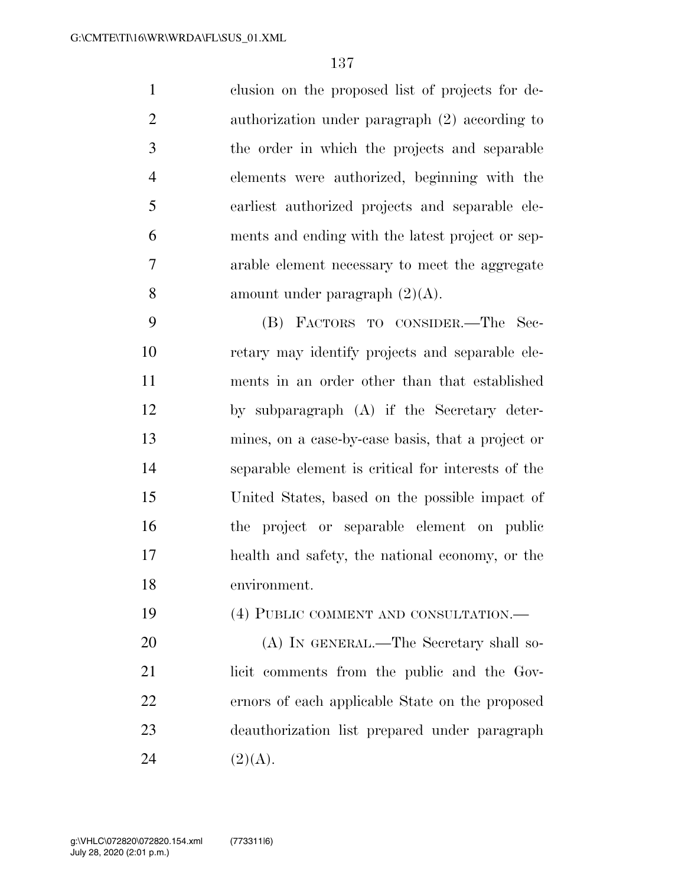clusion on the proposed list of projects for deauthorization under paragraph (2) according to the order in which the projects and separable elements were authorized, beginning with the earliest authorized projects and separable elements and ending with the latest project or separable element necessary to meet the aggregate amount under paragraph (2)(A).

(B) FACTORS TO CONSIDER.—The Secretary may identify projects and separable elements in an order other than that established by subparagraph (A) if the Secretary determines, on a case-by-case basis, that a project or separable element is critical for interests of the United States, based on the possible impact of the project or separable element on public health and safety, the national economy, or the environment.

(4) PUBLIC COMMENT AND CONSULTATION.—

(A) IN GENERAL.—The Secretary shall solicit comments from the public and the Governors of each applicable State on the proposed deauthorization list prepared under paragraph (2)(A).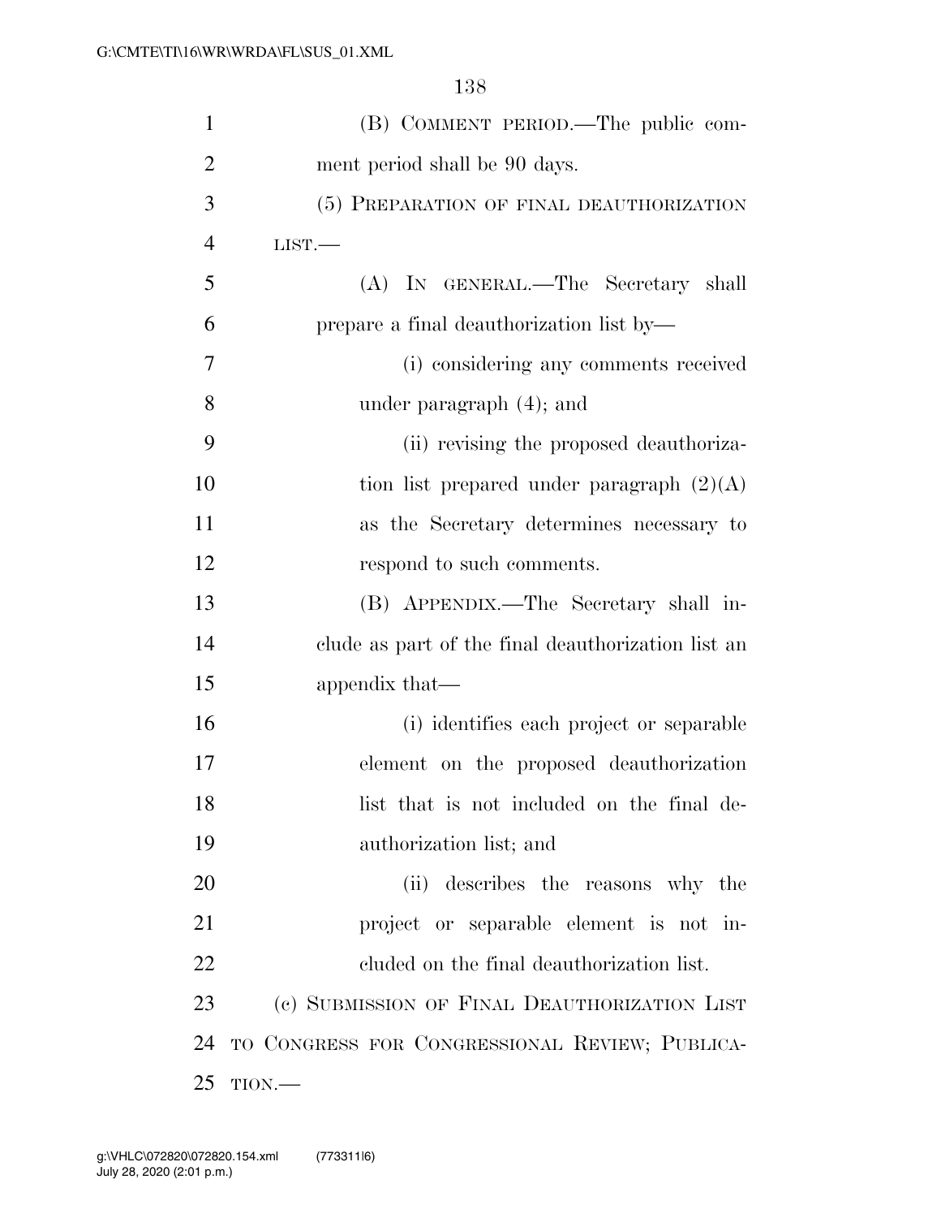(B) COMMENT PERIOD.—The public comment period shall be 90 days.

(5) PREPARATION OF FINAL DEAUTHORIZATION LIST.—

(A) IN GENERAL.—The Secretary shall prepare a final deauthorization list by—

(i) considering any comments received under paragraph (4); and

(ii) revising the proposed deauthorization list prepared under paragraph (2)(A) as the Secretary determines necessary to respond to such comments.

(B) APPENDIX.—The Secretary shall include as part of the final deauthorization list an appendix that—

(i) identifies each project or separable element on the proposed deauthorization list that is not included on the final deauthorization list; and

(ii) describes the reasons why the project or separable element is not included on the final deauthorization list.

(c) SUBMISSION OF FINAL DEAUTHORIZATION LIST TO CONGRESS FOR CONGRESSIONAL REVIEW; PUBLICATION.—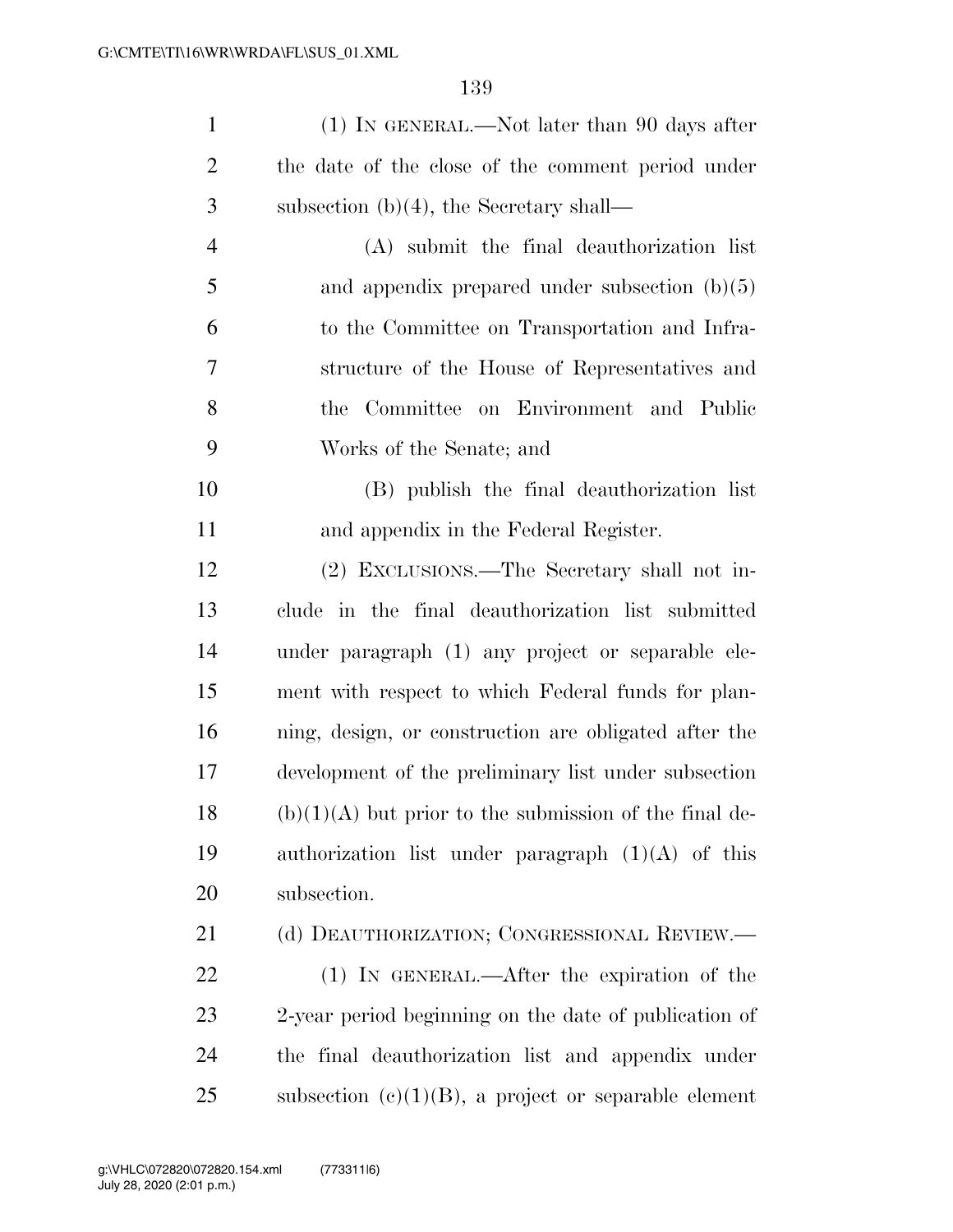(1) IN GENERAL.—Not later than 90 days after the date of the close of the comment period under subsection (b)(4), the Secretary shall—

(A) submit the final deauthorization list and appendix prepared under subsection (b)(5) to the Committee on Transportation and Infrastructure of the House of Representatives and the Committee on Environment and Public Works of the Senate; and

(B) publish the final deauthorization list and appendix in the Federal Register.

(2) EXCLUSIONS.—The Secretary shall not include in the final deauthorization list submitted under paragraph (1) any project or separable element with respect to which Federal funds for planning, design, or construction are obligated after the development of the preliminary list under subsection (b)(1)(A) but prior to the submission of the final deauthorization list under paragraph (1)(A) of this subsection.

(d) DEAUTHORIZATION; CONGRESSIONAL REVIEW.—

(1) IN GENERAL.—After the expiration of the 2-year period beginning on the date of publication of the final deauthorization list and appendix under subsection (c)(1)(B), a project or separable element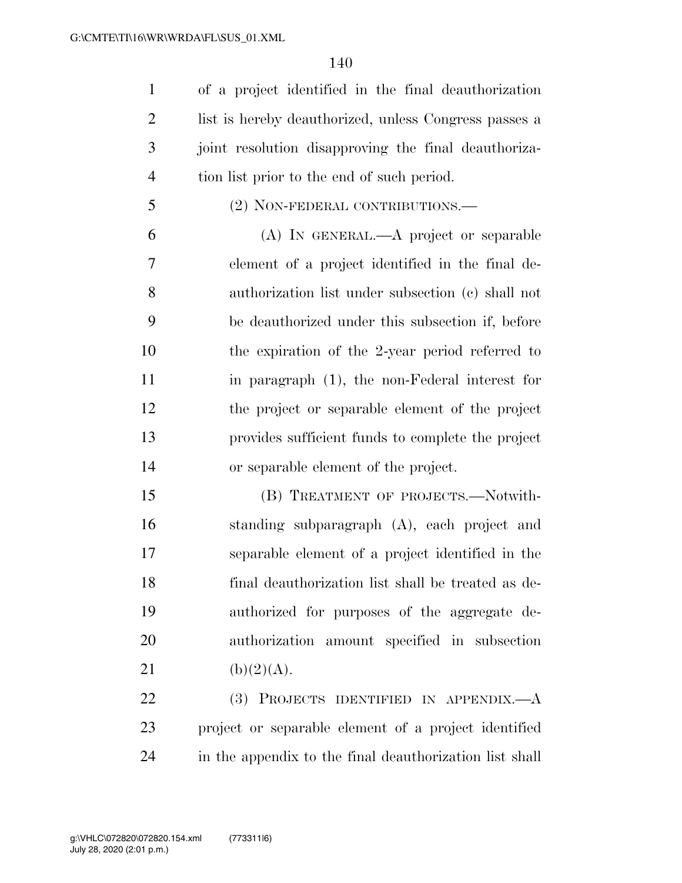of a project identified in the final deauthorization list is hereby deauthorized, unless Congress passes a joint resolution disapproving the final deauthorization list prior to the end of such period.

(2) NON-FEDERAL CONTRIBUTIONS.—

(A) IN GENERAL.—A project or separable element of a project identified in the final deauthorization list under subsection (c) shall not be deauthorized under this subsection if, before the expiration of the 2-year period referred to in paragraph (1), the non-Federal interest for the project or separable element of the project provides sufficient funds to complete the project or separable element of the project.

(B) TREATMENT OF PROJECTS.—Notwithstanding subparagraph (A), each project and separable element of a project identified in the final deauthorization list shall be treated as deauthorized for purposes of the aggregate deauthorization amount specified in subsection (b)(2)(A).

(3) PROJECTS IDENTIFIED IN APPENDIX.—A project or separable element of a project identified in the appendix to the final deauthorization list shall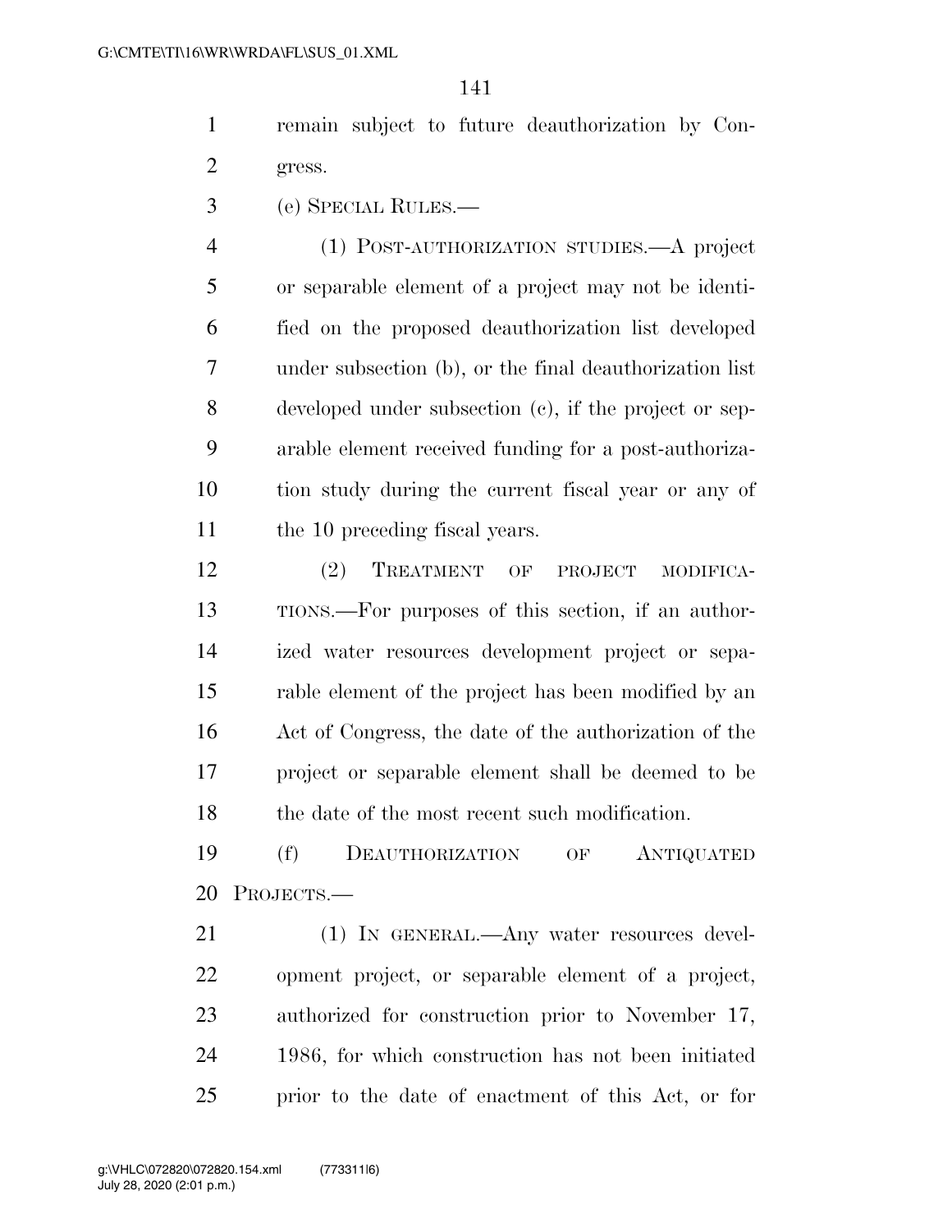remain subject to future deauthorization by Congress.

(e) SPECIAL RULES.—

(1) POST-AUTHORIZATION STUDIES.—A project or separable element of a project may not be identified on the proposed deauthorization list developed under subsection (b), or the final deauthorization list developed under subsection (c), if the project or separable element received funding for a post-authorization study during the current fiscal year or any of the 10 preceding fiscal years.

(2) TREATMENT OF PROJECT MODIFICATIONS.—For purposes of this section, if an authorized water resources development project or separable element of the project has been modified by an Act of Congress, the date of the authorization of the project or separable element shall be deemed to be the date of the most recent such modification.

(f) DEAUTHORIZATION OF ANTIQUATED PROJECTS.—

(1) IN GENERAL.—Any water resources development project, or separable element of a project, authorized for construction prior to November 17, 1986, for which construction has not been initiated prior to the date of enactment of this Act, or for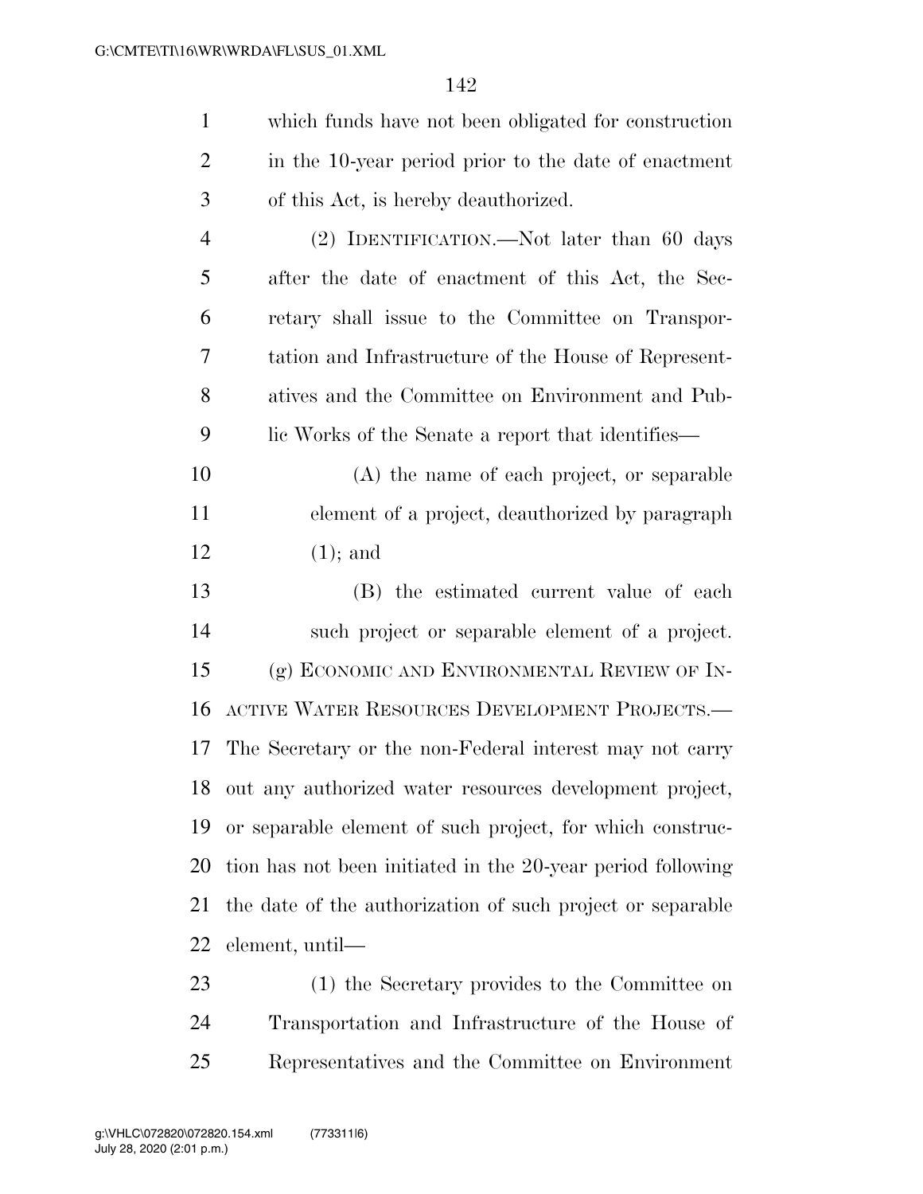which funds have not been obligated for construction in the 10-year period prior to the date of enactment of this Act, is hereby deauthorized.

(2) IDENTIFICATION.—Not later than 60 days after the date of enactment of this Act, the Secretary shall issue to the Committee on Transportation and Infrastructure of the House of Representatives and the Committee on Environment and Public Works of the Senate a report that identifies—

(A) the name of each project, or separable element of a project, deauthorized by paragraph (1); and

(B) the estimated current value of each such project or separable element of a project.

(g) ECONOMIC AND ENVIRONMENTAL REVIEW OF INACTIVE WATER RESOURCES DEVELOPMENT PROJECTS.—The Secretary or the non-Federal interest may not carry out any authorized water resources development project, or separable element of such project, for which construction has not been initiated in the 20-year period following the date of the authorization of such project or separable element, until—

(1) the Secretary provides to the Committee on Transportation and Infrastructure of the House of Representatives and the Committee on Environment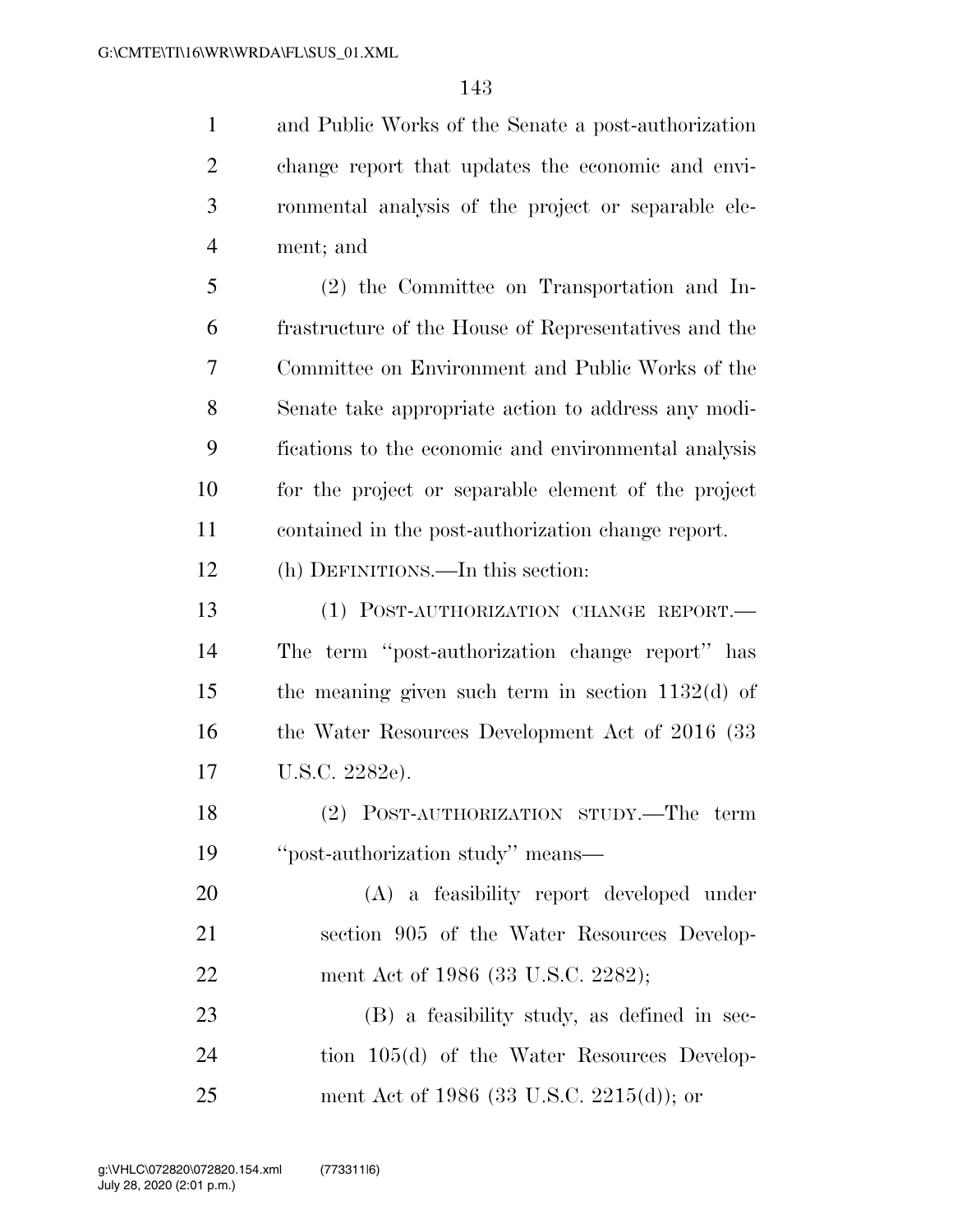and Public Works of the Senate a post-authorization change report that updates the economic and environmental analysis of the project or separable element; and

(2) the Committee on Transportation and Infrastructure of the House of Representatives and the Committee on Environment and Public Works of the Senate take appropriate action to address any modifications to the economic and environmental analysis for the project or separable element of the project contained in the post-authorization change report.

(h) DEFINITIONS.—In this section:

(1) POST-AUTHORIZATION CHANGE REPORT.—The term ''post-authorization change report'' has the meaning given such term in section 1132(d) of the Water Resources Development Act of 2016 (33 U.S.C. 2282e).

(2) POST-AUTHORIZATION STUDY.—The term ''post-authorization study'' means—

(A) a feasibility report developed under section 905 of the Water Resources Development Act of 1986 (33 U.S.C. 2282);

(B) a feasibility study, as defined in section 105(d) of the Water Resources Development Act of 1986 (33 U.S.C. 2215(d)); or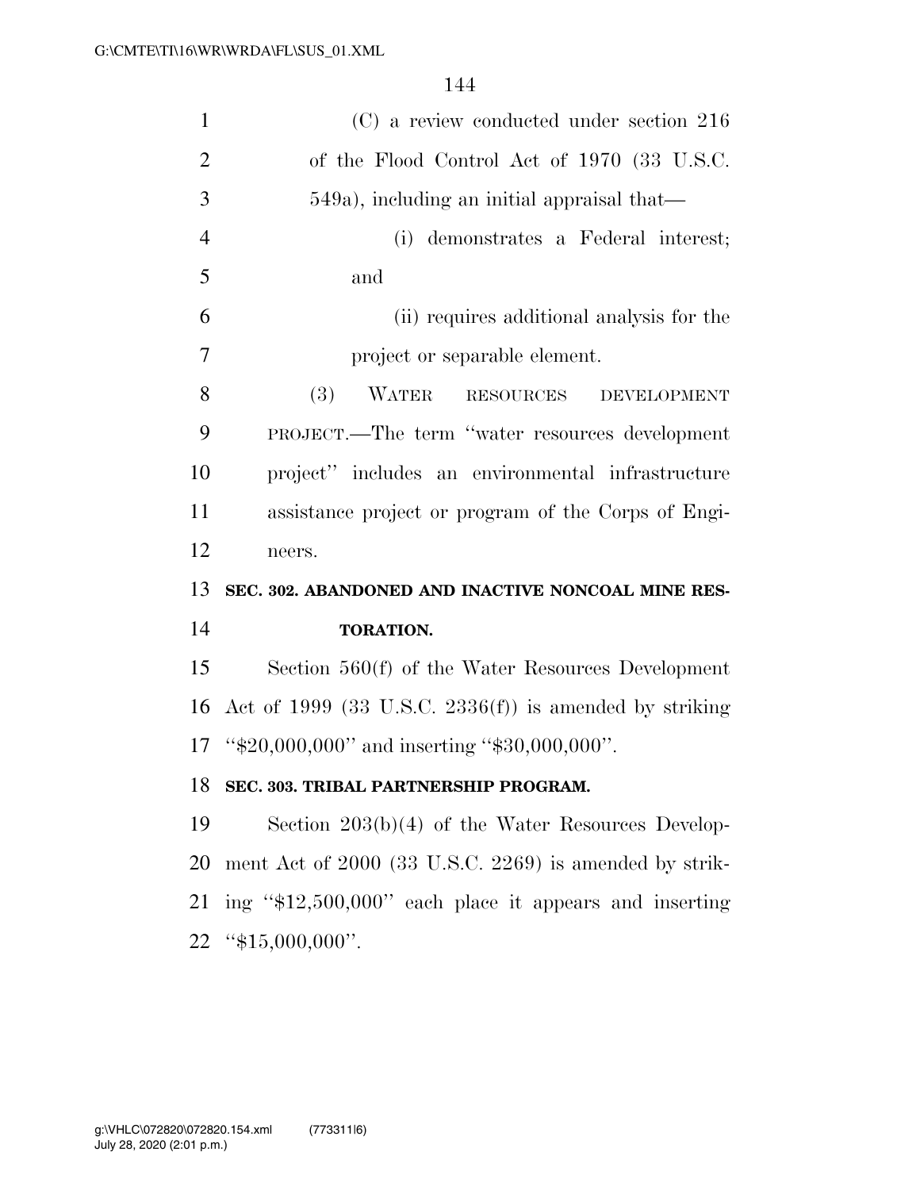(C) a review conducted under section 216 of the Flood Control Act of 1970 (33 U.S.C. 549a), including an initial appraisal that—

(i) demonstrates a Federal interest; and

(ii) requires additional analysis for the project or separable element.

(3) WATER RESOURCES DEVELOPMENT PROJECT.—The term ''water resources development project'' includes an environmental infrastructure assistance project or program of the Corps of Engineers.

**SEC. 302. ABANDONED AND INACTIVE NONCOAL MINE RESTORATION.**

Section 560(f) of the Water Resources Development Act of 1999 (33 U.S.C. 2336(f)) is amended by striking ''$20,000,000'' and inserting ''$30,000,000''.

**SEC. 303. TRIBAL PARTNERSHIP PROGRAM.**

Section 203(b)(4) of the Water Resources Development Act of 2000 (33 U.S.C. 2269) is amended by striking ''$12,500,000'' each place it appears and inserting ''$15,000,000''.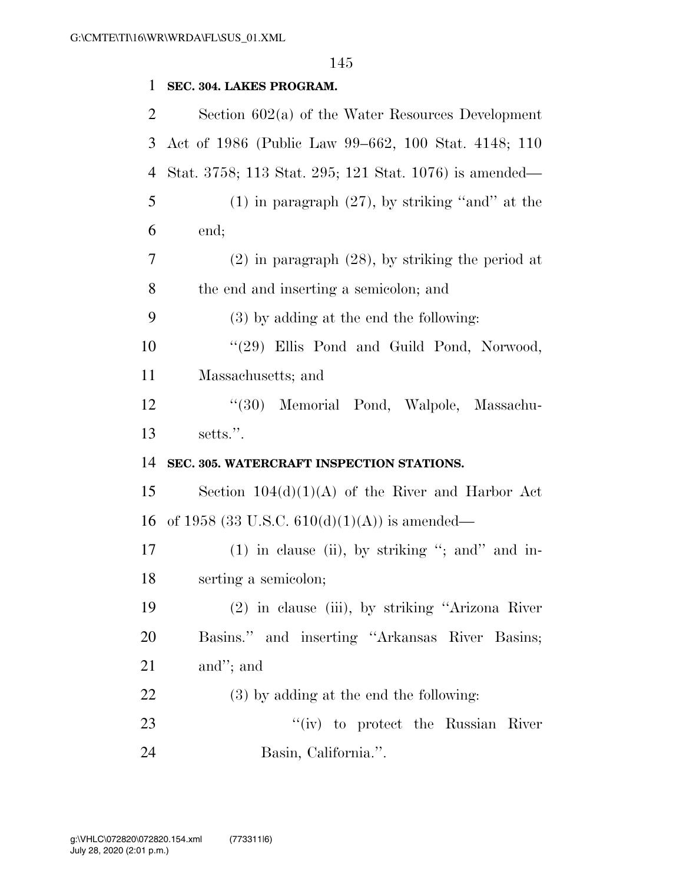**SEC. 304. LAKES PROGRAM.**

Section 602(a) of the Water Resources Development Act of 1986 (Public Law 99–662, 100 Stat. 4148; 110 Stat. 3758; 113 Stat. 295; 121 Stat. 1076) is amended—

(1) in paragraph (27), by striking "and" at the end;

(2) in paragraph (28), by striking the period at the end and inserting a semicolon; and

(3) by adding at the end the following:

"(29) Ellis Pond and Guild Pond, Norwood, Massachusetts; and

"(30) Memorial Pond, Walpole, Massachusetts.".

**SEC. 305. WATERCRAFT INSPECTION STATIONS.**

Section 104(d)(1)(A) of the River and Harbor Act of 1958 (33 U.S.C. 610(d)(1)(A)) is amended—

(1) in clause (ii), by striking "; and" and inserting a semicolon;

(2) in clause (iii), by striking "Arizona River Basins." and inserting "Arkansas River Basins; and"; and

(3) by adding at the end the following:

"(iv) to protect the Russian River Basin, California.".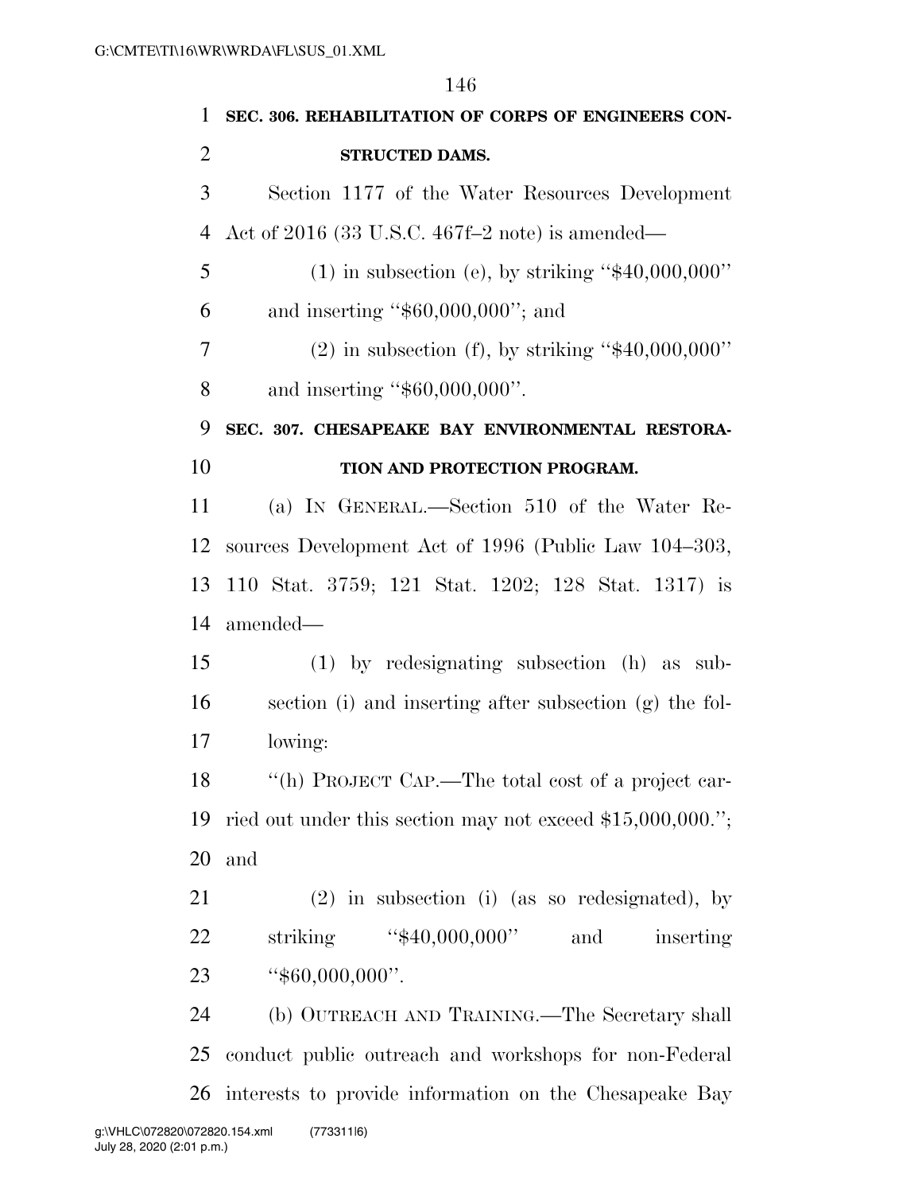**SEC. 306. REHABILITATION OF CORPS OF ENGINEERS CONSTRUCTED DAMS.**

Section 1177 of the Water Resources Development Act of 2016 (33 U.S.C. 467f–2 note) is amended—

(1) in subsection (e), by striking ''$40,000,000'' and inserting ''$60,000,000''; and

(2) in subsection (f), by striking ''$40,000,000'' and inserting ''$60,000,000''.

**SEC. 307. CHESAPEAKE BAY ENVIRONMENTAL RESTORATION AND PROTECTION PROGRAM.**

(a) IN GENERAL.—Section 510 of the Water Resources Development Act of 1996 (Public Law 104–303, 110 Stat. 3759; 121 Stat. 1202; 128 Stat. 1317) is amended—

(1) by redesignating subsection (h) as subsection (i) and inserting after subsection (g) the following:

''(h) PROJECT CAP.—The total cost of a project carried out under this section may not exceed $15,000,000.''; and

(2) in subsection (i) (as so redesignated), by striking ''$40,000,000'' and inserting ''$60,000,000''.

(b) OUTREACH AND TRAINING.—The Secretary shall conduct public outreach and workshops for non-Federal interests to provide information on the Chesapeake Bay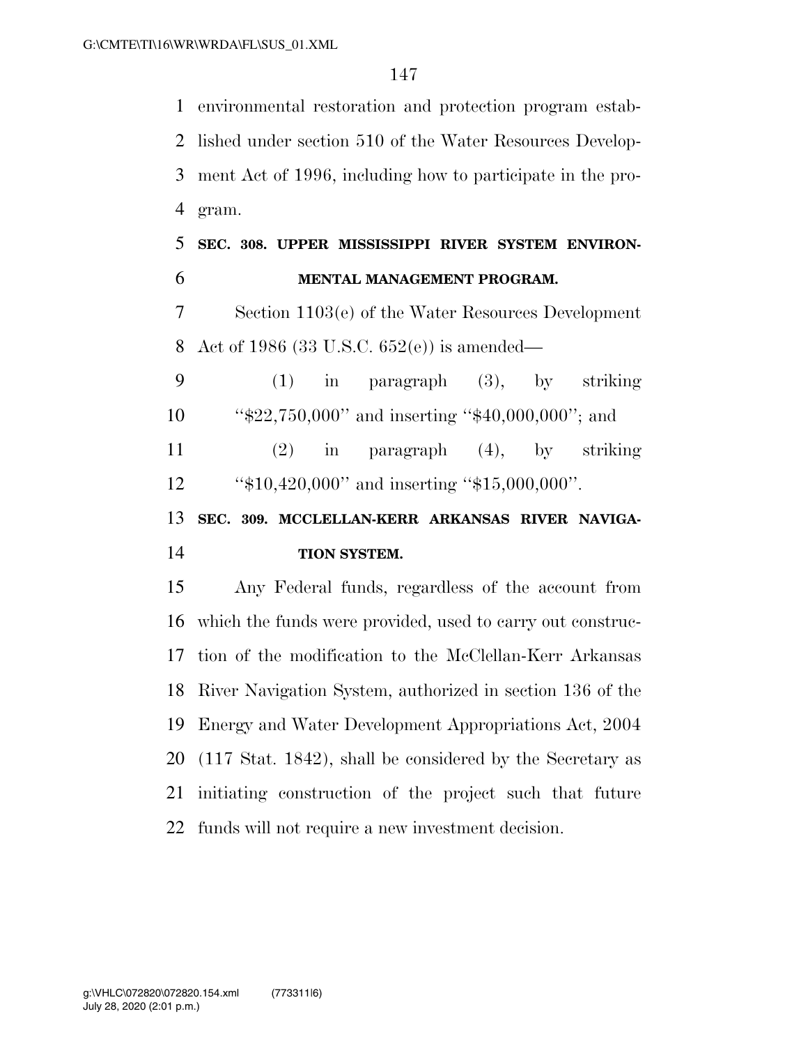environmental restoration and protection program established under section 510 of the Water Resources Development Act of 1996, including how to participate in the program.

### SEC. 308. UPPER MISSISSIPPI RIVER SYSTEM ENVIRONMENTAL MANAGEMENT PROGRAM.

Section 1103(e) of the Water Resources Development Act of 1986 (33 U.S.C. 652(e)) is amended—

(1) in paragraph (3), by striking "$22,750,000" and inserting "$40,000,000"; and

(2) in paragraph (4), by striking "$10,420,000" and inserting "$15,000,000".

### SEC. 309. MCCLELLAN-KERR ARKANSAS RIVER NAVIGATION SYSTEM.

Any Federal funds, regardless of the account from which the funds were provided, used to carry out construction of the modification to the McClellan-Kerr Arkansas River Navigation System, authorized in section 136 of the Energy and Water Development Appropriations Act, 2004 (117 Stat. 1842), shall be considered by the Secretary as initiating construction of the project such that future funds will not require a new investment decision.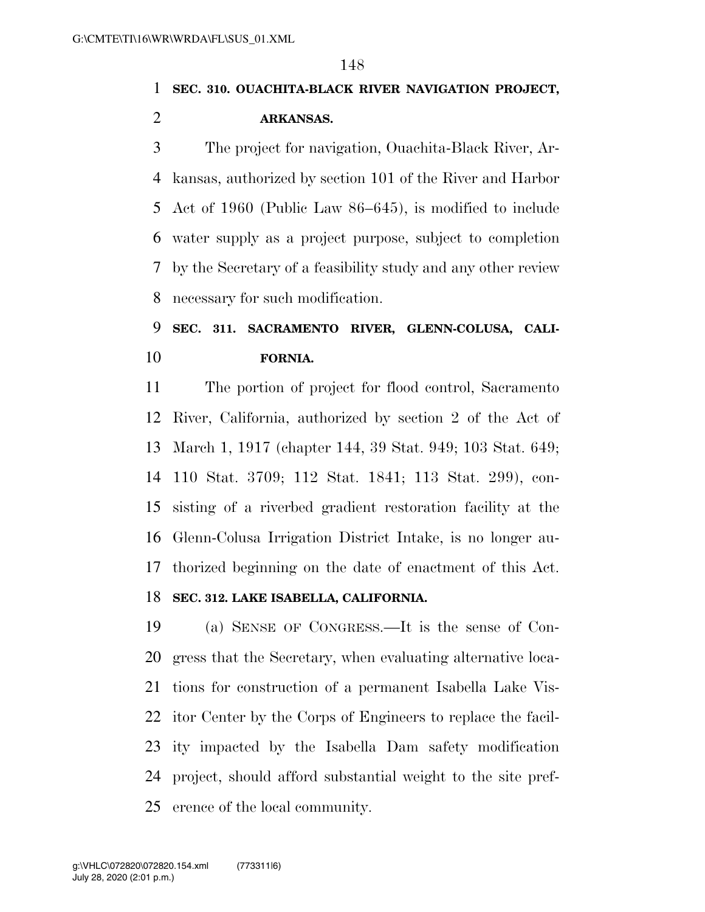**SEC. 310. OUACHITA-BLACK RIVER NAVIGATION PROJECT, ARKANSAS.**

The project for navigation, Ouachita-Black River, Arkansas, authorized by section 101 of the River and Harbor Act of 1960 (Public Law 86–645), is modified to include water supply as a project purpose, subject to completion by the Secretary of a feasibility study and any other review necessary for such modification.

**SEC. 311. SACRAMENTO RIVER, GLENN-COLUSA, CALIFORNIA.**

The portion of project for flood control, Sacramento River, California, authorized by section 2 of the Act of March 1, 1917 (chapter 144, 39 Stat. 949; 103 Stat. 649; 110 Stat. 3709; 112 Stat. 1841; 113 Stat. 299), consisting of a riverbed gradient restoration facility at the Glenn-Colusa Irrigation District Intake, is no longer authorized beginning on the date of enactment of this Act.

**SEC. 312. LAKE ISABELLA, CALIFORNIA.**

(a) SENSE OF CONGRESS.—It is the sense of Congress that the Secretary, when evaluating alternative locations for construction of a permanent Isabella Lake Visitor Center by the Corps of Engineers to replace the facility impacted by the Isabella Dam safety modification project, should afford substantial weight to the site preference of the local community.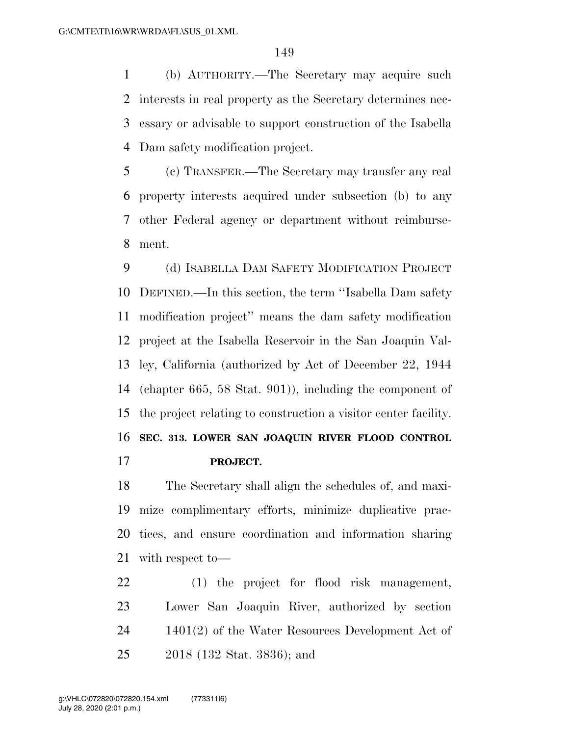(b) AUTHORITY.—The Secretary may acquire such interests in real property as the Secretary determines necessary or advisable to support construction of the Isabella Dam safety modification project.

(c) TRANSFER.—The Secretary may transfer any real property interests acquired under subsection (b) to any other Federal agency or department without reimbursement.

(d) ISABELLA DAM SAFETY MODIFICATION PROJECT DEFINED.—In this section, the term ''Isabella Dam safety modification project'' means the dam safety modification project at the Isabella Reservoir in the San Joaquin Valley, California (authorized by Act of December 22, 1944 (chapter 665, 58 Stat. 901)), including the component of the project relating to construction a visitor center facility.

**SEC. 313. LOWER SAN JOAQUIN RIVER FLOOD CONTROL PROJECT.**

The Secretary shall align the schedules of, and maximize complimentary efforts, minimize duplicative practices, and ensure coordination and information sharing with respect to—

(1) the project for flood risk management, Lower San Joaquin River, authorized by section 1401(2) of the Water Resources Development Act of 2018 (132 Stat. 3836); and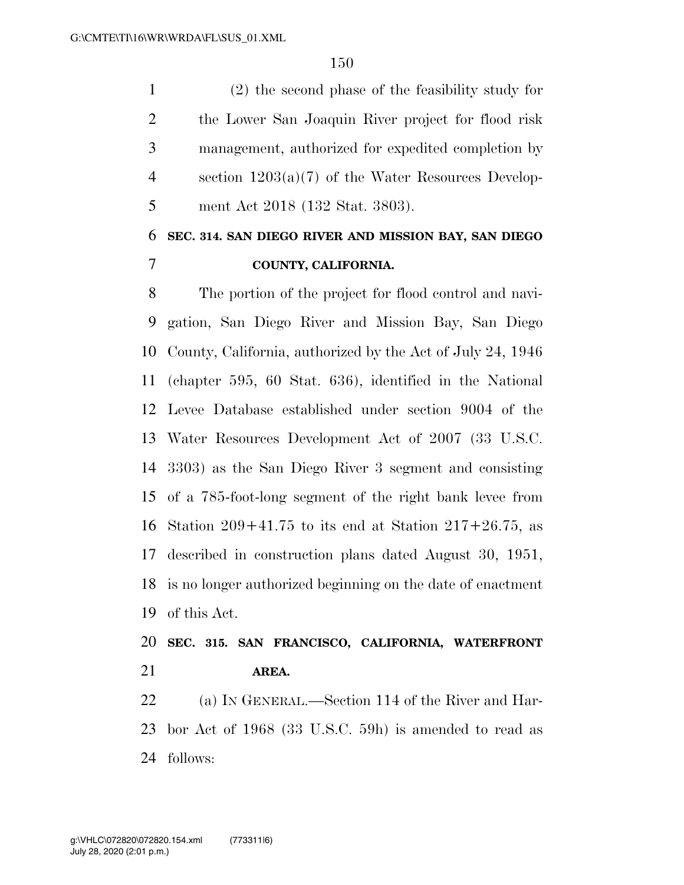(2) the second phase of the feasibility study for the Lower San Joaquin River project for flood risk management, authorized for expedited completion by section 1203(a)(7) of the Water Resources Development Act 2018 (132 Stat. 3803).

**SEC. 314. SAN DIEGO RIVER AND MISSION BAY, SAN DIEGO COUNTY, CALIFORNIA.**

The portion of the project for flood control and navigation, San Diego River and Mission Bay, San Diego County, California, authorized by the Act of July 24, 1946 (chapter 595, 60 Stat. 636), identified in the National Levee Database established under section 9004 of the Water Resources Development Act of 2007 (33 U.S.C. 3303) as the San Diego River 3 segment and consisting of a 785-foot-long segment of the right bank levee from Station 209+41.75 to its end at Station 217+26.75, as described in construction plans dated August 30, 1951, is no longer authorized beginning on the date of enactment of this Act.

**SEC. 315. SAN FRANCISCO, CALIFORNIA, WATERFRONT AREA.**

(a) IN GENERAL.—Section 114 of the River and Harbor Act of 1968 (33 U.S.C. 59h) is amended to read as follows: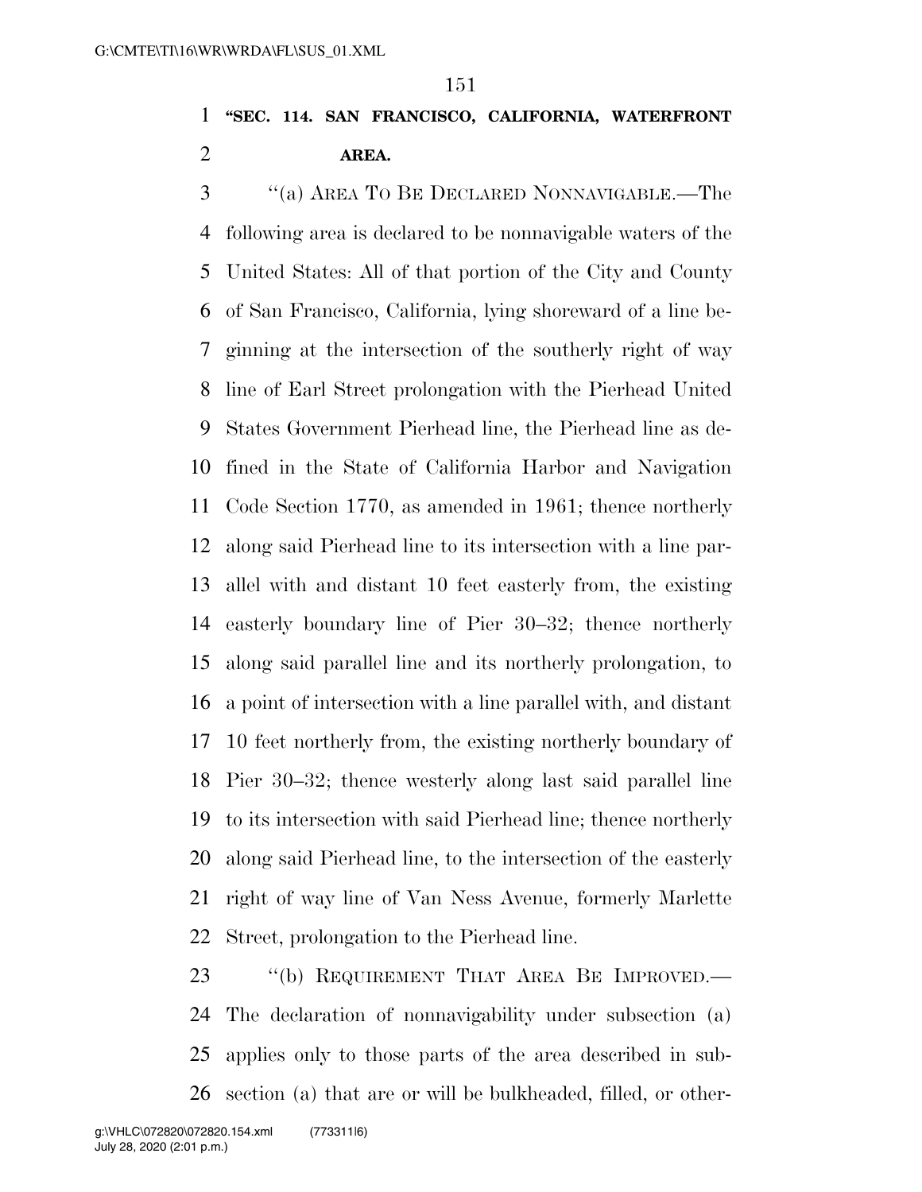**"SEC. 114. SAN FRANCISCO, CALIFORNIA, WATERFRONT AREA.**

"(a) AREA TO BE DECLARED NONNAVIGABLE.—The following area is declared to be nonnavigable waters of the United States: All of that portion of the City and County of San Francisco, California, lying shoreward of a line beginning at the intersection of the southerly right of way line of Earl Street prolongation with the Pierhead United States Government Pierhead line, the Pierhead line as defined in the State of California Harbor and Navigation Code Section 1770, as amended in 1961; thence northerly along said Pierhead line to its intersection with a line parallel with and distant 10 feet easterly from, the existing easterly boundary line of Pier 30–32; thence northerly along said parallel line and its northerly prolongation, to a point of intersection with a line parallel with, and distant 10 feet northerly from, the existing northerly boundary of Pier 30–32; thence westerly along last said parallel line to its intersection with said Pierhead line; thence northerly along said Pierhead line, to the intersection of the easterly right of way line of Van Ness Avenue, formerly Marlette Street, prolongation to the Pierhead line.

"(b) REQUIREMENT THAT AREA BE IMPROVED.— The declaration of nonnavigability under subsection (a) applies only to those parts of the area described in subsection (a) that are or will be bulkheaded, filled, or other-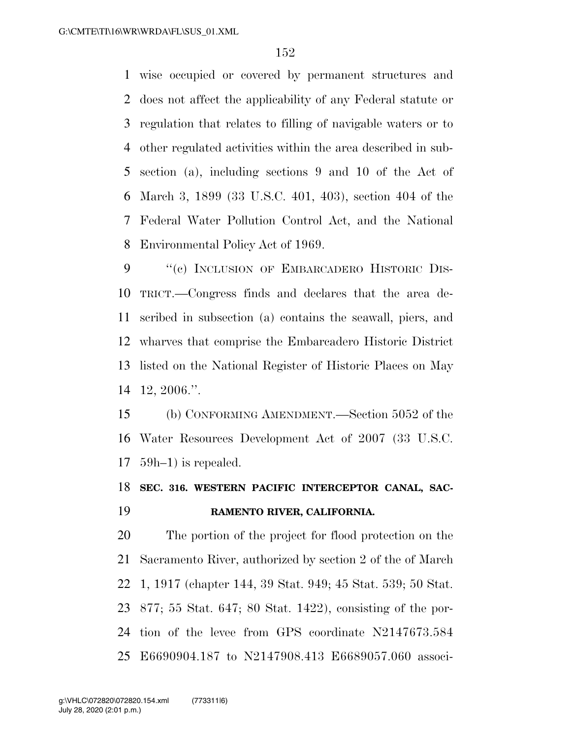wise occupied or covered by permanent structures and does not affect the applicability of any Federal statute or regulation that relates to filling of navigable waters or to other regulated activities within the area described in subsection (a), including sections 9 and 10 of the Act of March 3, 1899 (33 U.S.C. 401, 403), section 404 of the Federal Water Pollution Control Act, and the National Environmental Policy Act of 1969.

"(c) INCLUSION OF EMBARCADERO HISTORIC DISTRICT.—Congress finds and declares that the area described in subsection (a) contains the seawall, piers, and wharves that comprise the Embarcadero Historic District listed on the National Register of Historic Places on May 12, 2006.".

(b) CONFORMING AMENDMENT.—Section 5052 of the Water Resources Development Act of 2007 (33 U.S.C. 59h–1) is repealed.

### SEC. 316. WESTERN PACIFIC INTERCEPTOR CANAL, SACRAMENTO RIVER, CALIFORNIA.

The portion of the project for flood protection on the Sacramento River, authorized by section 2 of the of March 1, 1917 (chapter 144, 39 Stat. 949; 45 Stat. 539; 50 Stat. 877; 55 Stat. 647; 80 Stat. 1422), consisting of the portion of the levee from GPS coordinate N2147673.584 E6690904.187 to N2147908.413 E6689057.060 associ-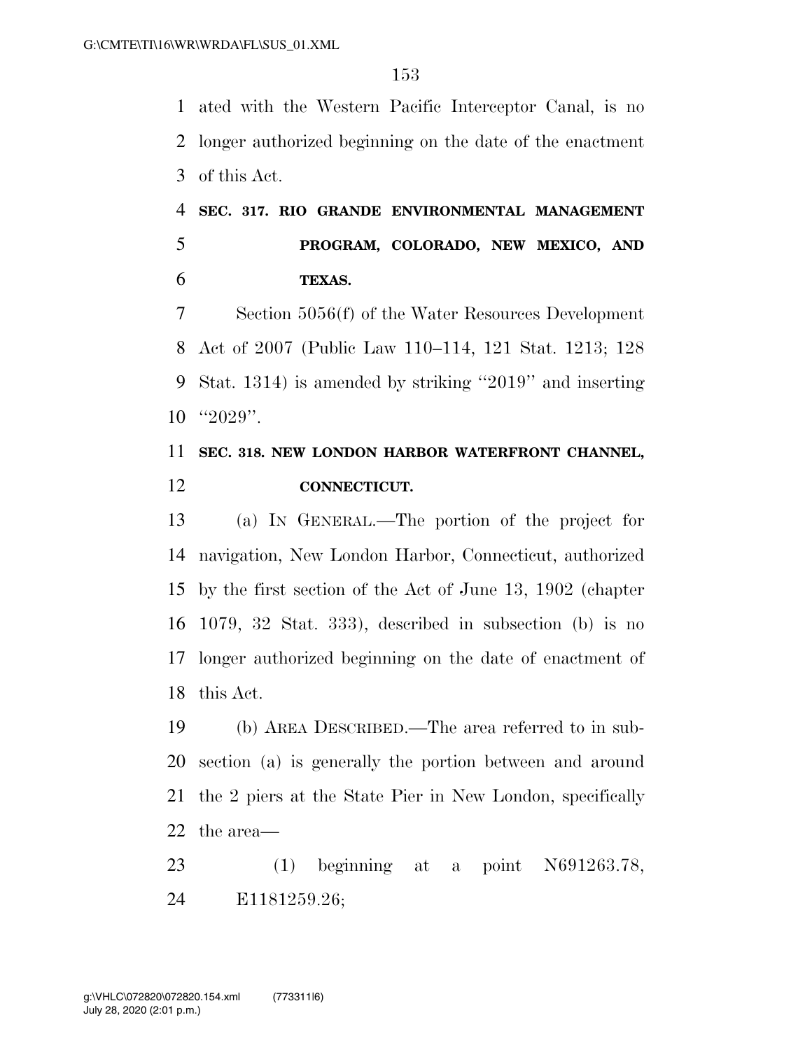ated with the Western Pacific Interceptor Canal, is no longer authorized beginning on the date of the enactment of this Act.

**SEC. 317. RIO GRANDE ENVIRONMENTAL MANAGEMENT PROGRAM, COLORADO, NEW MEXICO, AND TEXAS.**

Section 5056(f) of the Water Resources Development Act of 2007 (Public Law 110–114, 121 Stat. 1213; 128 Stat. 1314) is amended by striking "2019" and inserting "2029".

**SEC. 318. NEW LONDON HARBOR WATERFRONT CHANNEL, CONNECTICUT.**

(a) IN GENERAL.—The portion of the project for navigation, New London Harbor, Connecticut, authorized by the first section of the Act of June 13, 1902 (chapter 1079, 32 Stat. 333), described in subsection (b) is no longer authorized beginning on the date of enactment of this Act.

(b) AREA DESCRIBED.—The area referred to in subsection (a) is generally the portion between and around the 2 piers at the State Pier in New London, specifically the area—

(1) beginning at a point N691263.78, E1181259.26;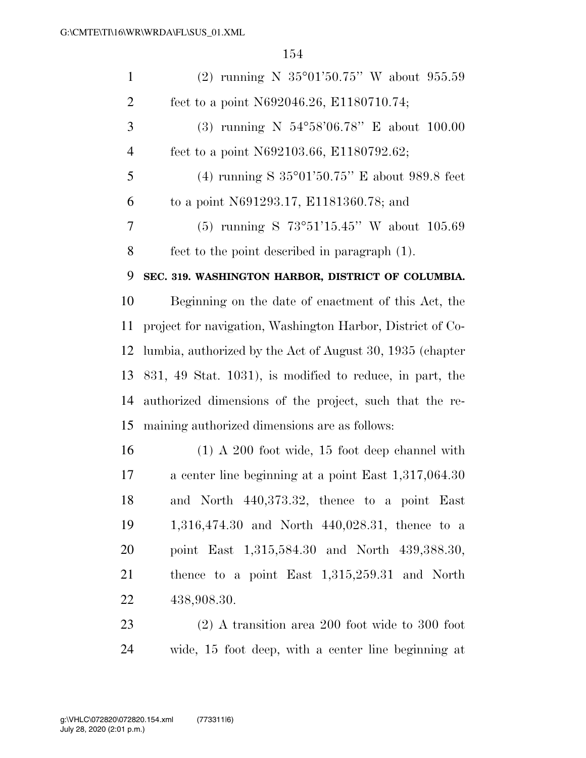(2) running N 35°01'50.75" W about 955.59 feet to a point N692046.26, E1180710.74;

(3) running N 54°58'06.78" E about 100.00 feet to a point N692103.66, E1180792.62;

(4) running S 35°01'50.75" E about 989.8 feet to a point N691293.17, E1181360.78; and

(5) running S 73°51'15.45" W about 105.69 feet to the point described in paragraph (1).

**SEC. 319. WASHINGTON HARBOR, DISTRICT OF COLUMBIA.**

Beginning on the date of enactment of this Act, the project for navigation, Washington Harbor, District of Columbia, authorized by the Act of August 30, 1935 (chapter 831, 49 Stat. 1031), is modified to reduce, in part, the authorized dimensions of the project, such that the remaining authorized dimensions are as follows:

(1) A 200 foot wide, 15 foot deep channel with a center line beginning at a point East 1,317,064.30 and North 440,373.32, thence to a point East 1,316,474.30 and North 440,028.31, thence to a point East 1,315,584.30 and North 439,388.30, thence to a point East 1,315,259.31 and North 438,908.30.

(2) A transition area 200 foot wide to 300 foot wide, 15 foot deep, with a center line beginning at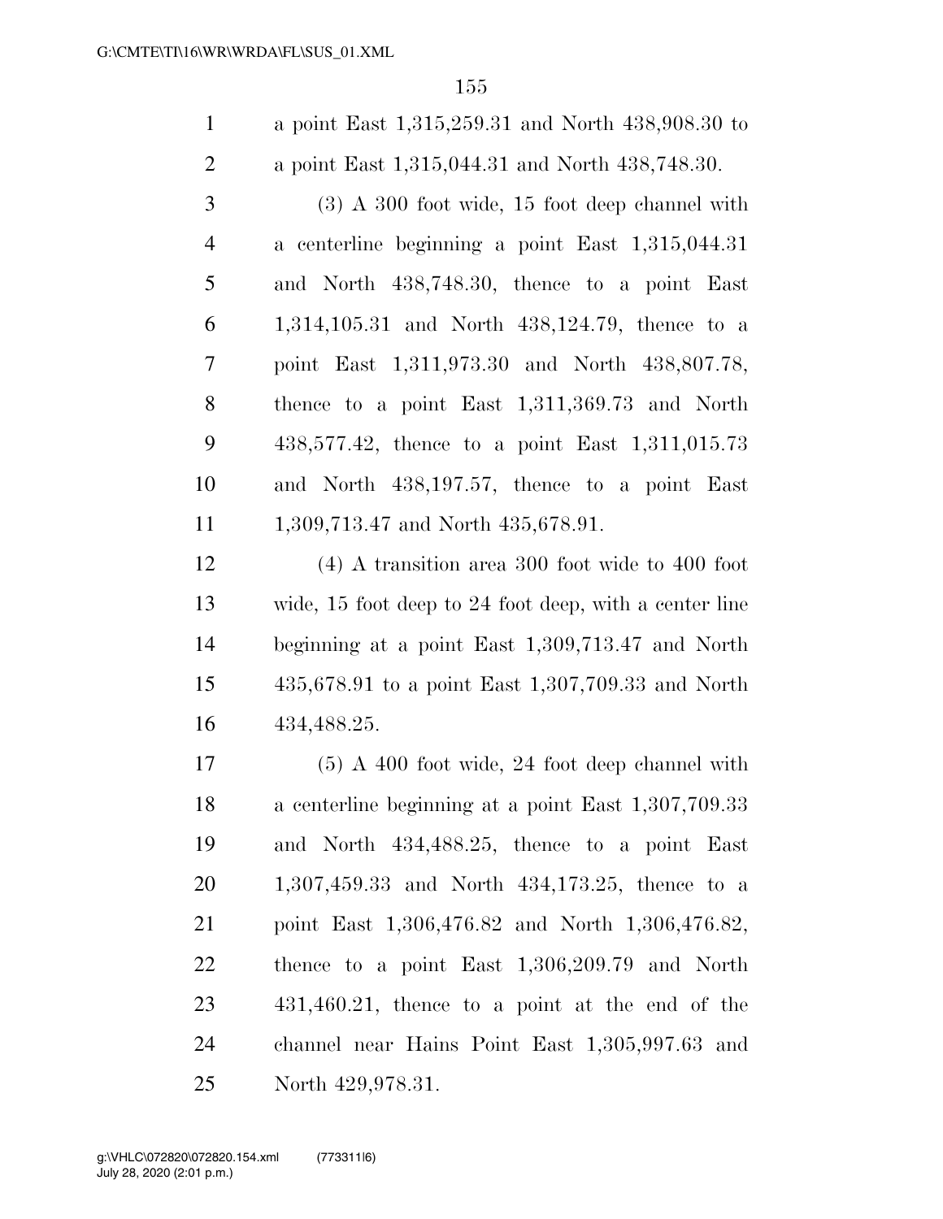a point East 1,315,259.31 and North 438,908.30 to a point East 1,315,044.31 and North 438,748.30.

(3) A 300 foot wide, 15 foot deep channel with a centerline beginning a point East 1,315,044.31 and North 438,748.30, thence to a point East 1,314,105.31 and North 438,124.79, thence to a point East 1,311,973.30 and North 438,807.78, thence to a point East 1,311,369.73 and North 438,577.42, thence to a point East 1,311,015.73 and North 438,197.57, thence to a point East 1,309,713.47 and North 435,678.91.

(4) A transition area 300 foot wide to 400 foot wide, 15 foot deep to 24 foot deep, with a center line beginning at a point East 1,309,713.47 and North 435,678.91 to a point East 1,307,709.33 and North 434,488.25.

(5) A 400 foot wide, 24 foot deep channel with a centerline beginning at a point East 1,307,709.33 and North 434,488.25, thence to a point East 1,307,459.33 and North 434,173.25, thence to a point East 1,306,476.82 and North 1,306,476.82, thence to a point East 1,306,209.79 and North 431,460.21, thence to a point at the end of the channel near Hains Point East 1,305,997.63 and North 429,978.31.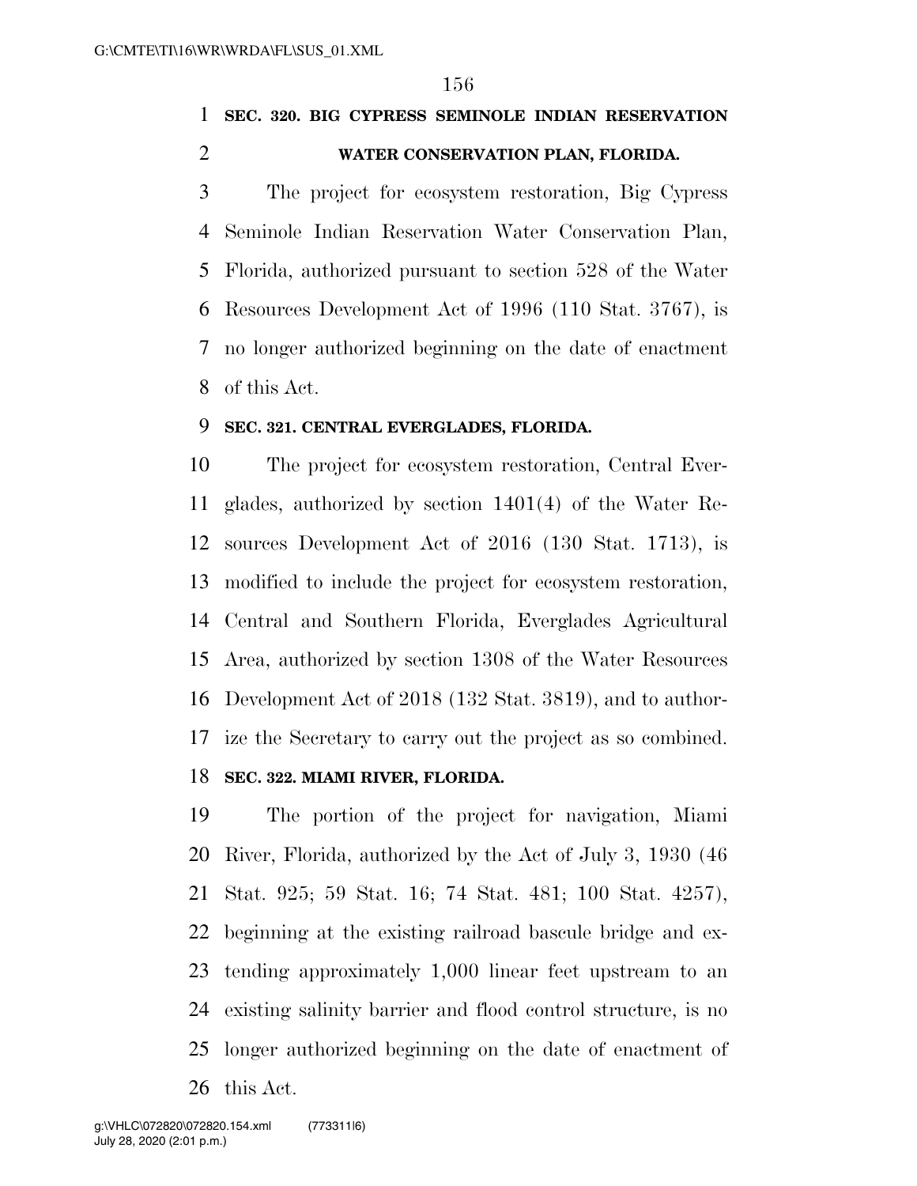### SEC. 320. BIG CYPRESS SEMINOLE INDIAN RESERVATION WATER CONSERVATION PLAN, FLORIDA.

The project for ecosystem restoration, Big Cypress Seminole Indian Reservation Water Conservation Plan, Florida, authorized pursuant to section 528 of the Water Resources Development Act of 1996 (110 Stat. 3767), is no longer authorized beginning on the date of enactment of this Act.

### SEC. 321. CENTRAL EVERGLADES, FLORIDA.

The project for ecosystem restoration, Central Everglades, authorized by section 1401(4) of the Water Resources Development Act of 2016 (130 Stat. 1713), is modified to include the project for ecosystem restoration, Central and Southern Florida, Everglades Agricultural Area, authorized by section 1308 of the Water Resources Development Act of 2018 (132 Stat. 3819), and to authorize the Secretary to carry out the project as so combined.

### SEC. 322. MIAMI RIVER, FLORIDA.

The portion of the project for navigation, Miami River, Florida, authorized by the Act of July 3, 1930 (46 Stat. 925; 59 Stat. 16; 74 Stat. 481; 100 Stat. 4257), beginning at the existing railroad bascule bridge and extending approximately 1,000 linear feet upstream to an existing salinity barrier and flood control structure, is no longer authorized beginning on the date of enactment of this Act.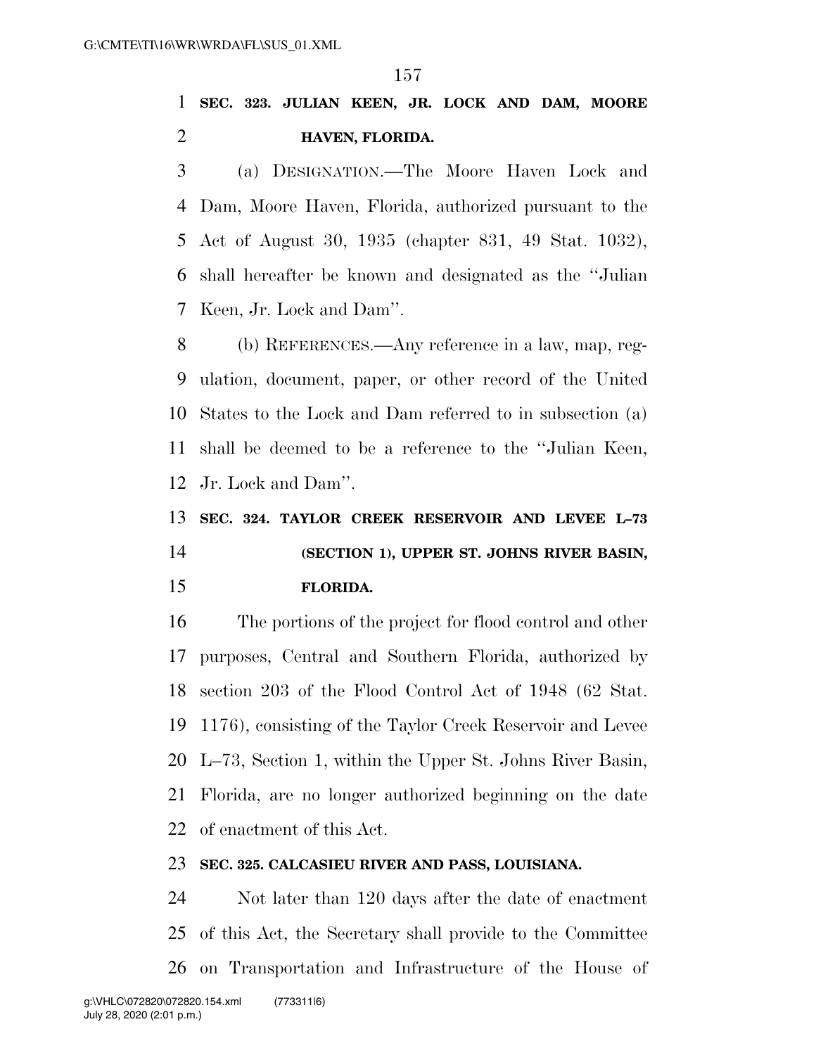**SEC. 323. JULIAN KEEN, JR. LOCK AND DAM, MOORE HAVEN, FLORIDA.**

(a) DESIGNATION.—The Moore Haven Lock and Dam, Moore Haven, Florida, authorized pursuant to the Act of August 30, 1935 (chapter 831, 49 Stat. 1032), shall hereafter be known and designated as the ''Julian Keen, Jr. Lock and Dam''.

(b) REFERENCES.—Any reference in a law, map, regulation, document, paper, or other record of the United States to the Lock and Dam referred to in subsection (a) shall be deemed to be a reference to the ''Julian Keen, Jr. Lock and Dam''.

**SEC. 324. TAYLOR CREEK RESERVOIR AND LEVEE L–73 (SECTION 1), UPPER ST. JOHNS RIVER BASIN, FLORIDA.**

The portions of the project for flood control and other purposes, Central and Southern Florida, authorized by section 203 of the Flood Control Act of 1948 (62 Stat. 1176), consisting of the Taylor Creek Reservoir and Levee L–73, Section 1, within the Upper St. Johns River Basin, Florida, are no longer authorized beginning on the date of enactment of this Act.

**SEC. 325. CALCASIEU RIVER AND PASS, LOUISIANA.**

Not later than 120 days after the date of enactment of this Act, the Secretary shall provide to the Committee on Transportation and Infrastructure of the House of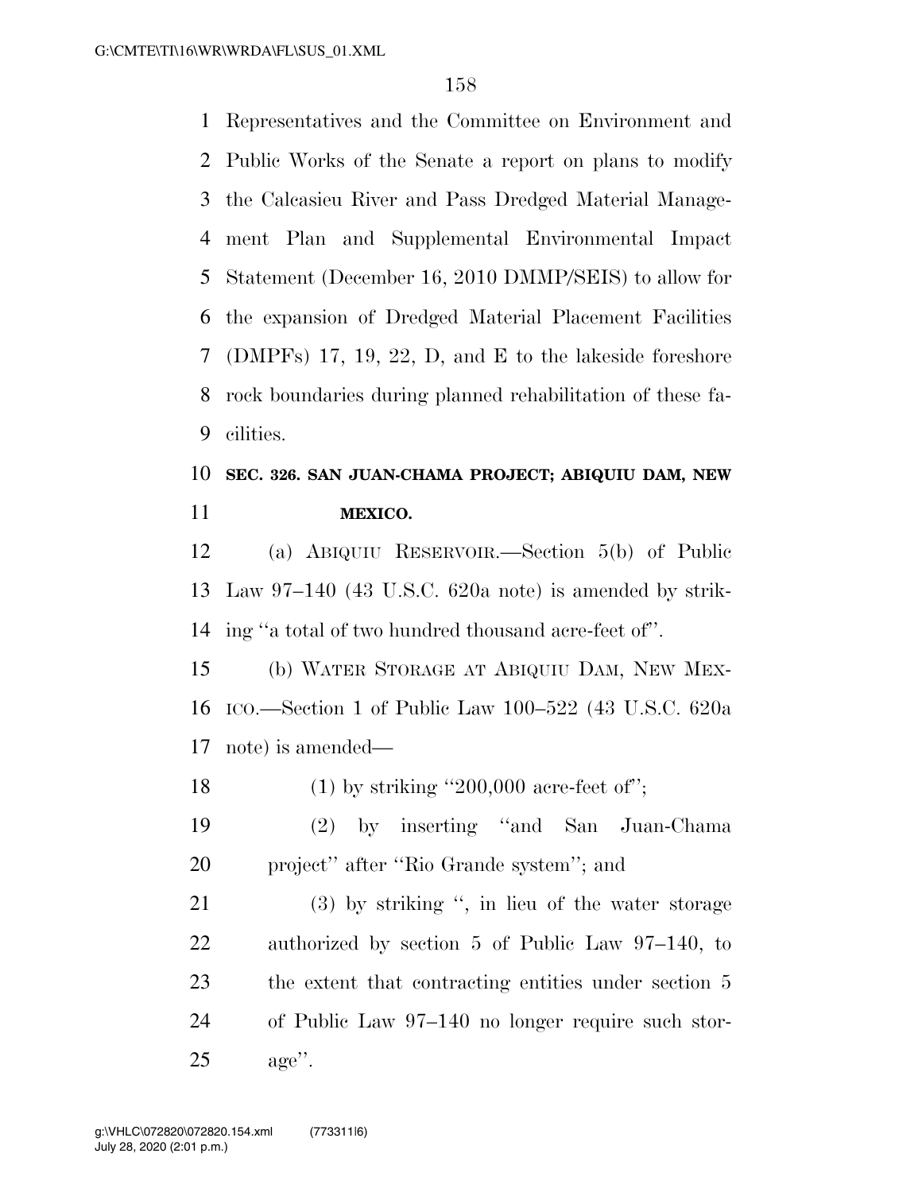Representatives and the Committee on Environment and Public Works of the Senate a report on plans to modify the Calcasieu River and Pass Dredged Material Management Plan and Supplemental Environmental Impact Statement (December 16, 2010 DMMP/SEIS) to allow for the expansion of Dredged Material Placement Facilities (DMPFs) 17, 19, 22, D, and E to the lakeside foreshore rock boundaries during planned rehabilitation of these facilities.

**SEC. 326. SAN JUAN-CHAMA PROJECT; ABIQUIU DAM, NEW MEXICO.**

(a) ABIQUIU RESERVOIR.—Section 5(b) of Public Law 97–140 (43 U.S.C. 620a note) is amended by striking ''a total of two hundred thousand acre-feet of''.

(b) WATER STORAGE AT ABIQUIU DAM, NEW MEXICO.—Section 1 of Public Law 100–522 (43 U.S.C. 620a note) is amended—

(1) by striking ''200,000 acre-feet of'';

(2) by inserting ''and San Juan-Chama project'' after ''Rio Grande system''; and

(3) by striking '', in lieu of the water storage authorized by section 5 of Public Law 97–140, to the extent that contracting entities under section 5 of Public Law 97–140 no longer require such storage''.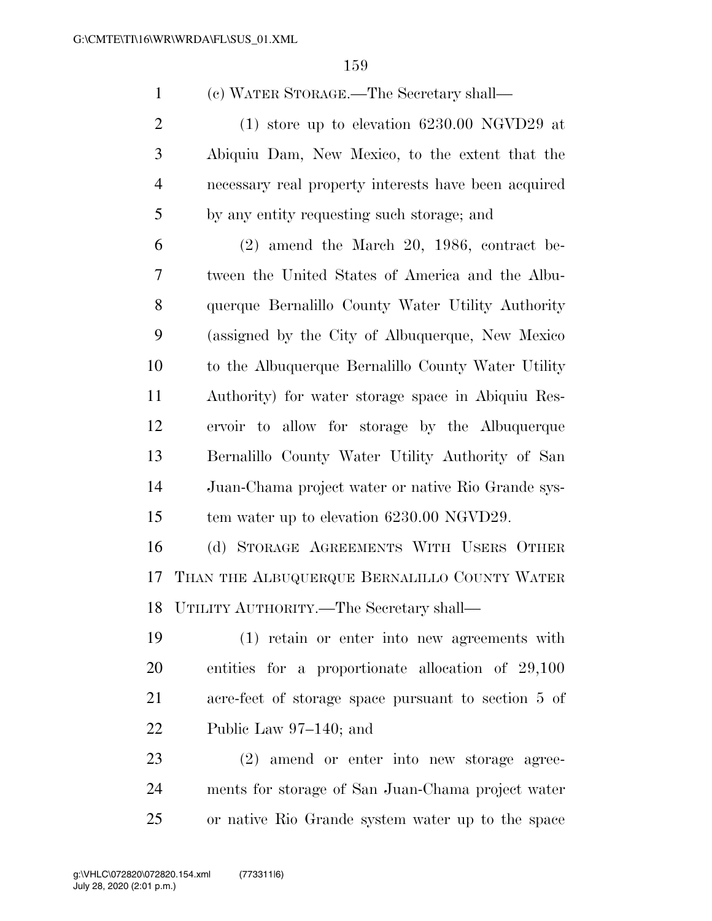(c) WATER STORAGE.—The Secretary shall—

(1) store up to elevation 6230.00 NGVD29 at Abiquiu Dam, New Mexico, to the extent that the necessary real property interests have been acquired by any entity requesting such storage; and

(2) amend the March 20, 1986, contract between the United States of America and the Albuquerque Bernalillo County Water Utility Authority (assigned by the City of Albuquerque, New Mexico to the Albuquerque Bernalillo County Water Utility Authority) for water storage space in Abiquiu Reservoir to allow for storage by the Albuquerque Bernalillo County Water Utility Authority of San Juan-Chama project water or native Rio Grande system water up to elevation 6230.00 NGVD29.

(d) STORAGE AGREEMENTS WITH USERS OTHER THAN THE ALBUQUERQUE BERNALILLO COUNTY WATER UTILITY AUTHORITY.—The Secretary shall—

(1) retain or enter into new agreements with entities for a proportionate allocation of 29,100 acre-feet of storage space pursuant to section 5 of Public Law 97–140; and

(2) amend or enter into new storage agreements for storage of San Juan-Chama project water or native Rio Grande system water up to the space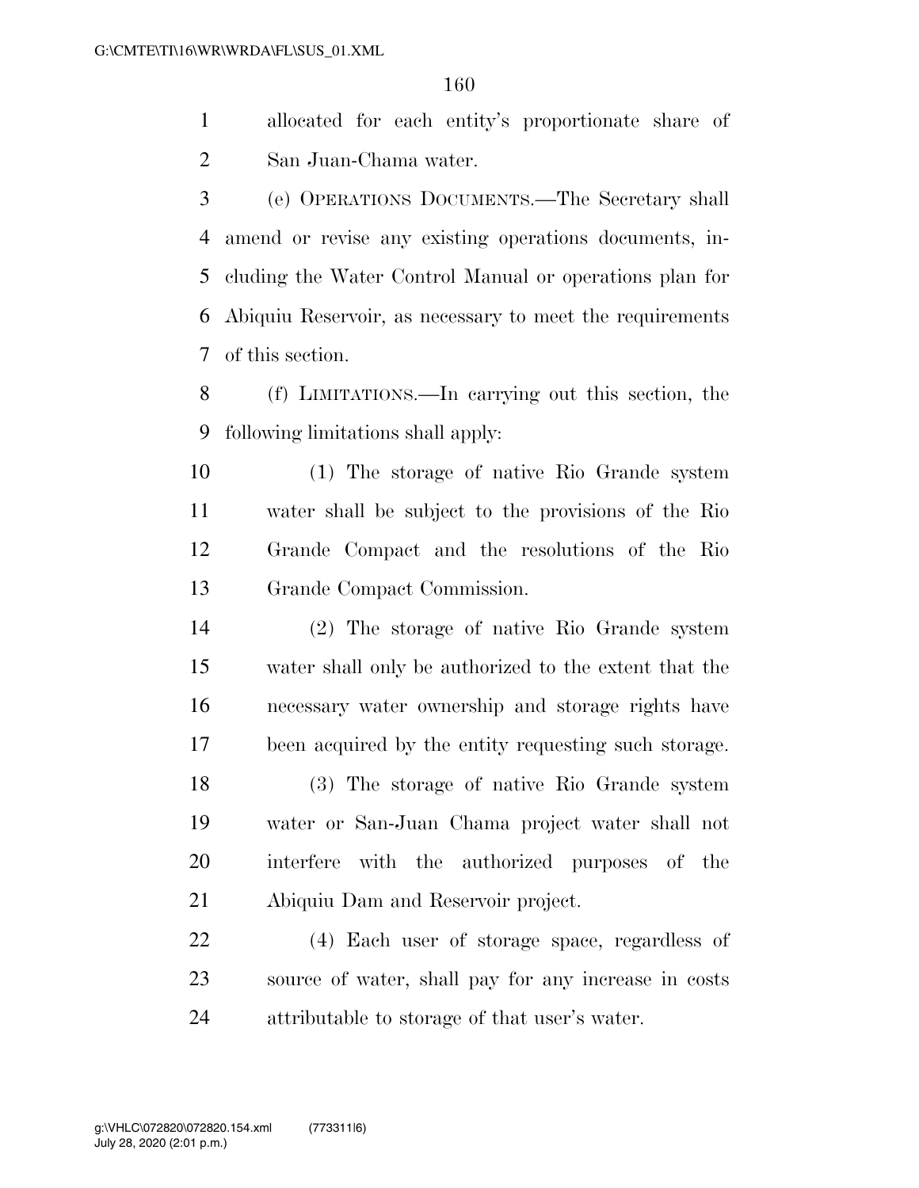allocated for each entity's proportionate share of San Juan-Chama water.

(e) OPERATIONS DOCUMENTS.—The Secretary shall amend or revise any existing operations documents, including the Water Control Manual or operations plan for Abiquiu Reservoir, as necessary to meet the requirements of this section.

(f) LIMITATIONS.—In carrying out this section, the following limitations shall apply:

(1) The storage of native Rio Grande system water shall be subject to the provisions of the Rio Grande Compact and the resolutions of the Rio Grande Compact Commission.

(2) The storage of native Rio Grande system water shall only be authorized to the extent that the necessary water ownership and storage rights have been acquired by the entity requesting such storage.

(3) The storage of native Rio Grande system water or San-Juan Chama project water shall not interfere with the authorized purposes of the Abiquiu Dam and Reservoir project.

(4) Each user of storage space, regardless of source of water, shall pay for any increase in costs attributable to storage of that user's water.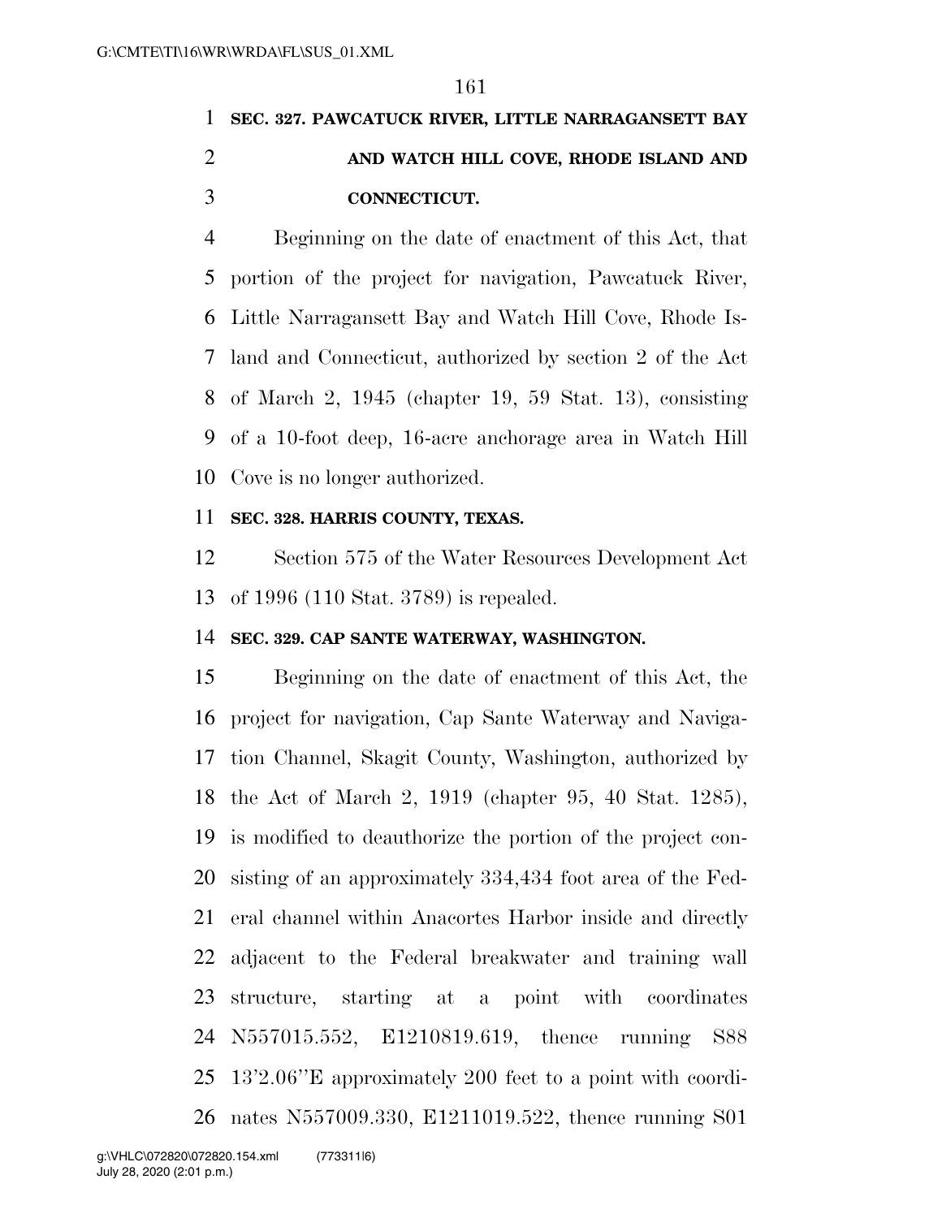**SEC. 327. PAWCATUCK RIVER, LITTLE NARRAGANSETT BAY AND WATCH HILL COVE, RHODE ISLAND AND CONNECTICUT.**

Beginning on the date of enactment of this Act, that portion of the project for navigation, Pawcatuck River, Little Narragansett Bay and Watch Hill Cove, Rhode Island and Connecticut, authorized by section 2 of the Act of March 2, 1945 (chapter 19, 59 Stat. 13), consisting of a 10-foot deep, 16-acre anchorage area in Watch Hill Cove is no longer authorized.

**SEC. 328. HARRIS COUNTY, TEXAS.**

Section 575 of the Water Resources Development Act of 1996 (110 Stat. 3789) is repealed.

**SEC. 329. CAP SANTE WATERWAY, WASHINGTON.**

Beginning on the date of enactment of this Act, the project for navigation, Cap Sante Waterway and Navigation Channel, Skagit County, Washington, authorized by the Act of March 2, 1919 (chapter 95, 40 Stat. 1285), is modified to deauthorize the portion of the project consisting of an approximately 334,434 foot area of the Federal channel within Anacortes Harbor inside and directly adjacent to the Federal breakwater and training wall structure, starting at a point with coordinates N557015.552, E1210819.619, thence running S88 13'2.06''E approximately 200 feet to a point with coordinates N557009.330, E1211019.522, thence running S01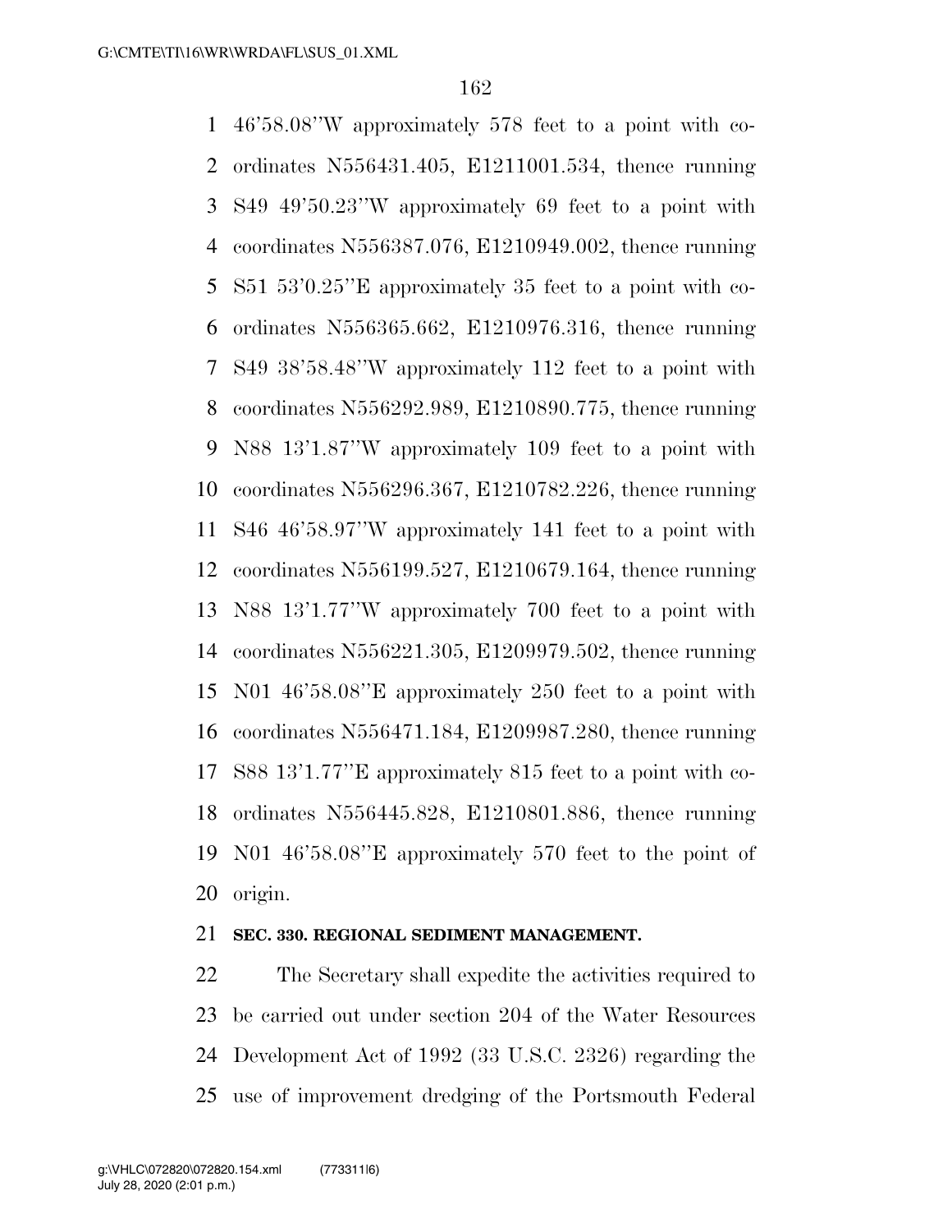46'58.08''W approximately 578 feet to a point with coordinates N556431.405, E1211001.534, thence running S49 49'50.23''W approximately 69 feet to a point with coordinates N556387.076, E1210949.002, thence running S51 53'0.25''E approximately 35 feet to a point with coordinates N556365.662, E1210976.316, thence running S49 38'58.48''W approximately 112 feet to a point with coordinates N556292.989, E1210890.775, thence running N88 13'1.87''W approximately 109 feet to a point with coordinates N556296.367, E1210782.226, thence running S46 46'58.97''W approximately 141 feet to a point with coordinates N556199.527, E1210679.164, thence running N88 13'1.77''W approximately 700 feet to a point with coordinates N556221.305, E1209979.502, thence running N01 46'58.08''E approximately 250 feet to a point with coordinates N556471.184, E1209987.280, thence running S88 13'1.77''E approximately 815 feet to a point with coordinates N556445.828, E1210801.886, thence running N01 46'58.08''E approximately 570 feet to the point of origin.

**SEC. 330. REGIONAL SEDIMENT MANAGEMENT.**

The Secretary shall expedite the activities required to be carried out under section 204 of the Water Resources Development Act of 1992 (33 U.S.C. 2326) regarding the use of improvement dredging of the Portsmouth Federal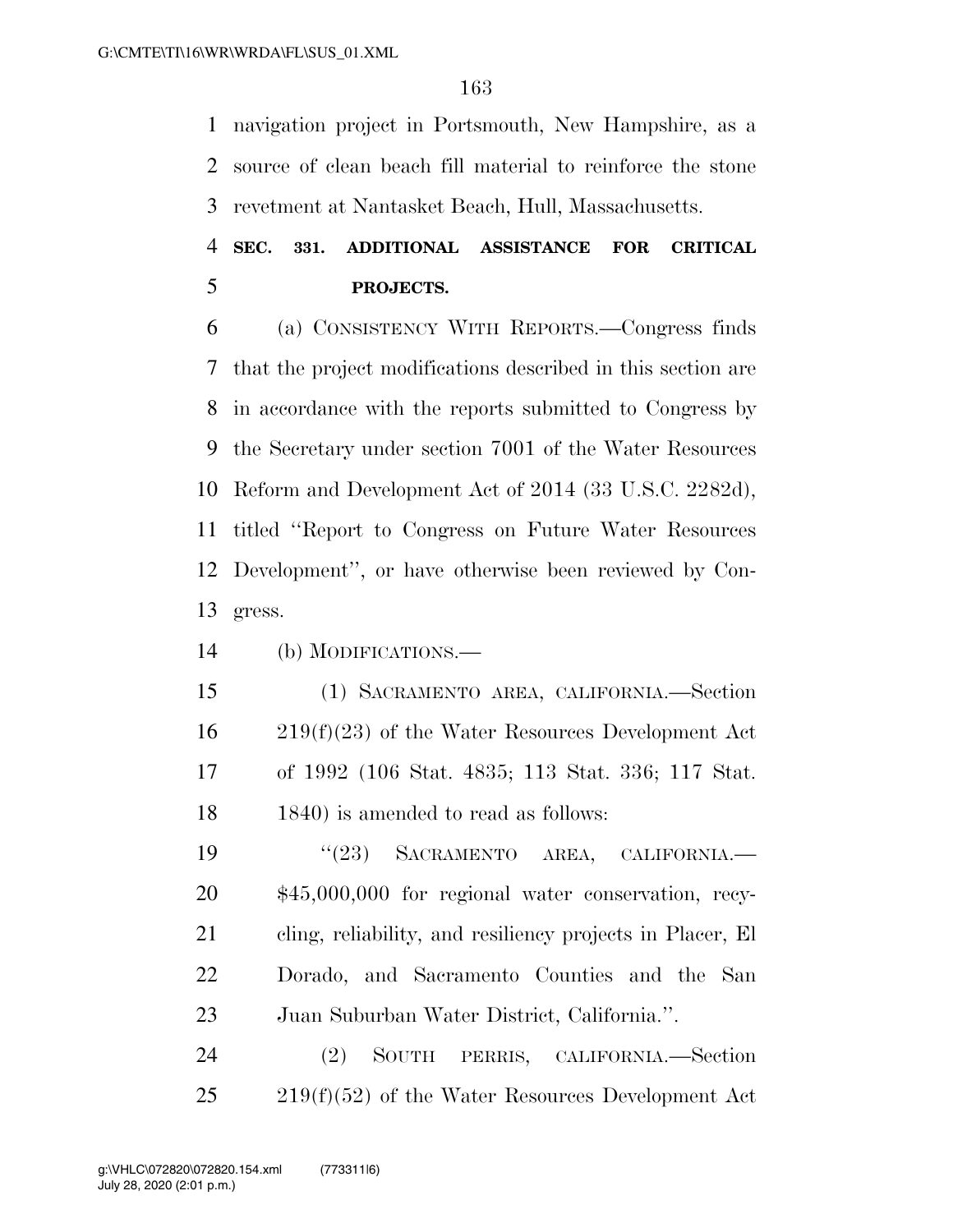navigation project in Portsmouth, New Hampshire, as a source of clean beach fill material to reinforce the stone revetment at Nantasket Beach, Hull, Massachusetts.

**SEC. 331. ADDITIONAL ASSISTANCE FOR CRITICAL PROJECTS.**

(a) CONSISTENCY WITH REPORTS.—Congress finds that the project modifications described in this section are in accordance with the reports submitted to Congress by the Secretary under section 7001 of the Water Resources Reform and Development Act of 2014 (33 U.S.C. 2282d), titled "Report to Congress on Future Water Resources Development", or have otherwise been reviewed by Congress.

(b) MODIFICATIONS.—

(1) SACRAMENTO AREA, CALIFORNIA.—Section 219(f)(23) of the Water Resources Development Act of 1992 (106 Stat. 4835; 113 Stat. 336; 117 Stat. 1840) is amended to read as follows:

"(23) SACRAMENTO AREA, CALIFORNIA.—$45,000,000 for regional water conservation, recycling, reliability, and resiliency projects in Placer, El Dorado, and Sacramento Counties and the San Juan Suburban Water District, California.".

(2) SOUTH PERRIS, CALIFORNIA.—Section 219(f)(52) of the Water Resources Development Act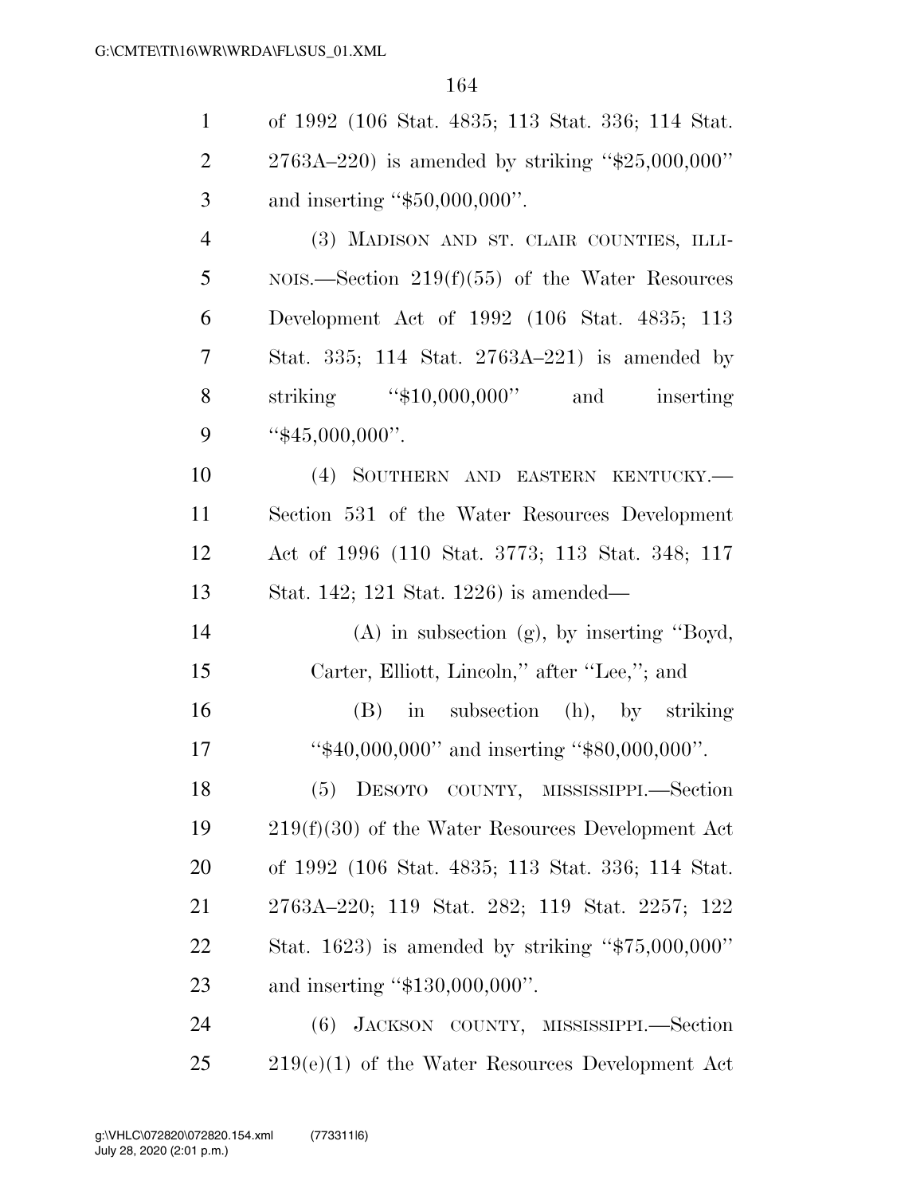of 1992 (106 Stat. 4835; 113 Stat. 336; 114 Stat. 2763A–220) is amended by striking "$25,000,000" and inserting "$50,000,000".

(3) MADISON AND ST. CLAIR COUNTIES, ILLINOIS.—Section 219(f)(55) of the Water Resources Development Act of 1992 (106 Stat. 4835; 113 Stat. 335; 114 Stat. 2763A–221) is amended by striking "$10,000,000" and inserting "$45,000,000".

(4) SOUTHERN AND EASTERN KENTUCKY.—Section 531 of the Water Resources Development Act of 1996 (110 Stat. 3773; 113 Stat. 348; 117 Stat. 142; 121 Stat. 1226) is amended—

(A) in subsection (g), by inserting "Boyd, Carter, Elliott, Lincoln," after "Lee,"; and

(B) in subsection (h), by striking "$40,000,000" and inserting "$80,000,000".

(5) DESOTO COUNTY, MISSISSIPPI.—Section 219(f)(30) of the Water Resources Development Act of 1992 (106 Stat. 4835; 113 Stat. 336; 114 Stat. 2763A–220; 119 Stat. 282; 119 Stat. 2257; 122 Stat. 1623) is amended by striking "$75,000,000" and inserting "$130,000,000".

(6) JACKSON COUNTY, MISSISSIPPI.—Section 219(e)(1) of the Water Resources Development Act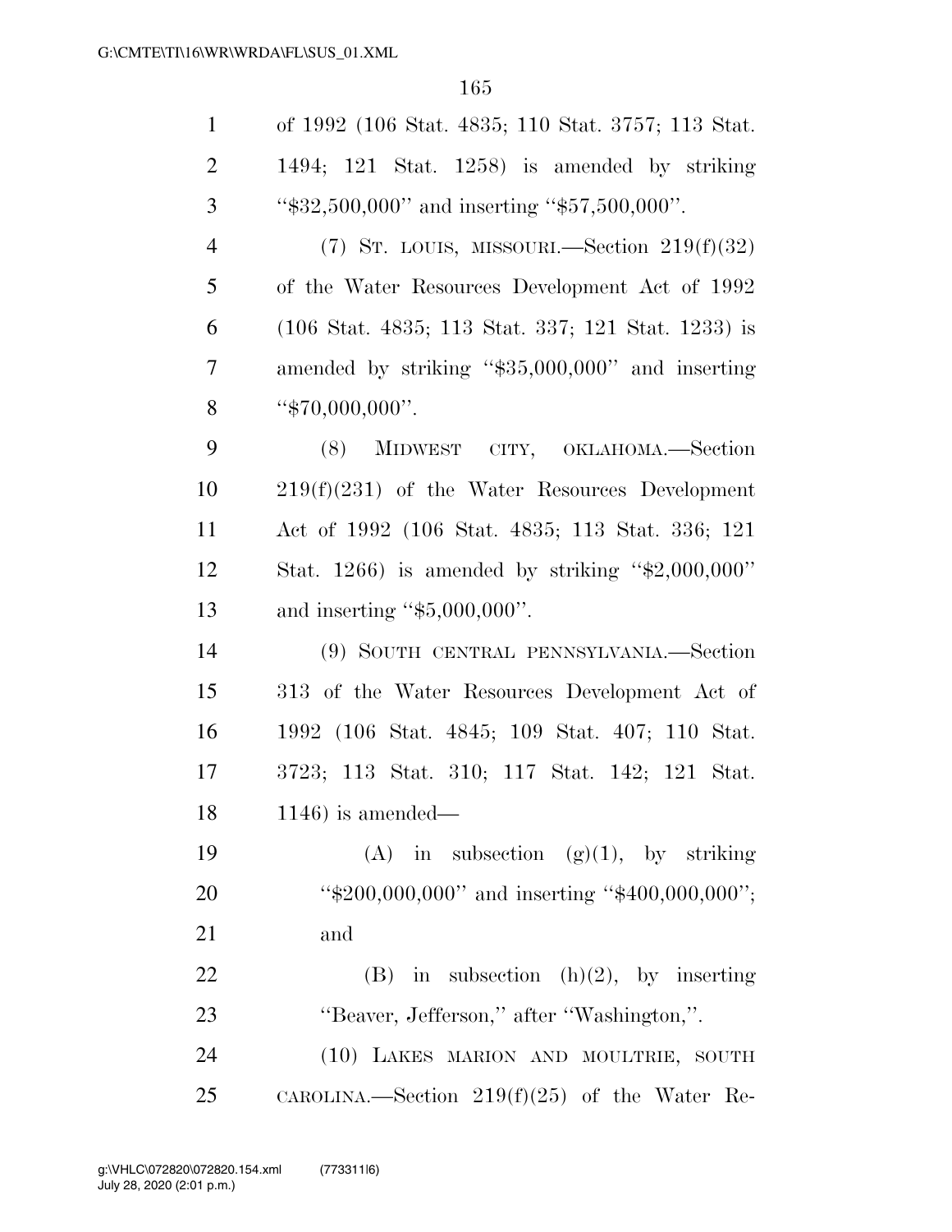of 1992 (106 Stat. 4835; 110 Stat. 3757; 113 Stat. 1494; 121 Stat. 1258) is amended by striking "$32,500,000" and inserting "$57,500,000".

(7) ST. LOUIS, MISSOURI.—Section 219(f)(32) of the Water Resources Development Act of 1992 (106 Stat. 4835; 113 Stat. 337; 121 Stat. 1233) is amended by striking "$35,000,000" and inserting "$70,000,000".

(8) MIDWEST CITY, OKLAHOMA.—Section 219(f)(231) of the Water Resources Development Act of 1992 (106 Stat. 4835; 113 Stat. 336; 121 Stat. 1266) is amended by striking "$2,000,000" and inserting "$5,000,000".

(9) SOUTH CENTRAL PENNSYLVANIA.—Section 313 of the Water Resources Development Act of 1992 (106 Stat. 4845; 109 Stat. 407; 110 Stat. 3723; 113 Stat. 310; 117 Stat. 142; 121 Stat. 1146) is amended—

(A) in subsection (g)(1), by striking "$200,000,000" and inserting "$400,000,000"; and

(B) in subsection (h)(2), by inserting "Beaver, Jefferson," after "Washington,".

(10) LAKES MARION AND MOULTRIE, SOUTH CAROLINA.—Section 219(f)(25) of the Water Re-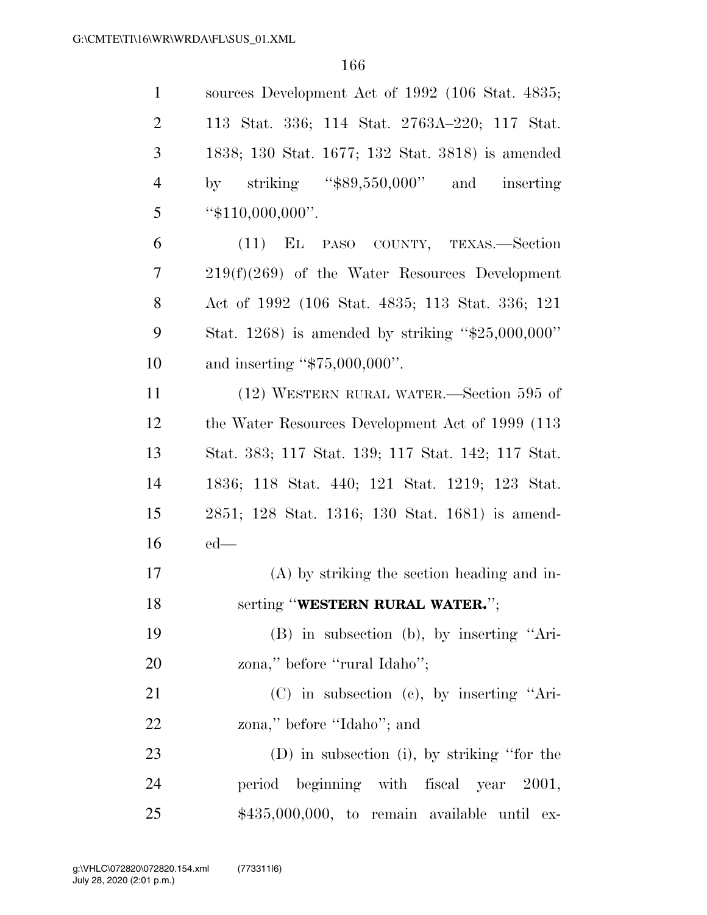sources Development Act of 1992 (106 Stat. 4835; 113 Stat. 336; 114 Stat. 2763A–220; 117 Stat. 1838; 130 Stat. 1677; 132 Stat. 3818) is amended by striking ''$89,550,000'' and inserting ''$110,000,000''.

(11) EL PASO COUNTY, TEXAS.—Section 219(f)(269) of the Water Resources Development Act of 1992 (106 Stat. 4835; 113 Stat. 336; 121 Stat. 1268) is amended by striking ''$25,000,000'' and inserting ''$75,000,000''.

(12) WESTERN RURAL WATER.—Section 595 of the Water Resources Development Act of 1999 (113 Stat. 383; 117 Stat. 139; 117 Stat. 142; 117 Stat. 1836; 118 Stat. 440; 121 Stat. 1219; 123 Stat. 2851; 128 Stat. 1316; 130 Stat. 1681) is amended—

(A) by striking the section heading and inserting ''**WESTERN RURAL WATER.**'';

(B) in subsection (b), by inserting ''Arizona,'' before ''rural Idaho'';

(C) in subsection (c), by inserting ''Arizona,'' before ''Idaho''; and

(D) in subsection (i), by striking ''for the period beginning with fiscal year 2001, $435,000,000, to remain available until ex-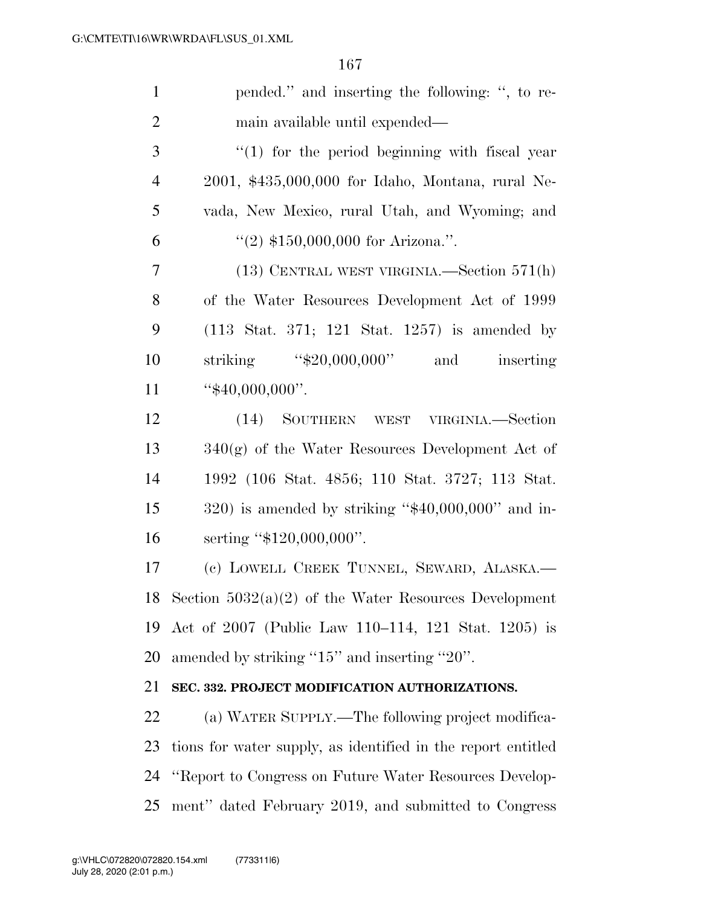pended.'' and inserting the following: '', to remain available until expended—

''(1) for the period beginning with fiscal year 2001, $435,000,000 for Idaho, Montana, rural Nevada, New Mexico, rural Utah, and Wyoming; and

''(2) $150,000,000 for Arizona.''.

(13) CENTRAL WEST VIRGINIA.—Section 571(h) of the Water Resources Development Act of 1999 (113 Stat. 371; 121 Stat. 1257) is amended by striking ''$20,000,000'' and inserting ''$40,000,000''.

(14) SOUTHERN WEST VIRGINIA.—Section 340(g) of the Water Resources Development Act of 1992 (106 Stat. 4856; 110 Stat. 3727; 113 Stat. 320) is amended by striking ''$40,000,000'' and inserting ''$120,000,000''.

(c) LOWELL CREEK TUNNEL, SEWARD, ALASKA.—Section 5032(a)(2) of the Water Resources Development Act of 2007 (Public Law 110–114, 121 Stat. 1205) is amended by striking ''15'' and inserting ''20''.

**SEC. 332. PROJECT MODIFICATION AUTHORIZATIONS.**

(a) WATER SUPPLY.—The following project modifications for water supply, as identified in the report entitled ''Report to Congress on Future Water Resources Development'' dated February 2019, and submitted to Congress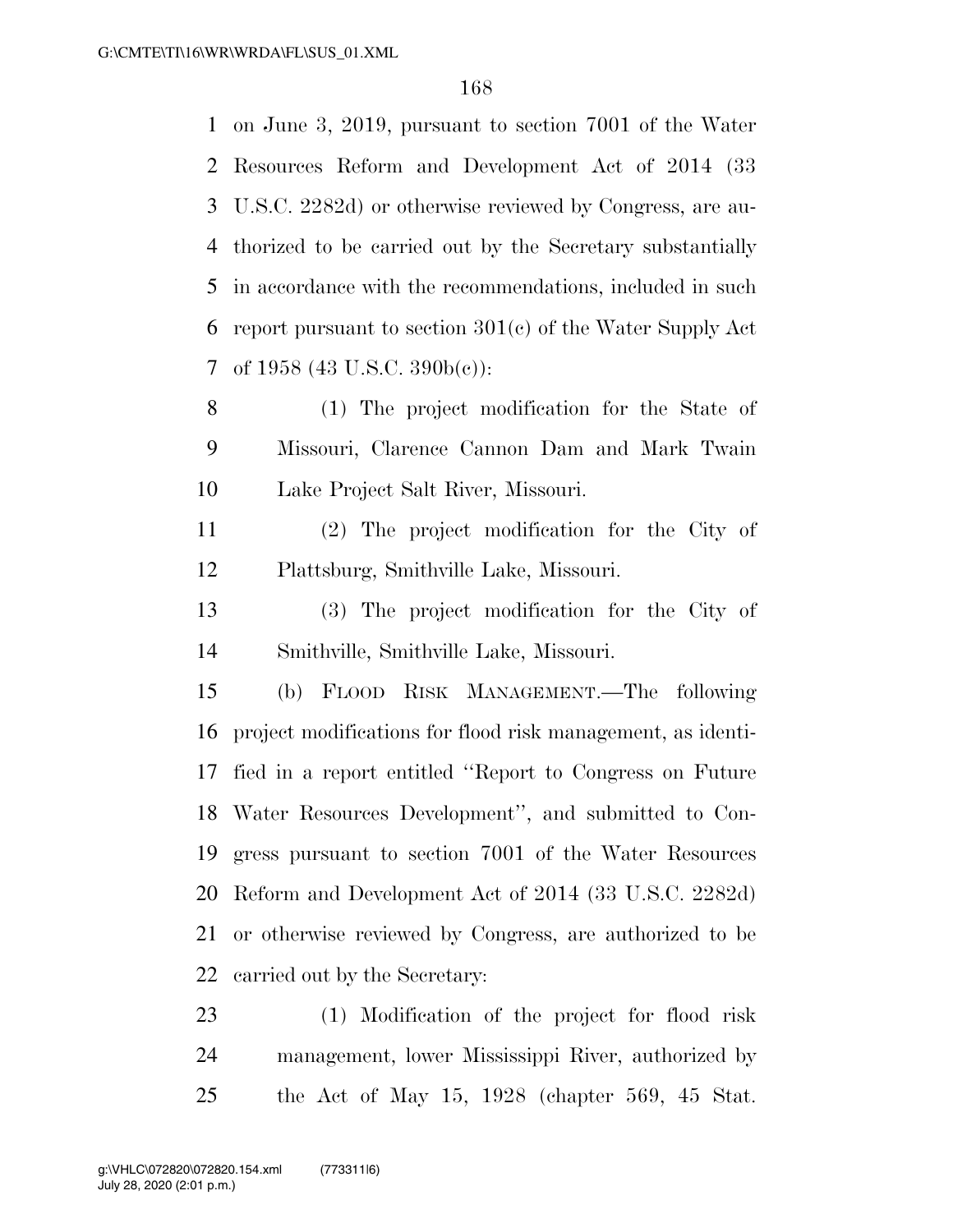on June 3, 2019, pursuant to section 7001 of the Water Resources Reform and Development Act of 2014 (33 U.S.C. 2282d) or otherwise reviewed by Congress, are authorized to be carried out by the Secretary substantially in accordance with the recommendations, included in such report pursuant to section 301(c) of the Water Supply Act of 1958 (43 U.S.C. 390b(c)):

(1) The project modification for the State of Missouri, Clarence Cannon Dam and Mark Twain Lake Project Salt River, Missouri.

(2) The project modification for the City of Plattsburg, Smithville Lake, Missouri.

(3) The project modification for the City of Smithville, Smithville Lake, Missouri.

(b) FLOOD RISK MANAGEMENT.—The following project modifications for flood risk management, as identified in a report entitled ''Report to Congress on Future Water Resources Development'', and submitted to Congress pursuant to section 7001 of the Water Resources Reform and Development Act of 2014 (33 U.S.C. 2282d) or otherwise reviewed by Congress, are authorized to be carried out by the Secretary:

(1) Modification of the project for flood risk management, lower Mississippi River, authorized by the Act of May 15, 1928 (chapter 569, 45 Stat.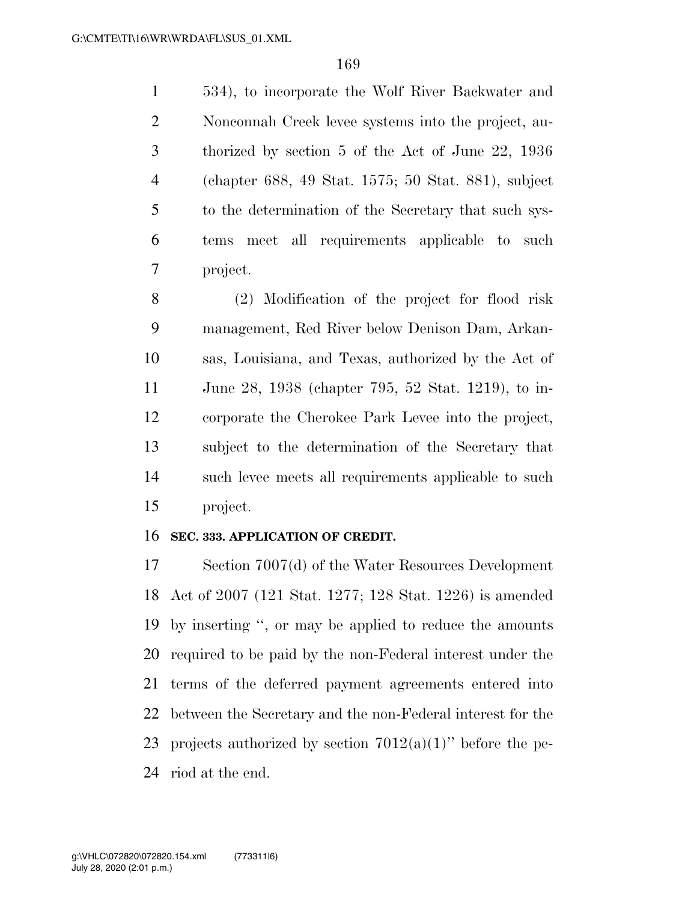534), to incorporate the Wolf River Backwater and Nonconnah Creek levee systems into the project, authorized by section 5 of the Act of June 22, 1936 (chapter 688, 49 Stat. 1575; 50 Stat. 881), subject to the determination of the Secretary that such systems meet all requirements applicable to such project.

(2) Modification of the project for flood risk management, Red River below Denison Dam, Arkansas, Louisiana, and Texas, authorized by the Act of June 28, 1938 (chapter 795, 52 Stat. 1219), to incorporate the Cherokee Park Levee into the project, subject to the determination of the Secretary that such levee meets all requirements applicable to such project.

**SEC. 333. APPLICATION OF CREDIT.**

Section 7007(d) of the Water Resources Development Act of 2007 (121 Stat. 1277; 128 Stat. 1226) is amended by inserting '', or may be applied to reduce the amounts required to be paid by the non-Federal interest under the terms of the deferred payment agreements entered into between the Secretary and the non-Federal interest for the projects authorized by section 7012(a)(1)'' before the period at the end.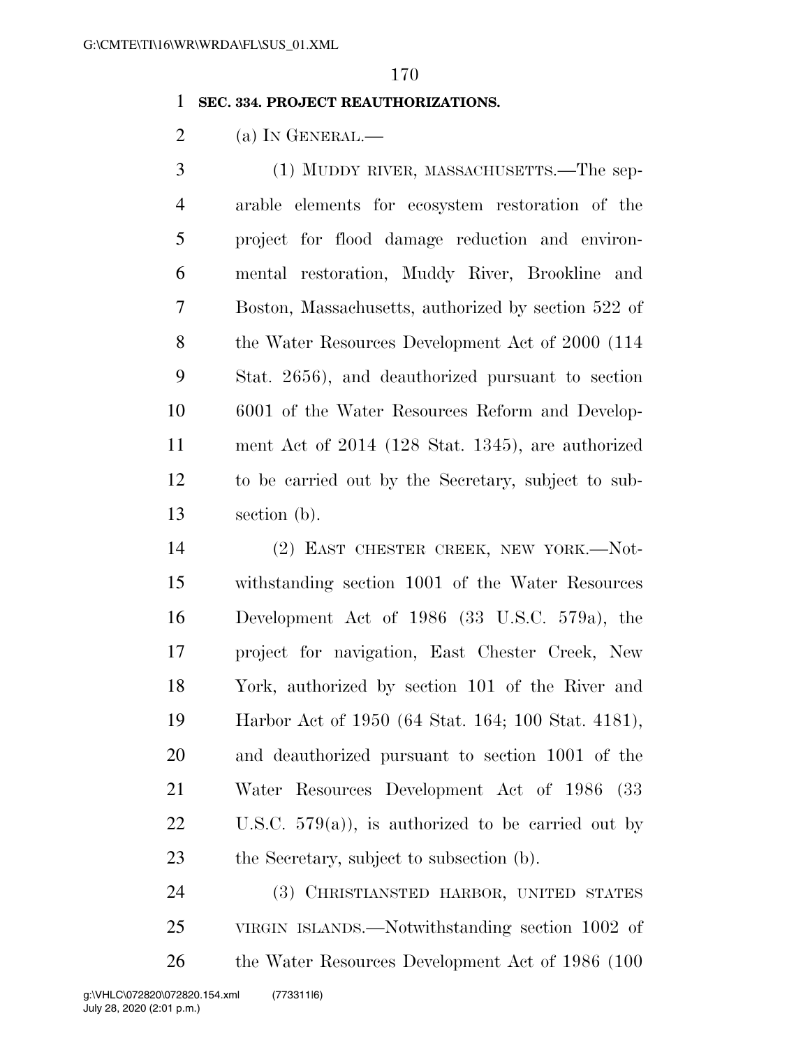**SEC. 334. PROJECT REAUTHORIZATIONS.**

(a) IN GENERAL.—

(1) MUDDY RIVER, MASSACHUSETTS.—The separable elements for ecosystem restoration of the project for flood damage reduction and environmental restoration, Muddy River, Brookline and Boston, Massachusetts, authorized by section 522 of the Water Resources Development Act of 2000 (114 Stat. 2656), and deauthorized pursuant to section 6001 of the Water Resources Reform and Development Act of 2014 (128 Stat. 1345), are authorized to be carried out by the Secretary, subject to subsection (b).

(2) EAST CHESTER CREEK, NEW YORK.—Notwithstanding section 1001 of the Water Resources Development Act of 1986 (33 U.S.C. 579a), the project for navigation, East Chester Creek, New York, authorized by section 101 of the River and Harbor Act of 1950 (64 Stat. 164; 100 Stat. 4181), and deauthorized pursuant to section 1001 of the Water Resources Development Act of 1986 (33 U.S.C. 579(a)), is authorized to be carried out by the Secretary, subject to subsection (b).

(3) CHRISTIANSTED HARBOR, UNITED STATES VIRGIN ISLANDS.—Notwithstanding section 1002 of the Water Resources Development Act of 1986 (100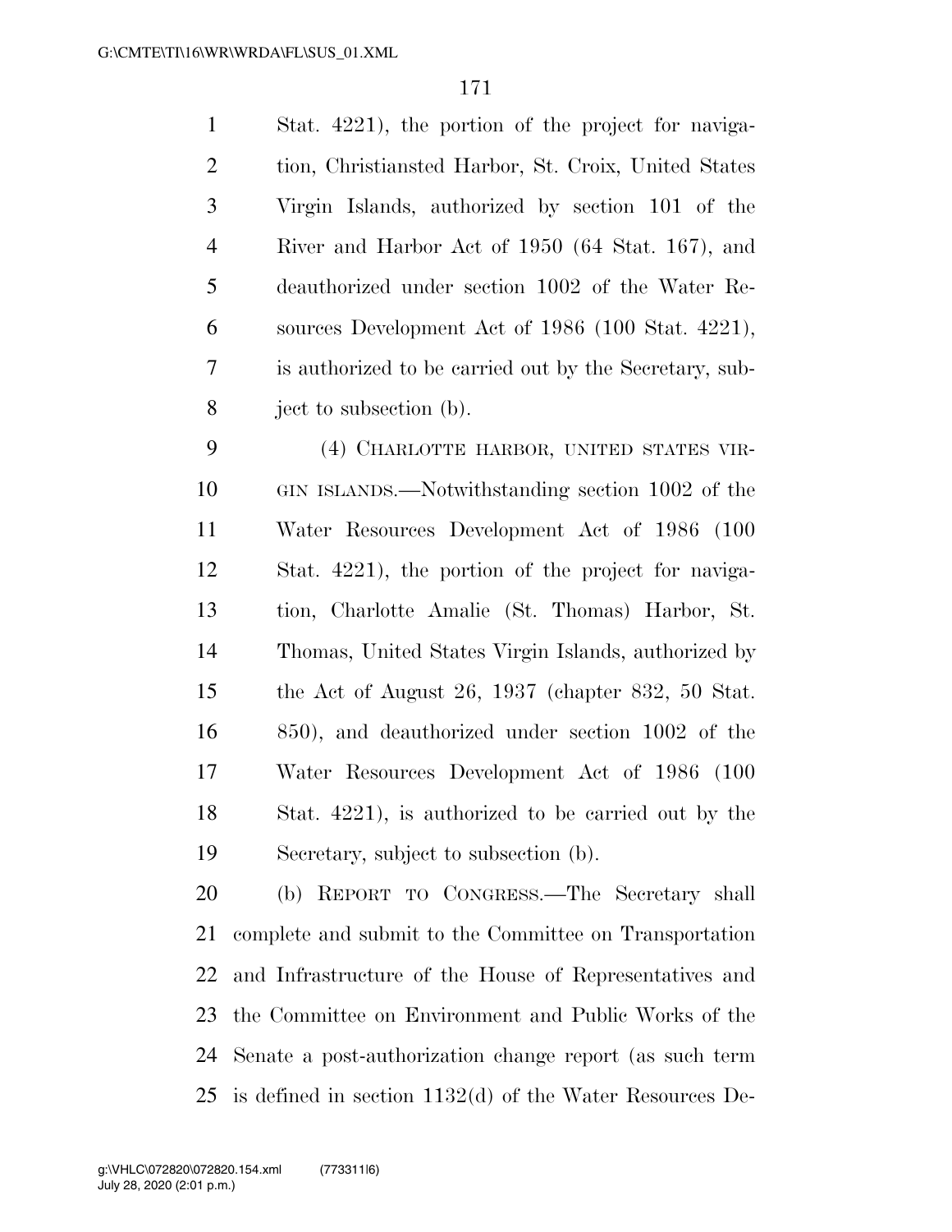Stat. 4221), the portion of the project for navigation, Christiansted Harbor, St. Croix, United States Virgin Islands, authorized by section 101 of the River and Harbor Act of 1950 (64 Stat. 167), and deauthorized under section 1002 of the Water Resources Development Act of 1986 (100 Stat. 4221), is authorized to be carried out by the Secretary, subject to subsection (b).

(4) CHARLOTTE HARBOR, UNITED STATES VIRGIN ISLANDS.—Notwithstanding section 1002 of the Water Resources Development Act of 1986 (100 Stat. 4221), the portion of the project for navigation, Charlotte Amalie (St. Thomas) Harbor, St. Thomas, United States Virgin Islands, authorized by the Act of August 26, 1937 (chapter 832, 50 Stat. 850), and deauthorized under section 1002 of the Water Resources Development Act of 1986 (100 Stat. 4221), is authorized to be carried out by the Secretary, subject to subsection (b).

(b) REPORT TO CONGRESS.—The Secretary shall complete and submit to the Committee on Transportation and Infrastructure of the House of Representatives and the Committee on Environment and Public Works of the Senate a post-authorization change report (as such term is defined in section 1132(d) of the Water Resources De-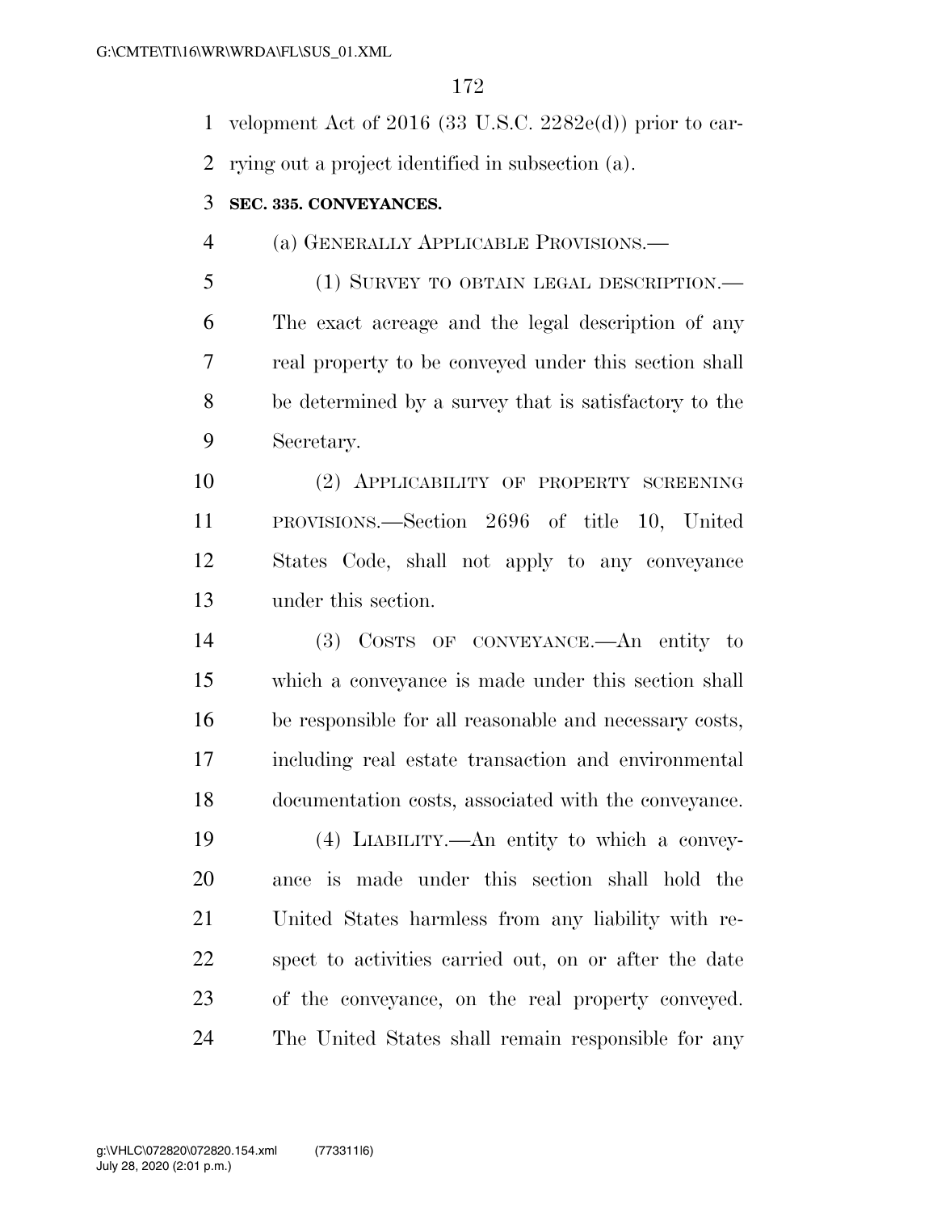velopment Act of 2016 (33 U.S.C. 2282e(d)) prior to carrying out a project identified in subsection (a).

**SEC. 335. CONVEYANCES.**

(a) GENERALLY APPLICABLE PROVISIONS.—

(1) SURVEY TO OBTAIN LEGAL DESCRIPTION.—The exact acreage and the legal description of any real property to be conveyed under this section shall be determined by a survey that is satisfactory to the Secretary.

(2) APPLICABILITY OF PROPERTY SCREENING PROVISIONS.—Section 2696 of title 10, United States Code, shall not apply to any conveyance under this section.

(3) COSTS OF CONVEYANCE.—An entity to which a conveyance is made under this section shall be responsible for all reasonable and necessary costs, including real estate transaction and environmental documentation costs, associated with the conveyance.

(4) LIABILITY.—An entity to which a conveyance is made under this section shall hold the United States harmless from any liability with respect to activities carried out, on or after the date of the conveyance, on the real property conveyed. The United States shall remain responsible for any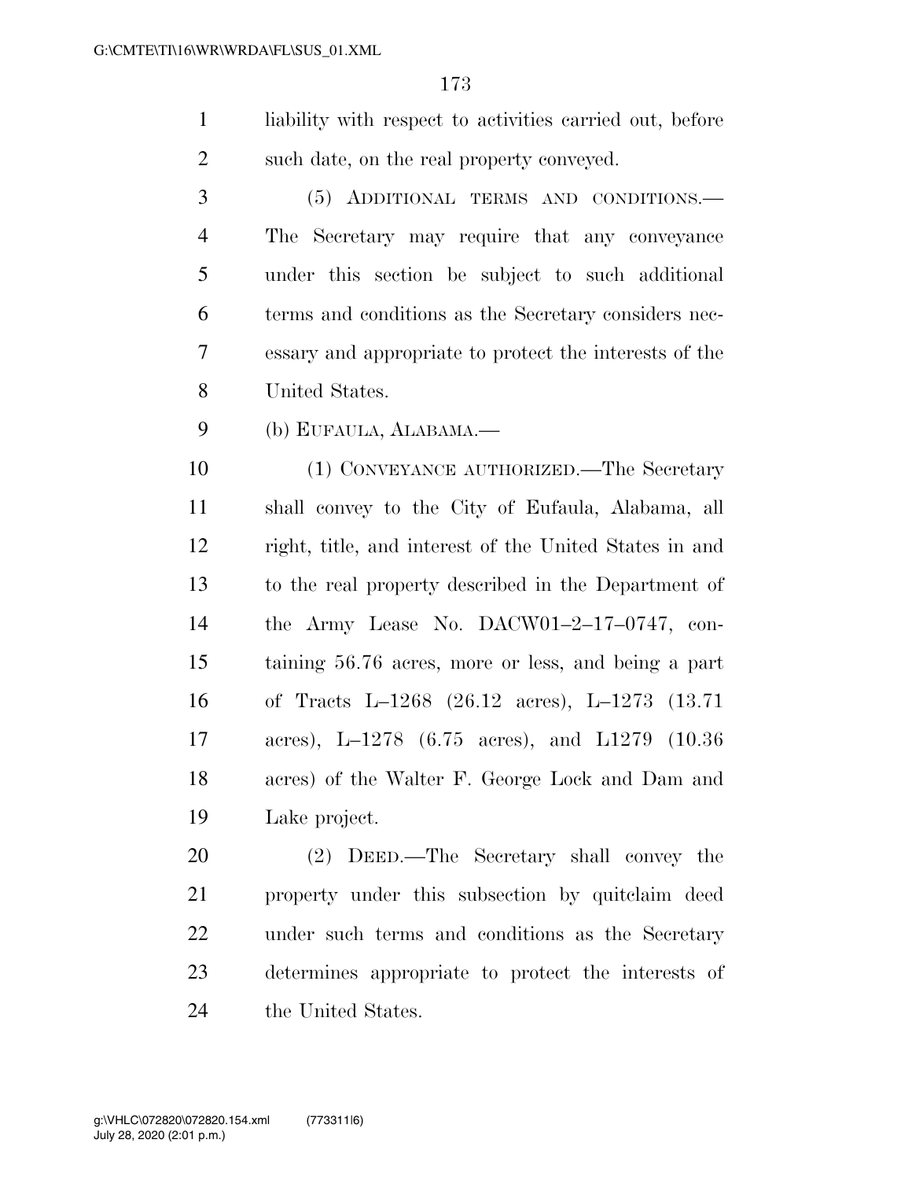liability with respect to activities carried out, before such date, on the real property conveyed.

(5) ADDITIONAL TERMS AND CONDITIONS.—The Secretary may require that any conveyance under this section be subject to such additional terms and conditions as the Secretary considers necessary and appropriate to protect the interests of the United States.

(b) EUFAULA, ALABAMA.—

(1) CONVEYANCE AUTHORIZED.—The Secretary shall convey to the City of Eufaula, Alabama, all right, title, and interest of the United States in and to the real property described in the Department of the Army Lease No. DACW01–2–17–0747, containing 56.76 acres, more or less, and being a part of Tracts L–1268 (26.12 acres), L–1273 (13.71 acres), L–1278 (6.75 acres), and L1279 (10.36 acres) of the Walter F. George Lock and Dam and Lake project.

(2) DEED.—The Secretary shall convey the property under this subsection by quitclaim deed under such terms and conditions as the Secretary determines appropriate to protect the interests of the United States.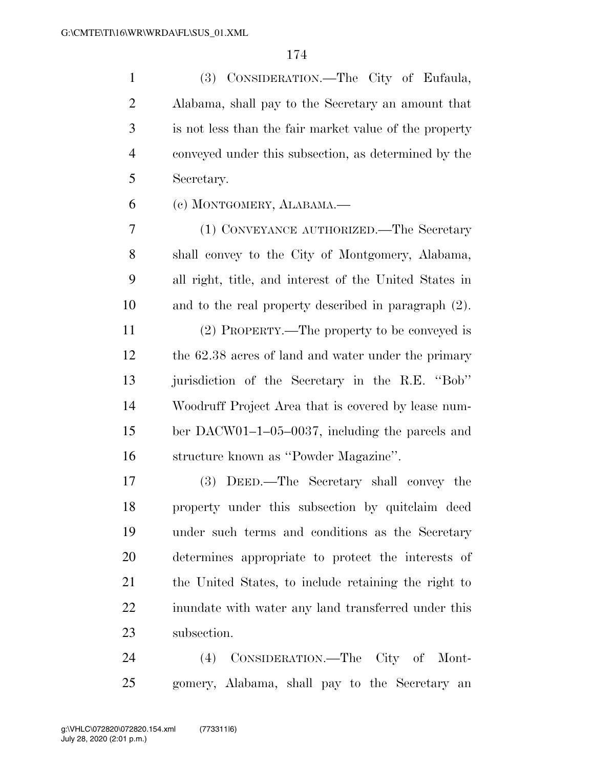(3) CONSIDERATION.—The City of Eufaula, Alabama, shall pay to the Secretary an amount that is not less than the fair market value of the property conveyed under this subsection, as determined by the Secretary.

(c) MONTGOMERY, ALABAMA.—

(1) CONVEYANCE AUTHORIZED.—The Secretary shall convey to the City of Montgomery, Alabama, all right, title, and interest of the United States in and to the real property described in paragraph (2).

(2) PROPERTY.—The property to be conveyed is the 62.38 acres of land and water under the primary jurisdiction of the Secretary in the R.E. ''Bob'' Woodruff Project Area that is covered by lease number DACW01–1–05–0037, including the parcels and structure known as ''Powder Magazine''.

(3) DEED.—The Secretary shall convey the property under this subsection by quitclaim deed under such terms and conditions as the Secretary determines appropriate to protect the interests of the United States, to include retaining the right to inundate with water any land transferred under this subsection.

(4) CONSIDERATION.—The City of Montgomery, Alabama, shall pay to the Secretary an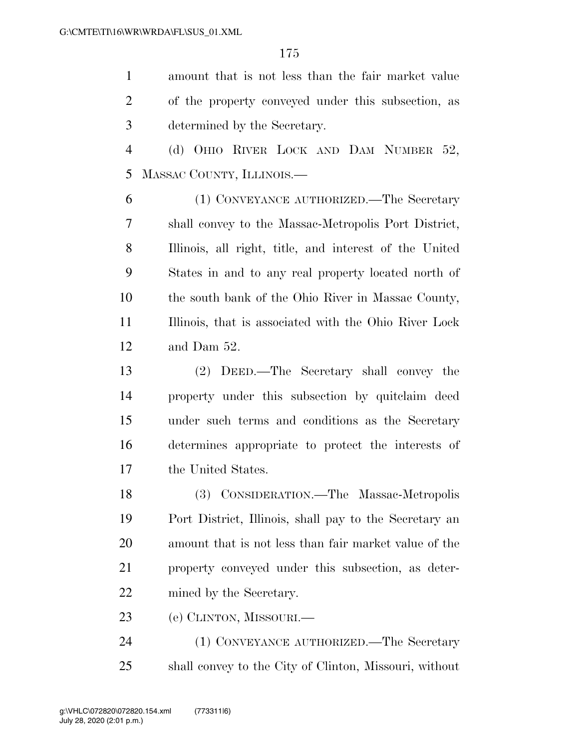amount that is not less than the fair market value of the property conveyed under this subsection, as determined by the Secretary.

(d) OHIO RIVER LOCK AND DAM NUMBER 52, MASSAC COUNTY, ILLINOIS.—

(1) CONVEYANCE AUTHORIZED.—The Secretary shall convey to the Massac-Metropolis Port District, Illinois, all right, title, and interest of the United States in and to any real property located north of the south bank of the Ohio River in Massac County, Illinois, that is associated with the Ohio River Lock and Dam 52.

(2) DEED.—The Secretary shall convey the property under this subsection by quitclaim deed under such terms and conditions as the Secretary determines appropriate to protect the interests of the United States.

(3) CONSIDERATION.—The Massac-Metropolis Port District, Illinois, shall pay to the Secretary an amount that is not less than fair market value of the property conveyed under this subsection, as determined by the Secretary.

(e) CLINTON, MISSOURI.—

(1) CONVEYANCE AUTHORIZED.—The Secretary shall convey to the City of Clinton, Missouri, without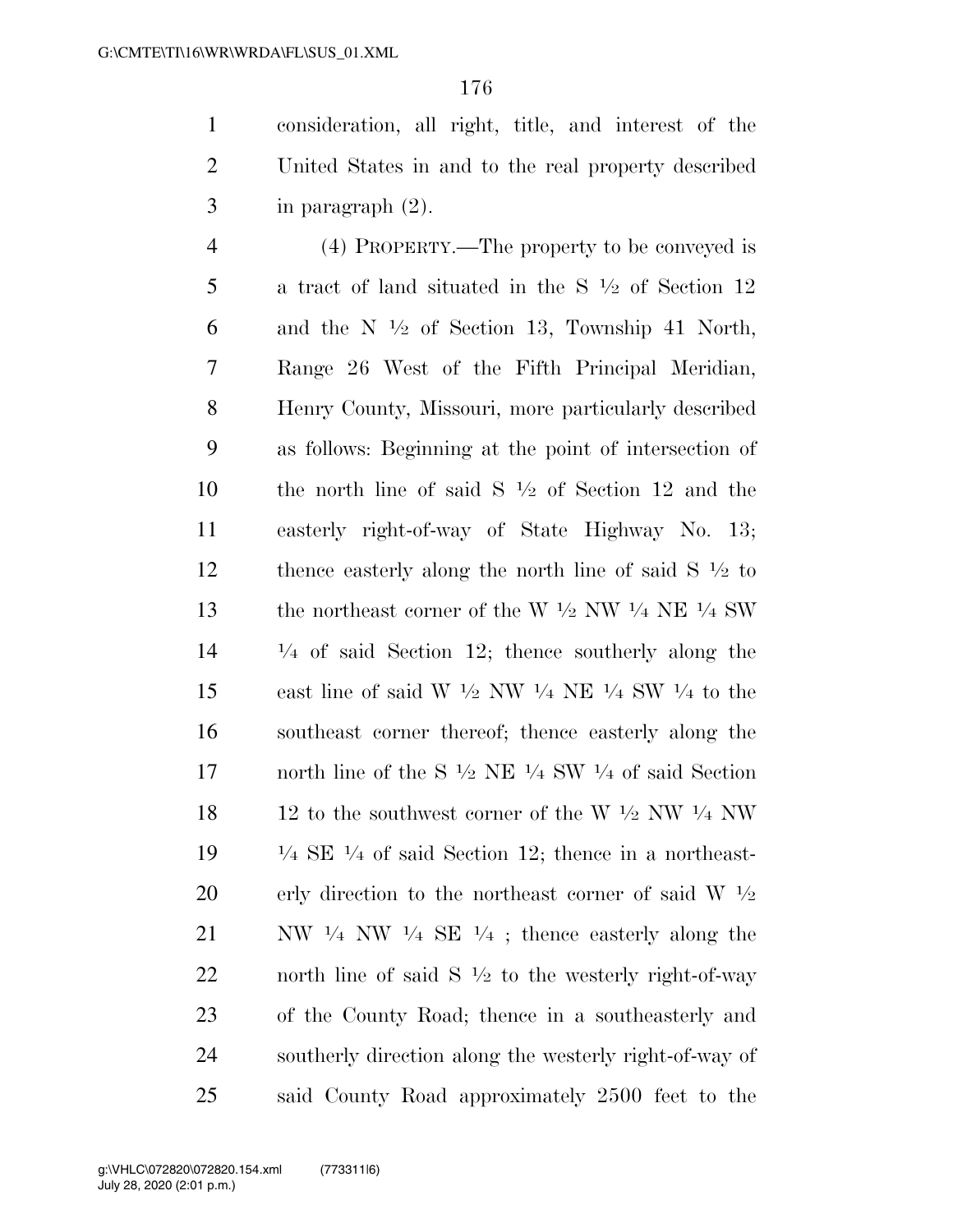consideration, all right, title, and interest of the United States in and to the real property described in paragraph (2).

(4) PROPERTY.—The property to be conveyed is a tract of land situated in the S ½ of Section 12 and the N ½ of Section 13, Township 41 North, Range 26 West of the Fifth Principal Meridian, Henry County, Missouri, more particularly described as follows: Beginning at the point of intersection of the north line of said S ½ of Section 12 and the easterly right-of-way of State Highway No. 13; thence easterly along the north line of said S ½ to the northeast corner of the W ½ NW ¼ NE ¼ SW ¼ of said Section 12; thence southerly along the east line of said W ½ NW ¼ NE ¼ SW ¼ to the southeast corner thereof; thence easterly along the north line of the S ½ NE ¼ SW ¼ of said Section 12 to the southwest corner of the W ½ NW ¼ NW ¼ SE ¼ of said Section 12; thence in a northeasterly direction to the northeast corner of said W ½ NW ¼ NW ¼ SE ¼ ; thence easterly along the north line of said S ½ to the westerly right-of-way of the County Road; thence in a southeasterly and southerly direction along the westerly right-of-way of said County Road approximately 2500 feet to the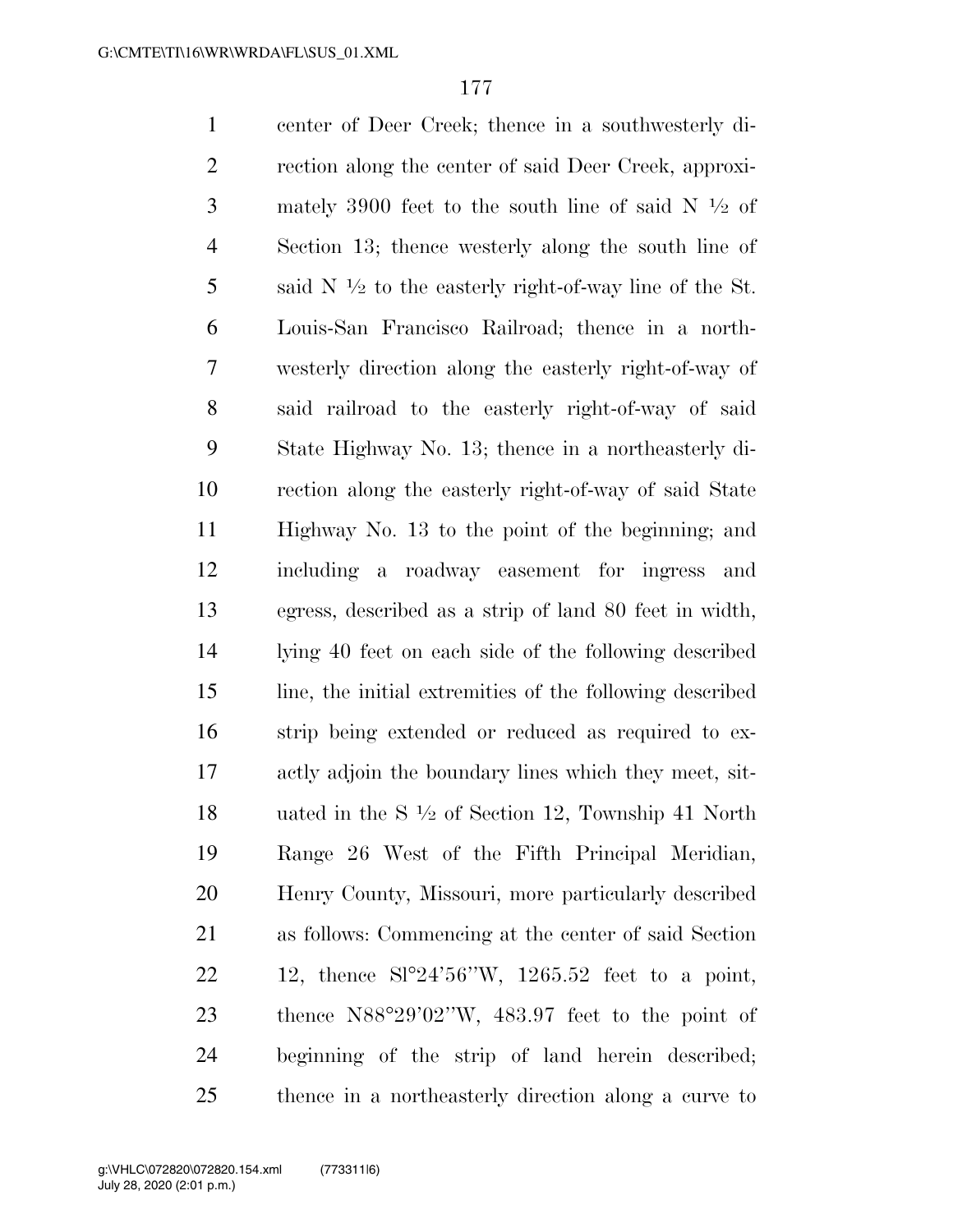center of Deer Creek; thence in a southwesterly direction along the center of said Deer Creek, approximately 3900 feet to the south line of said N ½ of Section 13; thence westerly along the south line of said N ½ to the easterly right-of-way line of the St. Louis-San Francisco Railroad; thence in a northwesterly direction along the easterly right-of-way of said railroad to the easterly right-of-way of said State Highway No. 13; thence in a northeasterly direction along the easterly right-of-way of said State Highway No. 13 to the point of the beginning; and including a roadway easement for ingress and egress, described as a strip of land 80 feet in width, lying 40 feet on each side of the following described line, the initial extremities of the following described strip being extended or reduced as required to exactly adjoin the boundary lines which they meet, situated in the S ½ of Section 12, Township 41 North Range 26 West of the Fifth Principal Meridian, Henry County, Missouri, more particularly described as follows: Commencing at the center of said Section 12, thence Sl°24'56"W, 1265.52 feet to a point, thence N88°29'02"W, 483.97 feet to the point of beginning of the strip of land herein described; thence in a northeasterly direction along a curve to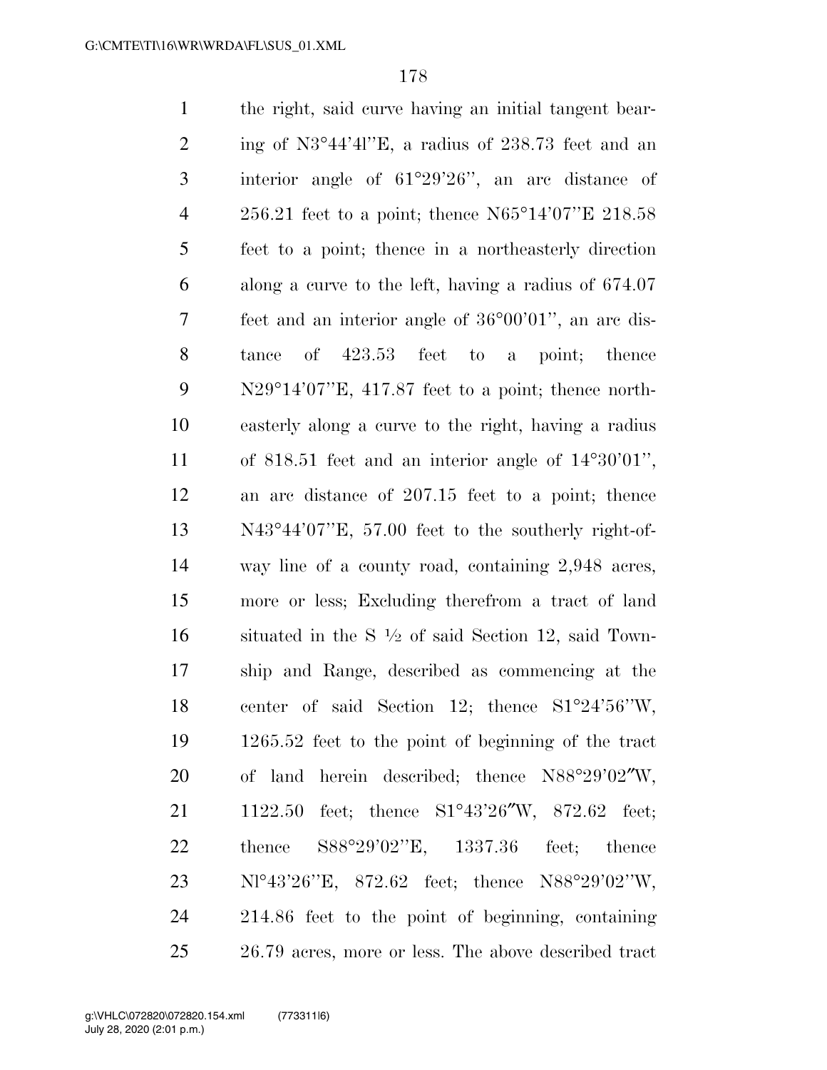the right, said curve having an initial tangent bearing of N3°44'4l''E, a radius of 238.73 feet and an interior angle of 61°29'26'', an arc distance of 256.21 feet to a point; thence N65°14'07''E 218.58 feet to a point; thence in a northeasterly direction along a curve to the left, having a radius of 674.07 feet and an interior angle of 36°00'01'', an arc distance of 423.53 feet to a point; thence N29°14'07''E, 417.87 feet to a point; thence northeasterly along a curve to the right, having a radius of 818.51 feet and an interior angle of 14°30'01'', an arc distance of 207.15 feet to a point; thence N43°44'07''E, 57.00 feet to the southerly right-of-way line of a county road, containing 2,948 acres, more or less; Excluding therefrom a tract of land situated in the S ½ of said Section 12, said Township and Range, described as commencing at the center of said Section 12; thence S1°24'56''W, 1265.52 feet to the point of beginning of the tract of land herein described; thence N88°29'02″W, 1122.50 feet; thence S1°43'26″W, 872.62 feet; thence S88°29'02''E, 1337.36 feet; thence Nl°43'26''E, 872.62 feet; thence N88°29'02''W, 214.86 feet to the point of beginning, containing 26.79 acres, more or less. The above described tract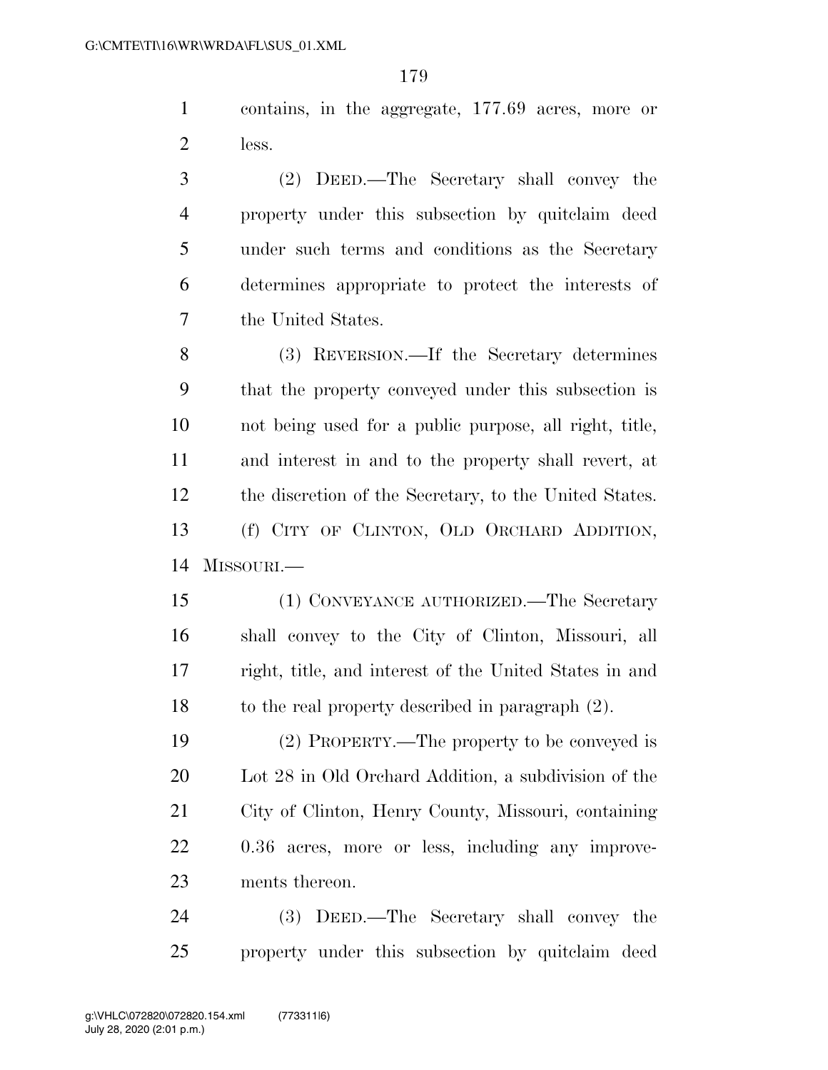contains, in the aggregate, 177.69 acres, more or less.

(2) DEED.—The Secretary shall convey the property under this subsection by quitclaim deed under such terms and conditions as the Secretary determines appropriate to protect the interests of the United States.

(3) REVERSION.—If the Secretary determines that the property conveyed under this subsection is not being used for a public purpose, all right, title, and interest in and to the property shall revert, at the discretion of the Secretary, to the United States.

(f) CITY OF CLINTON, OLD ORCHARD ADDITION, MISSOURI.—

(1) CONVEYANCE AUTHORIZED.—The Secretary shall convey to the City of Clinton, Missouri, all right, title, and interest of the United States in and to the real property described in paragraph (2).

(2) PROPERTY.—The property to be conveyed is Lot 28 in Old Orchard Addition, a subdivision of the City of Clinton, Henry County, Missouri, containing 0.36 acres, more or less, including any improvements thereon.

(3) DEED.—The Secretary shall convey the property under this subsection by quitclaim deed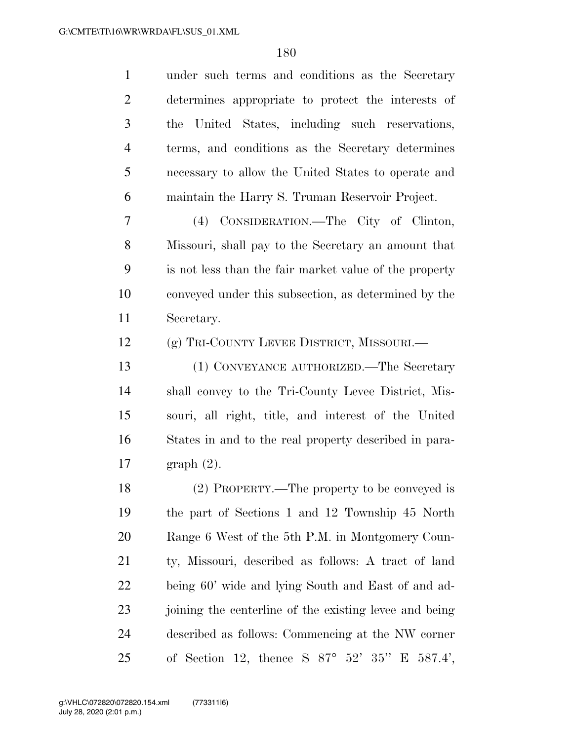under such terms and conditions as the Secretary determines appropriate to protect the interests of the United States, including such reservations, terms, and conditions as the Secretary determines necessary to allow the United States to operate and maintain the Harry S. Truman Reservoir Project.

(4) CONSIDERATION.—The City of Clinton, Missouri, shall pay to the Secretary an amount that is not less than the fair market value of the property conveyed under this subsection, as determined by the Secretary.

(g) TRI-COUNTY LEVEE DISTRICT, MISSOURI.—

(1) CONVEYANCE AUTHORIZED.—The Secretary shall convey to the Tri-County Levee District, Missouri, all right, title, and interest of the United States in and to the real property described in paragraph (2).

(2) PROPERTY.—The property to be conveyed is the part of Sections 1 and 12 Township 45 North Range 6 West of the 5th P.M. in Montgomery County, Missouri, described as follows: A tract of land being 60' wide and lying South and East of and adjoining the centerline of the existing levee and being described as follows: Commencing at the NW corner of Section 12, thence S 87° 52' 35'' E 587.4',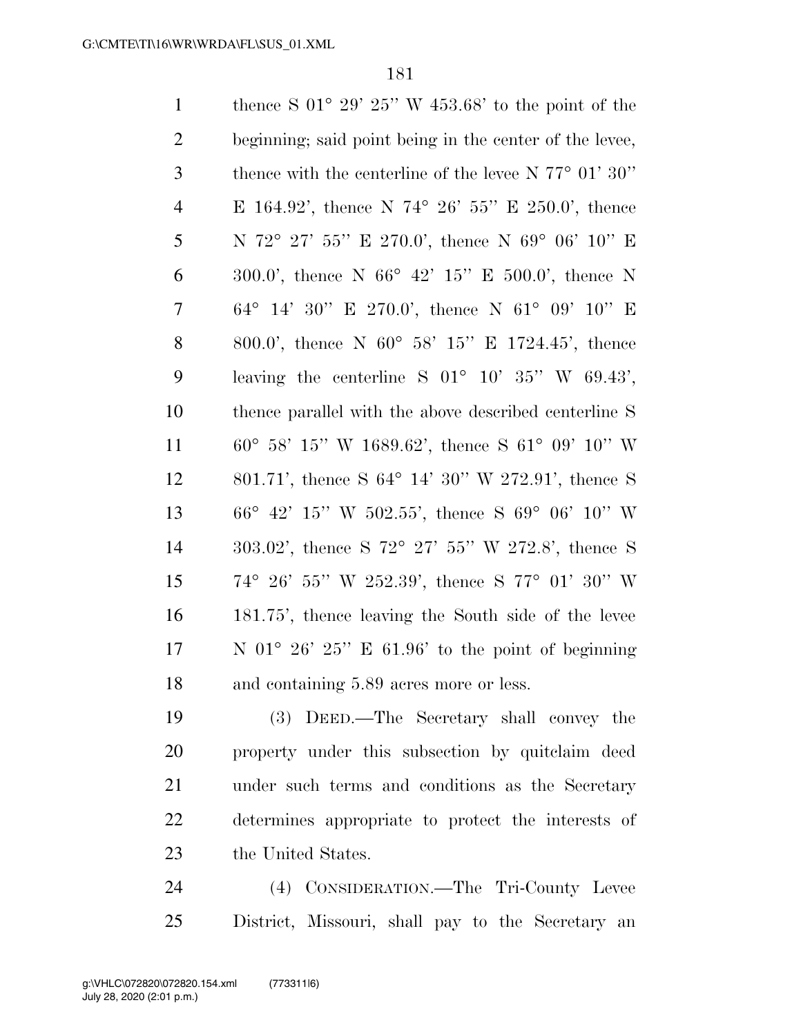thence S 01° 29' 25'' W 453.68' to the point of the beginning; said point being in the center of the levee, thence with the centerline of the levee N 77° 01' 30'' E 164.92', thence N 74° 26' 55'' E 250.0', thence N 72° 27' 55'' E 270.0', thence N 69° 06' 10'' E 300.0', thence N 66° 42' 15'' E 500.0', thence N 64° 14' 30'' E 270.0', thence N 61° 09' 10'' E 800.0', thence N 60° 58' 15'' E 1724.45', thence leaving the centerline S 01° 10' 35'' W 69.43', thence parallel with the above described centerline S 60° 58' 15'' W 1689.62', thence S 61° 09' 10'' W 801.71', thence S 64° 14' 30'' W 272.91', thence S 66° 42' 15'' W 502.55', thence S 69° 06' 10'' W 303.02', thence S 72° 27' 55'' W 272.8', thence S 74° 26' 55'' W 252.39', thence S 77° 01' 30'' W 181.75', thence leaving the South side of the levee N 01° 26' 25'' E 61.96' to the point of beginning and containing 5.89 acres more or less.

(3) DEED.—The Secretary shall convey the property under this subsection by quitclaim deed under such terms and conditions as the Secretary determines appropriate to protect the interests of the United States.

(4) CONSIDERATION.—The Tri-County Levee District, Missouri, shall pay to the Secretary an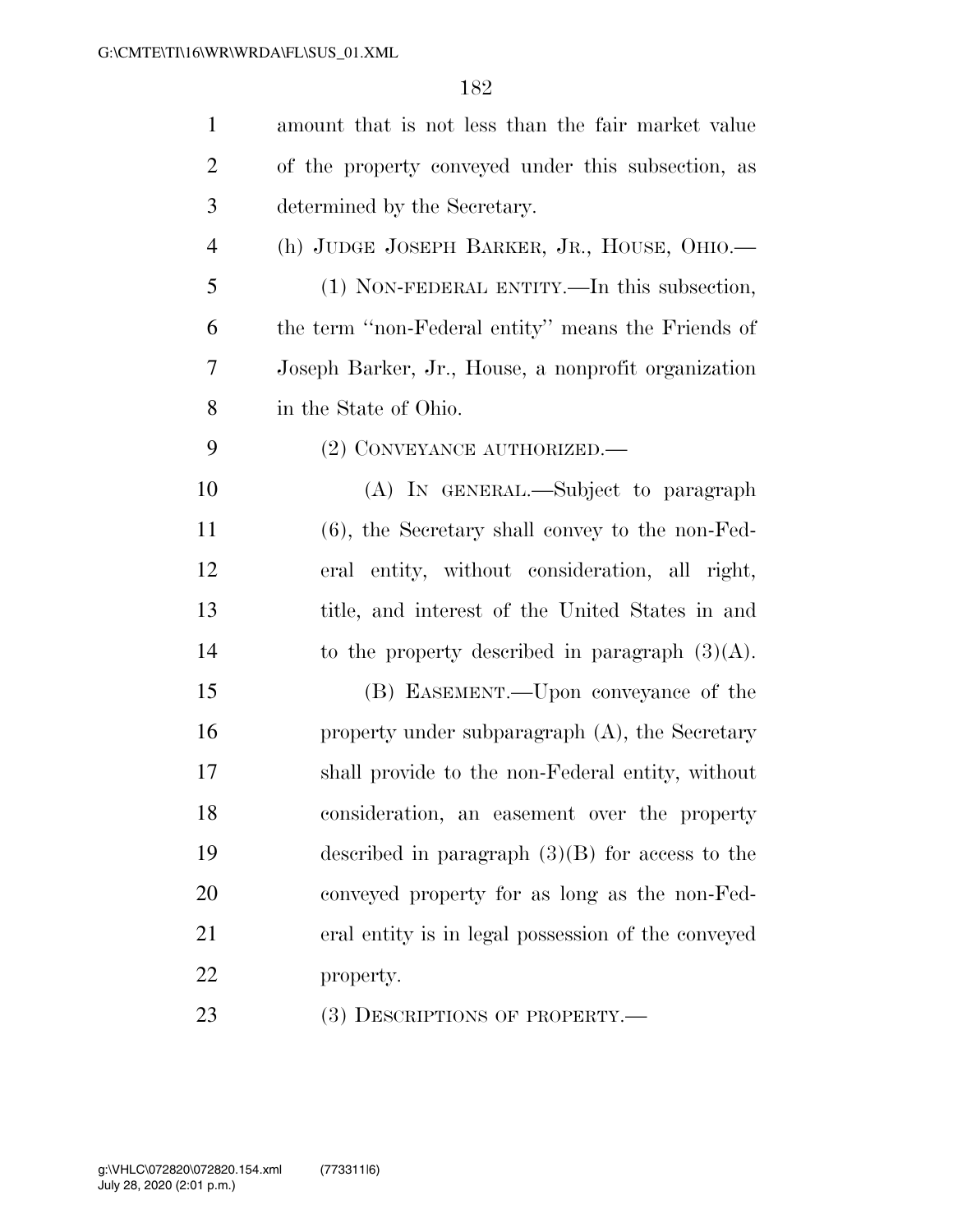amount that is not less than the fair market value of the property conveyed under this subsection, as determined by the Secretary.

(h) JUDGE JOSEPH BARKER, JR., HOUSE, OHIO.—

(1) NON-FEDERAL ENTITY.—In this subsection, the term "non-Federal entity" means the Friends of Joseph Barker, Jr., House, a nonprofit organization in the State of Ohio.

(2) CONVEYANCE AUTHORIZED.—

(A) IN GENERAL.—Subject to paragraph (6), the Secretary shall convey to the non-Federal entity, without consideration, all right, title, and interest of the United States in and to the property described in paragraph (3)(A).

(B) EASEMENT.—Upon conveyance of the property under subparagraph (A), the Secretary shall provide to the non-Federal entity, without consideration, an easement over the property described in paragraph (3)(B) for access to the conveyed property for as long as the non-Federal entity is in legal possession of the conveyed property.

(3) DESCRIPTIONS OF PROPERTY.—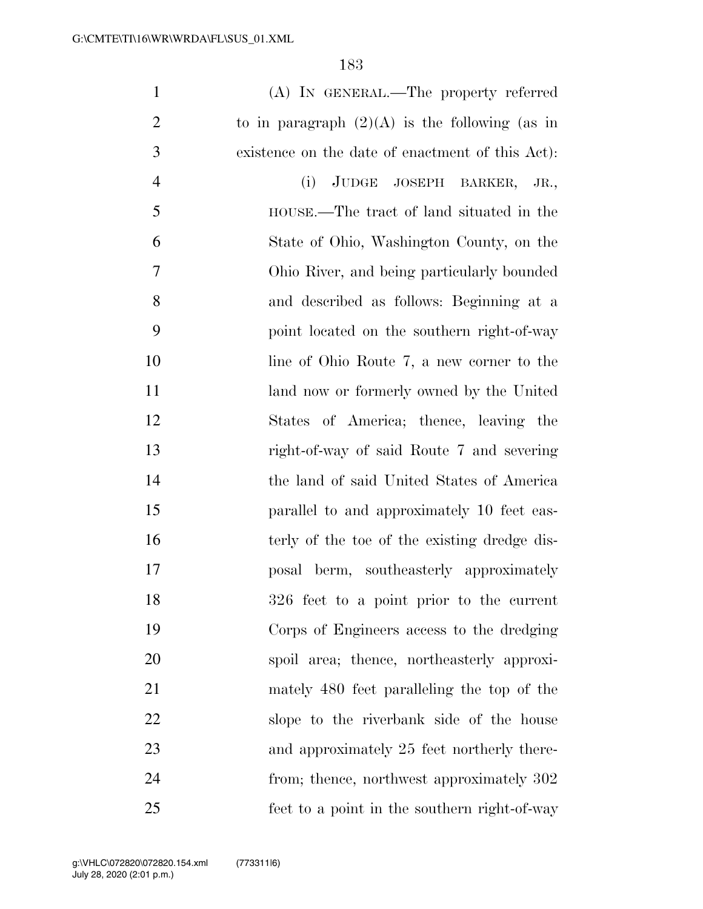(A) IN GENERAL.—The property referred to in paragraph (2)(A) is the following (as in existence on the date of enactment of this Act):

(i) JUDGE JOSEPH BARKER, JR., HOUSE.—The tract of land situated in the State of Ohio, Washington County, on the Ohio River, and being particularly bounded and described as follows: Beginning at a point located on the southern right-of-way line of Ohio Route 7, a new corner to the land now or formerly owned by the United States of America; thence, leaving the right-of-way of said Route 7 and severing the land of said United States of America parallel to and approximately 10 feet easterly of the toe of the existing dredge disposal berm, southeasterly approximately 326 feet to a point prior to the current Corps of Engineers access to the dredging spoil area; thence, northeasterly approximately 480 feet paralleling the top of the slope to the riverbank side of the house and approximately 25 feet northerly therefrom; thence, northwest approximately 302 feet to a point in the southern right-of-way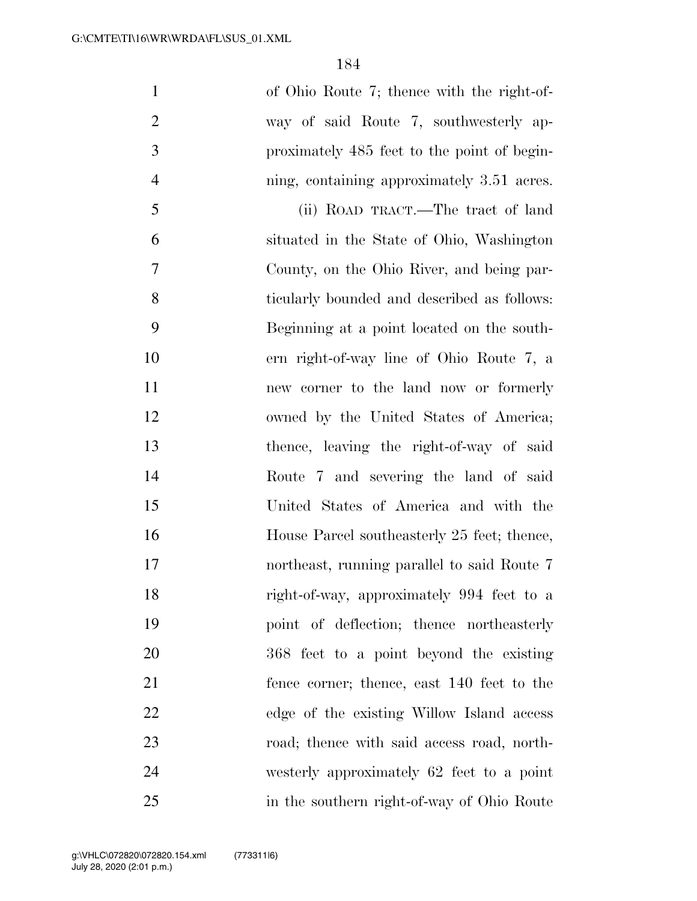of Ohio Route 7; thence with the right-of-way of said Route 7, southwesterly approximately 485 feet to the point of beginning, containing approximately 3.51 acres.

(ii) ROAD TRACT.—The tract of land situated in the State of Ohio, Washington County, on the Ohio River, and being particularly bounded and described as follows: Beginning at a point located on the southern right-of-way line of Ohio Route 7, a new corner to the land now or formerly owned by the United States of America; thence, leaving the right-of-way of said Route 7 and severing the land of said United States of America and with the House Parcel southeasterly 25 feet; thence, northeast, running parallel to said Route 7 right-of-way, approximately 994 feet to a point of deflection; thence northeasterly 368 feet to a point beyond the existing fence corner; thence, east 140 feet to the edge of the existing Willow Island access road; thence with said access road, northwesterly approximately 62 feet to a point in the southern right-of-way of Ohio Route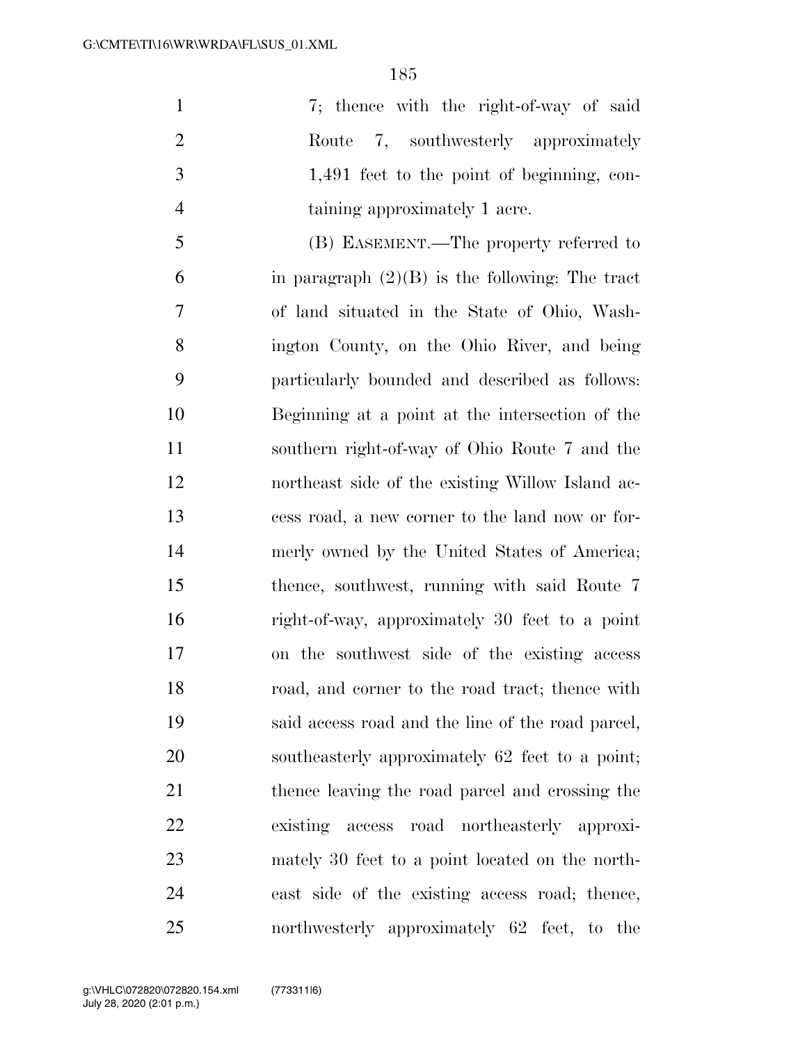7; thence with the right-of-way of said Route 7, southwesterly approximately 1,491 feet to the point of beginning, containing approximately 1 acre.

(B) EASEMENT.—The property referred to in paragraph (2)(B) is the following: The tract of land situated in the State of Ohio, Washington County, on the Ohio River, and being particularly bounded and described as follows: Beginning at a point at the intersection of the southern right-of-way of Ohio Route 7 and the northeast side of the existing Willow Island access road, a new corner to the land now or formerly owned by the United States of America; thence, southwest, running with said Route 7 right-of-way, approximately 30 feet to a point on the southwest side of the existing access road, and corner to the road tract; thence with said access road and the line of the road parcel, southeasterly approximately 62 feet to a point; thence leaving the road parcel and crossing the existing access road northeasterly approximately 30 feet to a point located on the northeast side of the existing access road; thence, northwesterly approximately 62 feet, to the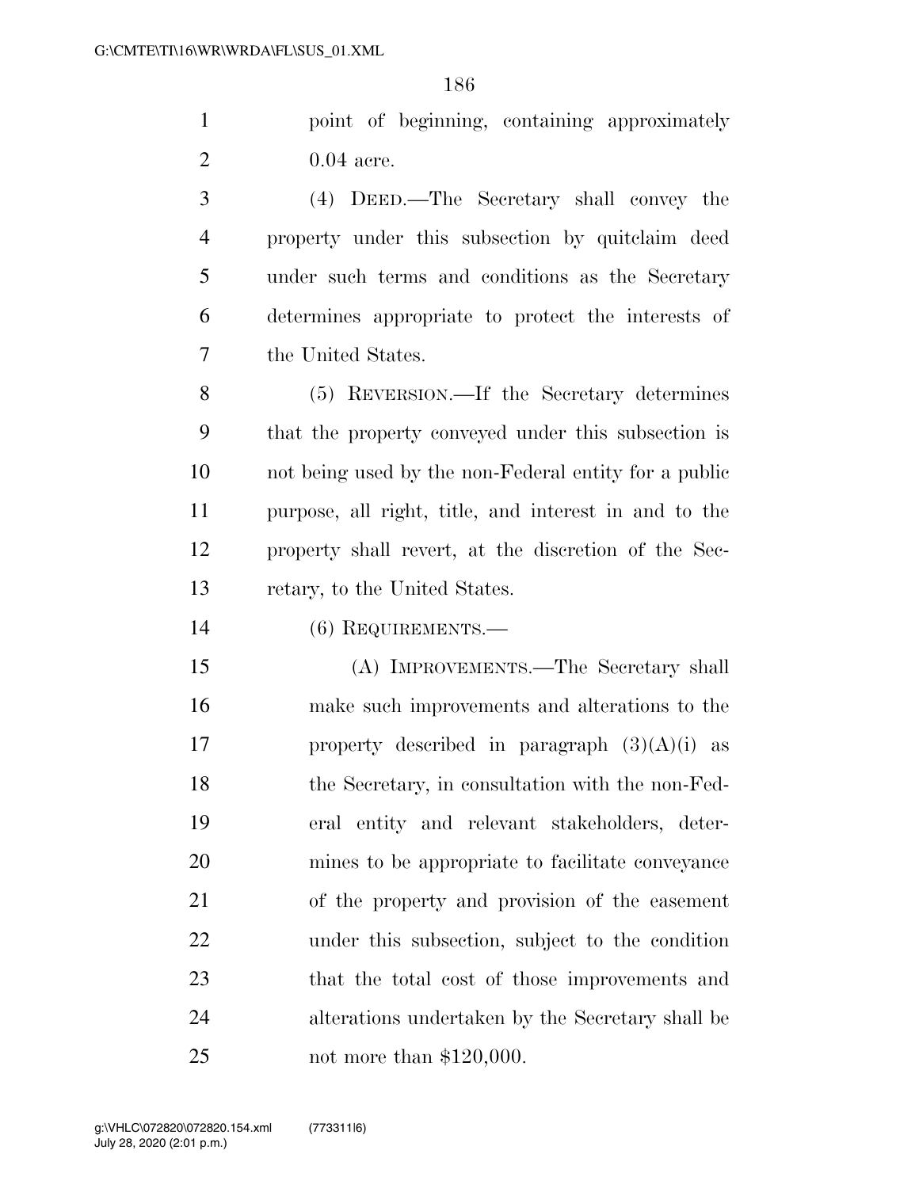point of beginning, containing approximately 0.04 acre.

(4) DEED.—The Secretary shall convey the property under this subsection by quitclaim deed under such terms and conditions as the Secretary determines appropriate to protect the interests of the United States.

(5) REVERSION.—If the Secretary determines that the property conveyed under this subsection is not being used by the non-Federal entity for a public purpose, all right, title, and interest in and to the property shall revert, at the discretion of the Secretary, to the United States.

(6) REQUIREMENTS.—

(A) IMPROVEMENTS.—The Secretary shall make such improvements and alterations to the property described in paragraph (3)(A)(i) as the Secretary, in consultation with the non-Federal entity and relevant stakeholders, determines to be appropriate to facilitate conveyance of the property and provision of the easement under this subsection, subject to the condition that the total cost of those improvements and alterations undertaken by the Secretary shall be not more than $120,000.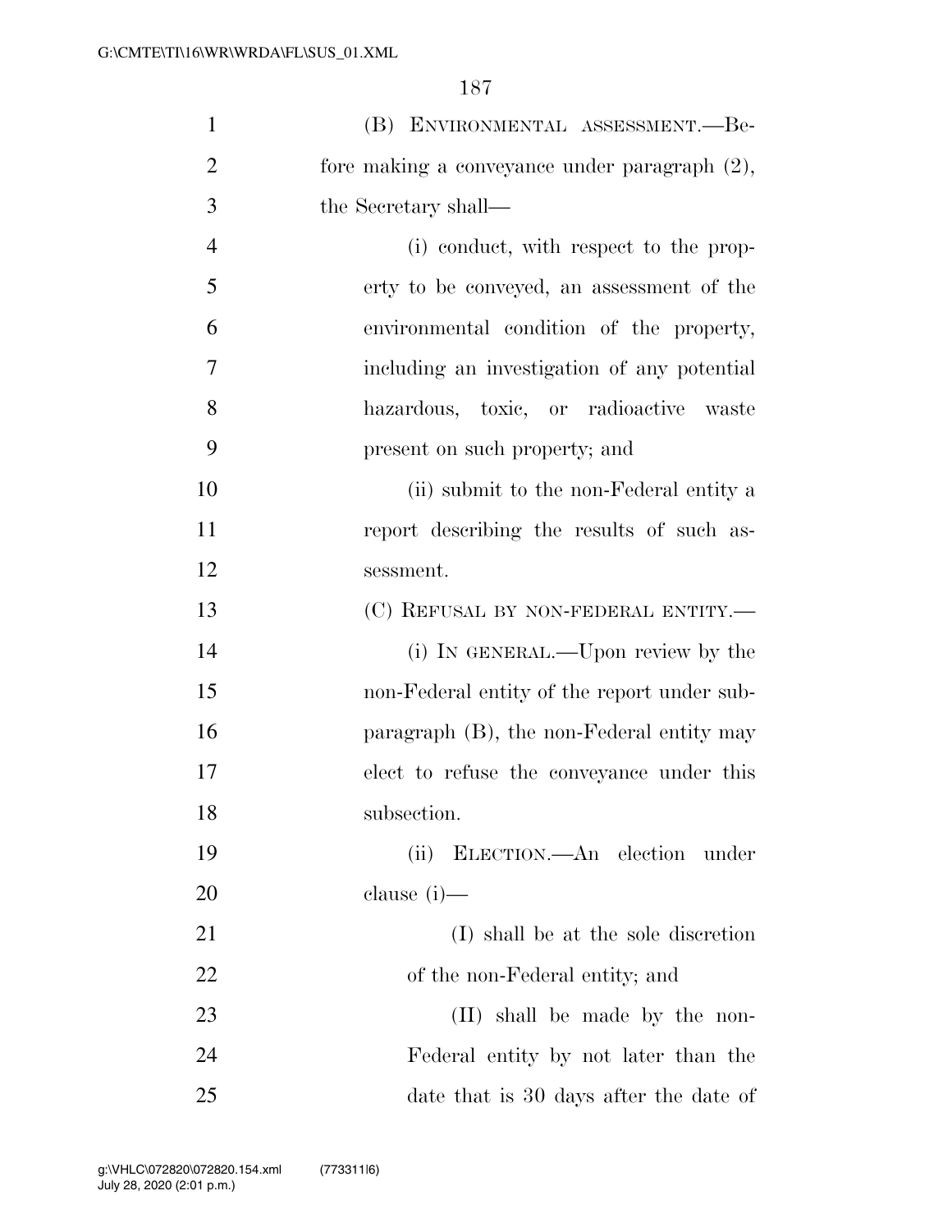(B) ENVIRONMENTAL ASSESSMENT.—Before making a conveyance under paragraph (2), the Secretary shall—

(i) conduct, with respect to the property to be conveyed, an assessment of the environmental condition of the property, including an investigation of any potential hazardous, toxic, or radioactive waste present on such property; and

(ii) submit to the non-Federal entity a report describing the results of such assessment.

(C) REFUSAL BY NON-FEDERAL ENTITY.—

(i) IN GENERAL.—Upon review by the non-Federal entity of the report under subparagraph (B), the non-Federal entity may elect to refuse the conveyance under this subsection.

(ii) ELECTION.—An election under clause (i)—

(I) shall be at the sole discretion of the non-Federal entity; and

(II) shall be made by the non-Federal entity by not later than the date that is 30 days after the date of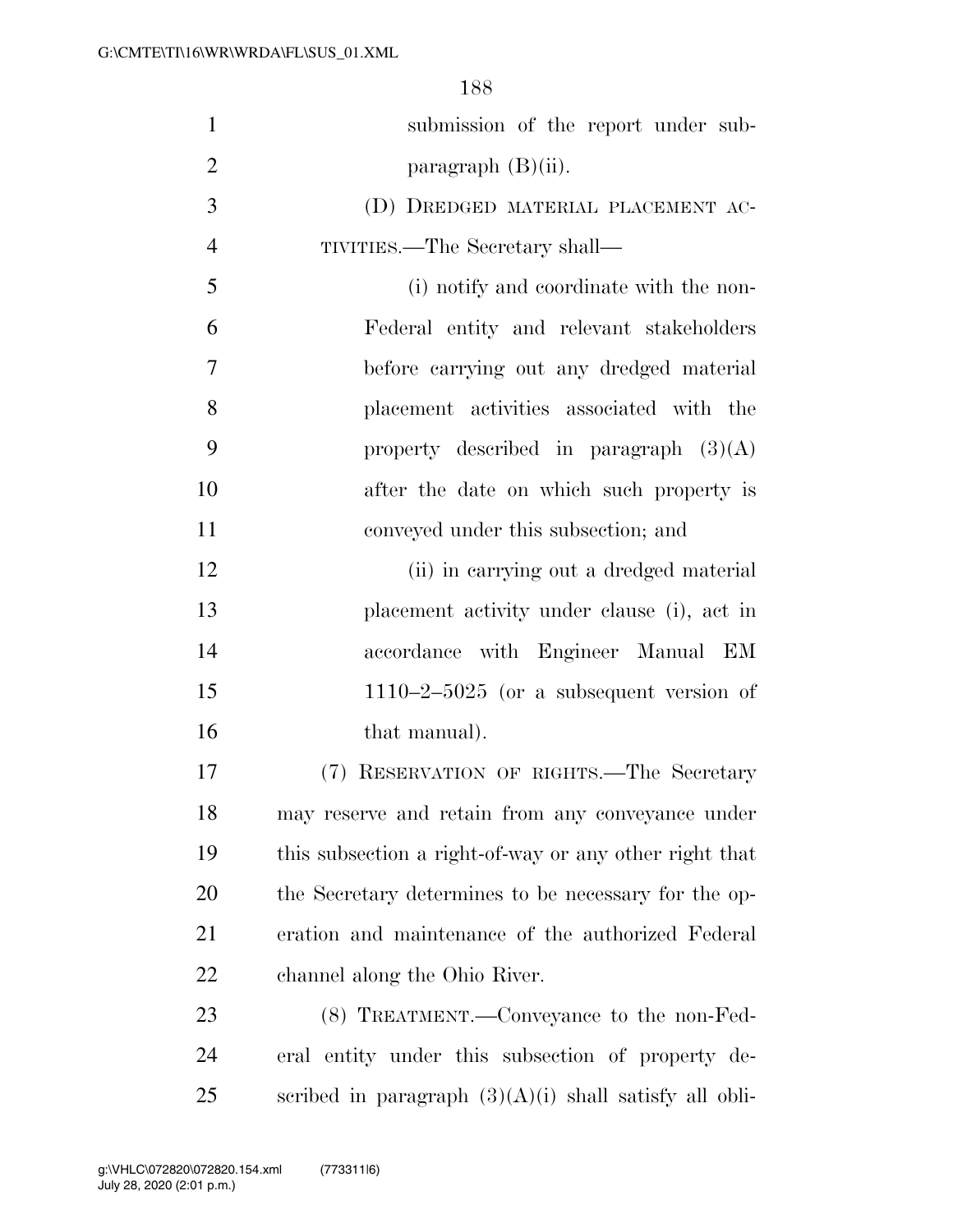submission of the report under subparagraph (B)(ii).

(D) DREDGED MATERIAL PLACEMENT ACTIVITIES.—The Secretary shall—

(i) notify and coordinate with the non-Federal entity and relevant stakeholders before carrying out any dredged material placement activities associated with the property described in paragraph (3)(A) after the date on which such property is conveyed under this subsection; and

(ii) in carrying out a dredged material placement activity under clause (i), act in accordance with Engineer Manual EM 1110–2–5025 (or a subsequent version of that manual).

(7) RESERVATION OF RIGHTS.—The Secretary may reserve and retain from any conveyance under this subsection a right-of-way or any other right that the Secretary determines to be necessary for the operation and maintenance of the authorized Federal channel along the Ohio River.

(8) TREATMENT.—Conveyance to the non-Federal entity under this subsection of property described in paragraph (3)(A)(i) shall satisfy all obli-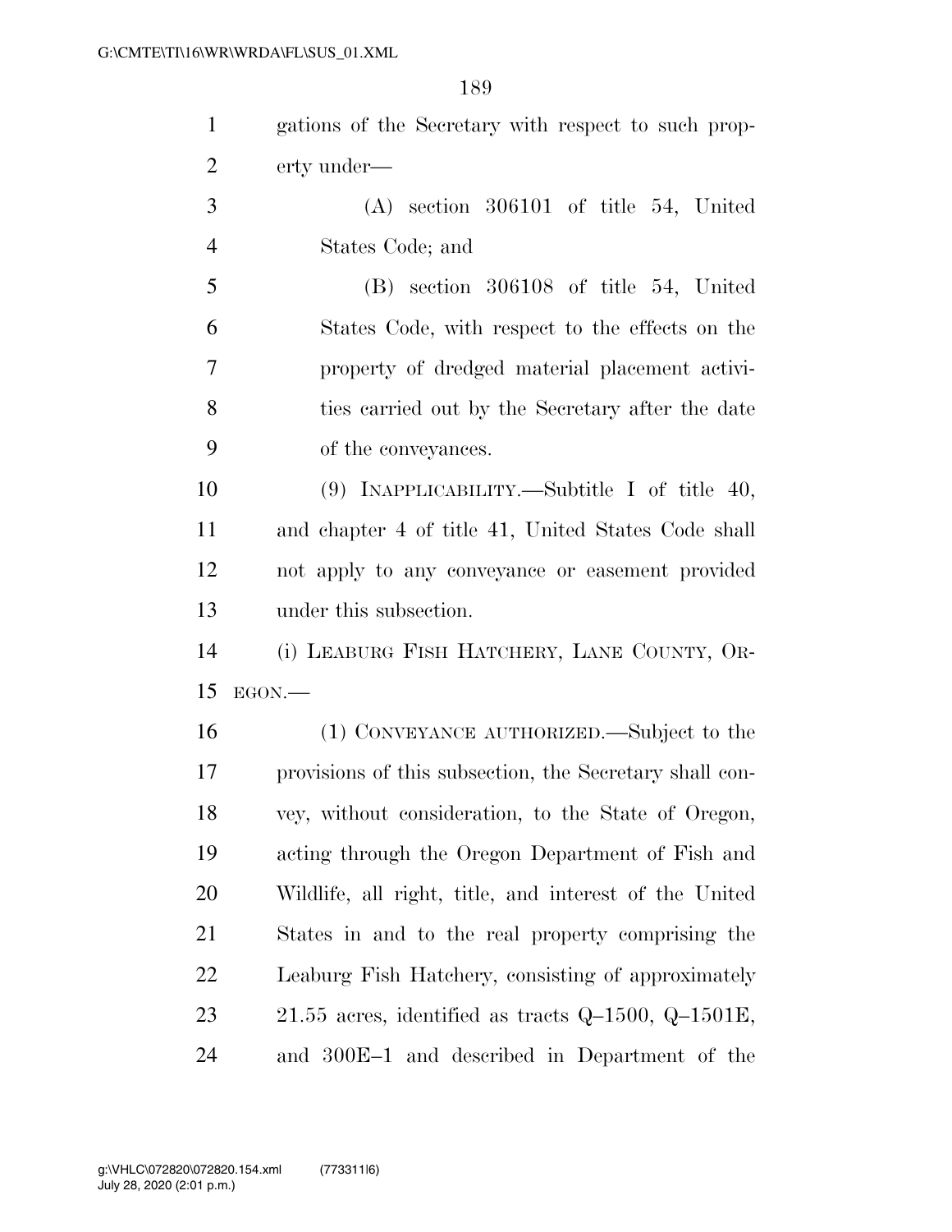gations of the Secretary with respect to such property under—

(A) section 306101 of title 54, United States Code; and

(B) section 306108 of title 54, United States Code, with respect to the effects on the property of dredged material placement activities carried out by the Secretary after the date of the conveyances.

(9) INAPPLICABILITY.—Subtitle I of title 40, and chapter 4 of title 41, United States Code shall not apply to any conveyance or easement provided under this subsection.

(i) LEABURG FISH HATCHERY, LANE COUNTY, OREGON.—

(1) CONVEYANCE AUTHORIZED.—Subject to the provisions of this subsection, the Secretary shall convey, without consideration, to the State of Oregon, acting through the Oregon Department of Fish and Wildlife, all right, title, and interest of the United States in and to the real property comprising the Leaburg Fish Hatchery, consisting of approximately 21.55 acres, identified as tracts Q–1500, Q–1501E, and 300E–1 and described in Department of the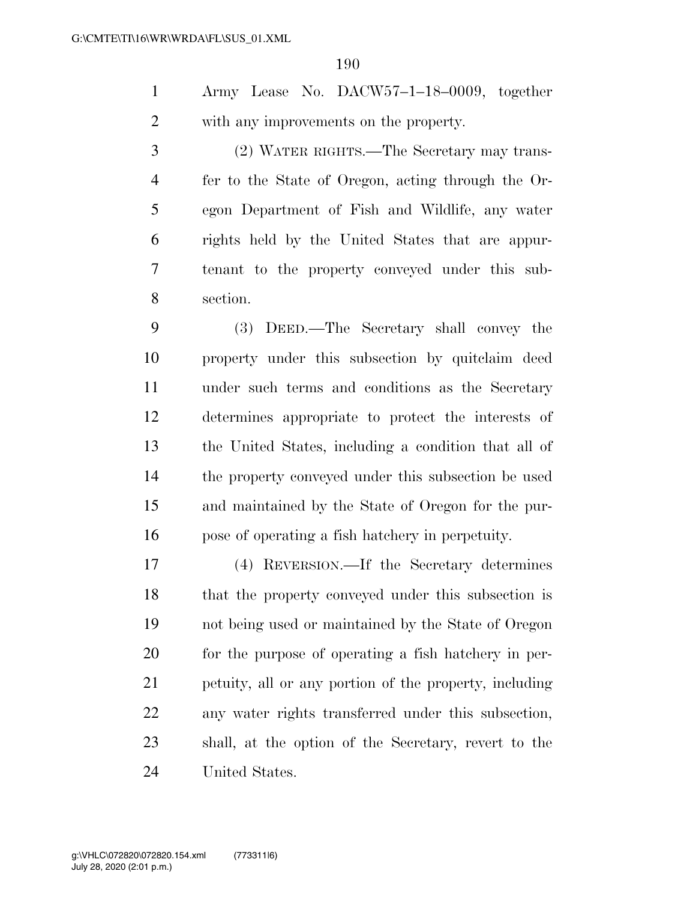Army Lease No. DACW57–1–18–0009, together with any improvements on the property.

(2) WATER RIGHTS.—The Secretary may transfer to the State of Oregon, acting through the Oregon Department of Fish and Wildlife, any water rights held by the United States that are appurtenant to the property conveyed under this subsection.

(3) DEED.—The Secretary shall convey the property under this subsection by quitclaim deed under such terms and conditions as the Secretary determines appropriate to protect the interests of the United States, including a condition that all of the property conveyed under this subsection be used and maintained by the State of Oregon for the purpose of operating a fish hatchery in perpetuity.

(4) REVERSION.—If the Secretary determines that the property conveyed under this subsection is not being used or maintained by the State of Oregon for the purpose of operating a fish hatchery in perpetuity, all or any portion of the property, including any water rights transferred under this subsection, shall, at the option of the Secretary, revert to the United States.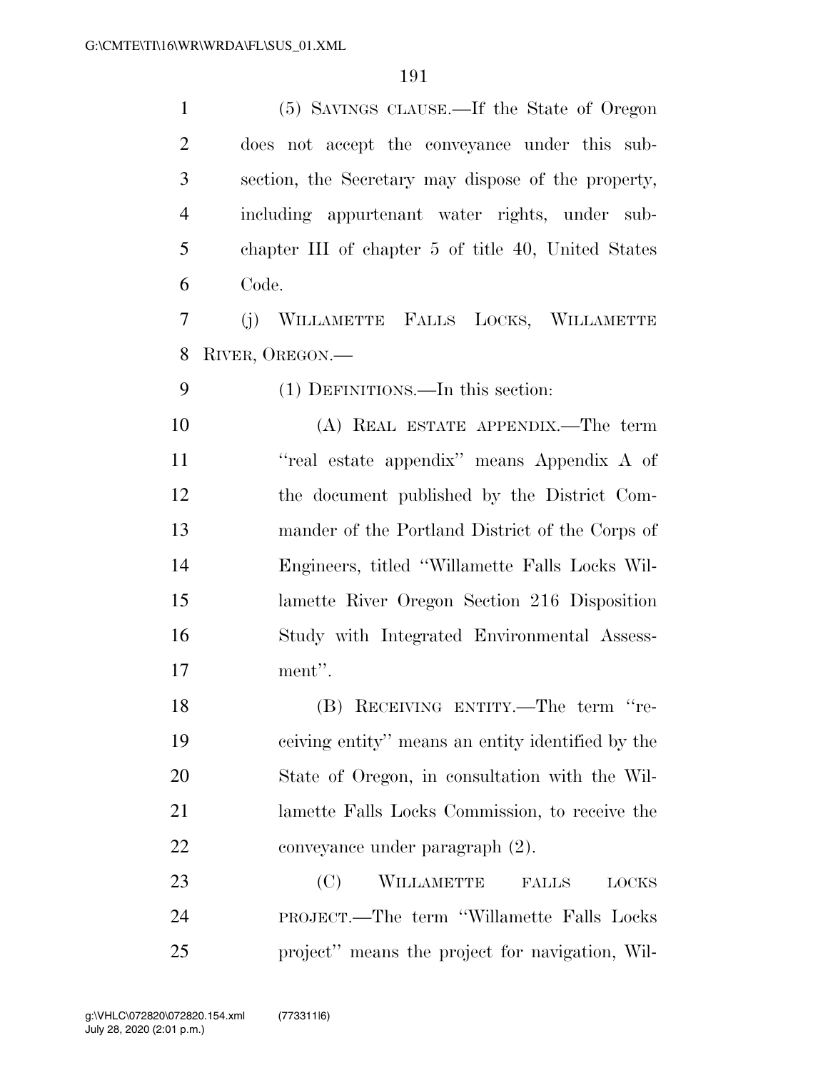(5) SAVINGS CLAUSE.—If the State of Oregon does not accept the conveyance under this subsection, the Secretary may dispose of the property, including appurtenant water rights, under subchapter III of chapter 5 of title 40, United States Code.

(j) WILLAMETTE FALLS LOCKS, WILLAMETTE RIVER, OREGON.—

(1) DEFINITIONS.—In this section:

(A) REAL ESTATE APPENDIX.—The term ''real estate appendix'' means Appendix A of the document published by the District Commander of the Portland District of the Corps of Engineers, titled ''Willamette Falls Locks Willamette River Oregon Section 216 Disposition Study with Integrated Environmental Assessment''.

(B) RECEIVING ENTITY.—The term ''receiving entity'' means an entity identified by the State of Oregon, in consultation with the Willamette Falls Locks Commission, to receive the conveyance under paragraph (2).

(C) WILLAMETTE FALLS LOCKS PROJECT.—The term ''Willamette Falls Locks project'' means the project for navigation, Wil-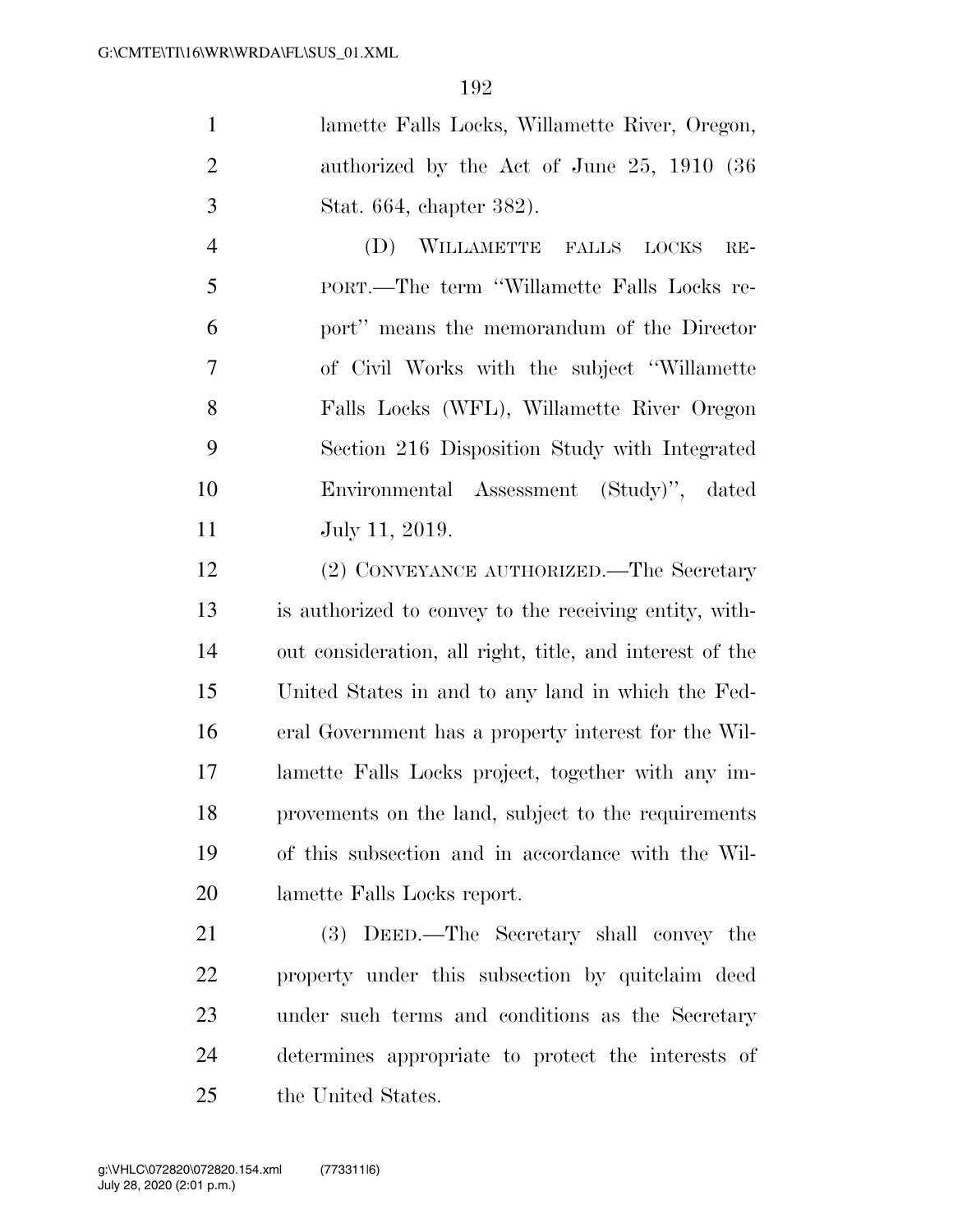lamette Falls Locks, Willamette River, Oregon, authorized by the Act of June 25, 1910 (36 Stat. 664, chapter 382).

(D) WILLAMETTE FALLS LOCKS REPORT.—The term ''Willamette Falls Locks report'' means the memorandum of the Director of Civil Works with the subject ''Willamette Falls Locks (WFL), Willamette River Oregon Section 216 Disposition Study with Integrated Environmental Assessment (Study)'', dated July 11, 2019.

(2) CONVEYANCE AUTHORIZED.—The Secretary is authorized to convey to the receiving entity, without consideration, all right, title, and interest of the United States in and to any land in which the Federal Government has a property interest for the Willamette Falls Locks project, together with any improvements on the land, subject to the requirements of this subsection and in accordance with the Willamette Falls Locks report.

(3) DEED.—The Secretary shall convey the property under this subsection by quitclaim deed under such terms and conditions as the Secretary determines appropriate to protect the interests of the United States.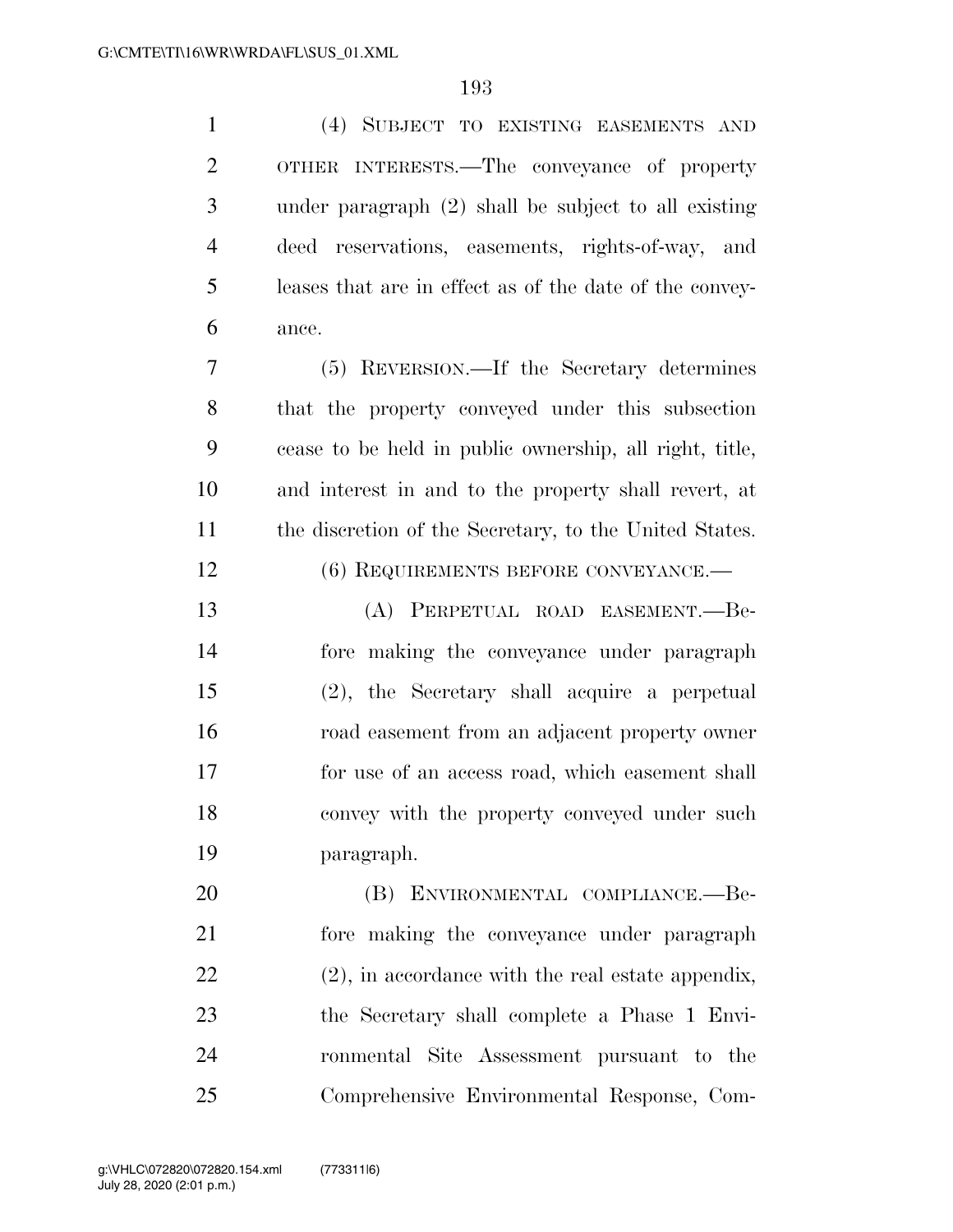(4) SUBJECT TO EXISTING EASEMENTS AND OTHER INTERESTS.—The conveyance of property under paragraph (2) shall be subject to all existing deed reservations, easements, rights-of-way, and leases that are in effect as of the date of the conveyance.

(5) REVERSION.—If the Secretary determines that the property conveyed under this subsection cease to be held in public ownership, all right, title, and interest in and to the property shall revert, at the discretion of the Secretary, to the United States.

(6) REQUIREMENTS BEFORE CONVEYANCE.—

(A) PERPETUAL ROAD EASEMENT.—Before making the conveyance under paragraph (2), the Secretary shall acquire a perpetual road easement from an adjacent property owner for use of an access road, which easement shall convey with the property conveyed under such paragraph.

(B) ENVIRONMENTAL COMPLIANCE.—Before making the conveyance under paragraph (2), in accordance with the real estate appendix, the Secretary shall complete a Phase 1 Environmental Site Assessment pursuant to the Comprehensive Environmental Response, Com-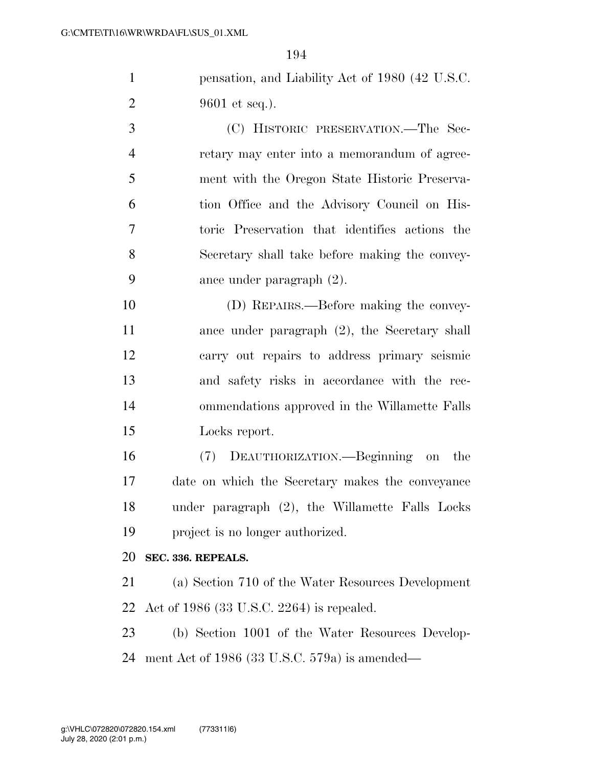pensation, and Liability Act of 1980 (42 U.S.C. 9601 et seq.).

(C) HISTORIC PRESERVATION.—The Secretary may enter into a memorandum of agreement with the Oregon State Historic Preservation Office and the Advisory Council on Historic Preservation that identifies actions the Secretary shall take before making the conveyance under paragraph (2).

(D) REPAIRS.—Before making the conveyance under paragraph (2), the Secretary shall carry out repairs to address primary seismic and safety risks in accordance with the recommendations approved in the Willamette Falls Locks report.

(7) DEAUTHORIZATION.—Beginning on the date on which the Secretary makes the conveyance under paragraph (2), the Willamette Falls Locks project is no longer authorized.

**SEC. 336. REPEALS.**

(a) Section 710 of the Water Resources Development Act of 1986 (33 U.S.C. 2264) is repealed.

(b) Section 1001 of the Water Resources Development Act of 1986 (33 U.S.C. 579a) is amended—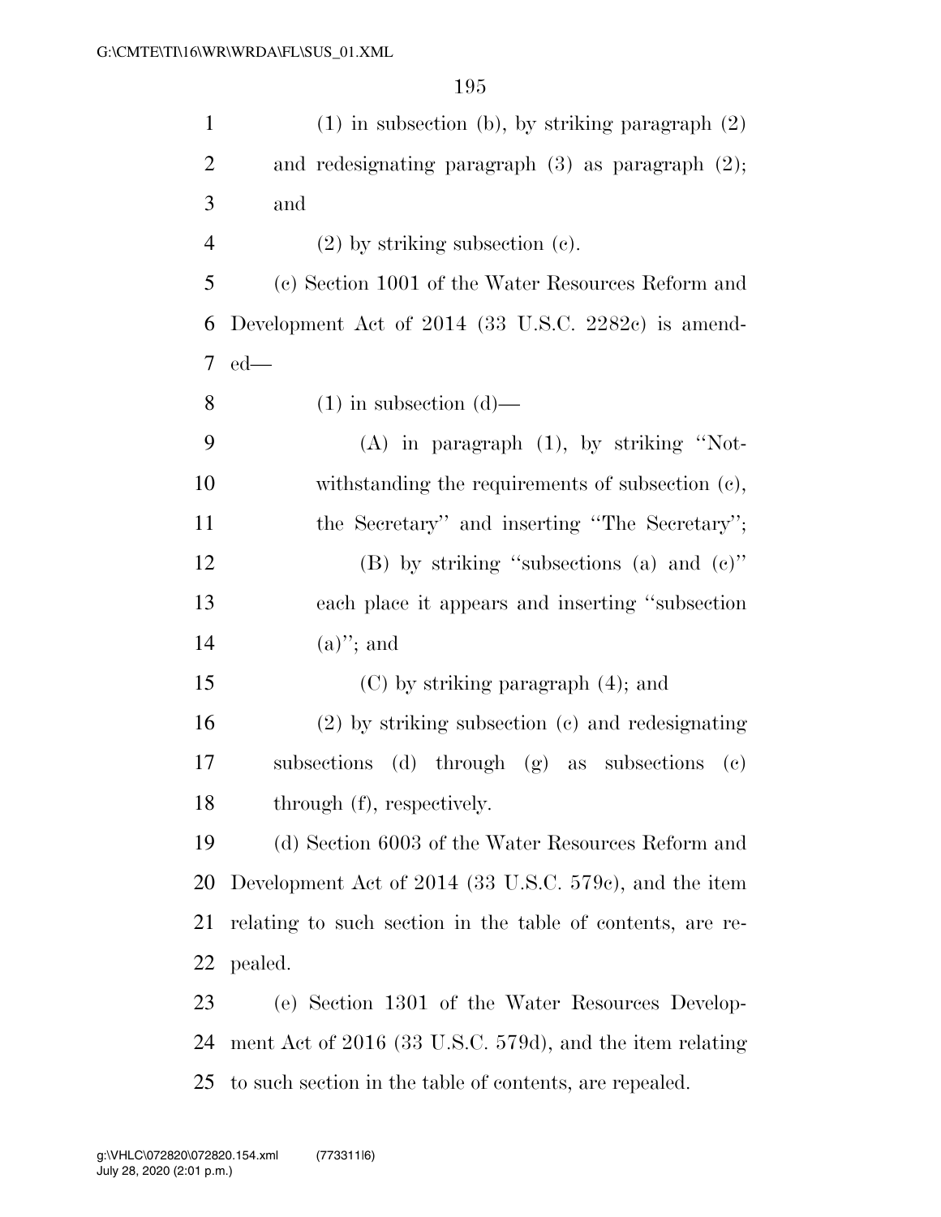(1) in subsection (b), by striking paragraph (2) and redesignating paragraph (3) as paragraph (2); and

(2) by striking subsection (c).

(c) Section 1001 of the Water Resources Reform and Development Act of 2014 (33 U.S.C. 2282c) is amended—

(1) in subsection (d)—

(A) in paragraph (1), by striking ''Notwithstanding the requirements of subsection (c), the Secretary'' and inserting ''The Secretary'';

(B) by striking ''subsections (a) and (c)'' each place it appears and inserting ''subsection (a)''; and

(C) by striking paragraph (4); and

(2) by striking subsection (c) and redesignating subsections (d) through (g) as subsections (c) through (f), respectively.

(d) Section 6003 of the Water Resources Reform and Development Act of 2014 (33 U.S.C. 579c), and the item relating to such section in the table of contents, are repealed.

(e) Section 1301 of the Water Resources Development Act of 2016 (33 U.S.C. 579d), and the item relating to such section in the table of contents, are repealed.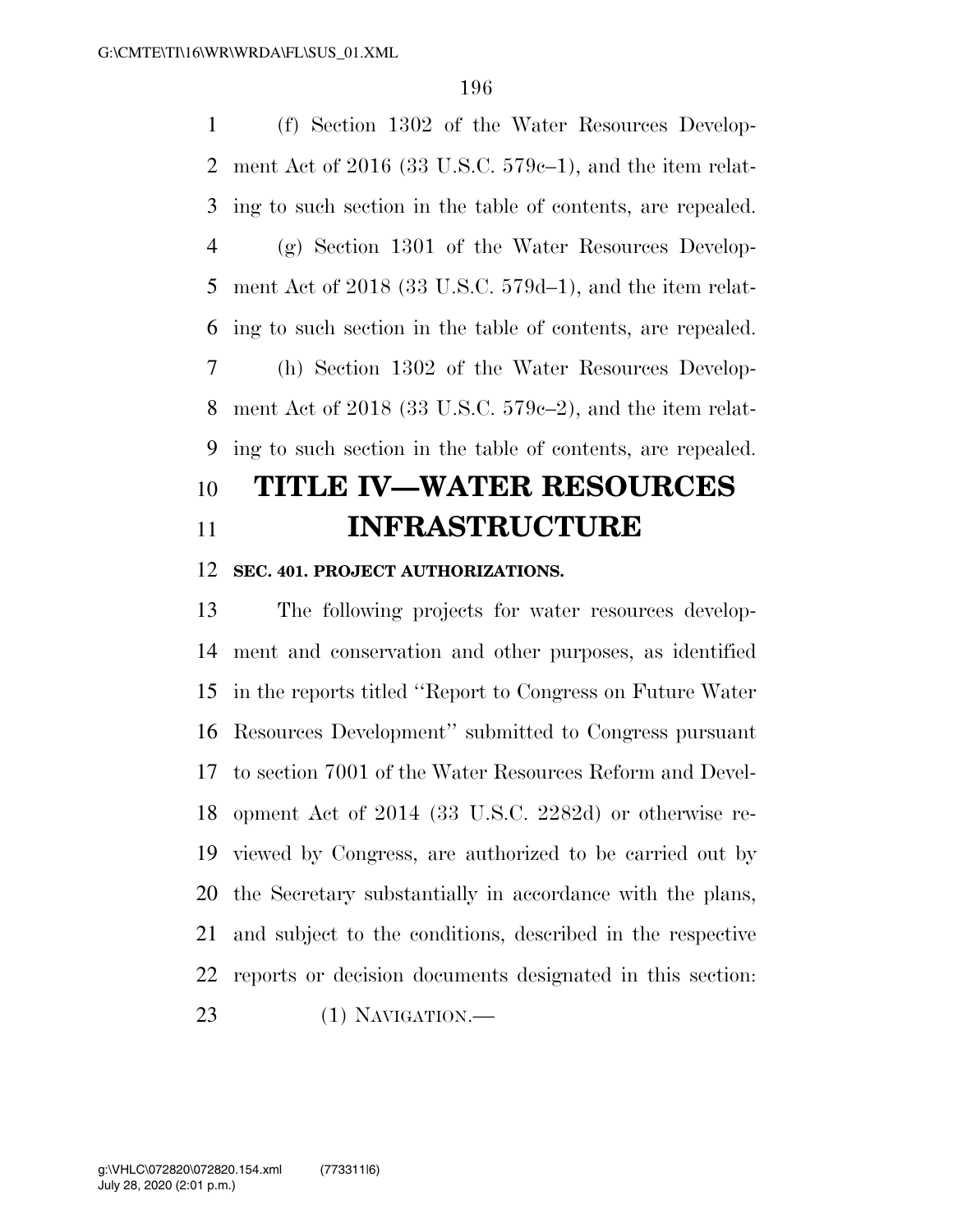(f) Section 1302 of the Water Resources Development Act of 2016 (33 U.S.C. 579c–1), and the item relating to such section in the table of contents, are repealed.

(g) Section 1301 of the Water Resources Development Act of 2018 (33 U.S.C. 579d–1), and the item relating to such section in the table of contents, are repealed.

(h) Section 1302 of the Water Resources Development Act of 2018 (33 U.S.C. 579c–2), and the item relating to such section in the table of contents, are repealed.

# TITLE IV—WATER RESOURCES INFRASTRUCTURE

**SEC. 401. PROJECT AUTHORIZATIONS.**

The following projects for water resources development and conservation and other purposes, as identified in the reports titled ''Report to Congress on Future Water Resources Development'' submitted to Congress pursuant to section 7001 of the Water Resources Reform and Development Act of 2014 (33 U.S.C. 2282d) or otherwise reviewed by Congress, are authorized to be carried out by the Secretary substantially in accordance with the plans, and subject to the conditions, described in the respective reports or decision documents designated in this section:

(1) NAVIGATION.—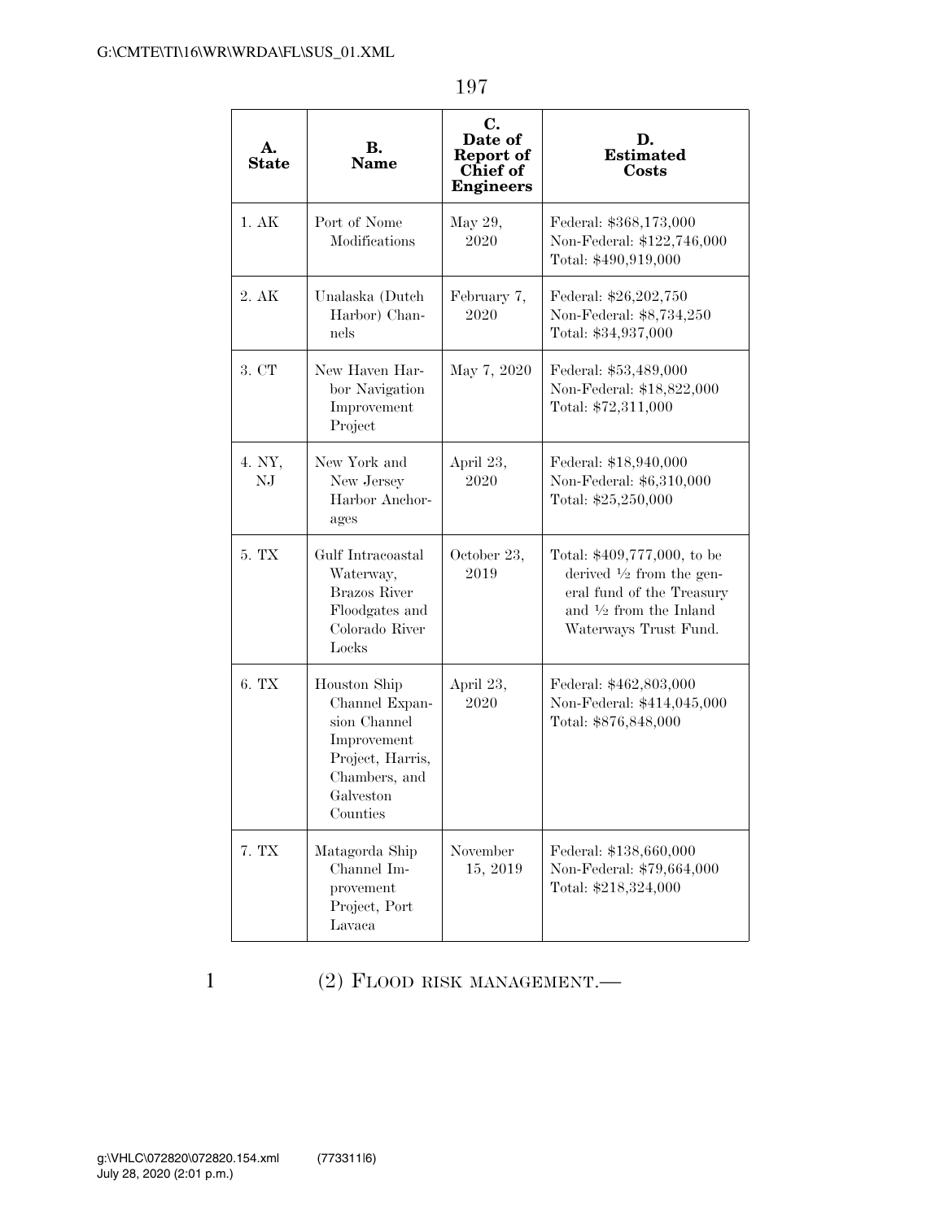| A. State | B. Name | C. Date of Report of Chief of Engineers | D. Estimated Costs |
| --- | --- | --- | --- |
| 1. AK | Port of Nome Modifications | May 29, 2020 | Federal: $368,173,000<br>Non-Federal: $122,746,000<br>Total: $490,919,000 |
| 2. AK | Unalaska (Dutch Harbor) Channels | February 7, 2020 | Federal: $26,202,750<br>Non-Federal: $8,734,250<br>Total: $34,937,000 |
| 3. CT | New Haven Harbor Navigation Improvement Project | May 7, 2020 | Federal: $53,489,000<br>Non-Federal: $18,822,000<br>Total: $72,311,000 |
| 4. NY, NJ | New York and New Jersey Harbor Anchorages | April 23, 2020 | Federal: $18,940,000<br>Non-Federal: $6,310,000<br>Total: $25,250,000 |
| 5. TX | Gulf Intracoastal Waterway, Brazos River Floodgates and Colorado River Locks | October 23, 2019 | Total: $409,777,000, to be derived ½ from the general fund of the Treasury and ½ from the Inland Waterways Trust Fund. |
| 6. TX | Houston Ship Channel Expansion Channel Improvement Project, Harris, Chambers, and Galveston Counties | April 23, 2020 | Federal: $462,803,000<br>Non-Federal: $414,045,000<br>Total: $876,848,000 |
| 7. TX | Matagorda Ship Channel Improvement Project, Port Lavaca | November 15, 2019 | Federal: $138,660,000<br>Non-Federal: $79,664,000<br>Total: $218,324,000 |

(2) FLOOD RISK MANAGEMENT.—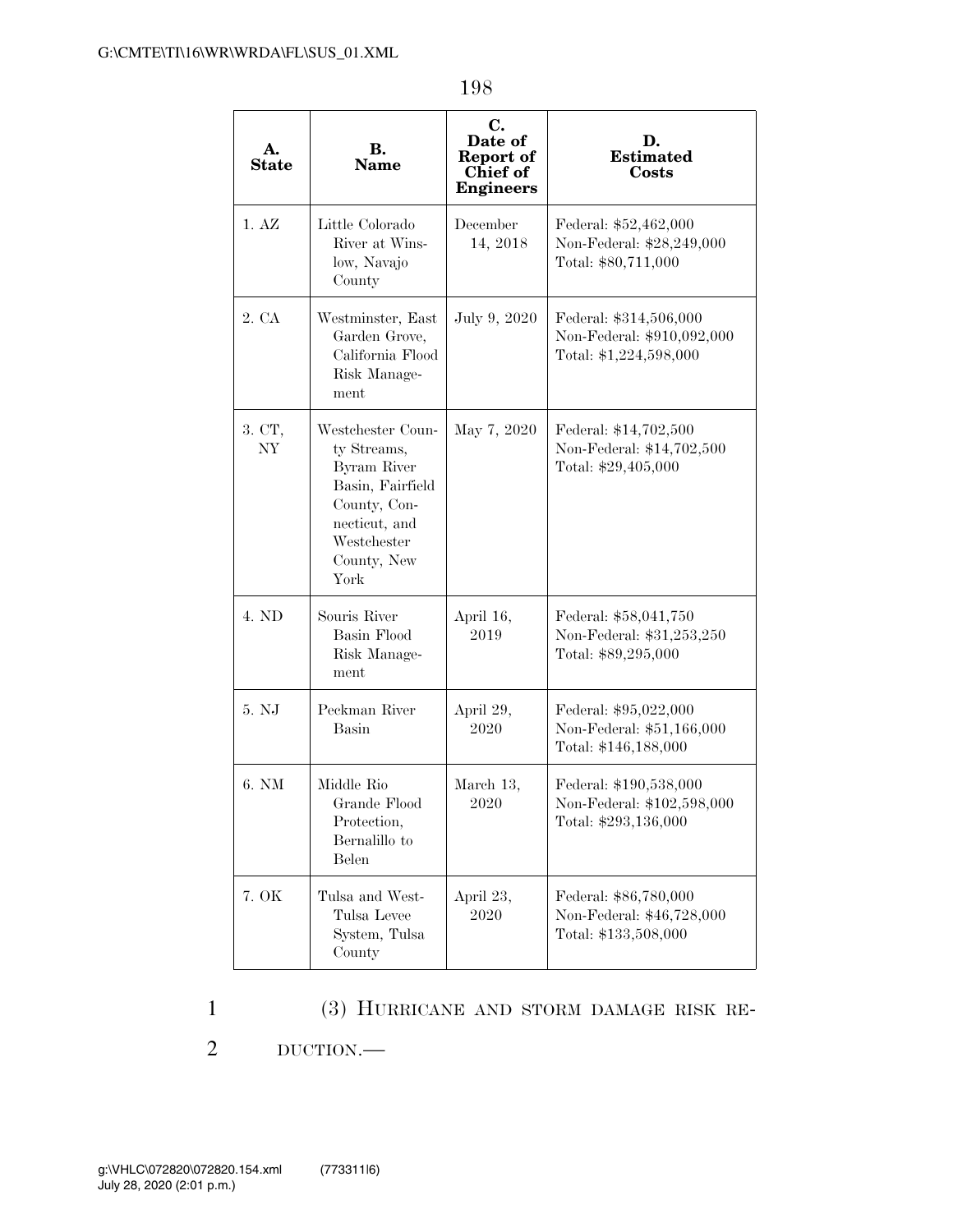| A. State | B. Name | C. Date of Report of Chief of Engineers | D. Estimated Costs |
| --- | --- | --- | --- |
| 1. AZ | Little Colorado River at Winslow, Navajo County | December 14, 2018 | Federal: $52,462,000<br>Non-Federal: $28,249,000<br>Total: $80,711,000 |
| 2. CA | Westminster, East Garden Grove, California Flood Risk Management | July 9, 2020 | Federal: $314,506,000<br>Non-Federal: $910,092,000<br>Total: $1,224,598,000 |
| 3. CT, NY | Westchester County Streams, Byram River Basin, Fairfield County, Connecticut, and Westchester County, New York | May 7, 2020 | Federal: $14,702,500<br>Non-Federal: $14,702,500<br>Total: $29,405,000 |
| 4. ND | Souris River Basin Flood Risk Management | April 16, 2019 | Federal: $58,041,750<br>Non-Federal: $31,253,250<br>Total: $89,295,000 |
| 5. NJ | Peckman River Basin | April 29, 2020 | Federal: $95,022,000<br>Non-Federal: $51,166,000<br>Total: $146,188,000 |
| 6. NM | Middle Rio Grande Flood Protection, Bernalillo to Belen | March 13, 2020 | Federal: $190,538,000<br>Non-Federal: $102,598,000<br>Total: $293,136,000 |
| 7. OK | Tulsa and West-Tulsa Levee System, Tulsa County | April 23, 2020 | Federal: $86,780,000<br>Non-Federal: $46,728,000<br>Total: $133,508,000 |

1 (3) HURRICANE AND STORM DAMAGE RISK RE-
2 DUCTION.—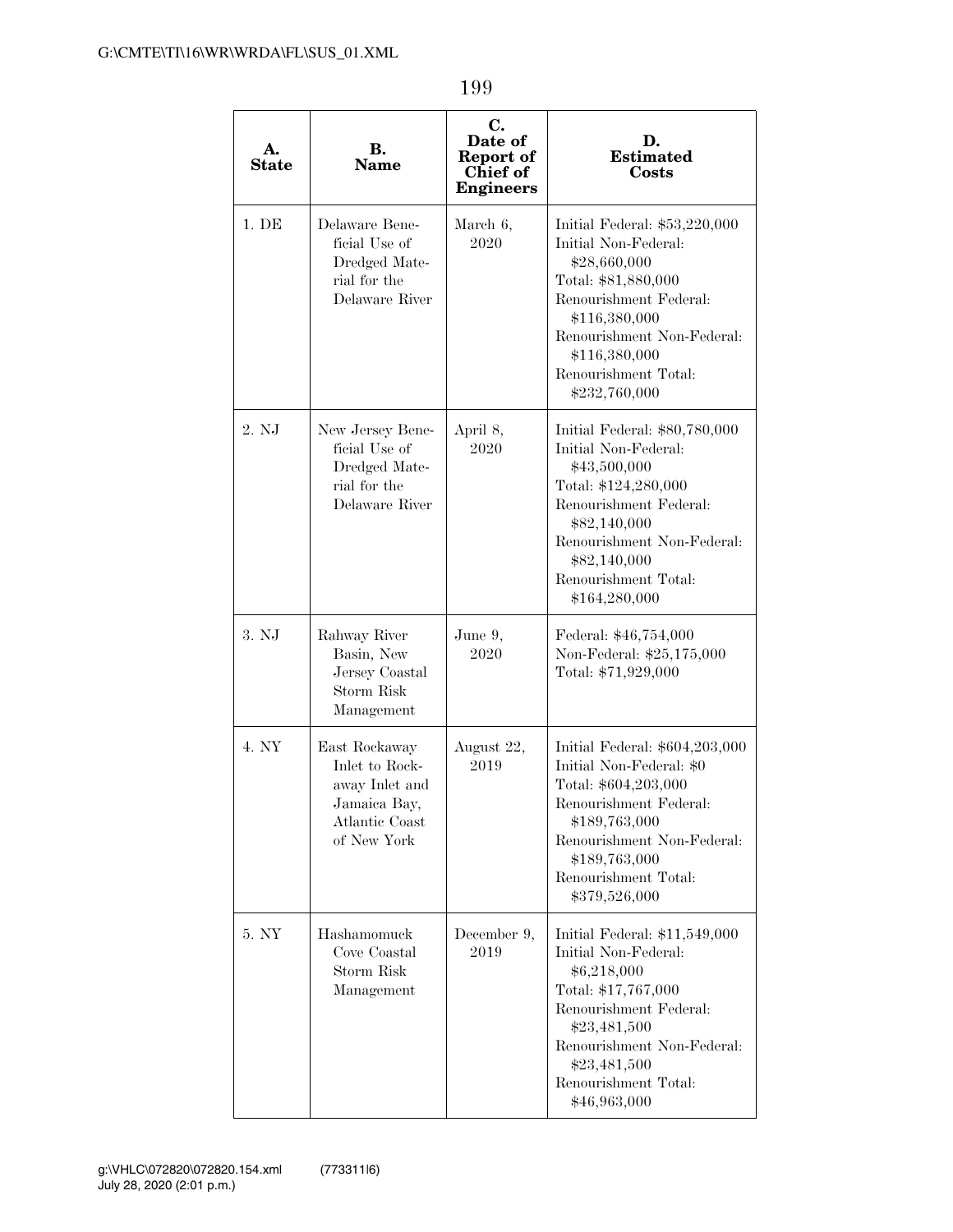| A. State | B. Name | C. Date of Report of Chief of Engineers | D. Estimated Costs |
|---|---|---|---|
| 1. DE | Delaware Beneficial Use of Dredged Material for the Delaware River | March 6, 2020 | Initial Federal: $53,220,000<br>Initial Non-Federal: $28,660,000<br>Total: $81,880,000<br>Renourishment Federal: $116,380,000<br>Renourishment Non-Federal: $116,380,000<br>Renourishment Total: $232,760,000 |
| 2. NJ | New Jersey Beneficial Use of Dredged Material for the Delaware River | April 8, 2020 | Initial Federal: $80,780,000<br>Initial Non-Federal: $43,500,000<br>Total: $124,280,000<br>Renourishment Federal: $82,140,000<br>Renourishment Non-Federal: $82,140,000<br>Renourishment Total: $164,280,000 |
| 3. NJ | Rahway River Basin, New Jersey Coastal Storm Risk Management | June 9, 2020 | Federal: $46,754,000<br>Non-Federal: $25,175,000<br>Total: $71,929,000 |
| 4. NY | East Rockaway Inlet to Rockaway Inlet and Jamaica Bay, Atlantic Coast of New York | August 22, 2019 | Initial Federal: $604,203,000<br>Initial Non-Federal: $0<br>Total: $604,203,000<br>Renourishment Federal: $189,763,000<br>Renourishment Non-Federal: $189,763,000<br>Renourishment Total: $379,526,000 |
| 5. NY | Hashamomuck Cove Coastal Storm Risk Management | December 9, 2019 | Initial Federal: $11,549,000<br>Initial Non-Federal: $6,218,000<br>Total: $17,767,000<br>Renourishment Federal: $23,481,500<br>Renourishment Non-Federal: $23,481,500<br>Renourishment Total: $46,963,000 |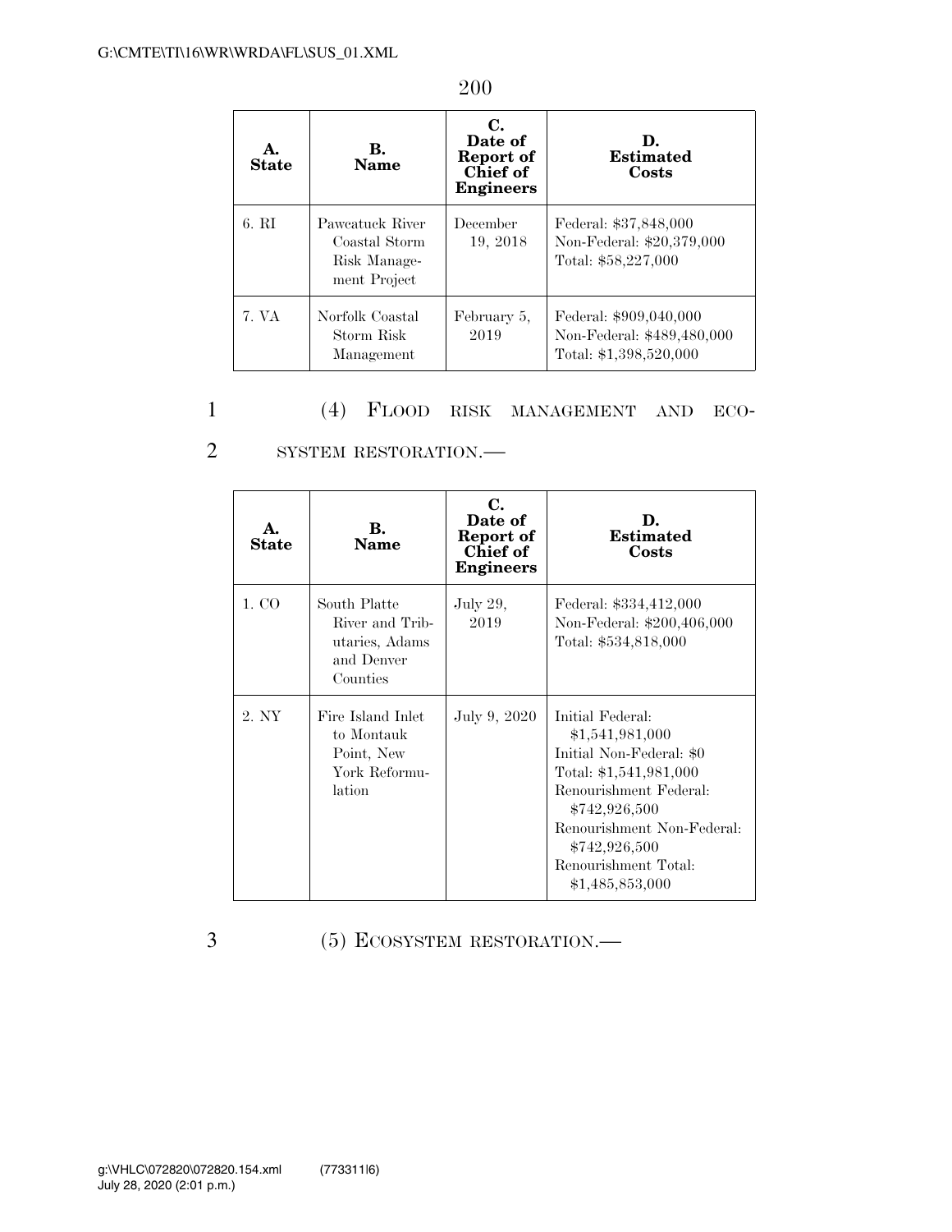| A. State | B. Name | C. Date of Report of Chief of Engineers | D. Estimated Costs |
|---|---|---|---|
| 6. RI | Pawcatuck River Coastal Storm Risk Management Project | December 19, 2018 | Federal: $37,848,000<br>Non-Federal: $20,379,000<br>Total: $58,227,000 |
| 7. VA | Norfolk Coastal Storm Risk Management | February 5, 2019 | Federal: $909,040,000<br>Non-Federal: $489,480,000<br>Total: $1,398,520,000 |

(4) FLOOD RISK MANAGEMENT AND ECOSYSTEM RESTORATION.—

| A. State | B. Name | C. Date of Report of Chief of Engineers | D. Estimated Costs |
|---|---|---|---|
| 1. CO | South Platte River and Tributaries, Adams and Denver Counties | July 29, 2019 | Federal: $334,412,000<br>Non-Federal: $200,406,000<br>Total: $534,818,000 |
| 2. NY | Fire Island Inlet to Montauk Point, New York Reformulation | July 9, 2020 | Initial Federal: $1,541,981,000<br>Initial Non-Federal: $0<br>Total: $1,541,981,000<br>Renourishment Federal: $742,926,500<br>Renourishment Non-Federal: $742,926,500<br>Renourishment Total: $1,485,853,000 |

(5) ECOSYSTEM RESTORATION.—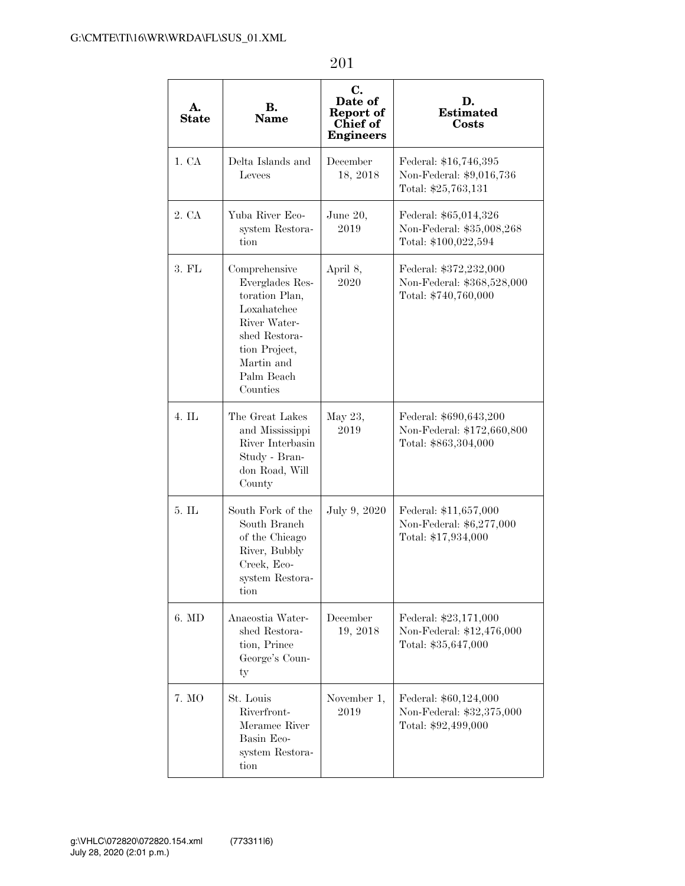| A. State | B. Name | C. Date of Report of Chief of Engineers | D. Estimated Costs |
|---|---|---|---|
| 1. CA | Delta Islands and Levees | December 18, 2018 | Federal: $16,746,395<br>Non-Federal: $9,016,736<br>Total: $25,763,131 |
| 2. CA | Yuba River Ecosystem Restoration | June 20, 2019 | Federal: $65,014,326<br>Non-Federal: $35,008,268<br>Total: $100,022,594 |
| 3. FL | Comprehensive Everglades Restoration Plan, Loxahatchee River Watershed Restoration Project, Martin and Palm Beach Counties | April 8, 2020 | Federal: $372,232,000<br>Non-Federal: $368,528,000<br>Total: $740,760,000 |
| 4. IL | The Great Lakes and Mississippi River Interbasin Study - Brandon Road, Will County | May 23, 2019 | Federal: $690,643,200<br>Non-Federal: $172,660,800<br>Total: $863,304,000 |
| 5. IL | South Fork of the South Branch of the Chicago River, Bubbly Creek, Ecosystem Restoration | July 9, 2020 | Federal: $11,657,000<br>Non-Federal: $6,277,000<br>Total: $17,934,000 |
| 6. MD | Anacostia Watershed Restoration, Prince George's County | December 19, 2018 | Federal: $23,171,000<br>Non-Federal: $12,476,000<br>Total: $35,647,000 |
| 7. MO | St. Louis Riverfront-Meramec River Basin Ecosystem Restoration | November 1, 2019 | Federal: $60,124,000<br>Non-Federal: $32,375,000<br>Total: $92,499,000 |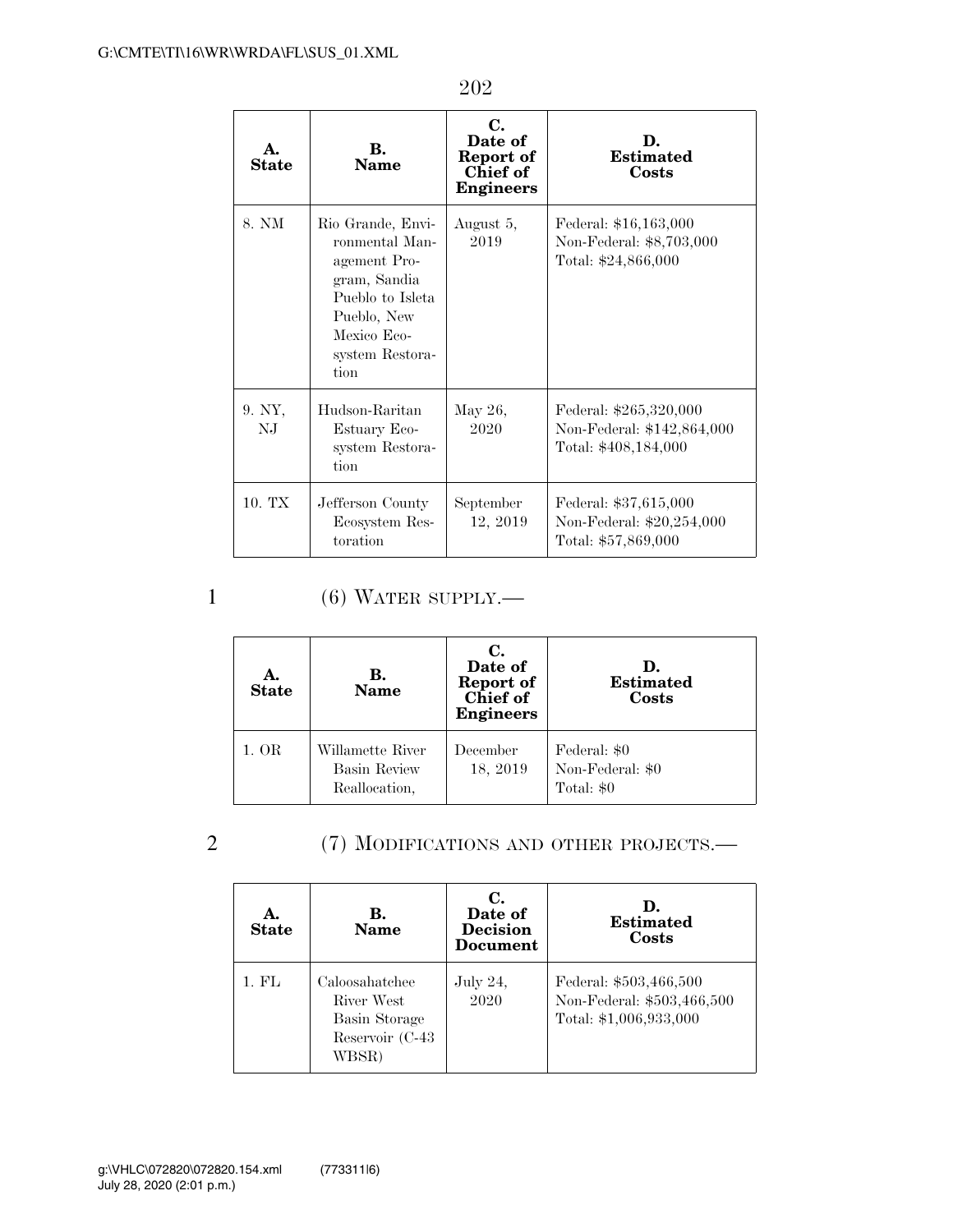| A. State | B. Name | C. Date of Report of Chief of Engineers | D. Estimated Costs |
|---|---|---|---|
| 8. NM | Rio Grande, Environmental Management Program, Sandia Pueblo to Isleta Pueblo, New Mexico Ecosystem Restoration | August 5, 2019 | Federal: $16,163,000<br>Non-Federal: $8,703,000<br>Total: $24,866,000 |
| 9. NY, NJ | Hudson-Raritan Estuary Ecosystem Restoration | May 26, 2020 | Federal: $265,320,000<br>Non-Federal: $142,864,000<br>Total: $408,184,000 |
| 10. TX | Jefferson County Ecosystem Restoration | September 12, 2019 | Federal: $37,615,000<br>Non-Federal: $20,254,000<br>Total: $57,869,000 |

1 (6) WATER SUPPLY.—

| A. State | B. Name | C. Date of Report of Chief of Engineers | D. Estimated Costs |
|---|---|---|---|
| 1. OR | Willamette River Basin Review Reallocation, | December 18, 2019 | Federal: $0<br>Non-Federal: $0<br>Total: $0 |

2 (7) MODIFICATIONS AND OTHER PROJECTS.—

| A. State | B. Name | C. Date of Decision Document | D. Estimated Costs |
|---|---|---|---|
| 1. FL | Caloosahatchee River West Basin Storage Reservoir (C-43 WBSR) | July 24, 2020 | Federal: $503,466,500<br>Non-Federal: $503,466,500<br>Total: $1,006,933,000 |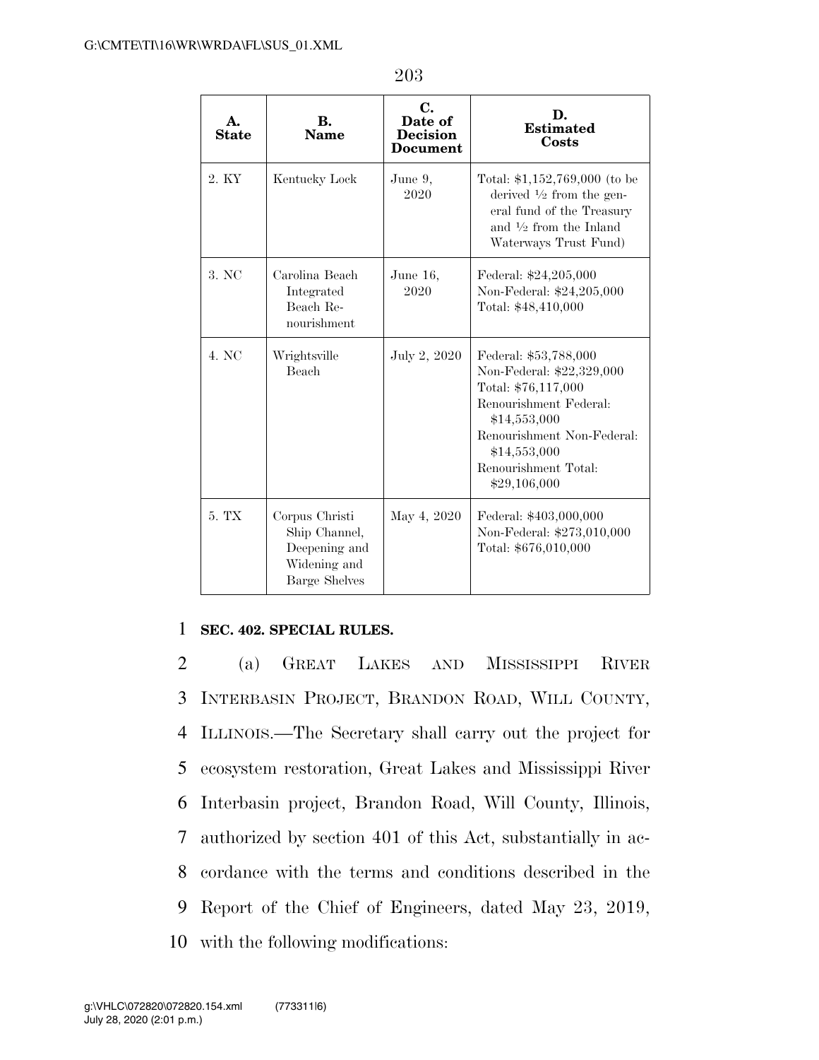| A. State | B. Name | C. Date of Decision Document | D. Estimated Costs |
|---|---|---|---|
| 2. KY | Kentucky Lock | June 9, 2020 | Total: $1,152,769,000 (to be derived ½ from the general fund of the Treasury and ½ from the Inland Waterways Trust Fund) |
| 3. NC | Carolina Beach Integrated Beach Renourishment | June 16, 2020 | Federal: $24,205,000<br>Non-Federal: $24,205,000<br>Total: $48,410,000 |
| 4. NC | Wrightsville Beach | July 2, 2020 | Federal: $53,788,000<br>Non-Federal: $22,329,000<br>Total: $76,117,000<br>Renourishment Federal: $14,553,000<br>Renourishment Non-Federal: $14,553,000<br>Renourishment Total: $29,106,000 |
| 5. TX | Corpus Christi Ship Channel, Deepening and Widening and Barge Shelves | May 4, 2020 | Federal: $403,000,000<br>Non-Federal: $273,010,000<br>Total: $676,010,000 |

**SEC. 402. SPECIAL RULES.**

(a) GREAT LAKES AND MISSISSIPPI RIVER INTERBASIN PROJECT, BRANDON ROAD, WILL COUNTY, ILLINOIS.—The Secretary shall carry out the project for ecosystem restoration, Great Lakes and Mississippi River Interbasin project, Brandon Road, Will County, Illinois, authorized by section 401 of this Act, substantially in accordance with the terms and conditions described in the Report of the Chief of Engineers, dated May 23, 2019, with the following modifications: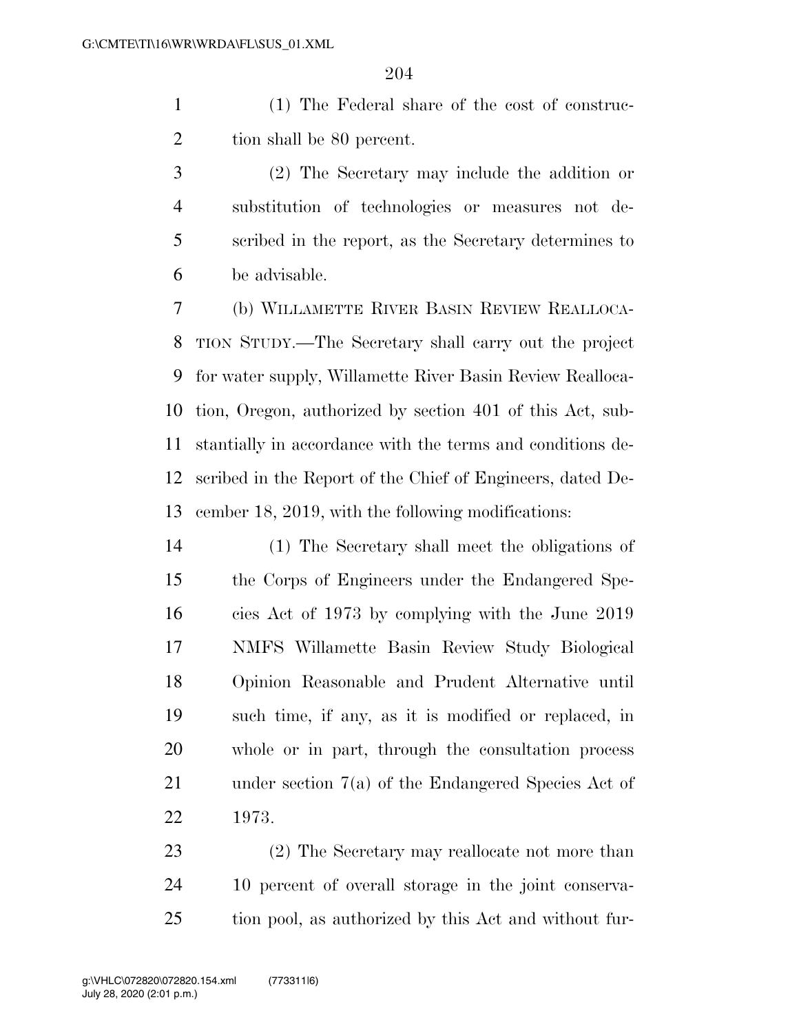(1) The Federal share of the cost of construction shall be 80 percent.

(2) The Secretary may include the addition or substitution of technologies or measures not described in the report, as the Secretary determines to be advisable.

(b) WILLAMETTE RIVER BASIN REVIEW REALLOCATION STUDY.—The Secretary shall carry out the project for water supply, Willamette River Basin Review Reallocation, Oregon, authorized by section 401 of this Act, substantially in accordance with the terms and conditions described in the Report of the Chief of Engineers, dated December 18, 2019, with the following modifications:

(1) The Secretary shall meet the obligations of the Corps of Engineers under the Endangered Species Act of 1973 by complying with the June 2019 NMFS Willamette Basin Review Study Biological Opinion Reasonable and Prudent Alternative until such time, if any, as it is modified or replaced, in whole or in part, through the consultation process under section 7(a) of the Endangered Species Act of 1973.

(2) The Secretary may reallocate not more than 10 percent of overall storage in the joint conservation pool, as authorized by this Act and without fur-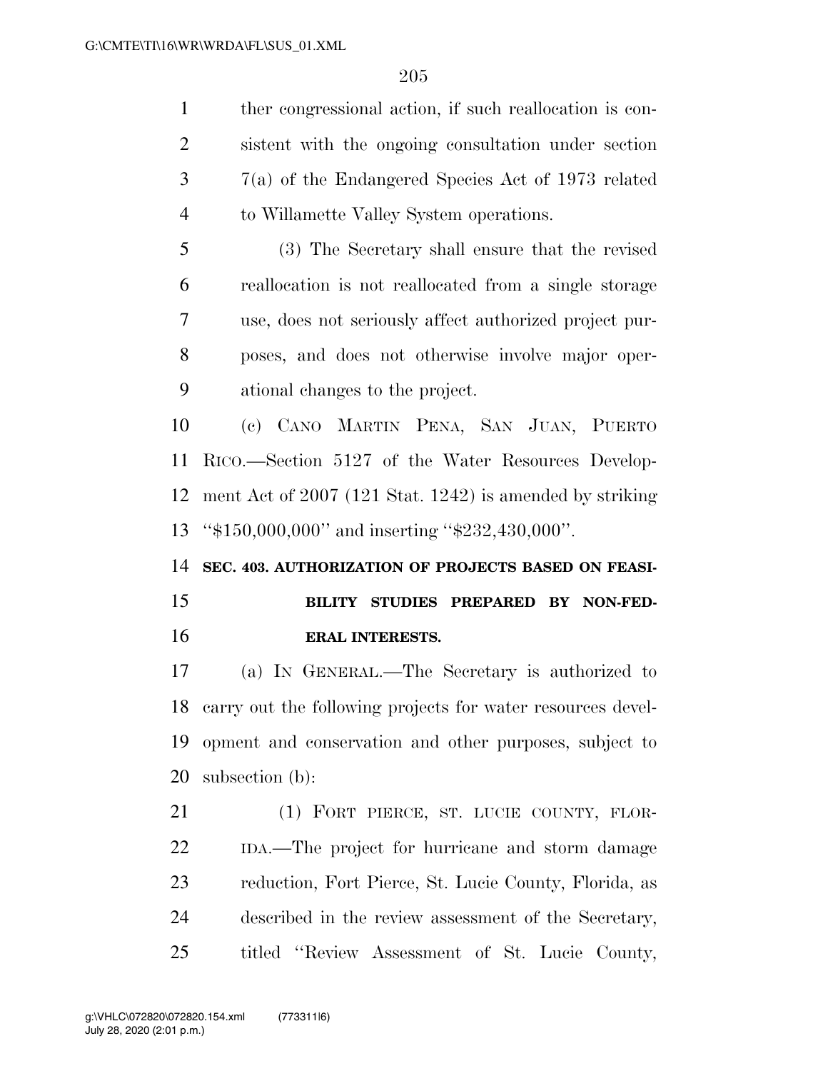ther congressional action, if such reallocation is consistent with the ongoing consultation under section 7(a) of the Endangered Species Act of 1973 related to Willamette Valley System operations.

(3) The Secretary shall ensure that the revised reallocation is not reallocated from a single storage use, does not seriously affect authorized project purposes, and does not otherwise involve major operational changes to the project.

(c) CANO MARTIN PENA, SAN JUAN, PUERTO RICO.—Section 5127 of the Water Resources Development Act of 2007 (121 Stat. 1242) is amended by striking "$150,000,000" and inserting "$232,430,000".

**SEC. 403. AUTHORIZATION OF PROJECTS BASED ON FEASIBILITY STUDIES PREPARED BY NON-FEDERAL INTERESTS.**

(a) IN GENERAL.—The Secretary is authorized to carry out the following projects for water resources development and conservation and other purposes, subject to subsection (b):

(1) FORT PIERCE, ST. LUCIE COUNTY, FLORIDA.—The project for hurricane and storm damage reduction, Fort Pierce, St. Lucie County, Florida, as described in the review assessment of the Secretary, titled "Review Assessment of St. Lucie County,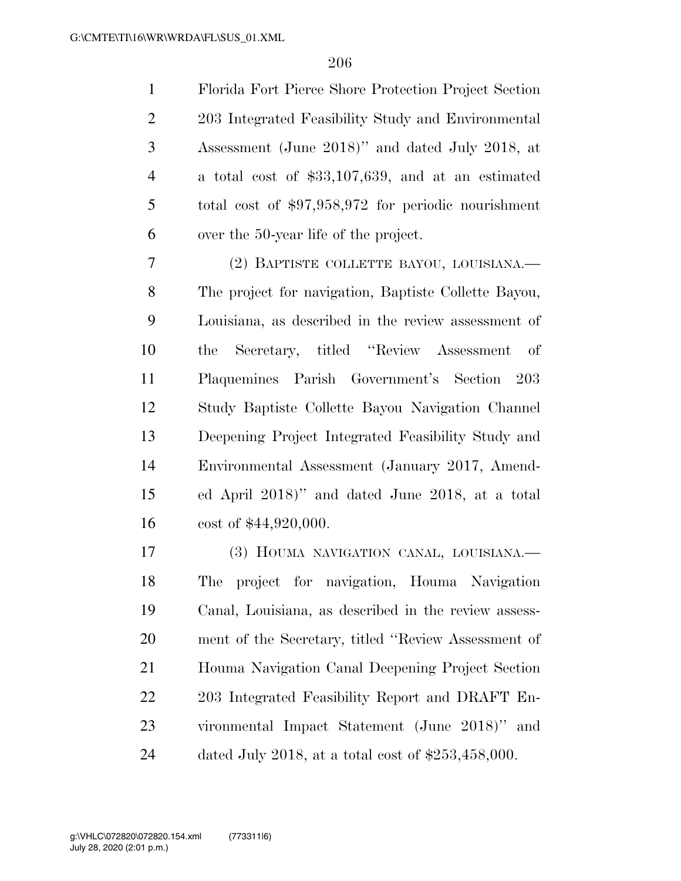Florida Fort Pierce Shore Protection Project Section 203 Integrated Feasibility Study and Environmental Assessment (June 2018)'' and dated July 2018, at a total cost of $33,107,639, and at an estimated total cost of $97,958,972 for periodic nourishment over the 50-year life of the project.

(2) BAPTISTE COLLETTE BAYOU, LOUISIANA.— The project for navigation, Baptiste Collette Bayou, Louisiana, as described in the review assessment of the Secretary, titled ''Review Assessment of Plaquemines Parish Government's Section 203 Study Baptiste Collette Bayou Navigation Channel Deepening Project Integrated Feasibility Study and Environmental Assessment (January 2017, Amended April 2018)'' and dated June 2018, at a total cost of $44,920,000.

(3) HOUMA NAVIGATION CANAL, LOUISIANA.— The project for navigation, Houma Navigation Canal, Louisiana, as described in the review assessment of the Secretary, titled ''Review Assessment of Houma Navigation Canal Deepening Project Section 203 Integrated Feasibility Report and DRAFT Environmental Impact Statement (June 2018)'' and dated July 2018, at a total cost of $253,458,000.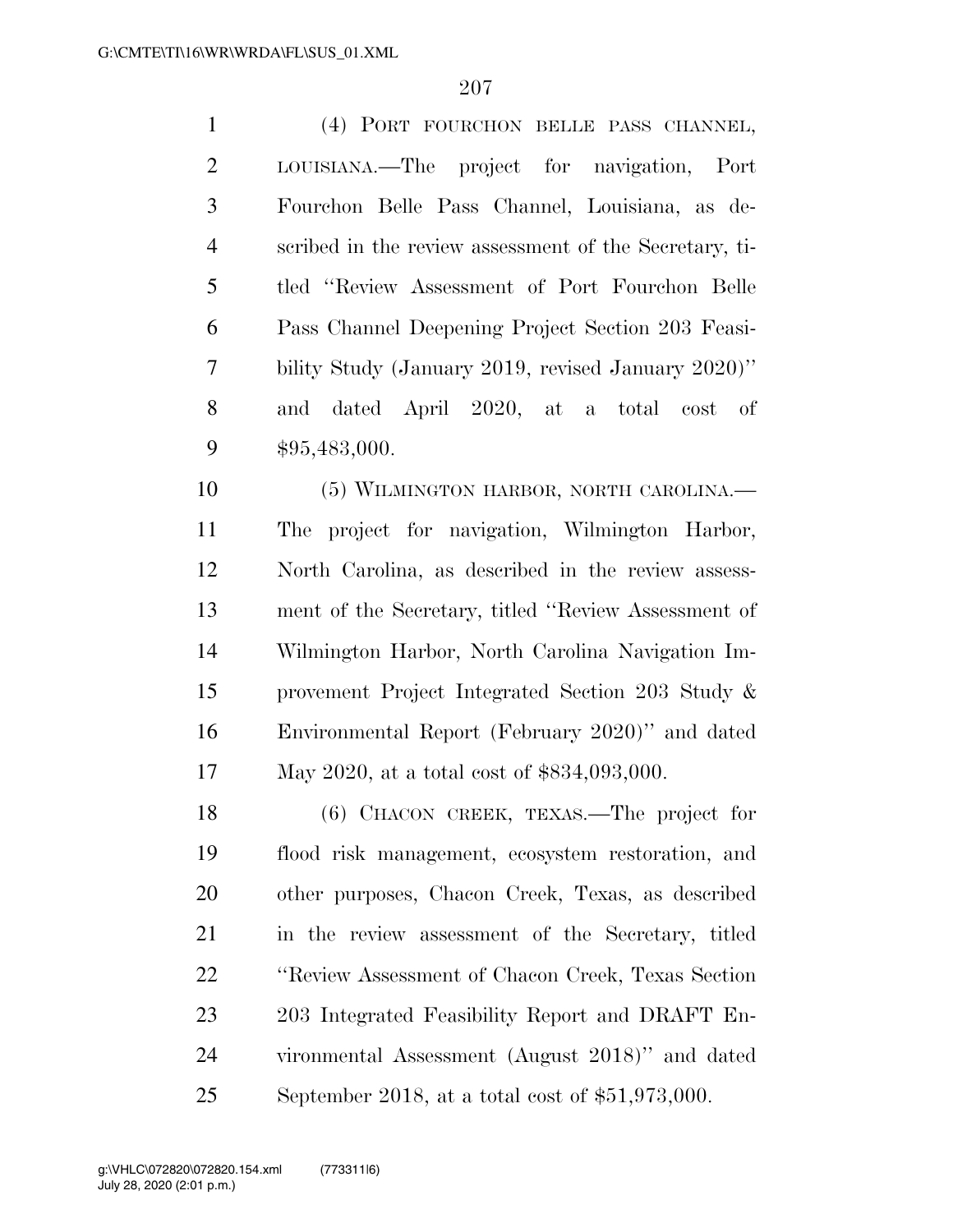(4) PORT FOURCHON BELLE PASS CHANNEL, LOUISIANA.—The project for navigation, Port Fourchon Belle Pass Channel, Louisiana, as described in the review assessment of the Secretary, titled ''Review Assessment of Port Fourchon Belle Pass Channel Deepening Project Section 203 Feasibility Study (January 2019, revised January 2020)'' and dated April 2020, at a total cost of $95,483,000.

(5) WILMINGTON HARBOR, NORTH CAROLINA.—The project for navigation, Wilmington Harbor, North Carolina, as described in the review assessment of the Secretary, titled ''Review Assessment of Wilmington Harbor, North Carolina Navigation Improvement Project Integrated Section 203 Study & Environmental Report (February 2020)'' and dated May 2020, at a total cost of $834,093,000.

(6) CHACON CREEK, TEXAS.—The project for flood risk management, ecosystem restoration, and other purposes, Chacon Creek, Texas, as described in the review assessment of the Secretary, titled ''Review Assessment of Chacon Creek, Texas Section 203 Integrated Feasibility Report and DRAFT Environmental Assessment (August 2018)'' and dated September 2018, at a total cost of $51,973,000.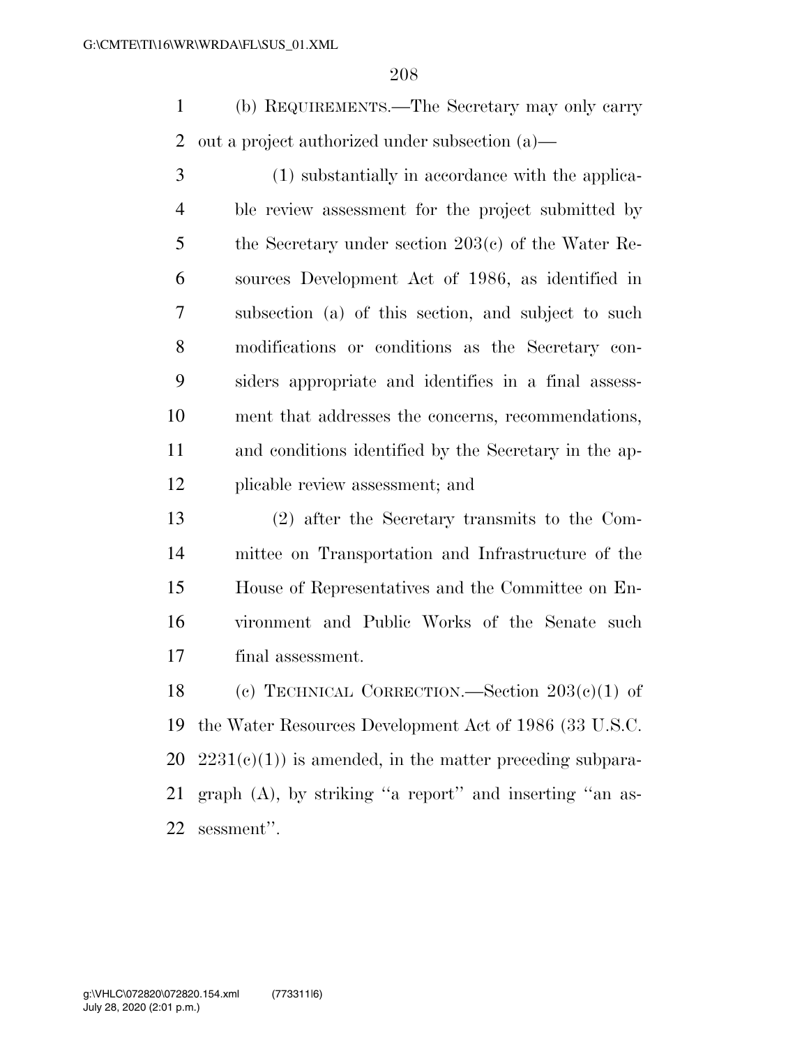(b) REQUIREMENTS.—The Secretary may only carry out a project authorized under subsection (a)—

(1) substantially in accordance with the applicable review assessment for the project submitted by the Secretary under section 203(c) of the Water Resources Development Act of 1986, as identified in subsection (a) of this section, and subject to such modifications or conditions as the Secretary considers appropriate and identifies in a final assessment that addresses the concerns, recommendations, and conditions identified by the Secretary in the applicable review assessment; and

(2) after the Secretary transmits to the Committee on Transportation and Infrastructure of the House of Representatives and the Committee on Environment and Public Works of the Senate such final assessment.

(c) TECHNICAL CORRECTION.—Section 203(c)(1) of the Water Resources Development Act of 1986 (33 U.S.C. 2231(c)(1)) is amended, in the matter preceding subparagraph (A), by striking ''a report'' and inserting ''an assessment''.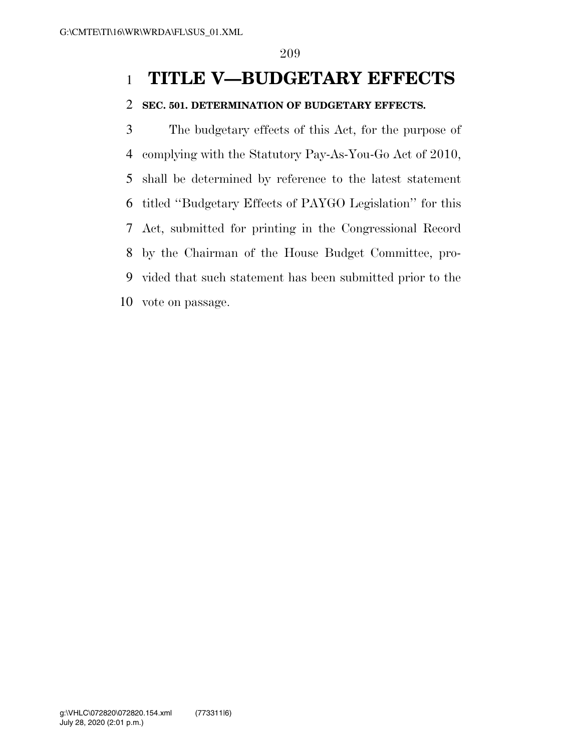# TITLE V—BUDGETARY EFFECTS

## SEC. 501. DETERMINATION OF BUDGETARY EFFECTS.

The budgetary effects of this Act, for the purpose of complying with the Statutory Pay-As-You-Go Act of 2010, shall be determined by reference to the latest statement titled ''Budgetary Effects of PAYGO Legislation'' for this Act, submitted for printing in the Congressional Record by the Chairman of the House Budget Committee, provided that such statement has been submitted prior to the vote on passage.